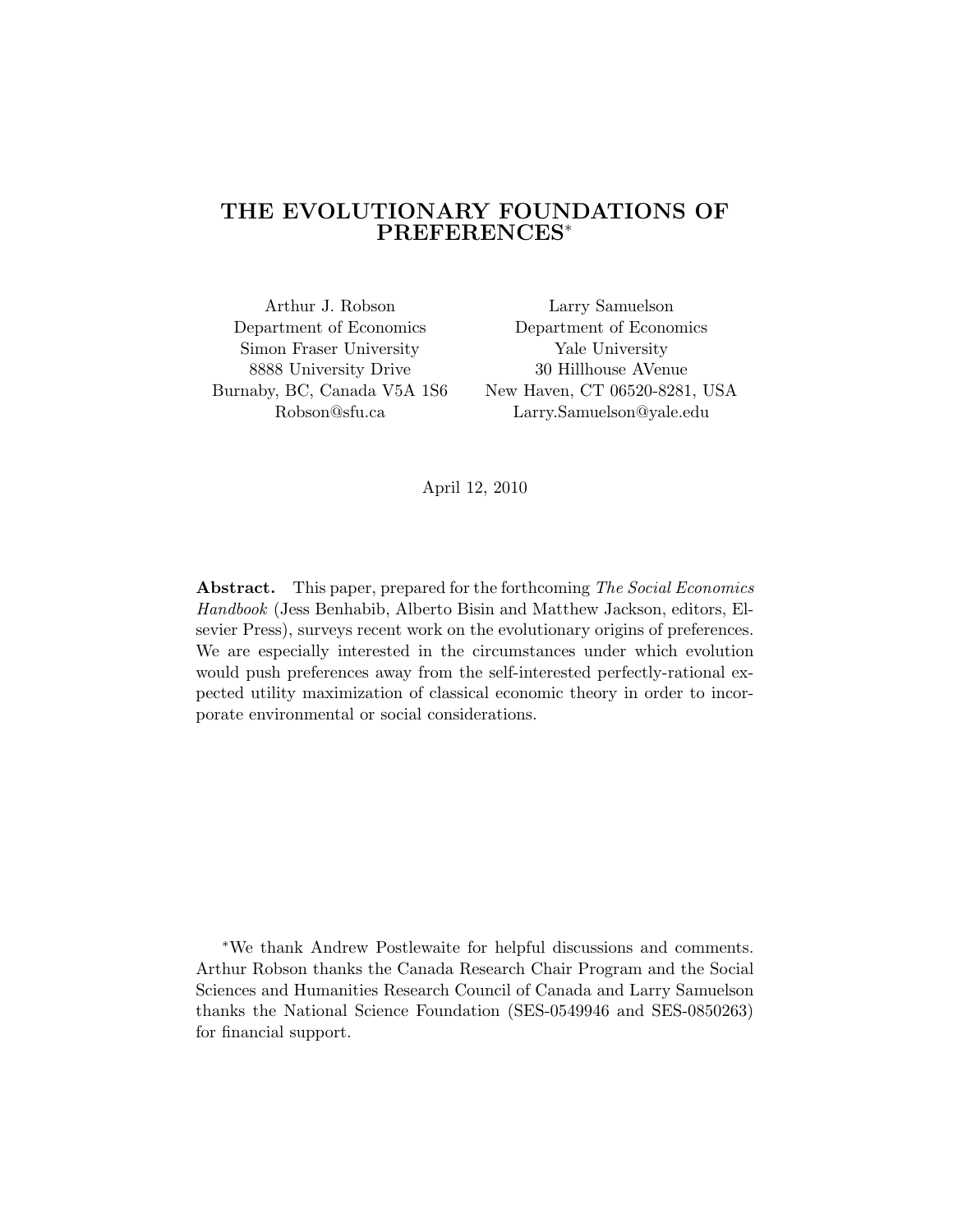# THE EVOLUTIONARY FOUNDATIONS OF PREFERENCES*

Arthur J. Robson
Department of Economics
Simon Fraser University
8888 University Drive
Burnaby, BC, Canada V5A 1S6
Robson@sfu.ca

Larry Samuelson
Department of Economics
Yale University
30 Hillhouse AVenue
New Haven, CT 06520-8281, USA
Larry.Samuelson@yale.edu

April 12, 2010

**Abstract.** This paper, prepared for the forthcoming *The Social Economics Handbook* (Jess Benhabib, Alberto Bisin and Matthew Jackson, editors, Elsevier Press), surveys recent work on the evolutionary origins of preferences. We are especially interested in the circumstances under which evolution would push preferences away from the self-interested perfectly-rational expected utility maximization of classical economic theory in order to incorporate environmental or social considerations.

*We thank Andrew Postlewaite for helpful discussions and comments. Arthur Robson thanks the Canada Research Chair Program and the Social Sciences and Humanities Research Council of Canada and Larry Samuelson thanks the National Science Foundation (SES-0549946 and SES-0850263) for financial support.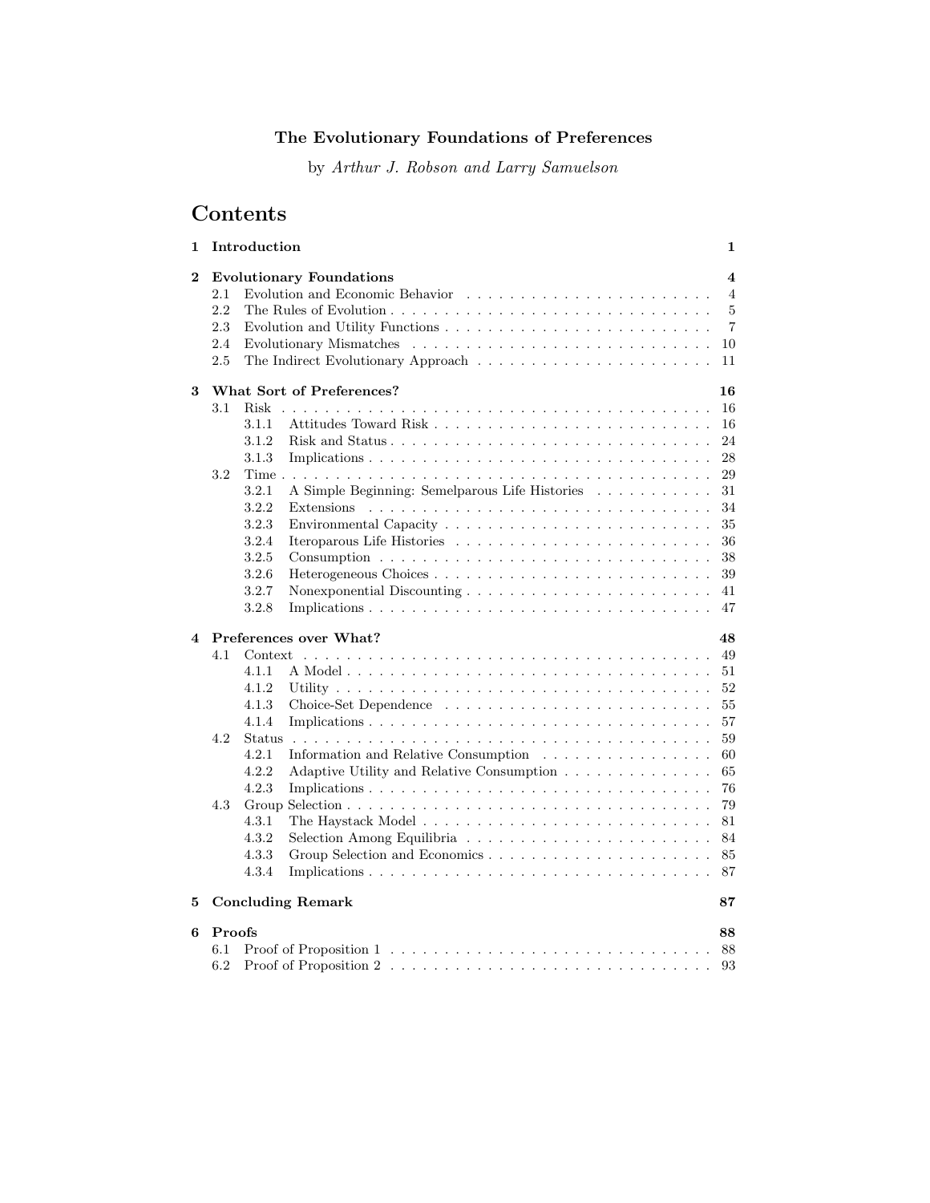**The Evolutionary Foundations of Preferences**

by *Arthur J. Robson and Larry Samuelson*

# Contents

**1 Introduction** 1

**2 Evolutionary Foundations** 4

- 2.1 Evolution and Economic Behavior 4
- 2.2 The Rules of Evolution 5
- 2.3 Evolution and Utility Functions 7
- 2.4 Evolutionary Mismatches 10
- 2.5 The Indirect Evolutionary Approach 11

**3 What Sort of Preferences?** 16

- 3.1 Risk 16
  - 3.1.1 Attitudes Toward Risk 16
  - 3.1.2 Risk and Status 24
  - 3.1.3 Implications 28
- 3.2 Time 29
  - 3.2.1 A Simple Beginning: Semelparous Life Histories 31
  - 3.2.2 Extensions 34
  - 3.2.3 Environmental Capacity 35
  - 3.2.4 Iteroparous Life Histories 36
  - 3.2.5 Consumption 38
  - 3.2.6 Heterogeneous Choices 39
  - 3.2.7 Nonexponential Discounting 41
  - 3.2.8 Implications 47

**4 Preferences over What?** 48

- 4.1 Context 49
  - 4.1.1 A Model 51
  - 4.1.2 Utility 52
  - 4.1.3 Choice-Set Dependence 55
  - 4.1.4 Implications 57
- 4.2 Status 59
  - 4.2.1 Information and Relative Consumption 60
  - 4.2.2 Adaptive Utility and Relative Consumption 65
  - 4.2.3 Implications 76
- 4.3 Group Selection 79
  - 4.3.1 The Haystack Model 81
  - 4.3.2 Selection Among Equilibria 84
  - 4.3.3 Group Selection and Economics 85
  - 4.3.4 Implications 87

**5 Concluding Remark** 87

**6 Proofs** 88

- 6.1 Proof of Proposition 1 88
- 6.2 Proof of Proposition 2 93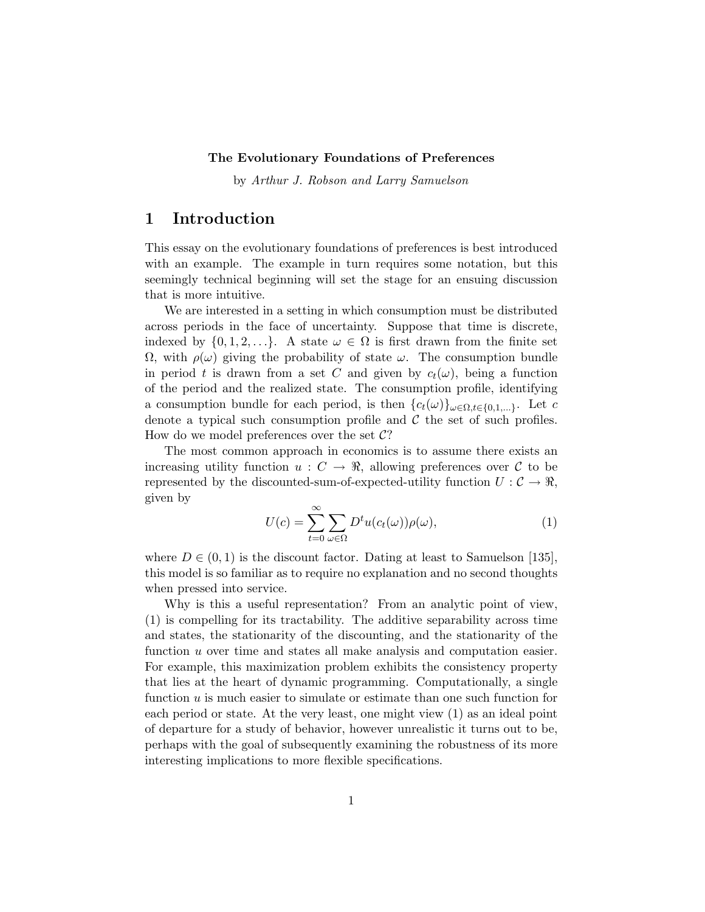**The Evolutionary Foundations of Preferences**

by *Arthur J. Robson and Larry Samuelson*

# 1 Introduction

This essay on the evolutionary foundations of preferences is best introduced with an example. The example in turn requires some notation, but this seemingly technical beginning will set the stage for an ensuing discussion that is more intuitive.

We are interested in a setting in which consumption must be distributed across periods in the face of uncertainty. Suppose that time is discrete, indexed by $\{0, 1, 2, \ldots\}$. A state $\omega \in \Omega$ is first drawn from the finite set $\Omega$, with $\rho(\omega)$ giving the probability of state $\omega$. The consumption bundle in period $t$ is drawn from a set $C$ and given by $c_t(\omega)$, being a function of the period and the realized state. The consumption profile, identifying a consumption bundle for each period, is then $\{c_t(\omega)\}_{\omega \in \Omega, t \in \{0,1,\ldots\}}$. Let $c$ denote a typical such consumption profile and $\mathcal{C}$ the set of such profiles. How do we model preferences over the set $\mathcal{C}$?

The most common approach in economics is to assume there exists an increasing utility function $u : C \to \Re$, allowing preferences over $\mathcal{C}$ to be represented by the discounted-sum-of-expected-utility function $U : \mathcal{C} \to \Re$, given by

$$U(c) = \sum_{t=0}^{\infty} \sum_{\omega \in \Omega} D^t u(c_t(\omega)) \rho(\omega), \tag{1}$$

where $D \in (0, 1)$ is the discount factor. Dating at least to Samuelson [135], this model is so familiar as to require no explanation and no second thoughts when pressed into service.

Why is this a useful representation? From an analytic point of view, (1) is compelling for its tractability. The additive separability across time and states, the stationarity of the discounting, and the stationarity of the function $u$ over time and states all make analysis and computation easier. For example, this maximization problem exhibits the consistency property that lies at the heart of dynamic programming. Computationally, a single function $u$ is much easier to simulate or estimate than one such function for each period or state. At the very least, one might view (1) as an ideal point of departure for a study of behavior, however unrealistic it turns out to be, perhaps with the goal of subsequently examining the robustness of its more interesting implications to more flexible specifications.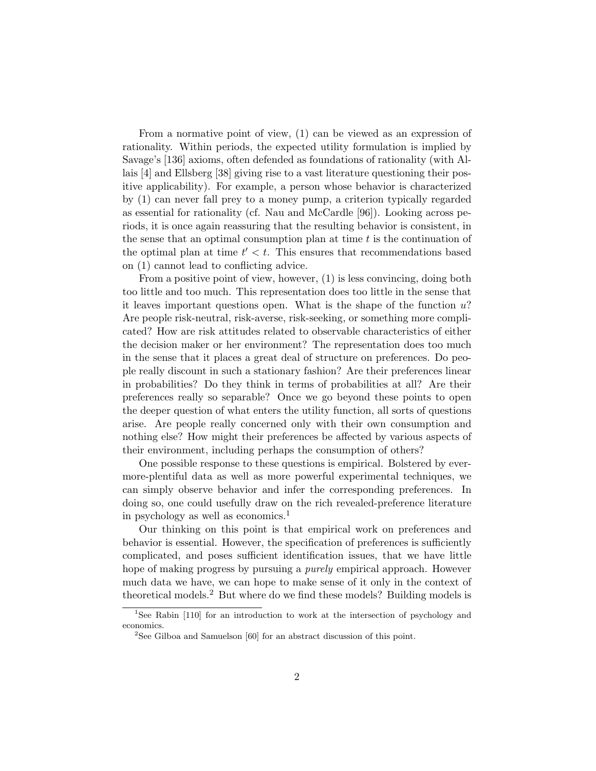From a normative point of view, (1) can be viewed as an expression of rationality. Within periods, the expected utility formulation is implied by Savage's [136] axioms, often defended as foundations of rationality (with Allais [4] and Ellsberg [38] giving rise to a vast literature questioning their positive applicability). For example, a person whose behavior is characterized by (1) can never fall prey to a money pump, a criterion typically regarded as essential for rationality (cf. Nau and McCardle [96]). Looking across periods, it is once again reassuring that the resulting behavior is consistent, in the sense that an optimal consumption plan at time $t$ is the continuation of the optimal plan at time $t' < t$. This ensures that recommendations based on (1) cannot lead to conflicting advice.

From a positive point of view, however, (1) is less convincing, doing both too little and too much. This representation does too little in the sense that it leaves important questions open. What is the shape of the function $u$? Are people risk-neutral, risk-averse, risk-seeking, or something more complicated? How are risk attitudes related to observable characteristics of either the decision maker or her environment? The representation does too much in the sense that it places a great deal of structure on preferences. Do people really discount in such a stationary fashion? Are their preferences linear in probabilities? Do they think in terms of probabilities at all? Are their preferences really so separable? Once we go beyond these points to open the deeper question of what enters the utility function, all sorts of questions arise. Are people really concerned only with their own consumption and nothing else? How might their preferences be affected by various aspects of their environment, including perhaps the consumption of others?

One possible response to these questions is empirical. Bolstered by ever-more-plentiful data as well as more powerful experimental techniques, we can simply observe behavior and infer the corresponding preferences. In doing so, one could usefully draw on the rich revealed-preference literature in psychology as well as economics.[1]

Our thinking on this point is that empirical work on preferences and behavior is essential. However, the specification of preferences is sufficiently complicated, and poses sufficient identification issues, that we have little hope of making progress by pursuing a *purely* empirical approach. However much data we have, we can hope to make sense of it only in the context of theoretical models.[2] But where do we find these models? Building models is

[1] See Rabin [110] for an introduction to work at the intersection of psychology and economics.

[2] See Gilboa and Samuelson [60] for an abstract discussion of this point.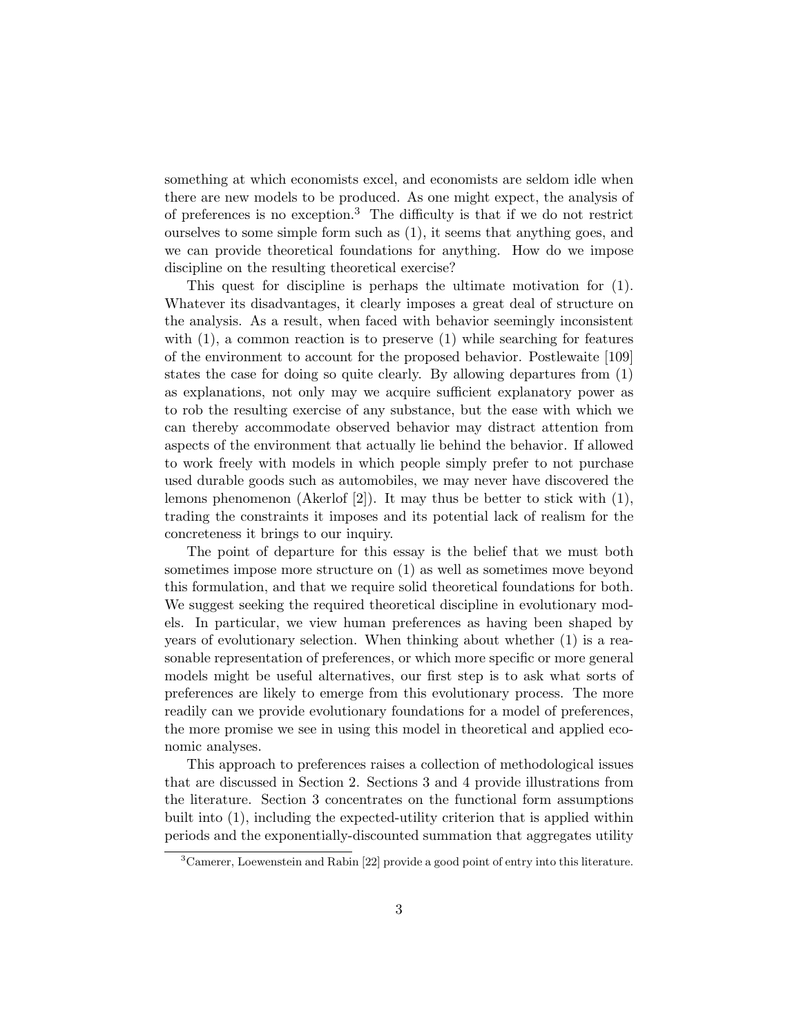something at which economists excel, and economists are seldom idle when there are new models to be produced. As one might expect, the analysis of of preferences is no exception.[3] The difficulty is that if we do not restrict ourselves to some simple form such as (1), it seems that anything goes, and we can provide theoretical foundations for anything. How do we impose discipline on the resulting theoretical exercise?

This quest for discipline is perhaps the ultimate motivation for (1). Whatever its disadvantages, it clearly imposes a great deal of structure on the analysis. As a result, when faced with behavior seemingly inconsistent with (1), a common reaction is to preserve (1) while searching for features of the environment to account for the proposed behavior. Postlewaite [109] states the case for doing so quite clearly. By allowing departures from (1) as explanations, not only may we acquire sufficient explanatory power as to rob the resulting exercise of any substance, but the ease with which we can thereby accommodate observed behavior may distract attention from aspects of the environment that actually lie behind the behavior. If allowed to work freely with models in which people simply prefer to not purchase used durable goods such as automobiles, we may never have discovered the lemons phenomenon (Akerlof [2]). It may thus be better to stick with (1), trading the constraints it imposes and its potential lack of realism for the concreteness it brings to our inquiry.

The point of departure for this essay is the belief that we must both sometimes impose more structure on (1) as well as sometimes move beyond this formulation, and that we require solid theoretical foundations for both. We suggest seeking the required theoretical discipline in evolutionary models. In particular, we view human preferences as having been shaped by years of evolutionary selection. When thinking about whether (1) is a reasonable representation of preferences, or which more specific or more general models might be useful alternatives, our first step is to ask what sorts of preferences are likely to emerge from this evolutionary process. The more readily can we provide evolutionary foundations for a model of preferences, the more promise we see in using this model in theoretical and applied economic analyses.

This approach to preferences raises a collection of methodological issues that are discussed in Section 2. Sections 3 and 4 provide illustrations from the literature. Section 3 concentrates on the functional form assumptions built into (1), including the expected-utility criterion that is applied within periods and the exponentially-discounted summation that aggregates utility

[3] Camerer, Loewenstein and Rabin [22] provide a good point of entry into this literature.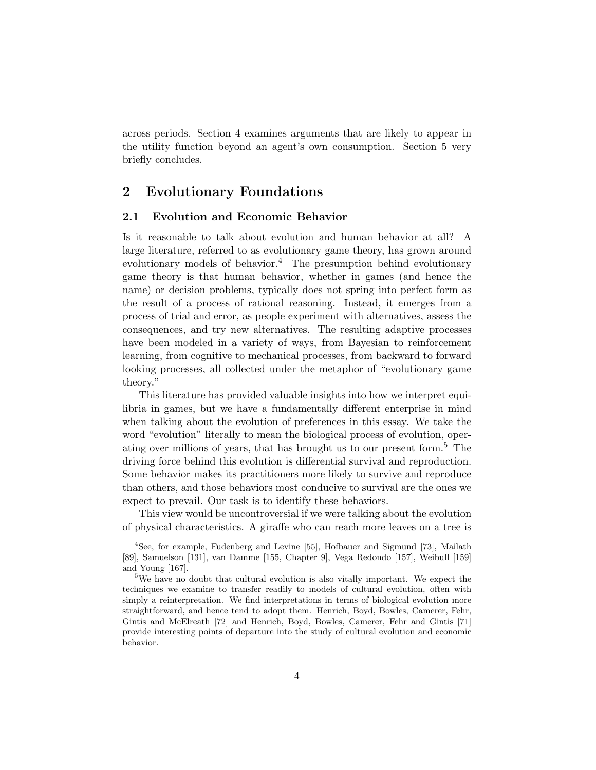across periods. Section 4 examines arguments that are likely to appear in the utility function beyond an agent's own consumption. Section 5 very briefly concludes.

## 2 Evolutionary Foundations

### 2.1 Evolution and Economic Behavior

Is it reasonable to talk about evolution and human behavior at all? A large literature, referred to as evolutionary game theory, has grown around evolutionary models of behavior.[4] The presumption behind evolutionary game theory is that human behavior, whether in games (and hence the name) or decision problems, typically does not spring into perfect form as the result of a process of rational reasoning. Instead, it emerges from a process of trial and error, as people experiment with alternatives, assess the consequences, and try new alternatives. The resulting adaptive processes have been modeled in a variety of ways, from Bayesian to reinforcement learning, from cognitive to mechanical processes, from backward to forward looking processes, all collected under the metaphor of "evolutionary game theory."

This literature has provided valuable insights into how we interpret equilibria in games, but we have a fundamentally different enterprise in mind when talking about the evolution of preferences in this essay. We take the word "evolution" literally to mean the biological process of evolution, operating over millions of years, that has brought us to our present form.[5] The driving force behind this evolution is differential survival and reproduction. Some behavior makes its practitioners more likely to survive and reproduce than others, and those behaviors most conducive to survival are the ones we expect to prevail. Our task is to identify these behaviors.

This view would be uncontroversial if we were talking about the evolution of physical characteristics. A giraffe who can reach more leaves on a tree is

[4]See, for example, Fudenberg and Levine [55], Hofbauer and Sigmund [73], Mailath [89], Samuelson [131], van Damme [155, Chapter 9], Vega Redondo [157], Weibull [159] and Young [167].

[5]We have no doubt that cultural evolution is also vitally important. We expect the techniques we examine to transfer readily to models of cultural evolution, often with simply a reinterpretation. We find interpretations in terms of biological evolution more straightforward, and hence tend to adopt them. Henrich, Boyd, Bowles, Camerer, Fehr, Gintis and McElreath [72] and Henrich, Boyd, Bowles, Camerer, Fehr and Gintis [71] provide interesting points of departure into the study of cultural evolution and economic behavior.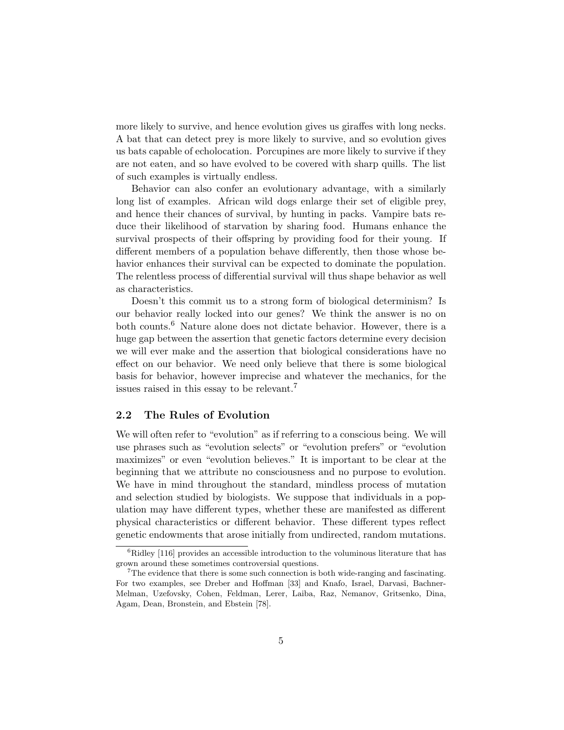more likely to survive, and hence evolution gives us giraffes with long necks. A bat that can detect prey is more likely to survive, and so evolution gives us bats capable of echolocation. Porcupines are more likely to survive if they are not eaten, and so have evolved to be covered with sharp quills. The list of such examples is virtually endless.

Behavior can also confer an evolutionary advantage, with a similarly long list of examples. African wild dogs enlarge their set of eligible prey, and hence their chances of survival, by hunting in packs. Vampire bats reduce their likelihood of starvation by sharing food. Humans enhance the survival prospects of their offspring by providing food for their young. If different members of a population behave differently, then those whose behavior enhances their survival can be expected to dominate the population. The relentless process of differential survival will thus shape behavior as well as characteristics.

Doesn't this commit us to a strong form of biological determinism? Is our behavior really locked into our genes? We think the answer is no on both counts.[6] Nature alone does not dictate behavior. However, there is a huge gap between the assertion that genetic factors determine every decision we will ever make and the assertion that biological considerations have no effect on our behavior. We need only believe that there is some biological basis for behavior, however imprecise and whatever the mechanics, for the issues raised in this essay to be relevant.[7]

## 2.2 The Rules of Evolution

We will often refer to "evolution" as if referring to a conscious being. We will use phrases such as "evolution selects" or "evolution prefers" or "evolution maximizes" or even "evolution believes." It is important to be clear at the beginning that we attribute no consciousness and no purpose to evolution. We have in mind throughout the standard, mindless process of mutation and selection studied by biologists. We suppose that individuals in a population may have different types, whether these are manifested as different physical characteristics or different behavior. These different types reflect genetic endowments that arose initially from undirected, random mutations.

[6] Ridley [116] provides an accessible introduction to the voluminous literature that has grown around these sometimes controversial questions.

[7] The evidence that there is some such connection is both wide-ranging and fascinating. For two examples, see Dreber and Hoffman [33] and Knafo, Israel, Darvasi, Bachner-Melman, Uzefovsky, Cohen, Feldman, Lerer, Laiba, Raz, Nemanov, Gritsenko, Dina, Agam, Dean, Bronstein, and Ebstein [78].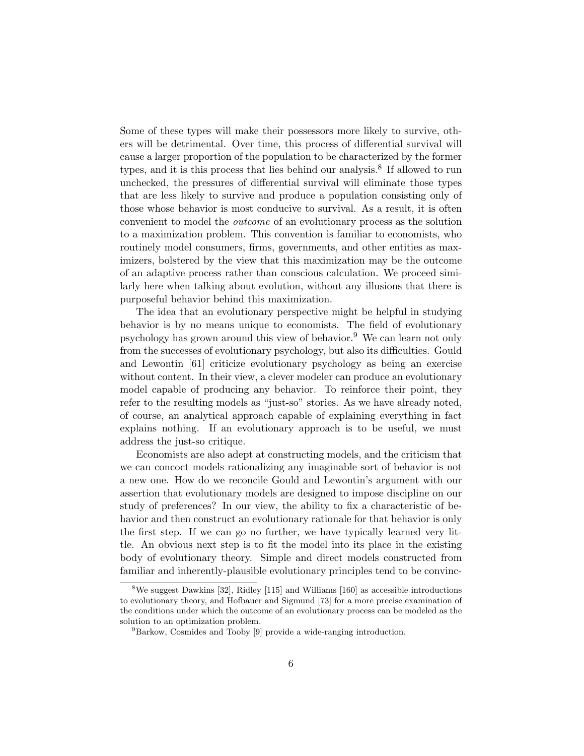Some of these types will make their possessors more likely to survive, others will be detrimental. Over time, this process of differential survival will cause a larger proportion of the population to be characterized by the former types, and it is this process that lies behind our analysis.[8] If allowed to run unchecked, the pressures of differential survival will eliminate those types that are less likely to survive and produce a population consisting only of those whose behavior is most conducive to survival. As a result, it is often convenient to model the *outcome* of an evolutionary process as the solution to a maximization problem. This convention is familiar to economists, who routinely model consumers, firms, governments, and other entities as maximizers, bolstered by the view that this maximization may be the outcome of an adaptive process rather than conscious calculation. We proceed similarly here when talking about evolution, without any illusions that there is purposeful behavior behind this maximization.

The idea that an evolutionary perspective might be helpful in studying behavior is by no means unique to economists. The field of evolutionary psychology has grown around this view of behavior.[9] We can learn not only from the successes of evolutionary psychology, but also its difficulties. Gould and Lewontin [61] criticize evolutionary psychology as being an exercise without content. In their view, a clever modeler can produce an evolutionary model capable of producing any behavior. To reinforce their point, they refer to the resulting models as "just-so" stories. As we have already noted, of course, an analytical approach capable of explaining everything in fact explains nothing. If an evolutionary approach is to be useful, we must address the just-so critique.

Economists are also adept at constructing models, and the criticism that we can concoct models rationalizing any imaginable sort of behavior is not a new one. How do we reconcile Gould and Lewontin's argument with our assertion that evolutionary models are designed to impose discipline on our study of preferences? In our view, the ability to fix a characteristic of behavior and then construct an evolutionary rationale for that behavior is only the first step. If we can go no further, we have typically learned very little. An obvious next step is to fit the model into its place in the existing body of evolutionary theory. Simple and direct models constructed from familiar and inherently-plausible evolutionary principles tend to be convinc-

[8] We suggest Dawkins [32], Ridley [115] and Williams [160] as accessible introductions to evolutionary theory, and Hofbauer and Sigmund [73] for a more precise examination of the conditions under which the outcome of an evolutionary process can be modeled as the solution to an optimization problem.

[9] Barkow, Cosmides and Tooby [9] provide a wide-ranging introduction.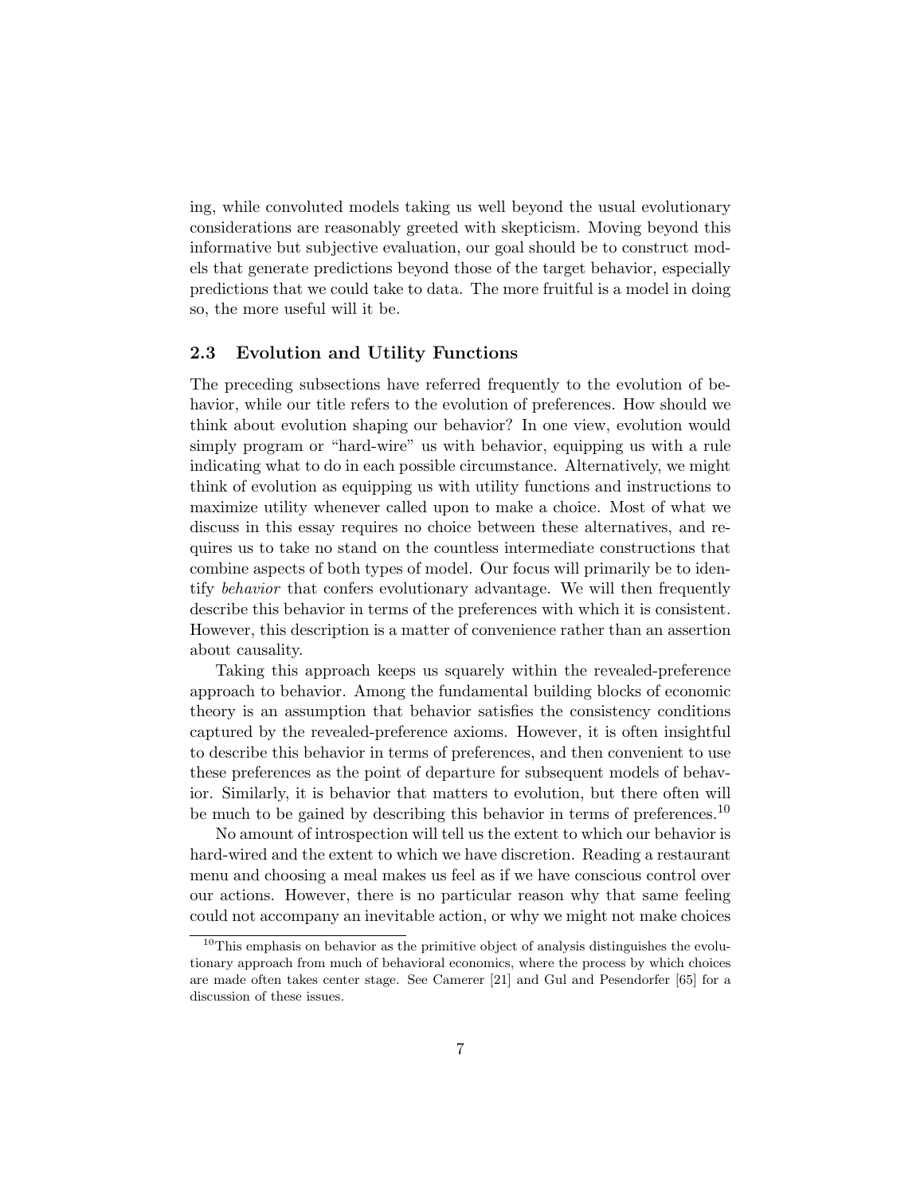ing, while convoluted models taking us well beyond the usual evolutionary considerations are reasonably greeted with skepticism. Moving beyond this informative but subjective evaluation, our goal should be to construct models that generate predictions beyond those of the target behavior, especially predictions that we could take to data. The more fruitful is a model in doing so, the more useful will it be.

### 2.3 Evolution and Utility Functions

The preceding subsections have referred frequently to the evolution of behavior, while our title refers to the evolution of preferences. How should we think about evolution shaping our behavior? In one view, evolution would simply program or "hard-wire" us with behavior, equipping us with a rule indicating what to do in each possible circumstance. Alternatively, we might think of evolution as equipping us with utility functions and instructions to maximize utility whenever called upon to make a choice. Most of what we discuss in this essay requires no choice between these alternatives, and requires us to take no stand on the countless intermediate constructions that combine aspects of both types of model. Our focus will primarily be to identify *behavior* that confers evolutionary advantage. We will then frequently describe this behavior in terms of the preferences with which it is consistent. However, this description is a matter of convenience rather than an assertion about causality.

Taking this approach keeps us squarely within the revealed-preference approach to behavior. Among the fundamental building blocks of economic theory is an assumption that behavior satisfies the consistency conditions captured by the revealed-preference axioms. However, it is often insightful to describe this behavior in terms of preferences, and then convenient to use these preferences as the point of departure for subsequent models of behavior. Similarly, it is behavior that matters to evolution, but there often will be much to be gained by describing this behavior in terms of preferences.[10]

No amount of introspection will tell us the extent to which our behavior is hard-wired and the extent to which we have discretion. Reading a restaurant menu and choosing a meal makes us feel as if we have conscious control over our actions. However, there is no particular reason why that same feeling could not accompany an inevitable action, or why we might not make choices

[10] This emphasis on behavior as the primitive object of analysis distinguishes the evolutionary approach from much of behavioral economics, where the process by which choices are made often takes center stage. See Camerer [21] and Gul and Pesendorfer [65] for a discussion of these issues.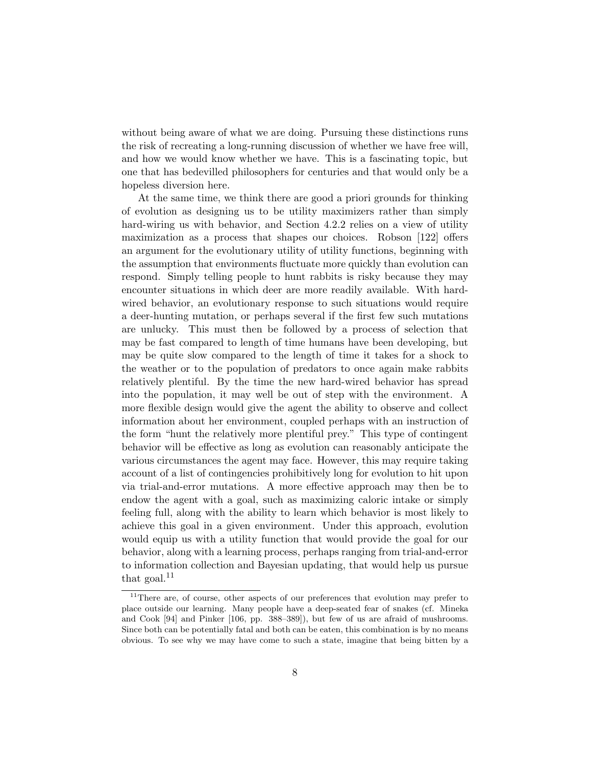without being aware of what we are doing. Pursuing these distinctions runs the risk of recreating a long-running discussion of whether we have free will, and how we would know whether we have. This is a fascinating topic, but one that has bedevilled philosophers for centuries and that would only be a hopeless diversion here.

At the same time, we think there are good a priori grounds for thinking of evolution as designing us to be utility maximizers rather than simply hard-wiring us with behavior, and Section 4.2.2 relies on a view of utility maximization as a process that shapes our choices. Robson [122] offers an argument for the evolutionary utility of utility functions, beginning with the assumption that environments fluctuate more quickly than evolution can respond. Simply telling people to hunt rabbits is risky because they may encounter situations in which deer are more readily available. With hard-wired behavior, an evolutionary response to such situations would require a deer-hunting mutation, or perhaps several if the first few such mutations are unlucky. This must then be followed by a process of selection that may be fast compared to length of time humans have been developing, but may be quite slow compared to the length of time it takes for a shock to the weather or to the population of predators to once again make rabbits relatively plentiful. By the time the new hard-wired behavior has spread into the population, it may well be out of step with the environment. A more flexible design would give the agent the ability to observe and collect information about her environment, coupled perhaps with an instruction of the form "hunt the relatively more plentiful prey." This type of contingent behavior will be effective as long as evolution can reasonably anticipate the various circumstances the agent may face. However, this may require taking account of a list of contingencies prohibitively long for evolution to hit upon via trial-and-error mutations. A more effective approach may then be to endow the agent with a goal, such as maximizing caloric intake or simply feeling full, along with the ability to learn which behavior is most likely to achieve this goal in a given environment. Under this approach, evolution would equip us with a utility function that would provide the goal for our behavior, along with a learning process, perhaps ranging from trial-and-error to information collection and Bayesian updating, that would help us pursue that goal.[11]

[11]There are, of course, other aspects of our preferences that evolution may prefer to place outside our learning. Many people have a deep-seated fear of snakes (cf. Mineka and Cook [94] and Pinker [106, pp. 388–389]), but few of us are afraid of mushrooms. Since both can be potentially fatal and both can be eaten, this combination is by no means obvious. To see why we may have come to such a state, imagine that being bitten by a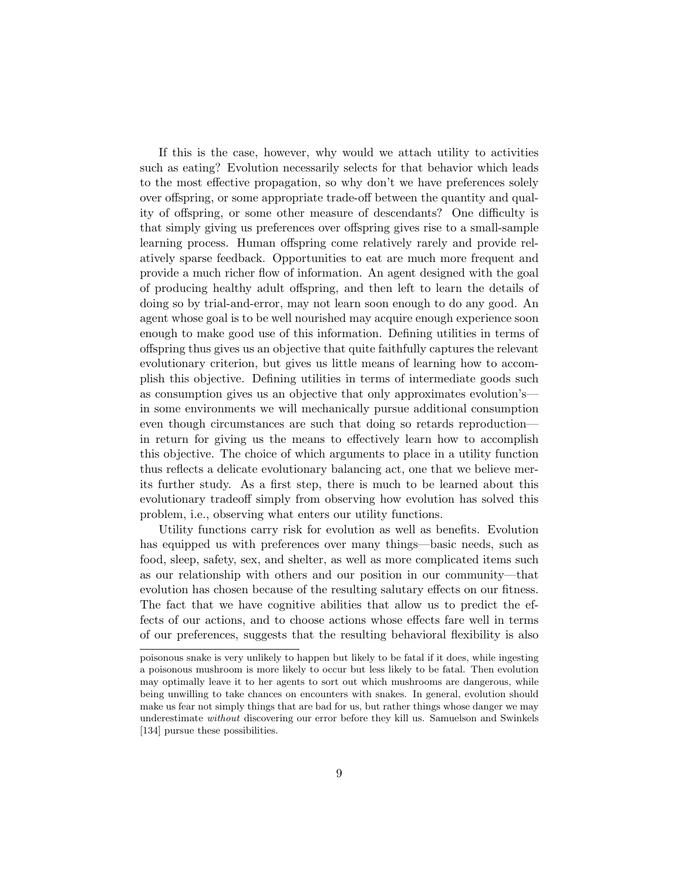If this is the case, however, why would we attach utility to activities such as eating? Evolution necessarily selects for that behavior which leads to the most effective propagation, so why don't we have preferences solely over offspring, or some appropriate trade-off between the quantity and quality of offspring, or some other measure of descendants? One difficulty is that simply giving us preferences over offspring gives rise to a small-sample learning process. Human offspring come relatively rarely and provide relatively sparse feedback. Opportunities to eat are much more frequent and provide a much richer flow of information. An agent designed with the goal of producing healthy adult offspring, and then left to learn the details of doing so by trial-and-error, may not learn soon enough to do any good. An agent whose goal is to be well nourished may acquire enough experience soon enough to make good use of this information. Defining utilities in terms of offspring thus gives us an objective that quite faithfully captures the relevant evolutionary criterion, but gives us little means of learning how to accomplish this objective. Defining utilities in terms of intermediate goods such as consumption gives us an objective that only approximates evolution's—in some environments we will mechanically pursue additional consumption even though circumstances are such that doing so retards reproduction—in return for giving us the means to effectively learn how to accomplish this objective. The choice of which arguments to place in a utility function thus reflects a delicate evolutionary balancing act, one that we believe merits further study. As a first step, there is much to be learned about this evolutionary tradeoff simply from observing how evolution has solved this problem, i.e., observing what enters our utility functions.

Utility functions carry risk for evolution as well as benefits. Evolution has equipped us with preferences over many things—basic needs, such as food, sleep, safety, sex, and shelter, as well as more complicated items such as our relationship with others and our position in our community—that evolution has chosen because of the resulting salutary effects on our fitness. The fact that we have cognitive abilities that allow us to predict the effects of our actions, and to choose actions whose effects fare well in terms of our preferences, suggests that the resulting behavioral flexibility is also

poisonous snake is very unlikely to happen but likely to be fatal if it does, while ingesting a poisonous mushroom is more likely to occur but less likely to be fatal. Then evolution may optimally leave it to her agents to sort out which mushrooms are dangerous, while being unwilling to take chances on encounters with snakes. In general, evolution should make us fear not simply things that are bad for us, but rather things whose danger we may underestimate *without* discovering our error before they kill us. Samuelson and Swinkels [134] pursue these possibilities.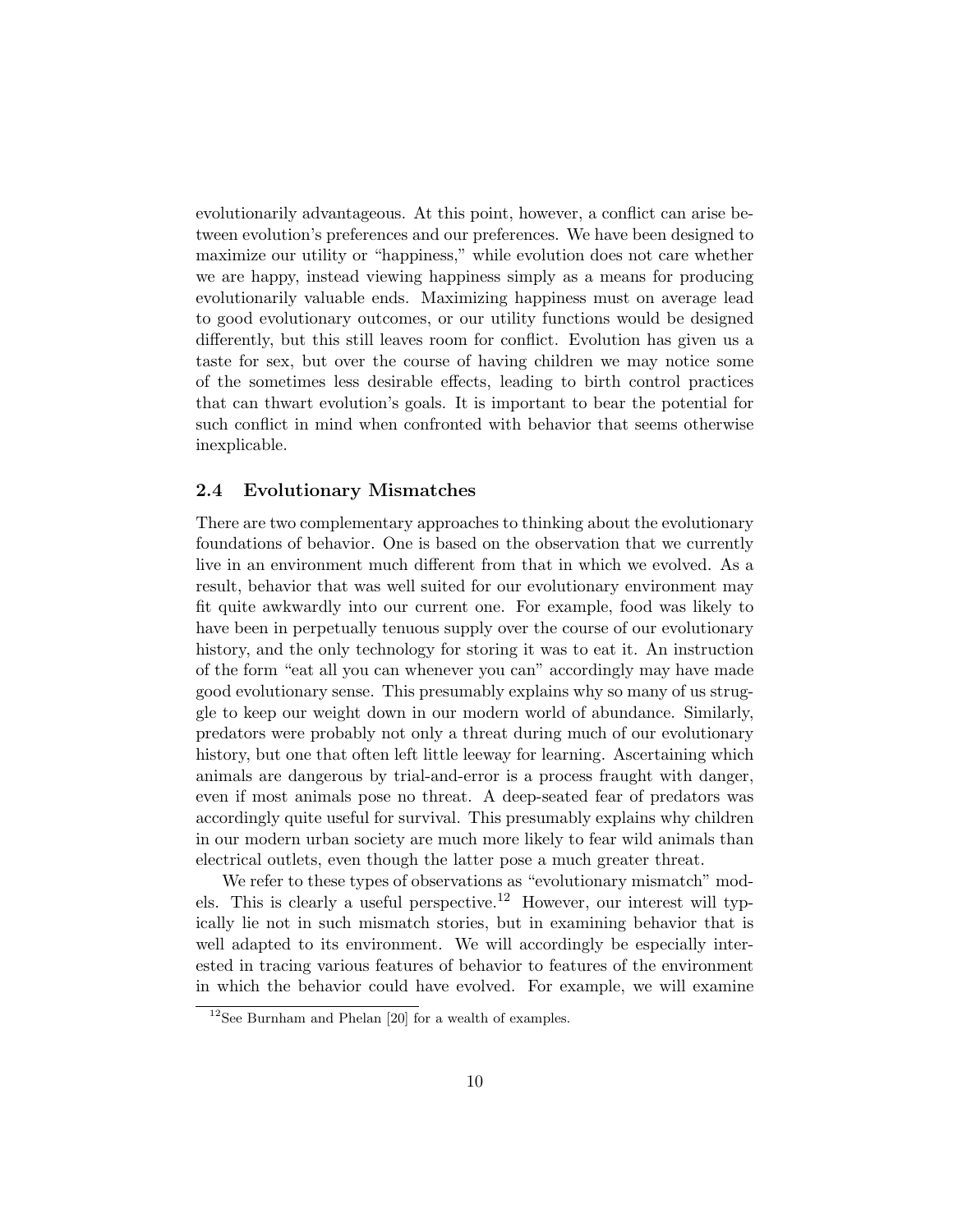evolutionarily advantageous. At this point, however, a conflict can arise between evolution's preferences and our preferences. We have been designed to maximize our utility or "happiness," while evolution does not care whether we are happy, instead viewing happiness simply as a means for producing evolutionarily valuable ends. Maximizing happiness must on average lead to good evolutionary outcomes, or our utility functions would be designed differently, but this still leaves room for conflict. Evolution has given us a taste for sex, but over the course of having children we may notice some of the sometimes less desirable effects, leading to birth control practices that can thwart evolution's goals. It is important to bear the potential for such conflict in mind when confronted with behavior that seems otherwise inexplicable.

### 2.4 Evolutionary Mismatches

There are two complementary approaches to thinking about the evolutionary foundations of behavior. One is based on the observation that we currently live in an environment much different from that in which we evolved. As a result, behavior that was well suited for our evolutionary environment may fit quite awkwardly into our current one. For example, food was likely to have been in perpetually tenuous supply over the course of our evolutionary history, and the only technology for storing it was to eat it. An instruction of the form "eat all you can whenever you can" accordingly may have made good evolutionary sense. This presumably explains why so many of us struggle to keep our weight down in our modern world of abundance. Similarly, predators were probably not only a threat during much of our evolutionary history, but one that often left little leeway for learning. Ascertaining which animals are dangerous by trial-and-error is a process fraught with danger, even if most animals pose no threat. A deep-seated fear of predators was accordingly quite useful for survival. This presumably explains why children in our modern urban society are much more likely to fear wild animals than electrical outlets, even though the latter pose a much greater threat.

We refer to these types of observations as "evolutionary mismatch" models. This is clearly a useful perspective.[12] However, our interest will typically lie not in such mismatch stories, but in examining behavior that is well adapted to its environment. We will accordingly be especially interested in tracing various features of behavior to features of the environment in which the behavior could have evolved. For example, we will examine

[12] See Burnham and Phelan [20] for a wealth of examples.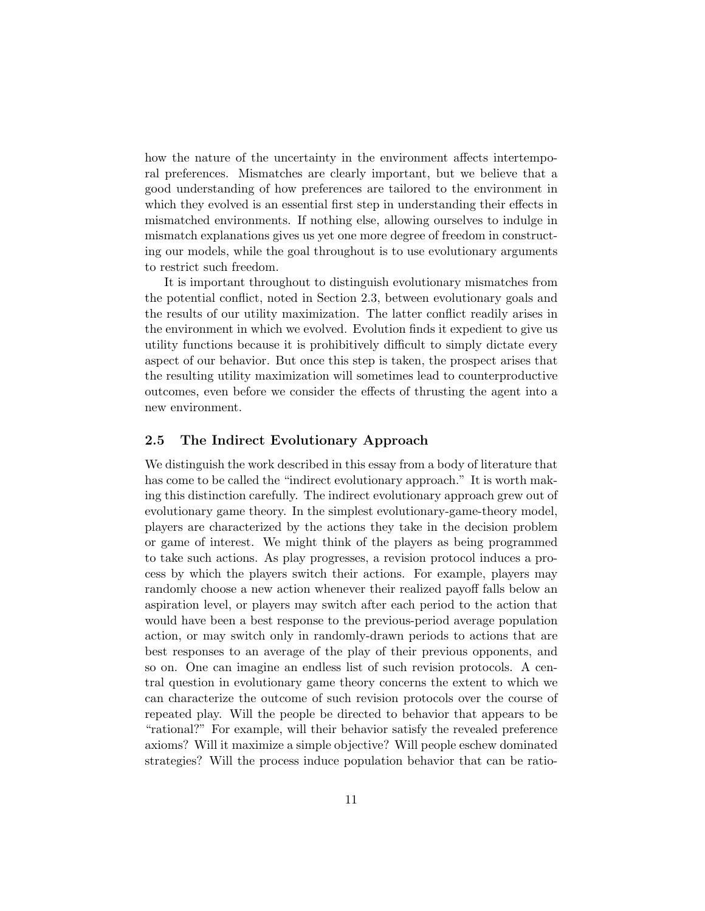how the nature of the uncertainty in the environment affects intertemporal preferences. Mismatches are clearly important, but we believe that a good understanding of how preferences are tailored to the environment in which they evolved is an essential first step in understanding their effects in mismatched environments. If nothing else, allowing ourselves to indulge in mismatch explanations gives us yet one more degree of freedom in constructing our models, while the goal throughout is to use evolutionary arguments to restrict such freedom.

It is important throughout to distinguish evolutionary mismatches from the potential conflict, noted in Section 2.3, between evolutionary goals and the results of our utility maximization. The latter conflict readily arises in the environment in which we evolved. Evolution finds it expedient to give us utility functions because it is prohibitively difficult to simply dictate every aspect of our behavior. But once this step is taken, the prospect arises that the resulting utility maximization will sometimes lead to counterproductive outcomes, even before we consider the effects of thrusting the agent into a new environment.

## 2.5 The Indirect Evolutionary Approach

We distinguish the work described in this essay from a body of literature that has come to be called the "indirect evolutionary approach." It is worth making this distinction carefully. The indirect evolutionary approach grew out of evolutionary game theory. In the simplest evolutionary-game-theory model, players are characterized by the actions they take in the decision problem or game of interest. We might think of the players as being programmed to take such actions. As play progresses, a revision protocol induces a process by which the players switch their actions. For example, players may randomly choose a new action whenever their realized payoff falls below an aspiration level, or players may switch after each period to the action that would have been a best response to the previous-period average population action, or may switch only in randomly-drawn periods to actions that are best responses to an average of the play of their previous opponents, and so on. One can imagine an endless list of such revision protocols. A central question in evolutionary game theory concerns the extent to which we can characterize the outcome of such revision protocols over the course of repeated play. Will the people be directed to behavior that appears to be "rational?" For example, will their behavior satisfy the revealed preference axioms? Will it maximize a simple objective? Will people eschew dominated strategies? Will the process induce population behavior that can be ratio-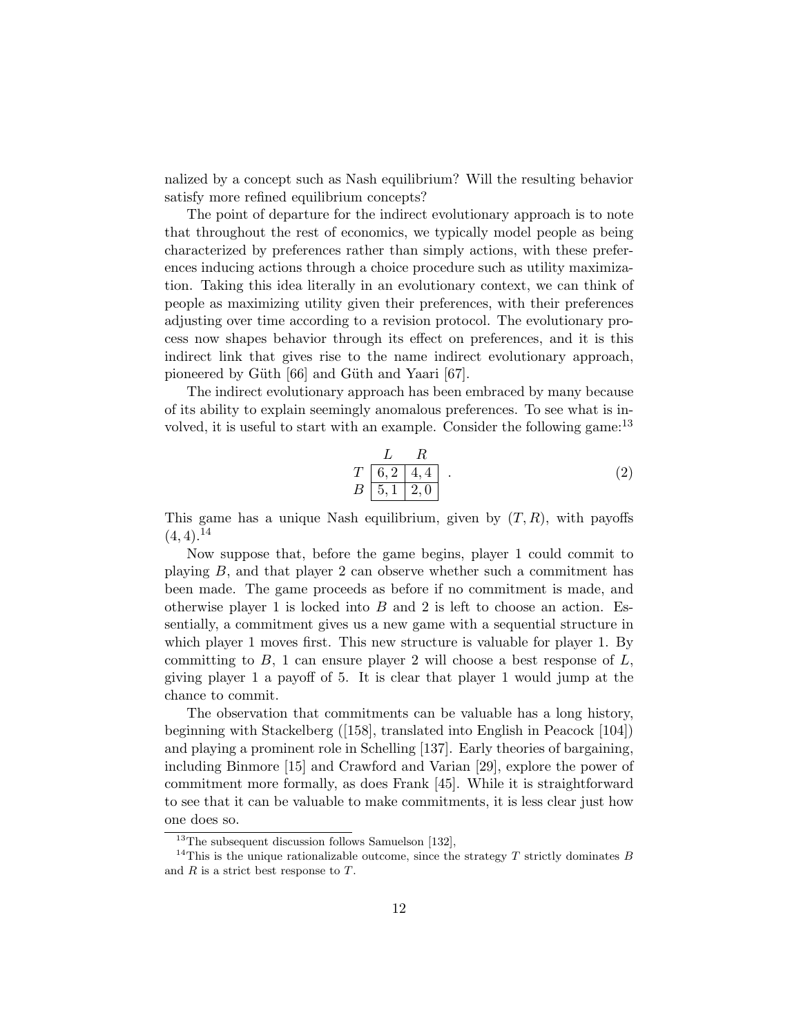nalized by a concept such as Nash equilibrium? Will the resulting behavior satisfy more refined equilibrium concepts?

The point of departure for the indirect evolutionary approach is to note that throughout the rest of economics, we typically model people as being characterized by preferences rather than simply actions, with these preferences inducing actions through a choice procedure such as utility maximization. Taking this idea literally in an evolutionary context, we can think of people as maximizing utility given their preferences, with their preferences adjusting over time according to a revision protocol. The evolutionary process now shapes behavior through its effect on preferences, and it is this indirect link that gives rise to the name indirect evolutionary approach, pioneered by Güth [66] and Güth and Yaari [67].

The indirect evolutionary approach has been embraced by many because of its ability to explain seemingly anomalous preferences. To see what is involved, it is useful to start with an example. Consider the following game:[13]

|  | $L$ | $R$ |
|---|---|---|
| $T$ | $6,2$ | $4,4$ |
| $B$ | $5,1$ | $2,0$ |

(2)

This game has a unique Nash equilibrium, given by $(T,R)$, with payoffs $(4,4)$.[14]

Now suppose that, before the game begins, player 1 could commit to playing $B$, and that player 2 can observe whether such a commitment has been made. The game proceeds as before if no commitment is made, and otherwise player 1 is locked into $B$ and 2 is left to choose an action. Essentially, a commitment gives us a new game with a sequential structure in which player 1 moves first. This new structure is valuable for player 1. By committing to $B$, 1 can ensure player 2 will choose a best response of $L$, giving player 1 a payoff of 5. It is clear that player 1 would jump at the chance to commit.

The observation that commitments can be valuable has a long history, beginning with Stackelberg ([158], translated into English in Peacock [104]) and playing a prominent role in Schelling [137]. Early theories of bargaining, including Binmore [15] and Crawford and Varian [29], explore the power of commitment more formally, as does Frank [45]. While it is straightforward to see that it can be valuable to make commitments, it is less clear just how one does so.

[13]The subsequent discussion follows Samuelson [132],

[14]This is the unique rationalizable outcome, since the strategy $T$ strictly dominates $B$ and $R$ is a strict best response to $T$.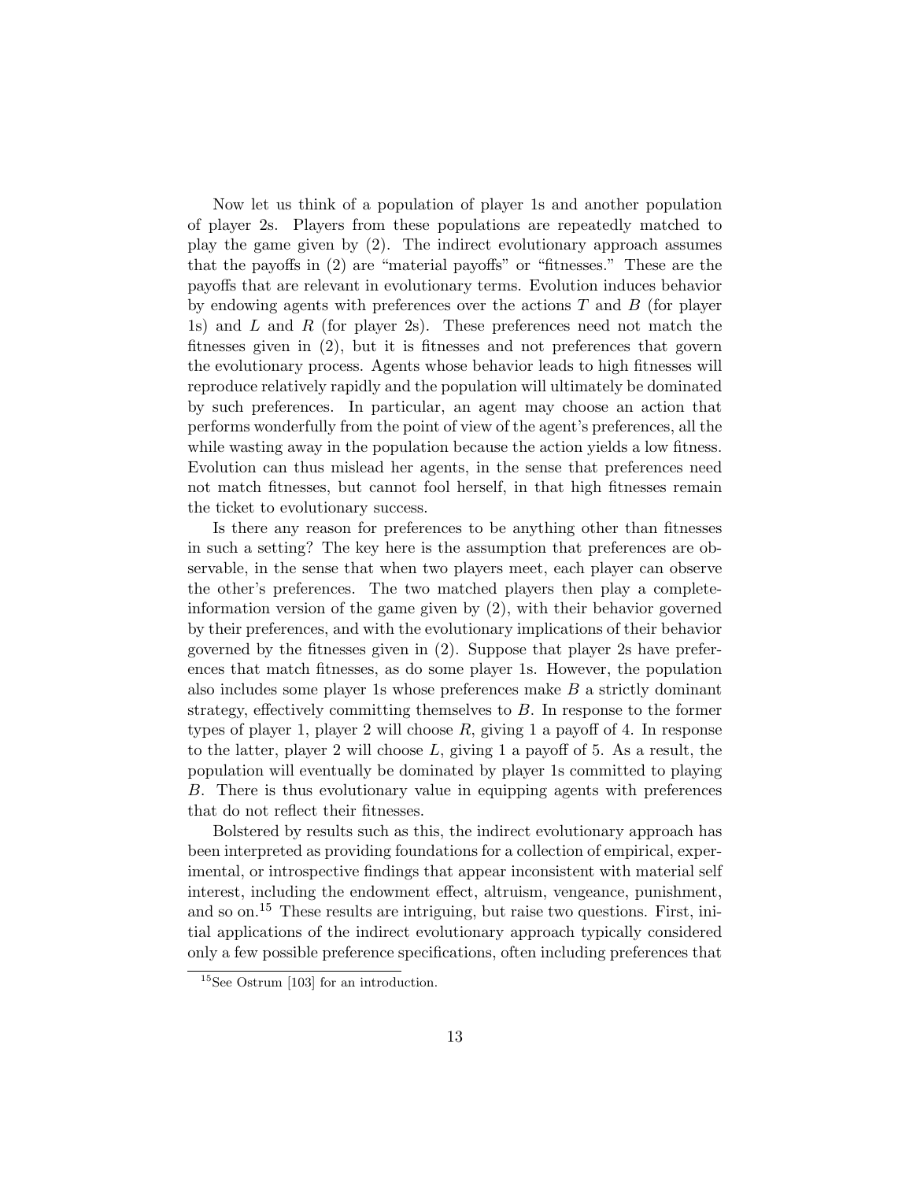Now let us think of a population of player 1s and another population of player 2s. Players from these populations are repeatedly matched to play the game given by (2). The indirect evolutionary approach assumes that the payoffs in (2) are "material payoffs" or "fitnesses." These are the payoffs that are relevant in evolutionary terms. Evolution induces behavior by endowing agents with preferences over the actions $T$ and $B$ (for player 1s) and $L$ and $R$ (for player 2s). These preferences need not match the fitnesses given in (2), but it is fitnesses and not preferences that govern the evolutionary process. Agents whose behavior leads to high fitnesses will reproduce relatively rapidly and the population will ultimately be dominated by such preferences. In particular, an agent may choose an action that performs wonderfully from the point of view of the agent's preferences, all the while wasting away in the population because the action yields a low fitness. Evolution can thus mislead her agents, in the sense that preferences need not match fitnesses, but cannot fool herself, in that high fitnesses remain the ticket to evolutionary success.

Is there any reason for preferences to be anything other than fitnesses in such a setting? The key here is the assumption that preferences are observable, in the sense that when two players meet, each player can observe the other's preferences. The two matched players then play a complete-information version of the game given by (2), with their behavior governed by their preferences, and with the evolutionary implications of their behavior governed by the fitnesses given in (2). Suppose that player 2s have preferences that match fitnesses, as do some player 1s. However, the population also includes some player 1s whose preferences make $B$ a strictly dominant strategy, effectively committing themselves to $B$. In response to the former types of player 1, player 2 will choose $R$, giving 1 a payoff of 4. In response to the latter, player 2 will choose $L$, giving 1 a payoff of 5. As a result, the population will eventually be dominated by player 1s committed to playing $B$. There is thus evolutionary value in equipping agents with preferences that do not reflect their fitnesses.

Bolstered by results such as this, the indirect evolutionary approach has been interpreted as providing foundations for a collection of empirical, experimental, or introspective findings that appear inconsistent with material self interest, including the endowment effect, altruism, vengeance, punishment, and so on.[15] These results are intriguing, but raise two questions. First, initial applications of the indirect evolutionary approach typically considered only a few possible preference specifications, often including preferences that

[15] See Ostrum [103] for an introduction.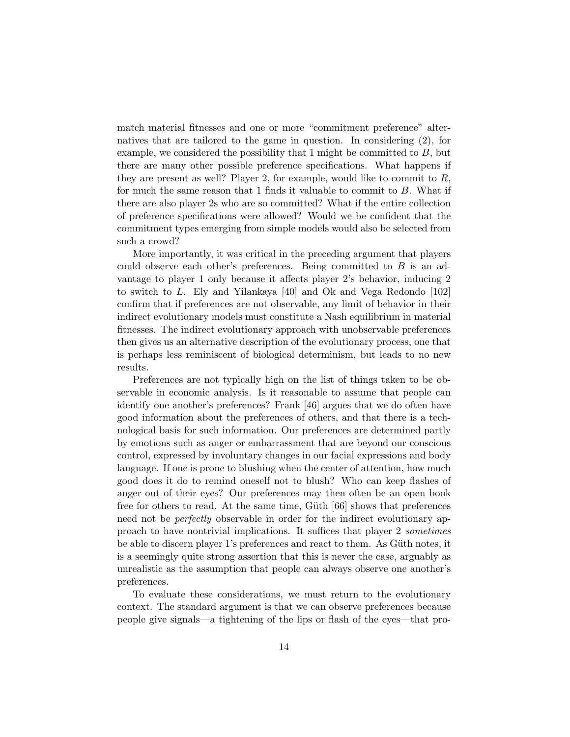match material fitnesses and one or more "commitment preference" alternatives that are tailored to the game in question. In considering (2), for example, we considered the possibility that 1 might be committed to $B$, but there are many other possible preference specifications. What happens if they are present as well? Player 2, for example, would like to commit to $R$, for much the same reason that 1 finds it valuable to commit to $B$. What if there are also player 2s who are so committed? What if the entire collection of preference specifications were allowed? Would we be confident that the commitment types emerging from simple models would also be selected from such a crowd?

More importantly, it was critical in the preceding argument that players could observe each other's preferences. Being committed to $B$ is an advantage to player 1 only because it affects player 2's behavior, inducing 2 to switch to $L$. Ely and Yilankaya [40] and Ok and Vega Redondo [102] confirm that if preferences are not observable, any limit of behavior in their indirect evolutionary models must constitute a Nash equilibrium in material fitnesses. The indirect evolutionary approach with unobservable preferences then gives us an alternative description of the evolutionary process, one that is perhaps less reminiscent of biological determinism, but leads to no new results.

Preferences are not typically high on the list of things taken to be observable in economic analysis. Is it reasonable to assume that people can identify one another's preferences? Frank [46] argues that we do often have good information about the preferences of others, and that there is a technological basis for such information. Our preferences are determined partly by emotions such as anger or embarrassment that are beyond our conscious control, expressed by involuntary changes in our facial expressions and body language. If one is prone to blushing when the center of attention, how much good does it do to remind oneself not to blush? Who can keep flashes of anger out of their eyes? Our preferences may then often be an open book free for others to read. At the same time, Güth [66] shows that preferences need not be *perfectly* observable in order for the indirect evolutionary approach to have nontrivial implications. It suffices that player 2 *sometimes* be able to discern player 1's preferences and react to them. As Güth notes, it is a seemingly quite strong assertion that this is never the case, arguably as unrealistic as the assumption that people can always observe one another's preferences.

To evaluate these considerations, we must return to the evolutionary context. The standard argument is that we can observe preferences because people give signals—a tightening of the lips or flash of the eyes—that pro-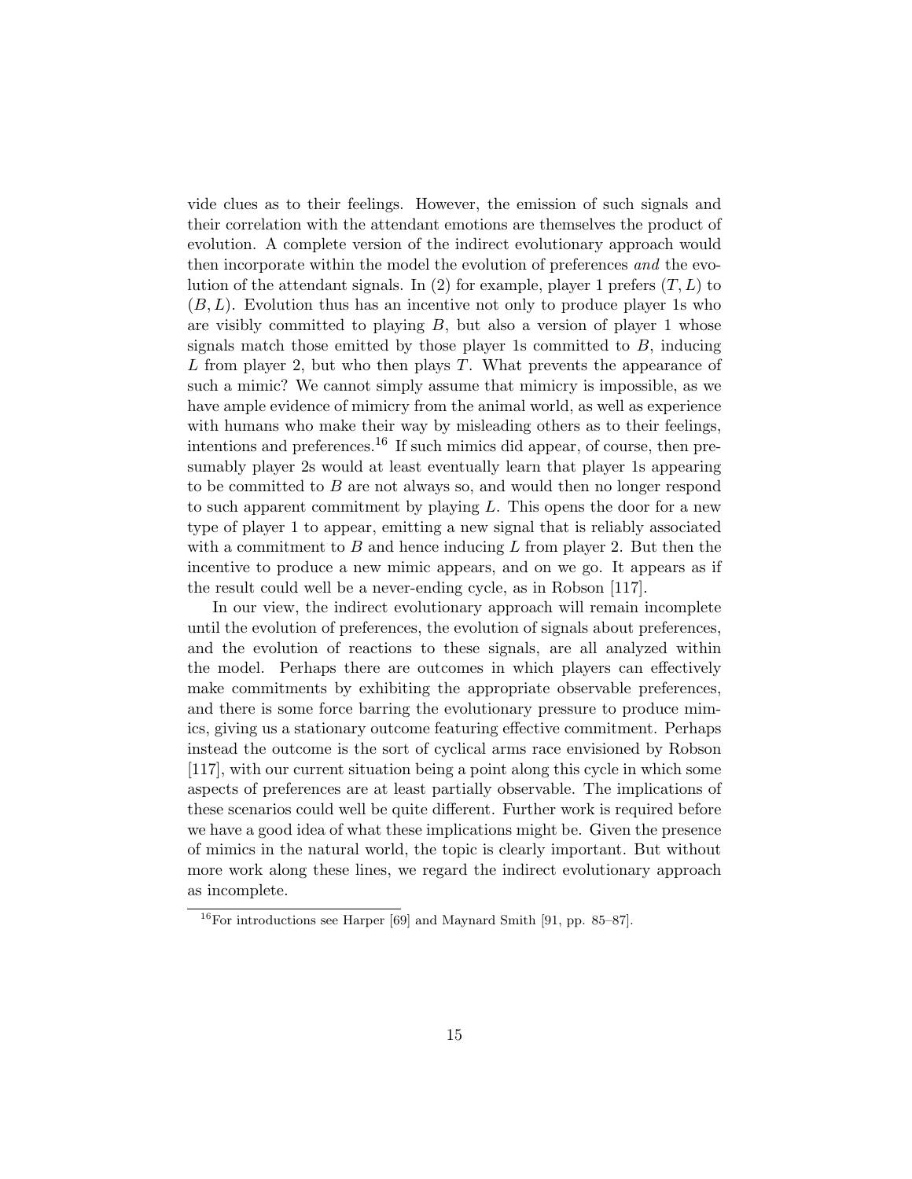vide clues as to their feelings. However, the emission of such signals and their correlation with the attendant emotions are themselves the product of evolution. A complete version of the indirect evolutionary approach would then incorporate within the model the evolution of preferences *and* the evolution of the attendant signals. In (2) for example, player 1 prefers $(T, L)$ to $(B, L)$. Evolution thus has an incentive not only to produce player 1s who are visibly committed to playing $B$, but also a version of player 1 whose signals match those emitted by those player 1s committed to $B$, inducing $L$ from player 2, but who then plays $T$. What prevents the appearance of such a mimic? We cannot simply assume that mimicry is impossible, as we have ample evidence of mimicry from the animal world, as well as experience with humans who make their way by misleading others as to their feelings, intentions and preferences.[16] If such mimics did appear, of course, then presumably player 2s would at least eventually learn that player 1s appearing to be committed to $B$ are not always so, and would then no longer respond to such apparent commitment by playing $L$. This opens the door for a new type of player 1 to appear, emitting a new signal that is reliably associated with a commitment to $B$ and hence inducing $L$ from player 2. But then the incentive to produce a new mimic appears, and on we go. It appears as if the result could well be a never-ending cycle, as in Robson [117].

In our view, the indirect evolutionary approach will remain incomplete until the evolution of preferences, the evolution of signals about preferences, and the evolution of reactions to these signals, are all analyzed within the model. Perhaps there are outcomes in which players can effectively make commitments by exhibiting the appropriate observable preferences, and there is some force barring the evolutionary pressure to produce mimics, giving us a stationary outcome featuring effective commitment. Perhaps instead the outcome is the sort of cyclical arms race envisioned by Robson [117], with our current situation being a point along this cycle in which some aspects of preferences are at least partially observable. The implications of these scenarios could well be quite different. Further work is required before we have a good idea of what these implications might be. Given the presence of mimics in the natural world, the topic is clearly important. But without more work along these lines, we regard the indirect evolutionary approach as incomplete.

[16] For introductions see Harper [69] and Maynard Smith [91, pp. 85–87].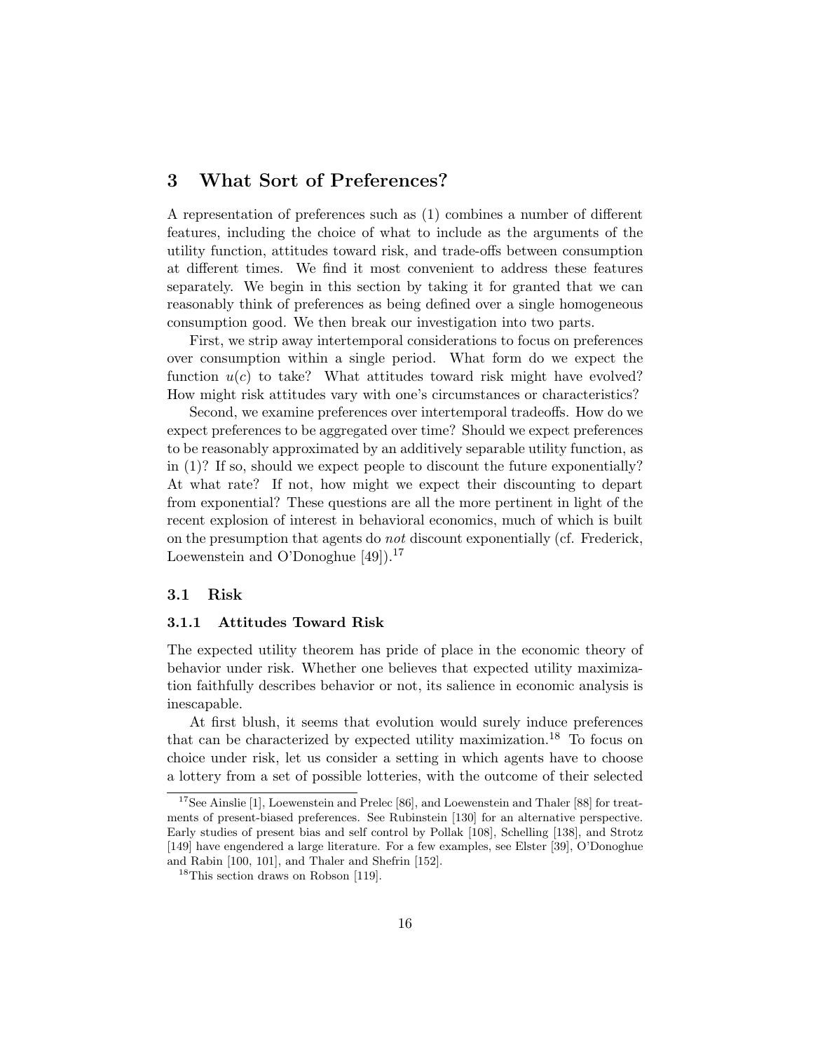# 3 What Sort of Preferences?

A representation of preferences such as (1) combines a number of different features, including the choice of what to include as the arguments of the utility function, attitudes toward risk, and trade-offs between consumption at different times. We find it most convenient to address these features separately. We begin in this section by taking it for granted that we can reasonably think of preferences as being defined over a single homogeneous consumption good. We then break our investigation into two parts.

First, we strip away intertemporal considerations to focus on preferences over consumption within a single period. What form do we expect the function $u(c)$ to take? What attitudes toward risk might have evolved? How might risk attitudes vary with one's circumstances or characteristics?

Second, we examine preferences over intertemporal tradeoffs. How do we expect preferences to be aggregated over time? Should we expect preferences to be reasonably approximated by an additively separable utility function, as in (1)? If so, should we expect people to discount the future exponentially? At what rate? If not, how might we expect their discounting to depart from exponential? These questions are all the more pertinent in light of the recent explosion of interest in behavioral economics, much of which is built on the presumption that agents do *not* discount exponentially (cf. Frederick, Loewenstein and O'Donoghue [49]).[17]

## 3.1 Risk

### 3.1.1 Attitudes Toward Risk

The expected utility theorem has pride of place in the economic theory of behavior under risk. Whether one believes that expected utility maximization faithfully describes behavior or not, its salience in economic analysis is inescapable.

At first blush, it seems that evolution would surely induce preferences that can be characterized by expected utility maximization.[18] To focus on choice under risk, let us consider a setting in which agents have to choose a lottery from a set of possible lotteries, with the outcome of their selected

[17] See Ainslie [1], Loewenstein and Prelec [86], and Loewenstein and Thaler [88] for treatments of present-biased preferences. See Rubinstein [130] for an alternative perspective. Early studies of present bias and self control by Pollak [108], Schelling [138], and Strotz [149] have engendered a large literature. For a few examples, see Elster [39], O'Donoghue and Rabin [100, 101], and Thaler and Shefrin [152].

[18] This section draws on Robson [119].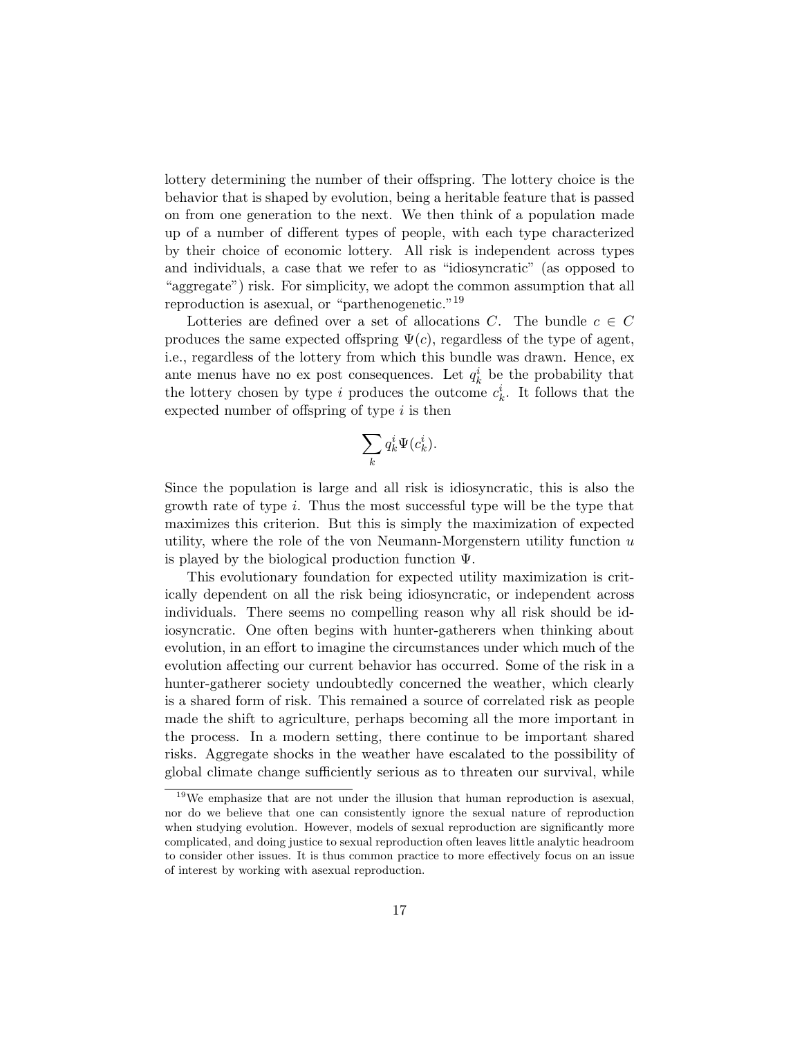lottery determining the number of their offspring. The lottery choice is the behavior that is shaped by evolution, being a heritable feature that is passed on from one generation to the next. We then think of a population made up of a number of different types of people, with each type characterized by their choice of economic lottery. All risk is independent across types and individuals, a case that we refer to as "idiosyncratic" (as opposed to "aggregate") risk. For simplicity, we adopt the common assumption that all reproduction is asexual, or "parthenogenetic."[19]

Lotteries are defined over a set of allocations $C$. The bundle $c \in C$ produces the same expected offspring $\Psi(c)$, regardless of the type of agent, i.e., regardless of the lottery from which this bundle was drawn. Hence, ex ante menus have no ex post consequences. Let $q_k^i$ be the probability that the lottery chosen by type $i$ produces the outcome $c_k^i$. It follows that the expected number of offspring of type $i$ is then

$$\sum_k q_k^i \Psi(c_k^i).$$

Since the population is large and all risk is idiosyncratic, this is also the growth rate of type $i$. Thus the most successful type will be the type that maximizes this criterion. But this is simply the maximization of expected utility, where the role of the von Neumann-Morgenstern utility function $u$ is played by the biological production function $\Psi$.

This evolutionary foundation for expected utility maximization is critically dependent on all the risk being idiosyncratic, or independent across individuals. There seems no compelling reason why all risk should be idiosyncratic. One often begins with hunter-gatherers when thinking about evolution, in an effort to imagine the circumstances under which much of the evolution affecting our current behavior has occurred. Some of the risk in a hunter-gatherer society undoubtedly concerned the weather, which clearly is a shared form of risk. This remained a source of correlated risk as people made the shift to agriculture, perhaps becoming all the more important in the process. In a modern setting, there continue to be important shared risks. Aggregate shocks in the weather have escalated to the possibility of global climate change sufficiently serious as to threaten our survival, while

[19]We emphasize that are not under the illusion that human reproduction is asexual, nor do we believe that one can consistently ignore the sexual nature of reproduction when studying evolution. However, models of sexual reproduction are significantly more complicated, and doing justice to sexual reproduction often leaves little analytic headroom to consider other issues. It is thus common practice to more effectively focus on an issue of interest by working with asexual reproduction.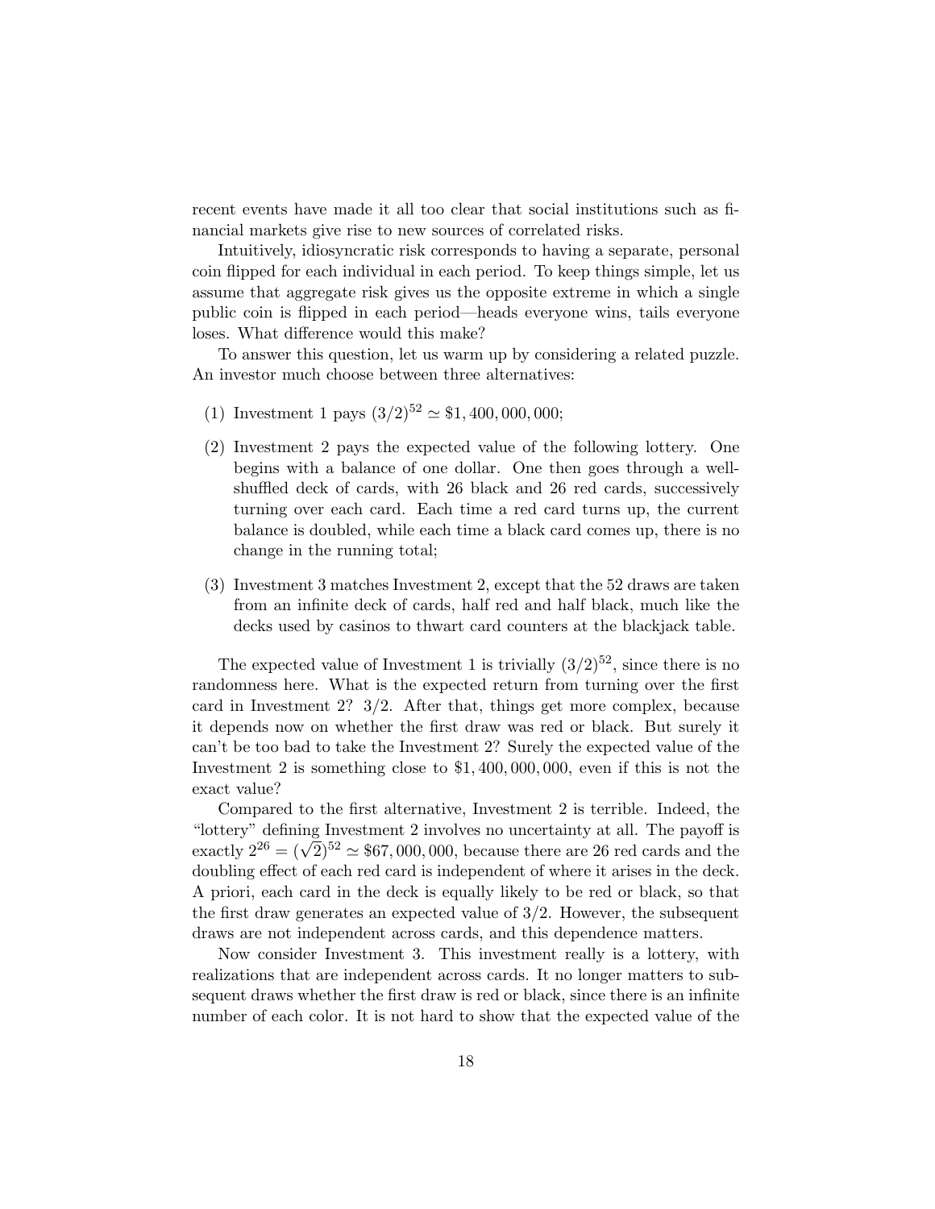recent events have made it all too clear that social institutions such as financial markets give rise to new sources of correlated risks.

Intuitively, idiosyncratic risk corresponds to having a separate, personal coin flipped for each individual in each period. To keep things simple, let us assume that aggregate risk gives us the opposite extreme in which a single public coin is flipped in each period—heads everyone wins, tails everyone loses. What difference would this make?

To answer this question, let us warm up by considering a related puzzle. An investor much choose between three alternatives:

(1) Investment 1 pays $(3/2)^{52} \simeq \$1,400,000,000$;

(2) Investment 2 pays the expected value of the following lottery. One begins with a balance of one dollar. One then goes through a well-shuffled deck of cards, with 26 black and 26 red cards, successively turning over each card. Each time a red card turns up, the current balance is doubled, while each time a black card comes up, there is no change in the running total;

(3) Investment 3 matches Investment 2, except that the 52 draws are taken from an infinite deck of cards, half red and half black, much like the decks used by casinos to thwart card counters at the blackjack table.

The expected value of Investment 1 is trivially $(3/2)^{52}$, since there is no randomness here. What is the expected return from turning over the first card in Investment 2? $3/2$. After that, things get more complex, because it depends now on whether the first draw was red or black. But surely it can't be too bad to take the Investment 2? Surely the expected value of the Investment 2 is something close to \$1,400,000,000, even if this is not the exact value?

Compared to the first alternative, Investment 2 is terrible. Indeed, the "lottery" defining Investment 2 involves no uncertainty at all. The payoff is exactly $2^{26} = (\sqrt{2})^{52} \simeq \$67,000,000$, because there are 26 red cards and the doubling effect of each red card is independent of where it arises in the deck. A priori, each card in the deck is equally likely to be red or black, so that the first draw generates an expected value of $3/2$. However, the subsequent draws are not independent across cards, and this dependence matters.

Now consider Investment 3. This investment really is a lottery, with realizations that are independent across cards. It no longer matters to subsequent draws whether the first draw is red or black, since there is an infinite number of each color. It is not hard to show that the expected value of the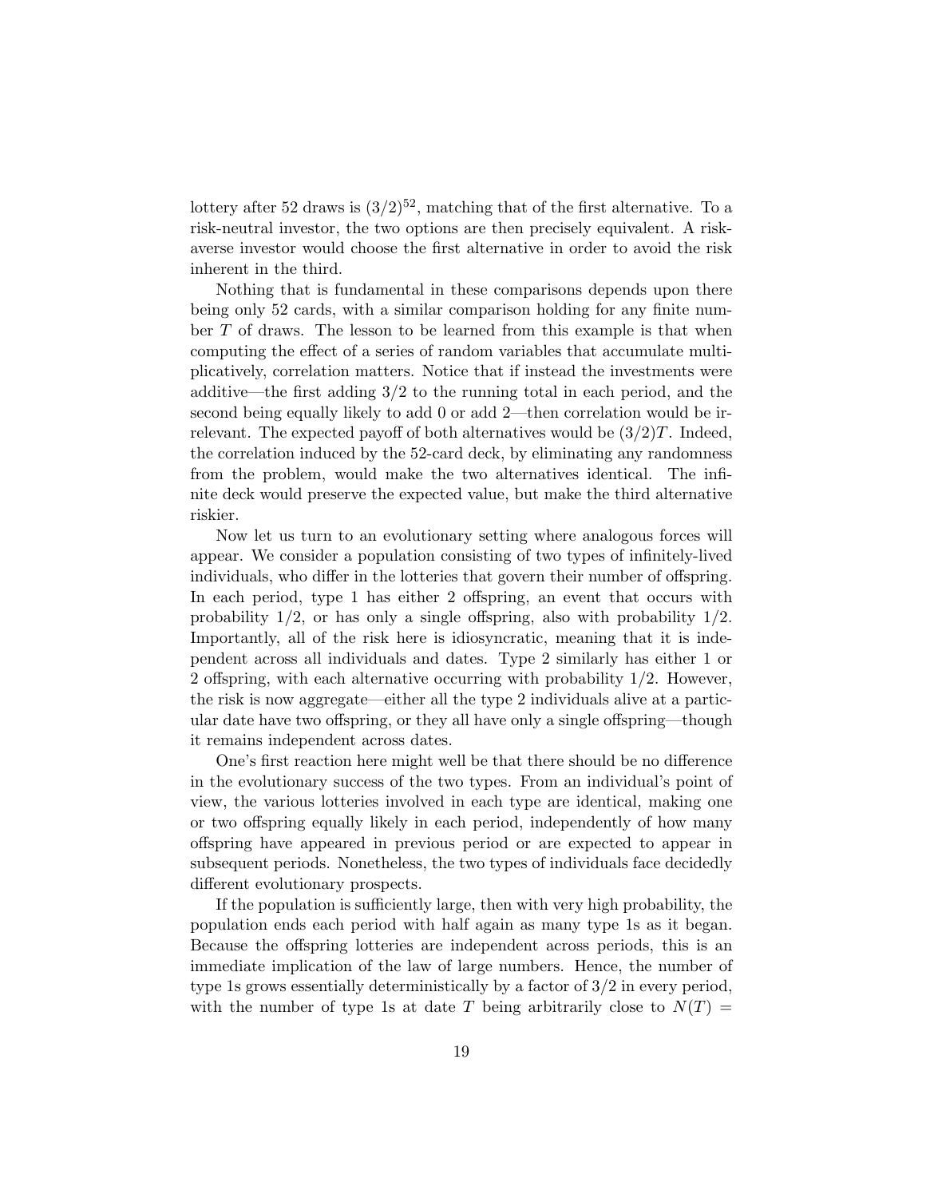lottery after 52 draws is $(3/2)^{52}$, matching that of the first alternative. To a risk-neutral investor, the two options are then precisely equivalent. A risk-averse investor would choose the first alternative in order to avoid the risk inherent in the third.

Nothing that is fundamental in these comparisons depends upon there being only 52 cards, with a similar comparison holding for any finite number $T$ of draws. The lesson to be learned from this example is that when computing the effect of a series of random variables that accumulate multiplicatively, correlation matters. Notice that if instead the investments were additive—the first adding $3/2$ to the running total in each period, and the second being equally likely to add 0 or add 2—then correlation would be irrelevant. The expected payoff of both alternatives would be $(3/2)T$. Indeed, the correlation induced by the 52-card deck, by eliminating any randomness from the problem, would make the two alternatives identical. The infinite deck would preserve the expected value, but make the third alternative riskier.

Now let us turn to an evolutionary setting where analogous forces will appear. We consider a population consisting of two types of infinitely-lived individuals, who differ in the lotteries that govern their number of offspring. In each period, type 1 has either 2 offspring, an event that occurs with probability $1/2$, or has only a single offspring, also with probability $1/2$. Importantly, all of the risk here is idiosyncratic, meaning that it is independent across all individuals and dates. Type 2 similarly has either 1 or 2 offspring, with each alternative occurring with probability $1/2$. However, the risk is now aggregate—either all the type 2 individuals alive at a particular date have two offspring, or they all have only a single offspring—though it remains independent across dates.

One's first reaction here might well be that there should be no difference in the evolutionary success of the two types. From an individual's point of view, the various lotteries involved in each type are identical, making one or two offspring equally likely in each period, independently of how many offspring have appeared in previous period or are expected to appear in subsequent periods. Nonetheless, the two types of individuals face decidedly different evolutionary prospects.

If the population is sufficiently large, then with very high probability, the population ends each period with half again as many type 1s as it began. Because the offspring lotteries are independent across periods, this is an immediate implication of the law of large numbers. Hence, the number of type 1s grows essentially deterministically by a factor of $3/2$ in every period, with the number of type 1s at date $T$ being arbitrarily close to $N(T) =$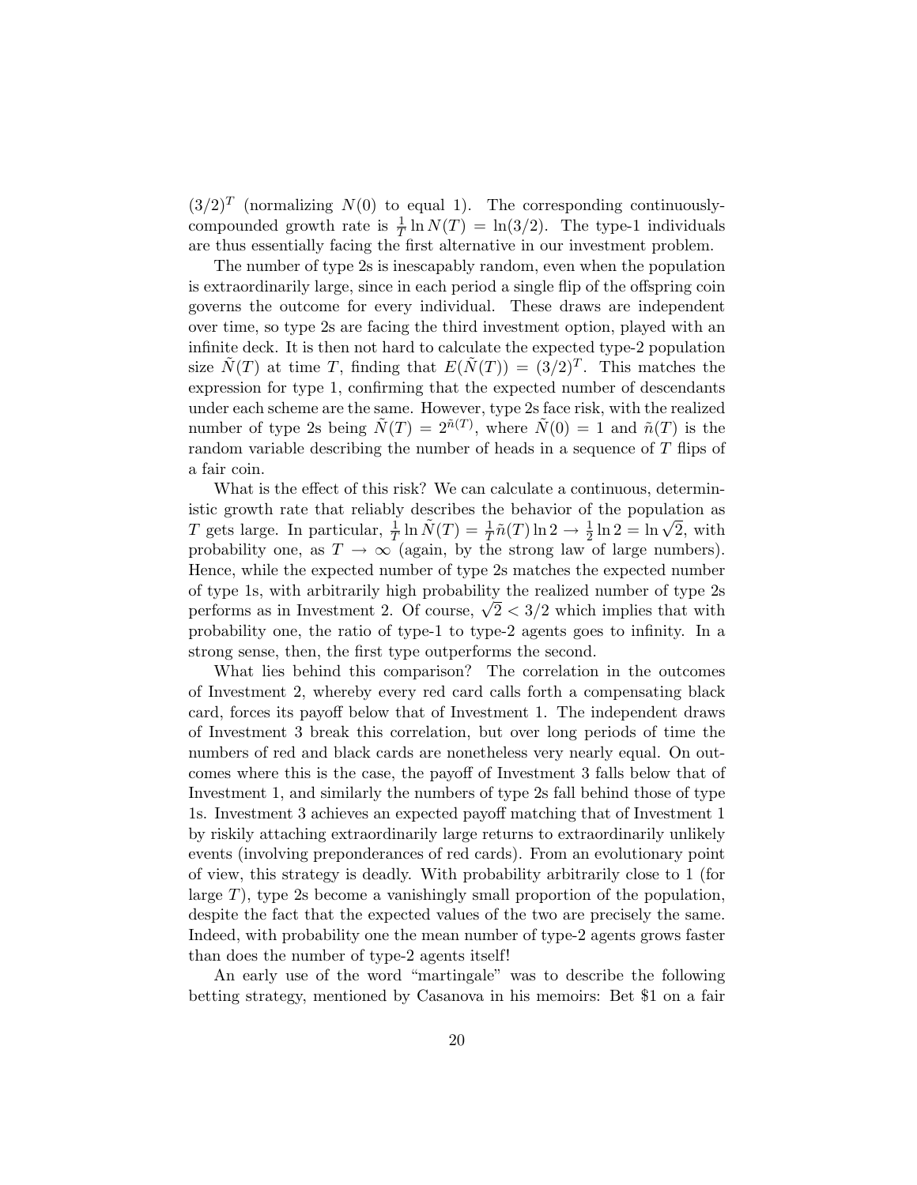$(3/2)^T$ (normalizing $N(0)$ to equal 1). The corresponding continuously-compounded growth rate is $\frac{1}{T}\ln N(T) = \ln(3/2)$. The type-1 individuals are thus essentially facing the first alternative in our investment problem.

The number of type 2s is inescapably random, even when the population is extraordinarily large, since in each period a single flip of the offspring coin governs the outcome for every individual. These draws are independent over time, so type 2s are facing the third investment option, played with an infinite deck. It is then not hard to calculate the expected type-2 population size $\tilde{N}(T)$ at time $T$, finding that $E(\tilde{N}(T)) = (3/2)^T$. This matches the expression for type 1, confirming that the expected number of descendants under each scheme are the same. However, type 2s face risk, with the realized number of type 2s being $\tilde{N}(T) = 2^{\tilde{n}(T)}$, where $\tilde{N}(0) = 1$ and $\tilde{n}(T)$ is the random variable describing the number of heads in a sequence of $T$ flips of a fair coin.

What is the effect of this risk? We can calculate a continuous, deterministic growth rate that reliably describes the behavior of the population as $T$ gets large. In particular, $\frac{1}{T}\ln\tilde{N}(T) = \frac{1}{T}\tilde{n}(T)\ln 2 \rightarrow \frac{1}{2}\ln 2 = \ln\sqrt{2}$, with probability one, as $T \rightarrow \infty$ (again, by the strong law of large numbers). Hence, while the expected number of type 2s matches the expected number of type 1s, with arbitrarily high probability the realized number of type 2s performs as in Investment 2. Of course, $\sqrt{2} < 3/2$ which implies that with probability one, the ratio of type-1 to type-2 agents goes to infinity. In a strong sense, then, the first type outperforms the second.

What lies behind this comparison? The correlation in the outcomes of Investment 2, whereby every red card calls forth a compensating black card, forces its payoff below that of Investment 1. The independent draws of Investment 3 break this correlation, but over long periods of time the numbers of red and black cards are nonetheless very nearly equal. On outcomes where this is the case, the payoff of Investment 3 falls below that of Investment 1, and similarly the numbers of type 2s fall behind those of type 1s. Investment 3 achieves an expected payoff matching that of Investment 1 by riskily attaching extraordinarily large returns to extraordinarily unlikely events (involving preponderances of red cards). From an evolutionary point of view, this strategy is deadly. With probability arbitrarily close to 1 (for large $T$), type 2s become a vanishingly small proportion of the population, despite the fact that the expected values of the two are precisely the same. Indeed, with probability one the mean number of type-2 agents grows faster than does the number of type-2 agents itself!

An early use of the word "martingale" was to describe the following betting strategy, mentioned by Casanova in his memoirs: Bet \$1 on a fair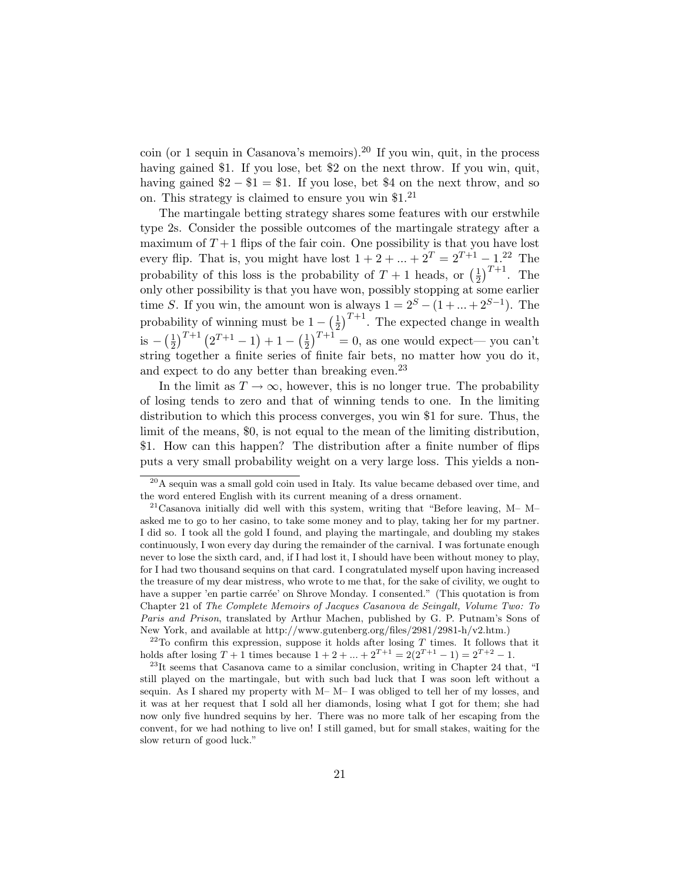coin (or 1 sequin in Casanova's memoirs).[20] If you win, quit, in the process having gained \$1. If you lose, bet \$2 on the next throw. If you win, quit, having gained \$2 − \$1 = \$1. If you lose, bet \$4 on the next throw, and so on. This strategy is claimed to ensure you win \$1.[21]

The martingale betting strategy shares some features with our erstwhile type 2s. Consider the possible outcomes of the martingale strategy after a maximum of $T+1$ flips of the fair coin. One possibility is that you have lost every flip. That is, you might have lost $1 + 2 + ... + 2^T = 2^{T+1} - 1$.[22] The probability of this loss is the probability of $T+1$ heads, or $\left(\frac{1}{2}\right)^{T+1}$. The only other possibility is that you have won, possibly stopping at some earlier time $S$. If you win, the amount won is always $1 = 2^S - (1 + ... + 2^{S-1})$. The probability of winning must be $1 - \left(\frac{1}{2}\right)^{T+1}$. The expected change in wealth is $-\left(\frac{1}{2}\right)^{T+1}\left(2^{T+1} - 1\right) + 1 - \left(\frac{1}{2}\right)^{T+1} = 0$, as one would expect— you can't string together a finite series of finite fair bets, no matter how you do it, and expect to do any better than breaking even.[23]

In the limit as $T \to \infty$, however, this is no longer true. The probability of losing tends to zero and that of winning tends to one. In the limiting distribution to which this process converges, you win \$1 for sure. Thus, the limit of the means, \$0, is not equal to the mean of the limiting distribution, \$1. How can this happen? The distribution after a finite number of flips puts a very small probability weight on a very large loss. This yields a non-

---

[20] A sequin was a small gold coin used in Italy. Its value became debased over time, and the word entered English with its current meaning of a dress ornament.

[21] Casanova initially did well with this system, writing that "Before leaving, M– M– asked me to go to her casino, to take some money and to play, taking her for my partner. I did so. I took all the gold I found, and playing the martingale, and doubling my stakes continuously, I won every day during the remainder of the carnival. I was fortunate enough never to lose the sixth card, and, if I had lost it, I should have been without money to play, for I had two thousand sequins on that card. I congratulated myself upon having increased the treasure of my dear mistress, who wrote to me that, for the sake of civility, we ought to have a supper 'en partie carrée' on Shrove Monday. I consented." (This quotation is from Chapter 21 of *The Complete Memoirs of Jacques Casanova de Seingalt, Volume Two: To Paris and Prison*, translated by Arthur Machen, published by G. P. Putnam's Sons of New York, and available at http://www.gutenberg.org/files/2981/2981-h/v2.htm.)

[22] To confirm this expression, suppose it holds after losing $T$ times. It follows that it holds after losing $T+1$ times because $1 + 2 + ... + 2^{T+1} = 2(2^{T+1} - 1) = 2^{T+2} - 1$.

[23] It seems that Casanova came to a similar conclusion, writing in Chapter 24 that, "I still played on the martingale, but with such bad luck that I was soon left without a sequin. As I shared my property with M– M– I was obliged to tell her of my losses, and it was at her request that I sold all her diamonds, losing what I got for them; she had now only five hundred sequins by her. There was no more talk of her escaping from the convent, for we had nothing to live on! I still gamed, but for small stakes, waiting for the slow return of good luck."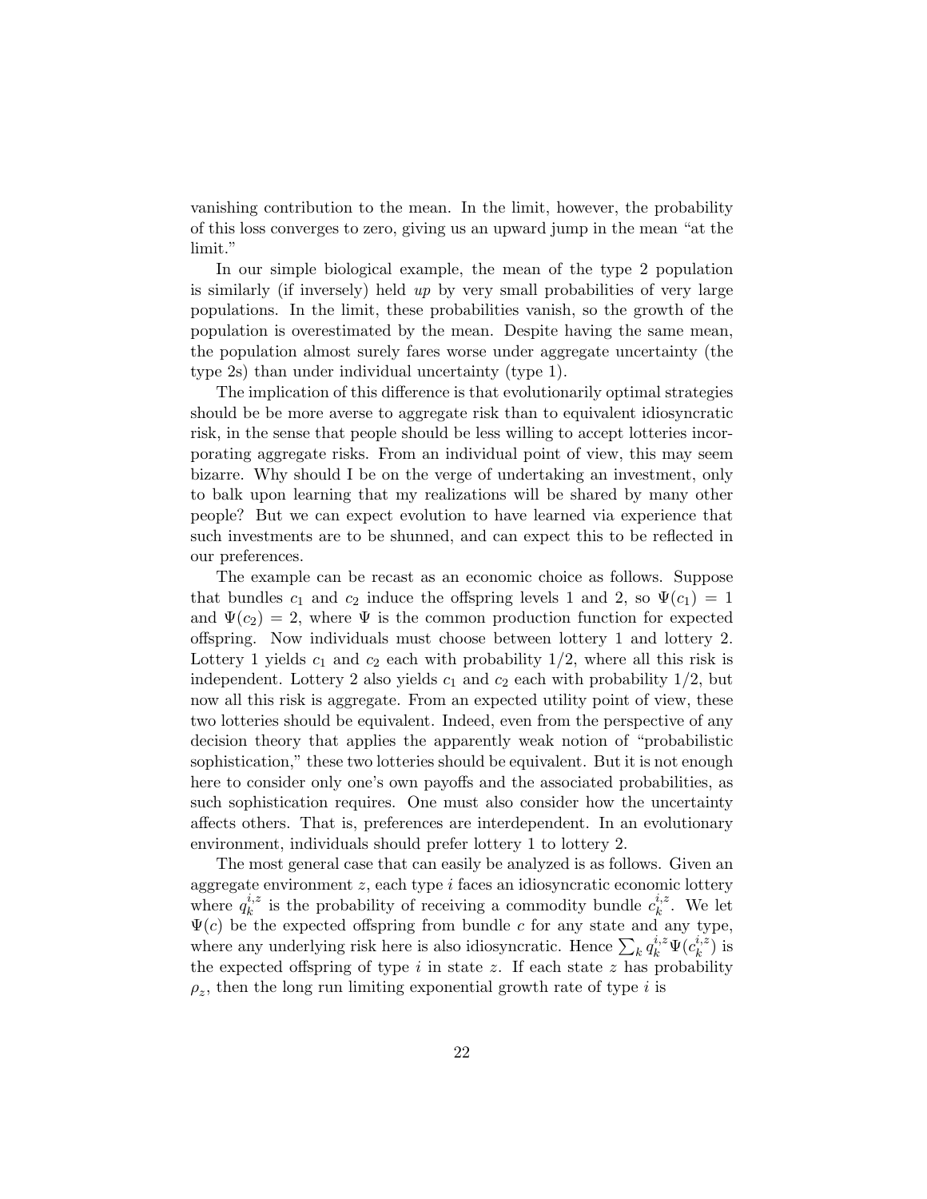vanishing contribution to the mean. In the limit, however, the probability of this loss converges to zero, giving us an upward jump in the mean "at the limit."

In our simple biological example, the mean of the type 2 population is similarly (if inversely) held *up* by very small probabilities of very large populations. In the limit, these probabilities vanish, so the growth of the population is overestimated by the mean. Despite having the same mean, the population almost surely fares worse under aggregate uncertainty (the type 2s) than under individual uncertainty (type 1).

The implication of this difference is that evolutionarily optimal strategies should be be more averse to aggregate risk than to equivalent idiosyncratic risk, in the sense that people should be less willing to accept lotteries incorporating aggregate risks. From an individual point of view, this may seem bizarre. Why should I be on the verge of undertaking an investment, only to balk upon learning that my realizations will be shared by many other people? But we can expect evolution to have learned via experience that such investments are to be shunned, and can expect this to be reflected in our preferences.

The example can be recast as an economic choice as follows. Suppose that bundles $c_1$ and $c_2$ induce the offspring levels 1 and 2, so $\Psi(c_1) = 1$ and $\Psi(c_2) = 2$, where $\Psi$ is the common production function for expected offspring. Now individuals must choose between lottery 1 and lottery 2. Lottery 1 yields $c_1$ and $c_2$ each with probability 1/2, where all this risk is independent. Lottery 2 also yields $c_1$ and $c_2$ each with probability 1/2, but now all this risk is aggregate. From an expected utility point of view, these two lotteries should be equivalent. Indeed, even from the perspective of any decision theory that applies the apparently weak notion of "probabilistic sophistication," these two lotteries should be equivalent. But it is not enough here to consider only one's own payoffs and the associated probabilities, as such sophistication requires. One must also consider how the uncertainty affects others. That is, preferences are interdependent. In an evolutionary environment, individuals should prefer lottery 1 to lottery 2.

The most general case that can easily be analyzed is as follows. Given an aggregate environment $z$, each type $i$ faces an idiosyncratic economic lottery where $q_k^{i,z}$ is the probability of receiving a commodity bundle $c_k^{i,z}$. We let $\Psi(c)$ be the expected offspring from bundle $c$ for any state and any type, where any underlying risk here is also idiosyncratic. Hence $\sum_k q_k^{i,z}\Psi(c_k^{i,z})$ is the expected offspring of type $i$ in state $z$. If each state $z$ has probability $\rho_z$, then the long run limiting exponential growth rate of type $i$ is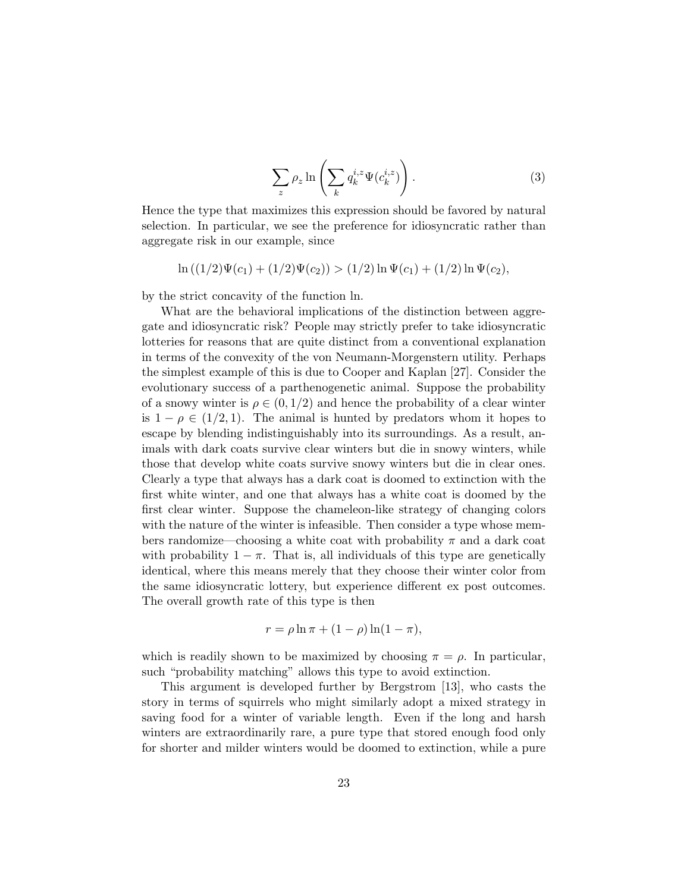$$\sum_z \rho_z \ln \left( \sum_k q_k^{i,z} \Psi(c_k^{i,z}) \right). \tag{3}$$

Hence the type that maximizes this expression should be favored by natural selection. In particular, we see the preference for idiosyncratic rather than aggregate risk in our example, since

$$\ln \left( (1/2)\Psi(c_1) + (1/2)\Psi(c_2) \right) > (1/2) \ln \Psi(c_1) + (1/2) \ln \Psi(c_2),$$

by the strict concavity of the function ln.

What are the behavioral implications of the distinction between aggregate and idiosyncratic risk? People may strictly prefer to take idiosyncratic lotteries for reasons that are quite distinct from a conventional explanation in terms of the convexity of the von Neumann-Morgenstern utility. Perhaps the simplest example of this is due to Cooper and Kaplan [27]. Consider the evolutionary success of a parthenogenetic animal. Suppose the probability of a snowy winter is $\rho \in (0, 1/2)$ and hence the probability of a clear winter is $1 - \rho \in (1/2, 1)$. The animal is hunted by predators whom it hopes to escape by blending indistinguishably into its surroundings. As a result, animals with dark coats survive clear winters but die in snowy winters, while those that develop white coats survive snowy winters but die in clear ones. Clearly a type that always has a dark coat is doomed to extinction with the first white winter, and one that always has a white coat is doomed by the first clear winter. Suppose the chameleon-like strategy of changing colors with the nature of the winter is infeasible. Then consider a type whose members randomize—choosing a white coat with probability $\pi$ and a dark coat with probability $1 - \pi$. That is, all individuals of this type are genetically identical, where this means merely that they choose their winter color from the same idiosyncratic lottery, but experience different ex post outcomes. The overall growth rate of this type is then

$$r = \rho \ln \pi + (1 - \rho) \ln(1 - \pi),$$

which is readily shown to be maximized by choosing $\pi = \rho$. In particular, such "probability matching" allows this type to avoid extinction.

This argument is developed further by Bergstrom [13], who casts the story in terms of squirrels who might similarly adopt a mixed strategy in saving food for a winter of variable length. Even if the long and harsh winters are extraordinarily rare, a pure type that stored enough food only for shorter and milder winters would be doomed to extinction, while a pure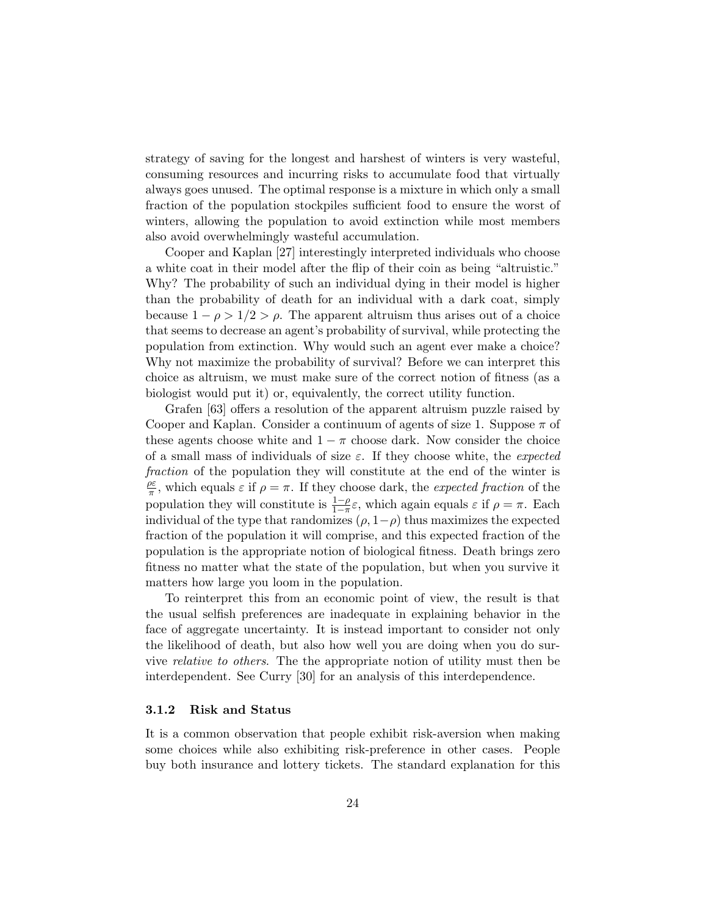strategy of saving for the longest and harshest of winters is very wasteful, consuming resources and incurring risks to accumulate food that virtually always goes unused. The optimal response is a mixture in which only a small fraction of the population stockpiles sufficient food to ensure the worst of winters, allowing the population to avoid extinction while most members also avoid overwhelmingly wasteful accumulation.

Cooper and Kaplan [27] interestingly interpreted individuals who choose a white coat in their model after the flip of their coin as being "altruistic." Why? The probability of such an individual dying in their model is higher than the probability of death for an individual with a dark coat, simply because $1 - \rho > 1/2 > \rho$. The apparent altruism thus arises out of a choice that seems to decrease an agent's probability of survival, while protecting the population from extinction. Why would such an agent ever make a choice? Why not maximize the probability of survival? Before we can interpret this choice as altruism, we must make sure of the correct notion of fitness (as a biologist would put it) or, equivalently, the correct utility function.

Grafen [63] offers a resolution of the apparent altruism puzzle raised by Cooper and Kaplan. Consider a continuum of agents of size 1. Suppose $\pi$ of these agents choose white and $1 - \pi$ choose dark. Now consider the choice of a small mass of individuals of size $\varepsilon$. If they choose white, the *expected fraction* of the population they will constitute at the end of the winter is $\frac{\rho\varepsilon}{\pi}$, which equals $\varepsilon$ if $\rho = \pi$. If they choose dark, the *expected fraction* of the population they will constitute is $\frac{1-\rho}{1-\pi}\varepsilon$, which again equals $\varepsilon$ if $\rho = \pi$. Each individual of the type that randomizes $(\rho, 1-\rho)$ thus maximizes the expected fraction of the population it will comprise, and this expected fraction of the population is the appropriate notion of biological fitness. Death brings zero fitness no matter what the state of the population, but when you survive it matters how large you loom in the population.

To reinterpret this from an economic point of view, the result is that the usual selfish preferences are inadequate in explaining behavior in the face of aggregate uncertainty. It is instead important to consider not only the likelihood of death, but also how well you are doing when you do survive *relative to others*. The the appropriate notion of utility must then be interdependent. See Curry [30] for an analysis of this interdependence.

### 3.1.2 Risk and Status

It is a common observation that people exhibit risk-aversion when making some choices while also exhibiting risk-preference in other cases. People buy both insurance and lottery tickets. The standard explanation for this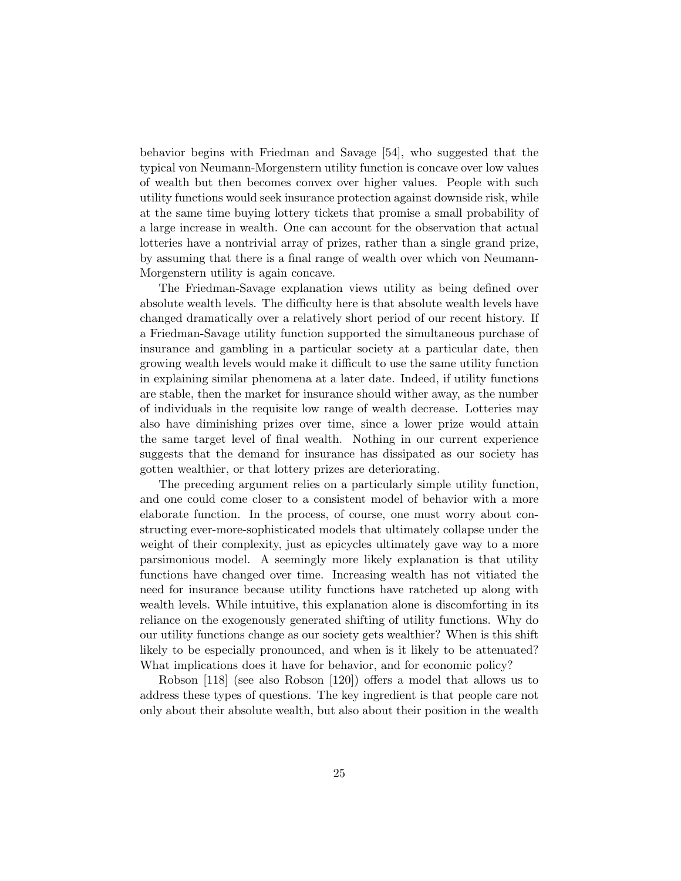behavior begins with Friedman and Savage [54], who suggested that the typical von Neumann-Morgenstern utility function is concave over low values of wealth but then becomes convex over higher values. People with such utility functions would seek insurance protection against downside risk, while at the same time buying lottery tickets that promise a small probability of a large increase in wealth. One can account for the observation that actual lotteries have a nontrivial array of prizes, rather than a single grand prize, by assuming that there is a final range of wealth over which von Neumann-Morgenstern utility is again concave.

The Friedman-Savage explanation views utility as being defined over absolute wealth levels. The difficulty here is that absolute wealth levels have changed dramatically over a relatively short period of our recent history. If a Friedman-Savage utility function supported the simultaneous purchase of insurance and gambling in a particular society at a particular date, then growing wealth levels would make it difficult to use the same utility function in explaining similar phenomena at a later date. Indeed, if utility functions are stable, then the market for insurance should wither away, as the number of individuals in the requisite low range of wealth decrease. Lotteries may also have diminishing prizes over time, since a lower prize would attain the same target level of final wealth. Nothing in our current experience suggests that the demand for insurance has dissipated as our society has gotten wealthier, or that lottery prizes are deteriorating.

The preceding argument relies on a particularly simple utility function, and one could come closer to a consistent model of behavior with a more elaborate function. In the process, of course, one must worry about constructing ever-more-sophisticated models that ultimately collapse under the weight of their complexity, just as epicycles ultimately gave way to a more parsimonious model. A seemingly more likely explanation is that utility functions have changed over time. Increasing wealth has not vitiated the need for insurance because utility functions have ratcheted up along with wealth levels. While intuitive, this explanation alone is discomforting in its reliance on the exogenously generated shifting of utility functions. Why do our utility functions change as our society gets wealthier? When is this shift likely to be especially pronounced, and when is it likely to be attenuated? What implications does it have for behavior, and for economic policy?

Robson [118] (see also Robson [120]) offers a model that allows us to address these types of questions. The key ingredient is that people care not only about their absolute wealth, but also about their position in the wealth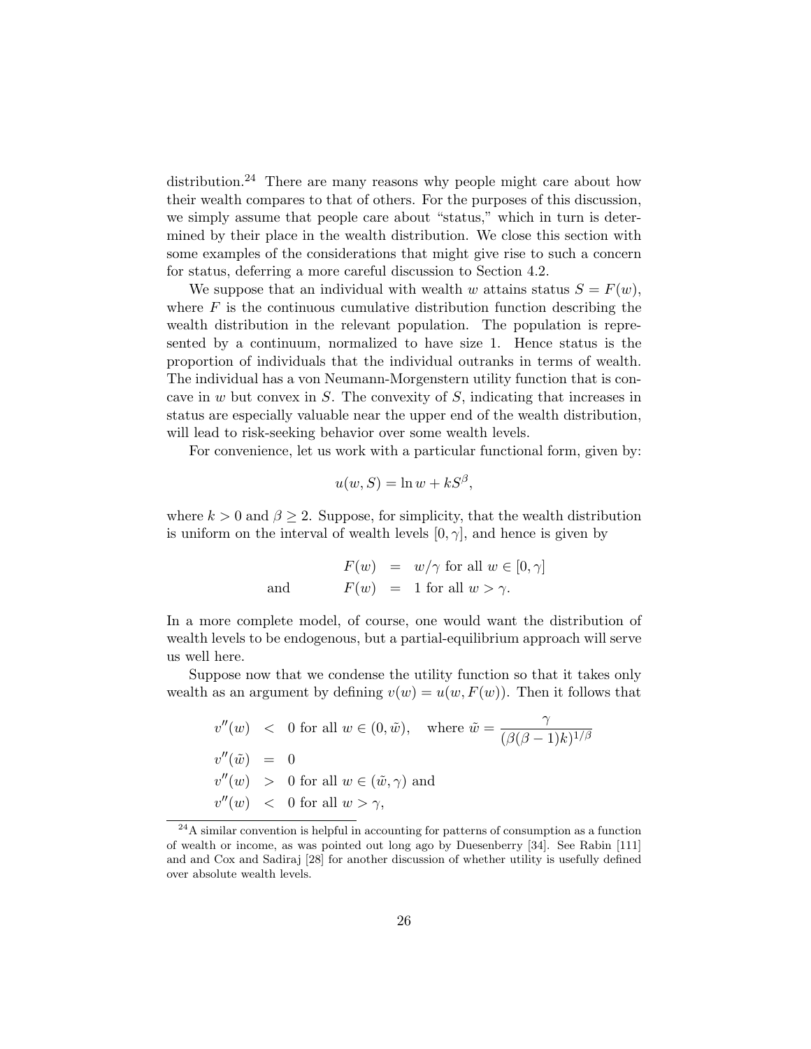distribution.[24] There are many reasons why people might care about how their wealth compares to that of others. For the purposes of this discussion, we simply assume that people care about "status," which in turn is determined by their place in the wealth distribution. We close this section with some examples of the considerations that might give rise to such a concern for status, deferring a more careful discussion to Section 4.2.

We suppose that an individual with wealth $w$ attains status $S = F(w)$, where $F$ is the continuous cumulative distribution function describing the wealth distribution in the relevant population. The population is represented by a continuum, normalized to have size 1. Hence status is the proportion of individuals that the individual outranks in terms of wealth. The individual has a von Neumann-Morgenstern utility function that is concave in $w$ but convex in $S$. The convexity of $S$, indicating that increases in status are especially valuable near the upper end of the wealth distribution, will lead to risk-seeking behavior over some wealth levels.

For convenience, let us work with a particular functional form, given by:

$$u(w, S) = \ln w + kS^{\beta},$$

where $k > 0$ and $\beta \geq 2$. Suppose, for simplicity, that the wealth distribution is uniform on the interval of wealth levels $[0, \gamma]$, and hence is given by

$$\begin{aligned} F(w) &= w/\gamma \text{ for all } w \in [0, \gamma] \\ \text{and} \qquad F(w) &= 1 \text{ for all } w > \gamma. \end{aligned}$$

In a more complete model, of course, one would want the distribution of wealth levels to be endogenous, but a partial-equilibrium approach will serve us well here.

Suppose now that we condense the utility function so that it takes only wealth as an argument by defining $v(w) = u(w, F(w))$. Then it follows that

$$\begin{aligned} v''(w) &< 0 \text{ for all } w \in (0, \tilde{w}), \quad \text{where } \tilde{w} = \frac{\gamma}{(\beta(\beta-1)k)^{1/\beta}} \\ v''(\tilde{w}) &= 0 \\ v''(w) &> 0 \text{ for all } w \in (\tilde{w}, \gamma) \text{ and} \\ v''(w) &< 0 \text{ for all } w > \gamma, \end{aligned}$$

[24] A similar convention is helpful in accounting for patterns of consumption as a function of wealth or income, as was pointed out long ago by Duesenberry [34]. See Rabin [111] and and Cox and Sadiraj [28] for another discussion of whether utility is usefully defined over absolute wealth levels.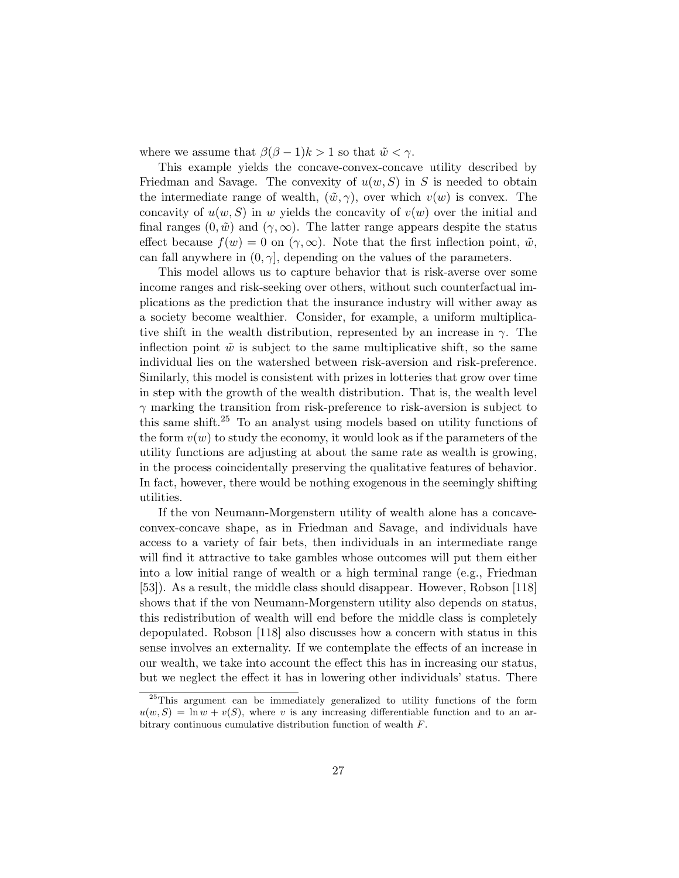where we assume that $\beta(\beta-1)k > 1$ so that $\tilde{w} < \gamma$.

This example yields the concave-convex-concave utility described by Friedman and Savage. The convexity of $u(w, S)$ in $S$ is needed to obtain the intermediate range of wealth, $(\tilde{w}, \gamma)$, over which $v(w)$ is convex. The concavity of $u(w, S)$ in $w$ yields the concavity of $v(w)$ over the initial and final ranges $(0, \tilde{w})$ and $(\gamma, \infty)$. The latter range appears despite the status effect because $f(w) = 0$ on $(\gamma, \infty)$. Note that the first inflection point, $\tilde{w}$, can fall anywhere in $(0, \gamma]$, depending on the values of the parameters.

This model allows us to capture behavior that is risk-averse over some income ranges and risk-seeking over others, without such counterfactual implications as the prediction that the insurance industry will wither away as a society become wealthier. Consider, for example, a uniform multiplicative shift in the wealth distribution, represented by an increase in $\gamma$. The inflection point $\tilde{w}$ is subject to the same multiplicative shift, so the same individual lies on the watershed between risk-aversion and risk-preference. Similarly, this model is consistent with prizes in lotteries that grow over time in step with the growth of the wealth distribution. That is, the wealth level $\gamma$ marking the transition from risk-preference to risk-aversion is subject to this same shift.[25] To an analyst using models based on utility functions of the form $v(w)$ to study the economy, it would look as if the parameters of the utility functions are adjusting at about the same rate as wealth is growing, in the process coincidentally preserving the qualitative features of behavior. In fact, however, there would be nothing exogenous in the seemingly shifting utilities.

If the von Neumann-Morgenstern utility of wealth alone has a concave-convex-concave shape, as in Friedman and Savage, and individuals have access to a variety of fair bets, then individuals in an intermediate range will find it attractive to take gambles whose outcomes will put them either into a low initial range of wealth or a high terminal range (e.g., Friedman [53]). As a result, the middle class should disappear. However, Robson [118] shows that if the von Neumann-Morgenstern utility also depends on status, this redistribution of wealth will end before the middle class is completely depopulated. Robson [118] also discusses how a concern with status in this sense involves an externality. If we contemplate the effects of an increase in our wealth, we take into account the effect this has in increasing our status, but we neglect the effect it has in lowering other individuals' status. There

[25] This argument can be immediately generalized to utility functions of the form $u(w, S) = \ln w + v(S)$, where $v$ is any increasing differentiable function and to an arbitrary continuous cumulative distribution function of wealth $F$.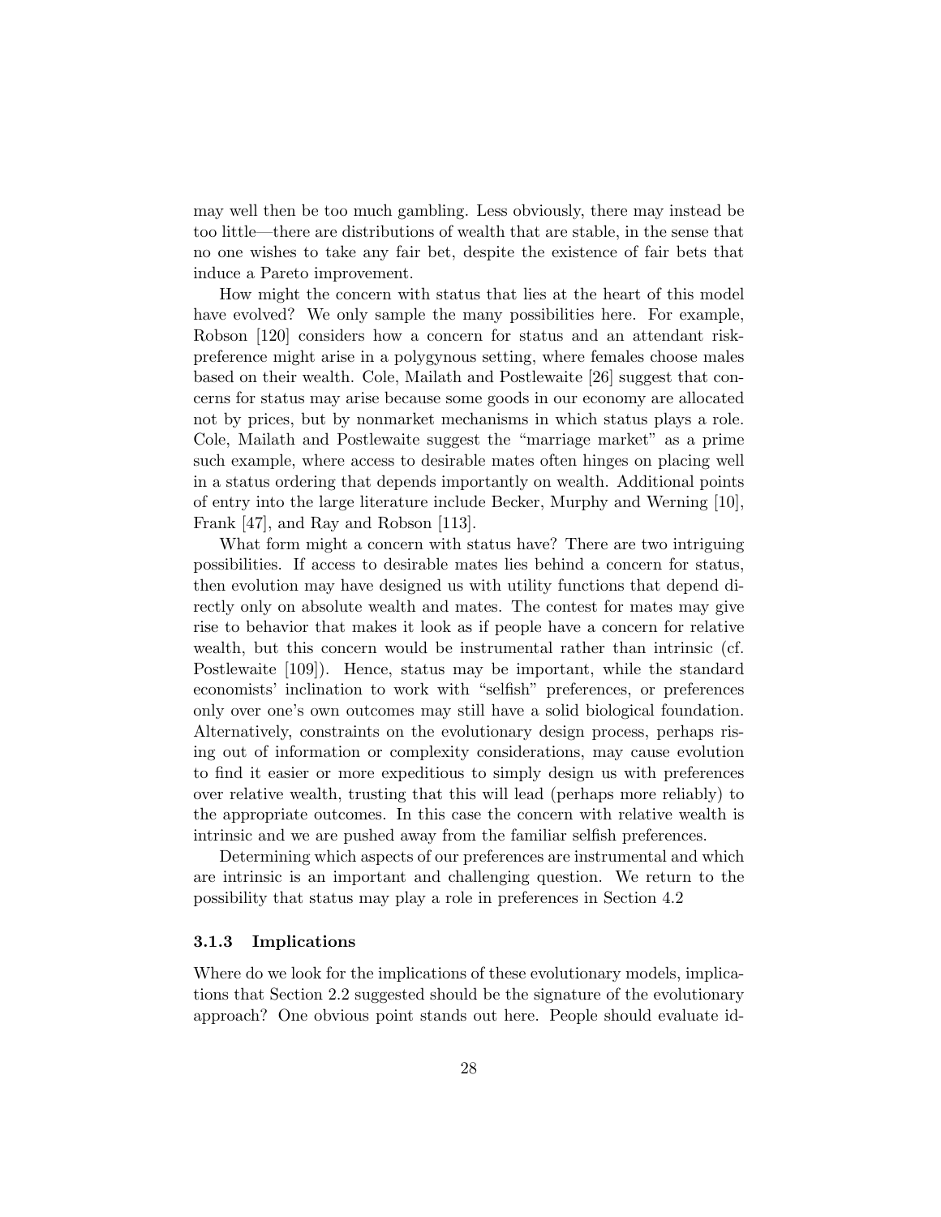may well then be too much gambling. Less obviously, there may instead be too little—there are distributions of wealth that are stable, in the sense that no one wishes to take any fair bet, despite the existence of fair bets that induce a Pareto improvement.

How might the concern with status that lies at the heart of this model have evolved? We only sample the many possibilities here. For example, Robson [120] considers how a concern for status and an attendant risk-preference might arise in a polygynous setting, where females choose males based on their wealth. Cole, Mailath and Postlewaite [26] suggest that concerns for status may arise because some goods in our economy are allocated not by prices, but by nonmarket mechanisms in which status plays a role. Cole, Mailath and Postlewaite suggest the "marriage market" as a prime such example, where access to desirable mates often hinges on placing well in a status ordering that depends importantly on wealth. Additional points of entry into the large literature include Becker, Murphy and Werning [10], Frank [47], and Ray and Robson [113].

What form might a concern with status have? There are two intriguing possibilities. If access to desirable mates lies behind a concern for status, then evolution may have designed us with utility functions that depend directly only on absolute wealth and mates. The contest for mates may give rise to behavior that makes it look as if people have a concern for relative wealth, but this concern would be instrumental rather than intrinsic (cf. Postlewaite [109]). Hence, status may be important, while the standard economists' inclination to work with "selfish" preferences, or preferences only over one's own outcomes may still have a solid biological foundation. Alternatively, constraints on the evolutionary design process, perhaps rising out of information or complexity considerations, may cause evolution to find it easier or more expeditious to simply design us with preferences over relative wealth, trusting that this will lead (perhaps more reliably) to the appropriate outcomes. In this case the concern with relative wealth is intrinsic and we are pushed away from the familiar selfish preferences.

Determining which aspects of our preferences are instrumental and which are intrinsic is an important and challenging question. We return to the possibility that status may play a role in preferences in Section 4.2

#### 3.1.3 Implications

Where do we look for the implications of these evolutionary models, implications that Section 2.2 suggested should be the signature of the evolutionary approach? One obvious point stands out here. People should evaluate id-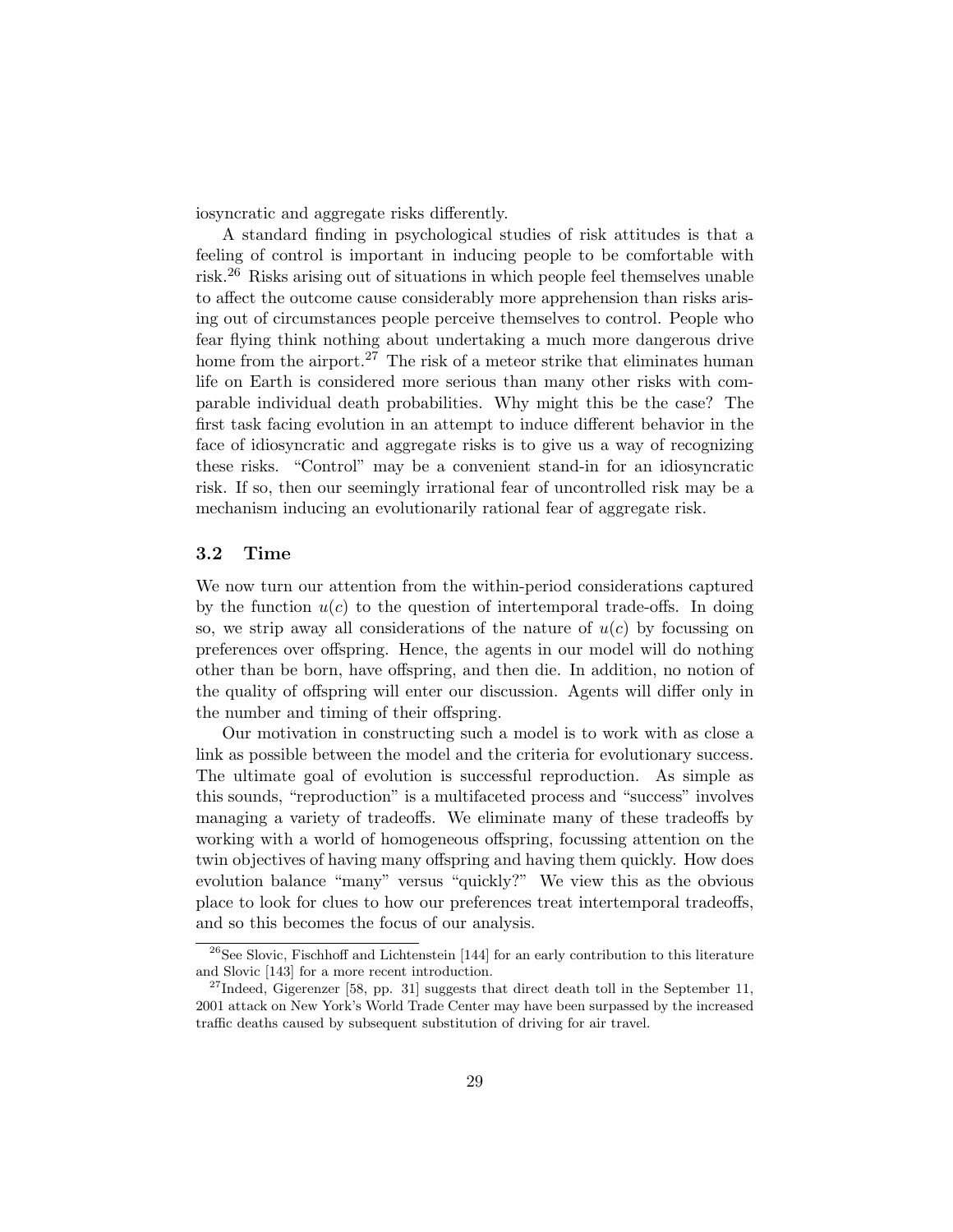iosyncratic and aggregate risks differently.

A standard finding in psychological studies of risk attitudes is that a feeling of control is important in inducing people to be comfortable with risk.[26] Risks arising out of situations in which people feel themselves unable to affect the outcome cause considerably more apprehension than risks arising out of circumstances people perceive themselves to control. People who fear flying think nothing about undertaking a much more dangerous drive home from the airport.[27] The risk of a meteor strike that eliminates human life on Earth is considered more serious than many other risks with comparable individual death probabilities. Why might this be the case? The first task facing evolution in an attempt to induce different behavior in the face of idiosyncratic and aggregate risks is to give us a way of recognizing these risks. "Control" may be a convenient stand-in for an idiosyncratic risk. If so, then our seemingly irrational fear of uncontrolled risk may be a mechanism inducing an evolutionarily rational fear of aggregate risk.

### 3.2 Time

We now turn our attention from the within-period considerations captured by the function $u(c)$ to the question of intertemporal trade-offs. In doing so, we strip away all considerations of the nature of $u(c)$ by focussing on preferences over offspring. Hence, the agents in our model will do nothing other than be born, have offspring, and then die. In addition, no notion of the quality of offspring will enter our discussion. Agents will differ only in the number and timing of their offspring.

Our motivation in constructing such a model is to work with as close a link as possible between the model and the criteria for evolutionary success. The ultimate goal of evolution is successful reproduction. As simple as this sounds, "reproduction" is a multifaceted process and "success" involves managing a variety of tradeoffs. We eliminate many of these tradeoffs by working with a world of homogeneous offspring, focussing attention on the twin objectives of having many offspring and having them quickly. How does evolution balance "many" versus "quickly?" We view this as the obvious place to look for clues to how our preferences treat intertemporal tradeoffs, and so this becomes the focus of our analysis.

---

[26] See Slovic, Fischhoff and Lichtenstein [144] for an early contribution to this literature and Slovic [143] for a more recent introduction.

[27] Indeed, Gigerenzer [58, pp. 31] suggests that direct death toll in the September 11, 2001 attack on New York's World Trade Center may have been surpassed by the increased traffic deaths caused by subsequent substitution of driving for air travel.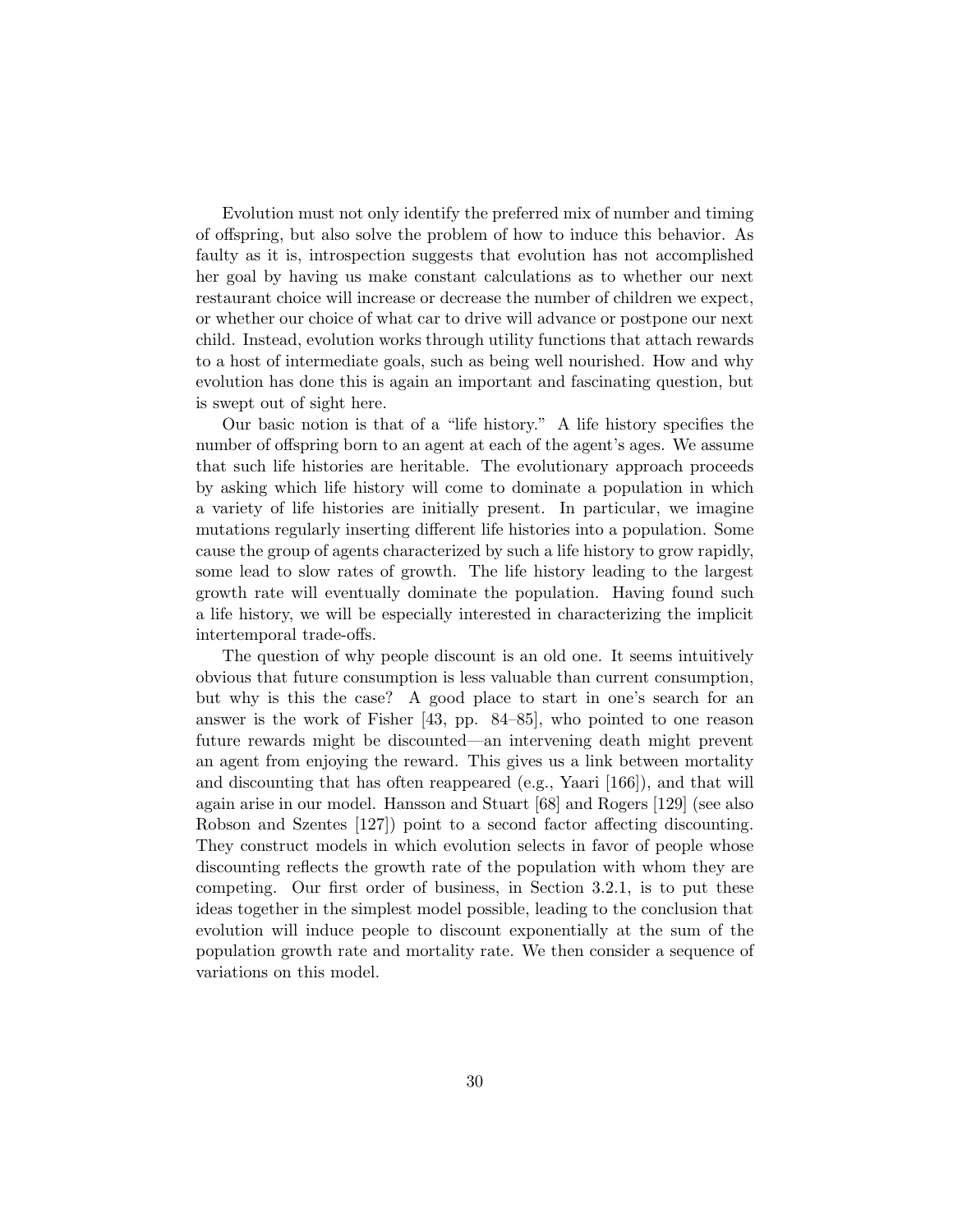Evolution must not only identify the preferred mix of number and timing of offspring, but also solve the problem of how to induce this behavior. As faulty as it is, introspection suggests that evolution has not accomplished her goal by having us make constant calculations as to whether our next restaurant choice will increase or decrease the number of children we expect, or whether our choice of what car to drive will advance or postpone our next child. Instead, evolution works through utility functions that attach rewards to a host of intermediate goals, such as being well nourished. How and why evolution has done this is again an important and fascinating question, but is swept out of sight here.

Our basic notion is that of a "life history." A life history specifies the number of offspring born to an agent at each of the agent's ages. We assume that such life histories are heritable. The evolutionary approach proceeds by asking which life history will come to dominate a population in which a variety of life histories are initially present. In particular, we imagine mutations regularly inserting different life histories into a population. Some cause the group of agents characterized by such a life history to grow rapidly, some lead to slow rates of growth. The life history leading to the largest growth rate will eventually dominate the population. Having found such a life history, we will be especially interested in characterizing the implicit intertemporal trade-offs.

The question of why people discount is an old one. It seems intuitively obvious that future consumption is less valuable than current consumption, but why is this the case? A good place to start in one's search for an answer is the work of Fisher [43, pp. 84–85], who pointed to one reason future rewards might be discounted—an intervening death might prevent an agent from enjoying the reward. This gives us a link between mortality and discounting that has often reappeared (e.g., Yaari [166]), and that will again arise in our model. Hansson and Stuart [68] and Rogers [129] (see also Robson and Szentes [127]) point to a second factor affecting discounting. They construct models in which evolution selects in favor of people whose discounting reflects the growth rate of the population with whom they are competing. Our first order of business, in Section 3.2.1, is to put these ideas together in the simplest model possible, leading to the conclusion that evolution will induce people to discount exponentially at the sum of the population growth rate and mortality rate. We then consider a sequence of variations on this model.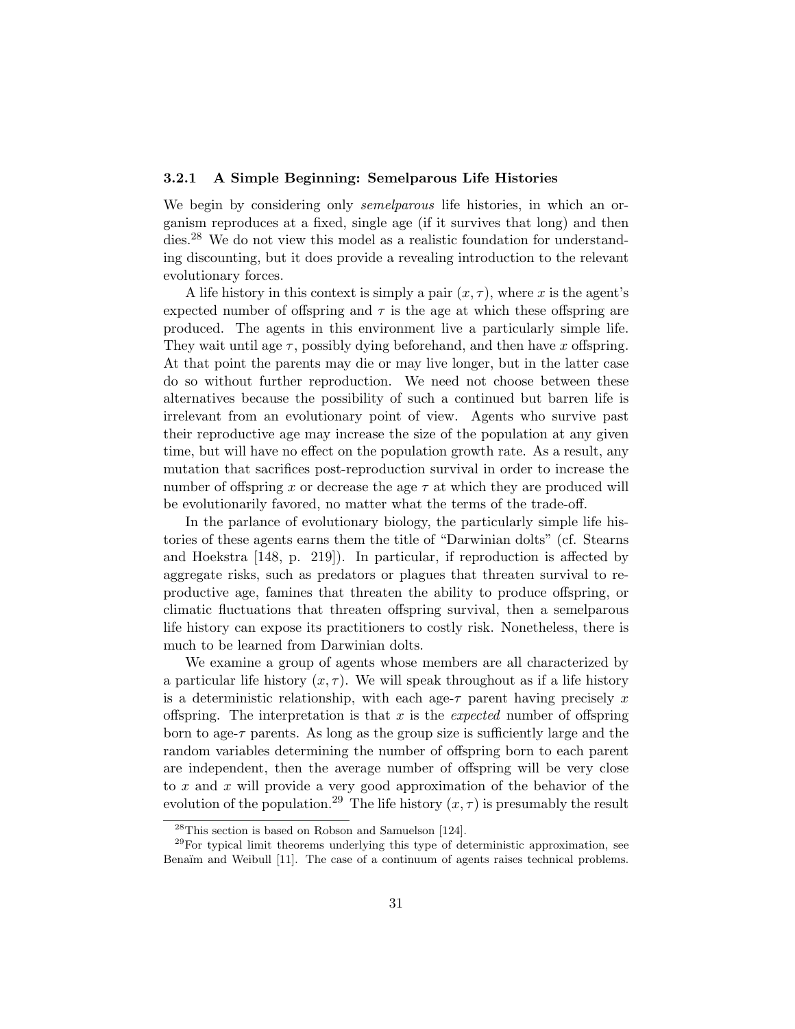### 3.2.1 A Simple Beginning: Semelparous Life Histories

We begin by considering only *semelparous* life histories, in which an organism reproduces at a fixed, single age (if it survives that long) and then dies.[28] We do not view this model as a realistic foundation for understanding discounting, but it does provide a revealing introduction to the relevant evolutionary forces.

A life history in this context is simply a pair $(x, \tau)$, where $x$ is the agent's expected number of offspring and $\tau$ is the age at which these offspring are produced. The agents in this environment live a particularly simple life. They wait until age $\tau$, possibly dying beforehand, and then have $x$ offspring. At that point the parents may die or may live longer, but in the latter case do so without further reproduction. We need not choose between these alternatives because the possibility of such a continued but barren life is irrelevant from an evolutionary point of view. Agents who survive past their reproductive age may increase the size of the population at any given time, but will have no effect on the population growth rate. As a result, any mutation that sacrifices post-reproduction survival in order to increase the number of offspring $x$ or decrease the age $\tau$ at which they are produced will be evolutionarily favored, no matter what the terms of the trade-off.

In the parlance of evolutionary biology, the particularly simple life histories of these agents earns them the title of "Darwinian dolts" (cf. Stearns and Hoekstra [148, p. 219]). In particular, if reproduction is affected by aggregate risks, such as predators or plagues that threaten survival to reproductive age, famines that threaten the ability to produce offspring, or climatic fluctuations that threaten offspring survival, then a semelparous life history can expose its practitioners to costly risk. Nonetheless, there is much to be learned from Darwinian dolts.

We examine a group of agents whose members are all characterized by a particular life history $(x, \tau)$. We will speak throughout as if a life history is a deterministic relationship, with each age-$\tau$ parent having precisely $x$ offspring. The interpretation is that $x$ is the *expected* number of offspring born to age-$\tau$ parents. As long as the group size is sufficiently large and the random variables determining the number of offspring born to each parent are independent, then the average number of offspring will be very close to $x$ and $x$ will provide a very good approximation of the behavior of the evolution of the population.[29] The life history $(x, \tau)$ is presumably the result

[28] This section is based on Robson and Samuelson [124].

[29] For typical limit theorems underlying this type of deterministic approximation, see Benaïm and Weibull [11]. The case of a continuum of agents raises technical problems.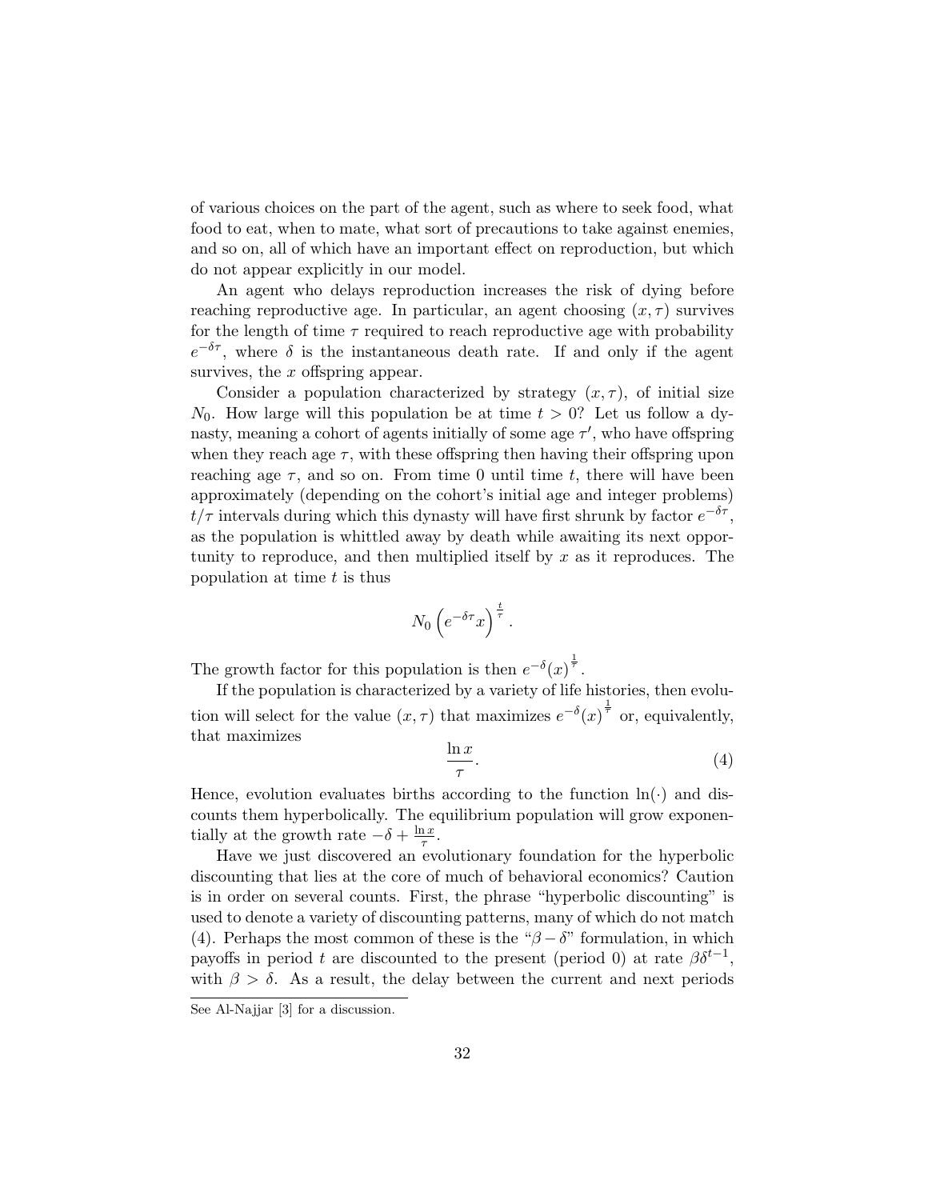of various choices on the part of the agent, such as where to seek food, what food to eat, when to mate, what sort of precautions to take against enemies, and so on, all of which have an important effect on reproduction, but which do not appear explicitly in our model.

An agent who delays reproduction increases the risk of dying before reaching reproductive age. In particular, an agent choosing $(x, \tau)$ survives for the length of time $\tau$ required to reach reproductive age with probability $e^{-\delta\tau}$, where $\delta$ is the instantaneous death rate. If and only if the agent survives, the $x$ offspring appear.

Consider a population characterized by strategy $(x, \tau)$, of initial size $N_0$. How large will this population be at time $t > 0$? Let us follow a dynasty, meaning a cohort of agents initially of some age $\tau'$, who have offspring when they reach age $\tau$, with these offspring then having their offspring upon reaching age $\tau$, and so on. From time 0 until time $t$, there will have been approximately (depending on the cohort's initial age and integer problems) $t/\tau$ intervals during which this dynasty will have first shrunk by factor $e^{-\delta\tau}$, as the population is whittled away by death while awaiting its next opportunity to reproduce, and then multiplied itself by $x$ as it reproduces. The population at time $t$ is thus

$$N_0 \left(e^{-\delta\tau} x\right)^{\frac{t}{\tau}}.$$

The growth factor for this population is then $e^{-\delta}(x)^{\frac{1}{\tau}}$.

If the population is characterized by a variety of life histories, then evolution will select for the value $(x, \tau)$ that maximizes $e^{-\delta}(x)^{\frac{1}{\tau}}$ or, equivalently, that maximizes

$$\frac{\ln x}{\tau}. \tag{4}$$

Hence, evolution evaluates births according to the function $\ln(\cdot)$ and discounts them hyperbolically. The equilibrium population will grow exponentially at the growth rate $-\delta + \frac{\ln x}{\tau}$.

Have we just discovered an evolutionary foundation for the hyperbolic discounting that lies at the core of much of behavioral economics? Caution is in order on several counts. First, the phrase "hyperbolic discounting" is used to denote a variety of discounting patterns, many of which do not match (4). Perhaps the most common of these is the "$\beta - \delta$" formulation, in which payoffs in period $t$ are discounted to the present (period 0) at rate $\beta\delta^{t-1}$, with $\beta > \delta$. As a result, the delay between the current and next periods

See Al-Najjar [3] for a discussion.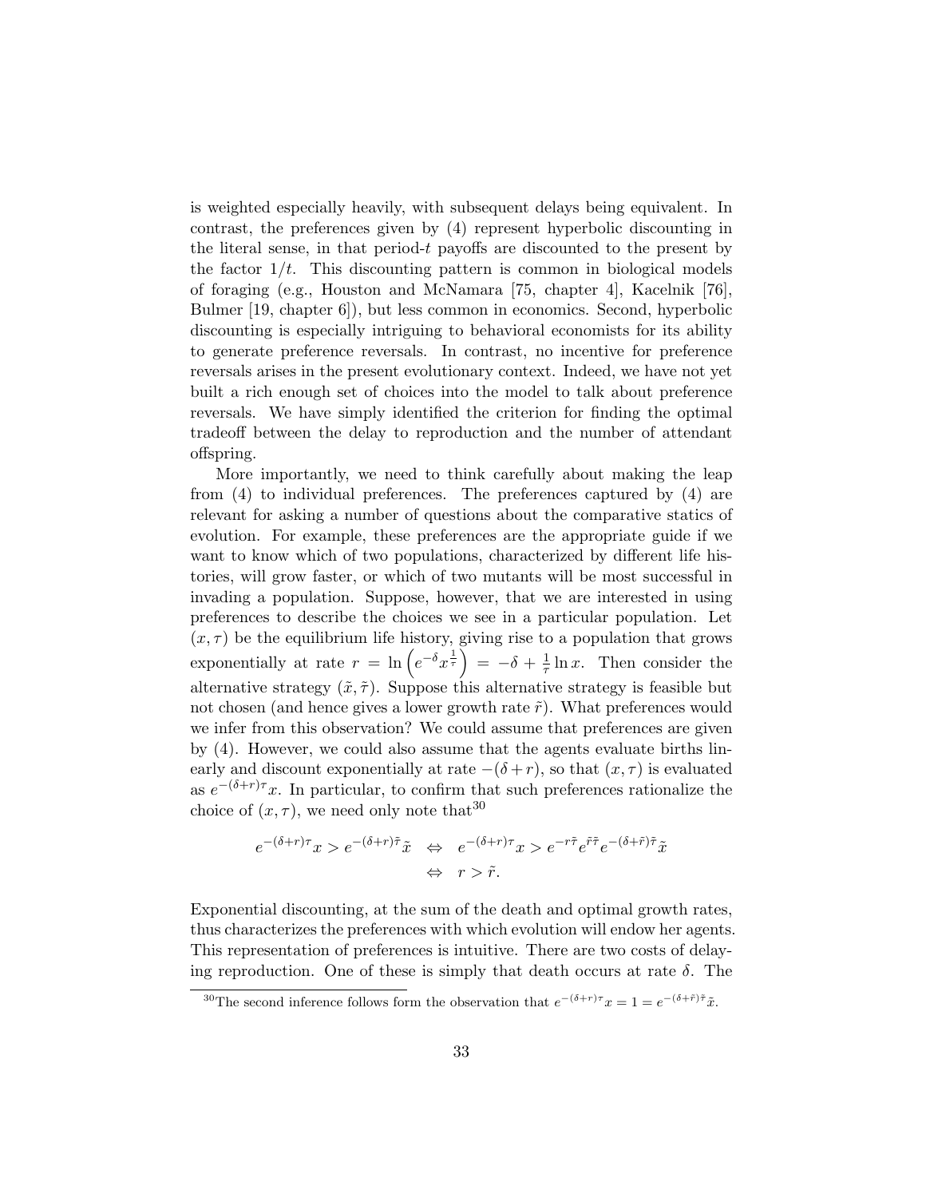is weighted especially heavily, with subsequent delays being equivalent. In contrast, the preferences given by (4) represent hyperbolic discounting in the literal sense, in that period-$t$ payoffs are discounted to the present by the factor $1/t$. This discounting pattern is common in biological models of foraging (e.g., Houston and McNamara [75, chapter 4], Kacelnik [76], Bulmer [19, chapter 6]), but less common in economics. Second, hyperbolic discounting is especially intriguing to behavioral economists for its ability to generate preference reversals. In contrast, no incentive for preference reversals arises in the present evolutionary context. Indeed, we have not yet built a rich enough set of choices into the model to talk about preference reversals. We have simply identified the criterion for finding the optimal tradeoff between the delay to reproduction and the number of attendant offspring.

More importantly, we need to think carefully about making the leap from (4) to individual preferences. The preferences captured by (4) are relevant for asking a number of questions about the comparative statics of evolution. For example, these preferences are the appropriate guide if we want to know which of two populations, characterized by different life histories, will grow faster, or which of two mutants will be most successful in invading a population. Suppose, however, that we are interested in using preferences to describe the choices we see in a particular population. Let $(x, \tau)$ be the equilibrium life history, giving rise to a population that grows exponentially at rate $r = \ln\left(e^{-\delta} x^{\frac{1}{\tau}}\right) = -\delta + \frac{1}{\tau}\ln x$. Then consider the alternative strategy $(\tilde{x}, \tilde{\tau})$. Suppose this alternative strategy is feasible but not chosen (and hence gives a lower growth rate $\tilde{r}$). What preferences would we infer from this observation? We could assume that preferences are given by (4). However, we could also assume that the agents evaluate births linearly and discount exponentially at rate $-(\delta + r)$, so that $(x, \tau)$ is evaluated as $e^{-(\delta+r)\tau}x$. In particular, to confirm that such preferences rationalize the choice of $(x, \tau)$, we need only note that[30]

$$
\begin{aligned}
e^{-(\delta+r)\tau}x > e^{-(\delta+r)\tilde{\tau}}\tilde{x} \quad &\Leftrightarrow \quad e^{-(\delta+r)\tau}x > e^{-r\tilde{\tau}}e^{\tilde{r}\tilde{\tau}}e^{-(\delta+\tilde{r})\tilde{\tau}}\tilde{x} \\
&\Leftrightarrow \quad r > \tilde{r}.
\end{aligned}
$$

Exponential discounting, at the sum of the death and optimal growth rates, thus characterizes the preferences with which evolution will endow her agents. This representation of preferences is intuitive. There are two costs of delaying reproduction. One of these is simply that death occurs at rate $\delta$. The

[30]The second inference follows form the observation that $e^{-(\delta+r)\tau}x = 1 = e^{-(\delta+\tilde{r})\tilde{\tau}}\tilde{x}$.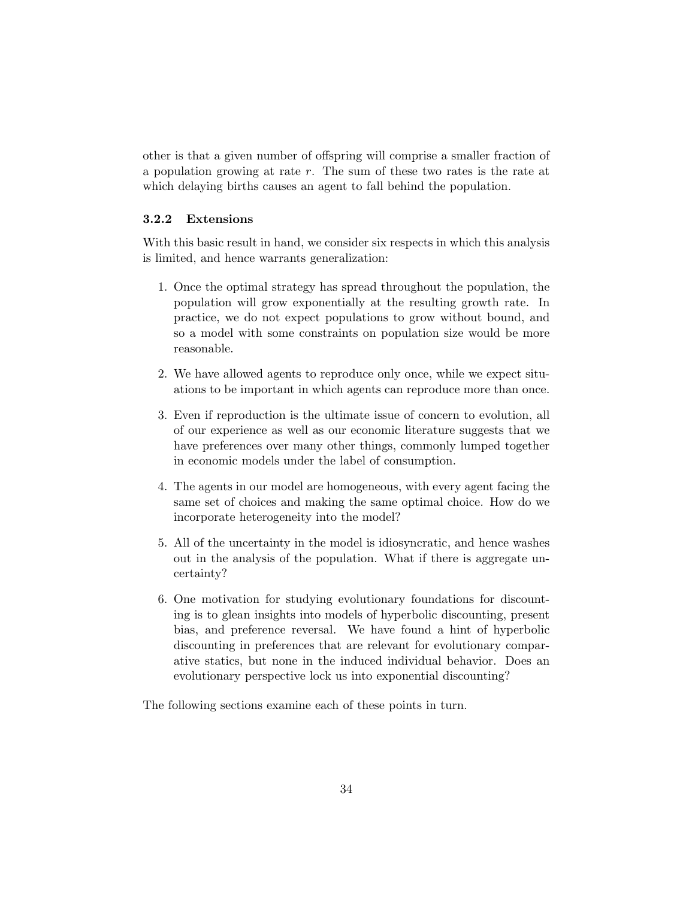other is that a given number of offspring will comprise a smaller fraction of a population growing at rate $r$. The sum of these two rates is the rate at which delaying births causes an agent to fall behind the population.

### 3.2.2 Extensions

With this basic result in hand, we consider six respects in which this analysis is limited, and hence warrants generalization:

1. Once the optimal strategy has spread throughout the population, the population will grow exponentially at the resulting growth rate. In practice, we do not expect populations to grow without bound, and so a model with some constraints on population size would be more reasonable.
2. We have allowed agents to reproduce only once, while we expect situations to be important in which agents can reproduce more than once.
3. Even if reproduction is the ultimate issue of concern to evolution, all of our experience as well as our economic literature suggests that we have preferences over many other things, commonly lumped together in economic models under the label of consumption.
4. The agents in our model are homogeneous, with every agent facing the same set of choices and making the same optimal choice. How do we incorporate heterogeneity into the model?
5. All of the uncertainty in the model is idiosyncratic, and hence washes out in the analysis of the population. What if there is aggregate uncertainty?
6. One motivation for studying evolutionary foundations for discounting is to glean insights into models of hyperbolic discounting, present bias, and preference reversal. We have found a hint of hyperbolic discounting in preferences that are relevant for evolutionary comparative statics, but none in the induced individual behavior. Does an evolutionary perspective lock us into exponential discounting?

The following sections examine each of these points in turn.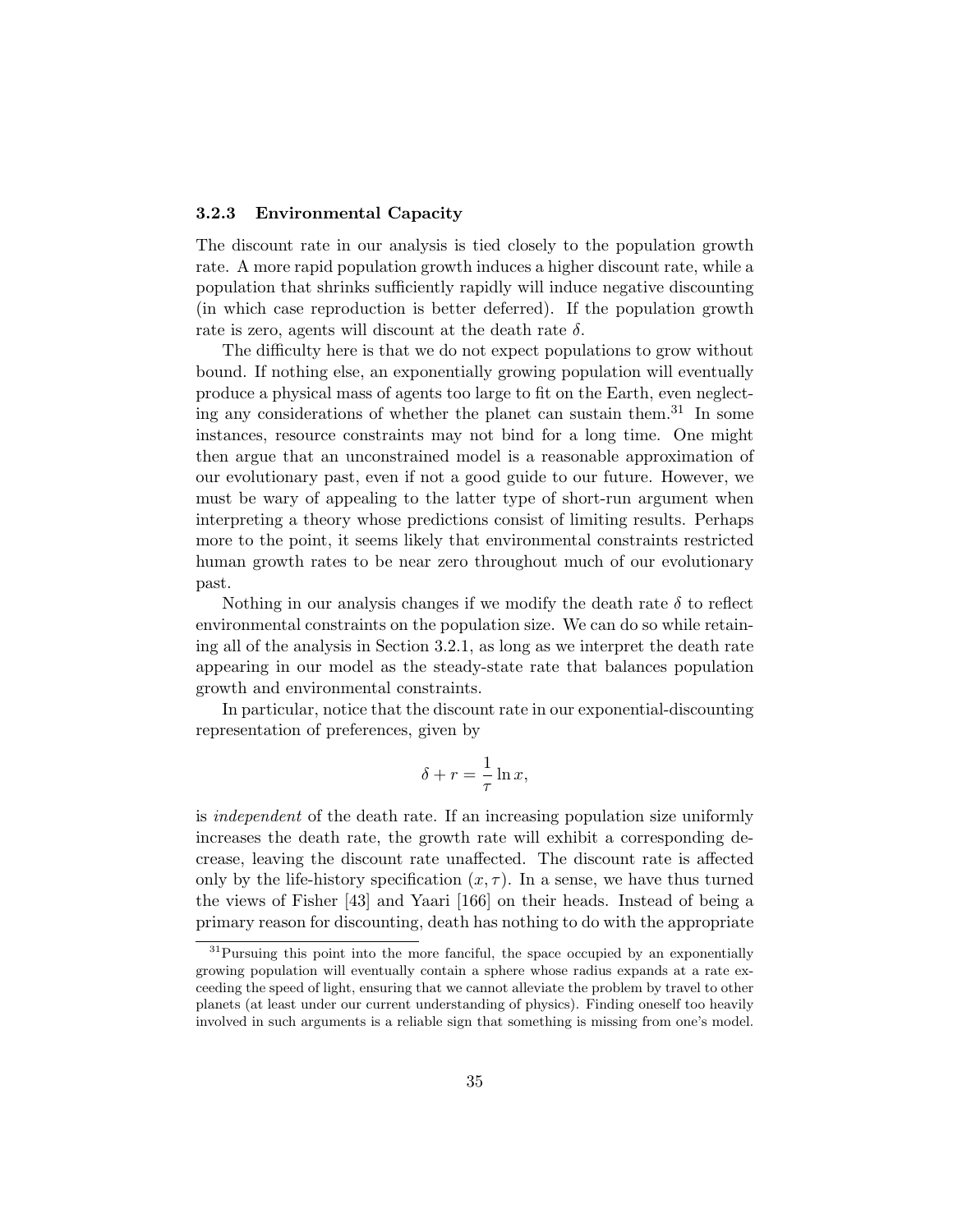### 3.2.3 Environmental Capacity

The discount rate in our analysis is tied closely to the population growth rate. A more rapid population growth induces a higher discount rate, while a population that shrinks sufficiently rapidly will induce negative discounting (in which case reproduction is better deferred). If the population growth rate is zero, agents will discount at the death rate $\delta$.

The difficulty here is that we do not expect populations to grow without bound. If nothing else, an exponentially growing population will eventually produce a physical mass of agents too large to fit on the Earth, even neglecting any considerations of whether the planet can sustain them.[31] In some instances, resource constraints may not bind for a long time. One might then argue that an unconstrained model is a reasonable approximation of our evolutionary past, even if not a good guide to our future. However, we must be wary of appealing to the latter type of short-run argument when interpreting a theory whose predictions consist of limiting results. Perhaps more to the point, it seems likely that environmental constraints restricted human growth rates to be near zero throughout much of our evolutionary past.

Nothing in our analysis changes if we modify the death rate $\delta$ to reflect environmental constraints on the population size. We can do so while retaining all of the analysis in Section 3.2.1, as long as we interpret the death rate appearing in our model as the steady-state rate that balances population growth and environmental constraints.

In particular, notice that the discount rate in our exponential-discounting representation of preferences, given by

$$\delta + r = \frac{1}{\tau} \ln x,$$

is *independent* of the death rate. If an increasing population size uniformly increases the death rate, the growth rate will exhibit a corresponding decrease, leaving the discount rate unaffected. The discount rate is affected only by the life-history specification $(x, \tau)$. In a sense, we have thus turned the views of Fisher [43] and Yaari [166] on their heads. Instead of being a primary reason for discounting, death has nothing to do with the appropriate

[31] Pursuing this point into the more fanciful, the space occupied by an exponentially growing population will eventually contain a sphere whose radius expands at a rate exceeding the speed of light, ensuring that we cannot alleviate the problem by travel to other planets (at least under our current understanding of physics). Finding oneself too heavily involved in such arguments is a reliable sign that something is missing from one's model.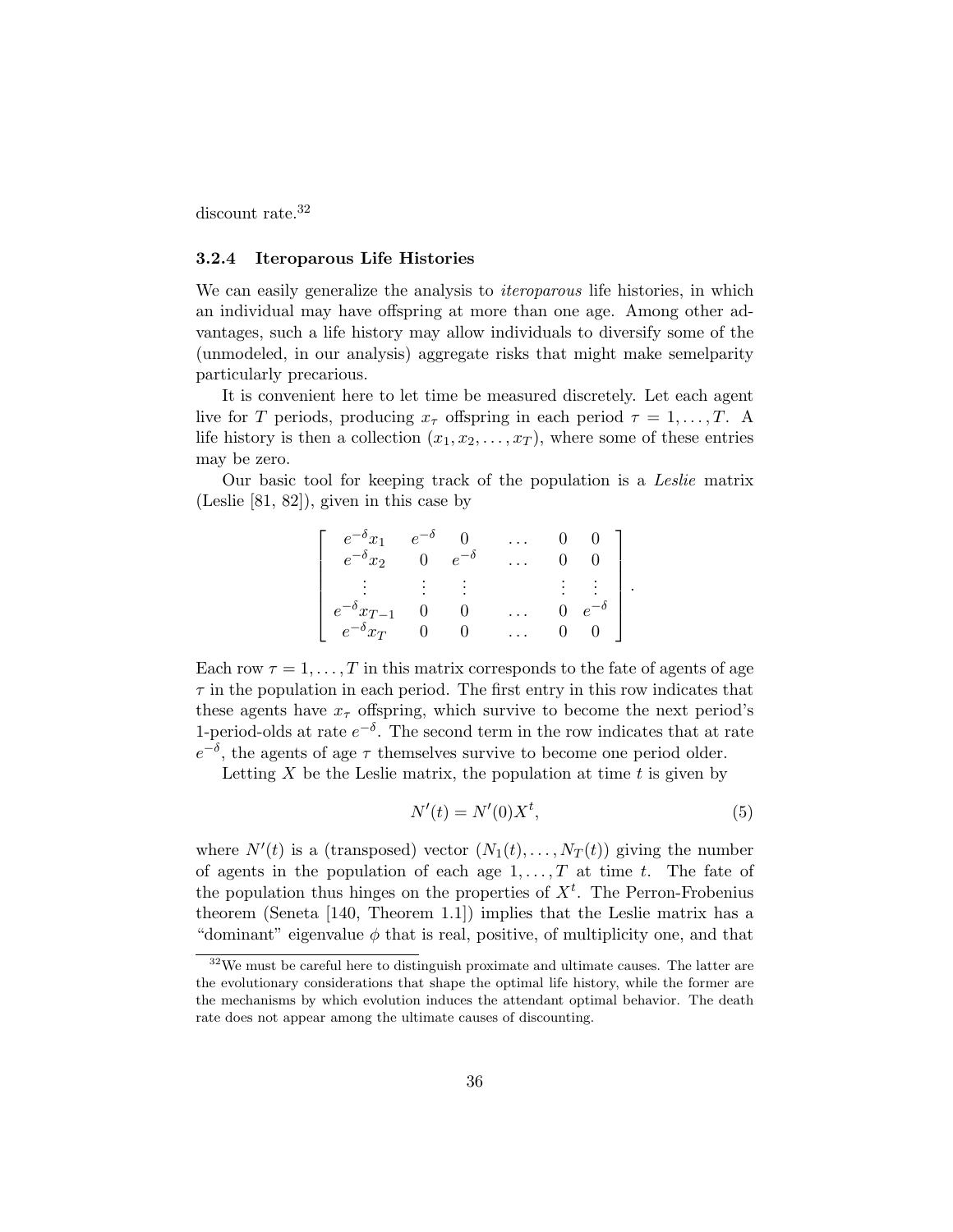discount rate.[32]

### 3.2.4 Iteroparous Life Histories

We can easily generalize the analysis to *iteroparous* life histories, in which an individual may have offspring at more than one age. Among other advantages, such a life history may allow individuals to diversify some of the (unmodeled, in our analysis) aggregate risks that might make semelparity particularly precarious.

It is convenient here to let time be measured discretely. Let each agent live for $T$ periods, producing $x_\tau$ offspring in each period $\tau = 1, \ldots, T$. A life history is then a collection $(x_1, x_2, \ldots, x_T)$, where some of these entries may be zero.

Our basic tool for keeping track of the population is a *Leslie* matrix (Leslie [81, 82]), given in this case by

$$\begin{bmatrix} e^{-\delta}x_1 & e^{-\delta} & 0 & \ldots & 0 & 0 \\ e^{-\delta}x_2 & 0 & e^{-\delta} & \ldots & 0 & 0 \\ \vdots & \vdots & \vdots & & \vdots & \vdots \\ e^{-\delta}x_{T-1} & 0 & 0 & \ldots & 0 & e^{-\delta} \\ e^{-\delta}x_T & 0 & 0 & \ldots & 0 & 0 \end{bmatrix}.$$

Each row $\tau = 1, \ldots, T$ in this matrix corresponds to the fate of agents of age $\tau$ in the population in each period. The first entry in this row indicates that these agents have $x_\tau$ offspring, which survive to become the next period's 1-period-olds at rate $e^{-\delta}$. The second term in the row indicates that at rate $e^{-\delta}$, the agents of age $\tau$ themselves survive to become one period older.

Letting $X$ be the Leslie matrix, the population at time $t$ is given by

$$N'(t) = N'(0)X^t, \tag{5}$$

where $N'(t)$ is a (transposed) vector $(N_1(t), \ldots, N_T(t))$ giving the number of agents in the population of each age $1, \ldots, T$ at time $t$. The fate of the population thus hinges on the properties of $X^t$. The Perron-Frobenius theorem (Seneta [140, Theorem 1.1]) implies that the Leslie matrix has a "dominant" eigenvalue $\phi$ that is real, positive, of multiplicity one, and that

[32] We must be careful here to distinguish proximate and ultimate causes. The latter are the evolutionary considerations that shape the optimal life history, while the former are the mechanisms by which evolution induces the attendant optimal behavior. The death rate does not appear among the ultimate causes of discounting.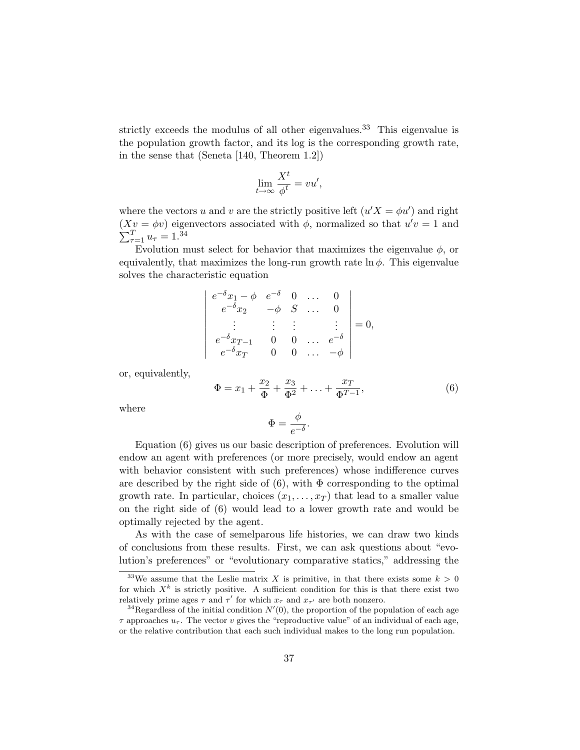strictly exceeds the modulus of all other eigenvalues.[33] This eigenvalue is the population growth factor, and its log is the corresponding growth rate, in the sense that (Seneta [140, Theorem 1.2])

$$\lim_{t\to\infty} \frac{X^t}{\phi^t} = vu',$$

where the vectors $u$ and $v$ are the strictly positive left ($u'X = \phi u'$) and right ($Xv = \phi v$) eigenvectors associated with $\phi$, normalized so that $u'v = 1$ and $\sum_{\tau=1}^{T} u_\tau = 1$.[34]

Evolution must select for behavior that maximizes the eigenvalue $\phi$, or equivalently, that maximizes the long-run growth rate $\ln \phi$. This eigenvalue solves the characteristic equation

$$\begin{vmatrix} e^{-\delta}x_1 - \phi & e^{-\delta} & 0 & \dots & 0 \\ e^{-\delta}x_2 & -\phi & S & \dots & 0 \\ \vdots & \vdots & \vdots & & \vdots \\ e^{-\delta}x_{T-1} & 0 & 0 & \dots & e^{-\delta} \\ e^{-\delta}x_T & 0 & 0 & \dots & -\phi \end{vmatrix} = 0,$$

or, equivalently,

$$\Phi = x_1 + \frac{x_2}{\Phi} + \frac{x_3}{\Phi^2} + \ldots + \frac{x_T}{\Phi^{T-1}}, \tag{6}$$

where

$$\Phi = \frac{\phi}{e^{-\delta}}.$$

Equation (6) gives us our basic description of preferences. Evolution will endow an agent with preferences (or more precisely, would endow an agent with behavior consistent with such preferences) whose indifference curves are described by the right side of (6), with $\Phi$ corresponding to the optimal growth rate. In particular, choices $(x_1, \ldots, x_T)$ that lead to a smaller value on the right side of (6) would lead to a lower growth rate and would be optimally rejected by the agent.

As with the case of semelparous life histories, we can draw two kinds of conclusions from these results. First, we can ask questions about "evolution's preferences" or "evolutionary comparative statics," addressing the

---

[33] We assume that the Leslie matrix $X$ is primitive, in that there exists some $k > 0$ for which $X^k$ is strictly positive. A sufficient condition for this is that there exist two relatively prime ages $\tau$ and $\tau'$ for which $x_\tau$ and $x_{\tau'}$ are both nonzero.

[34] Regardless of the initial condition $N'(0)$, the proportion of the population of each age $\tau$ approaches $u_\tau$. The vector $v$ gives the "reproductive value" of an individual of each age, or the relative contribution that each such individual makes to the long run population.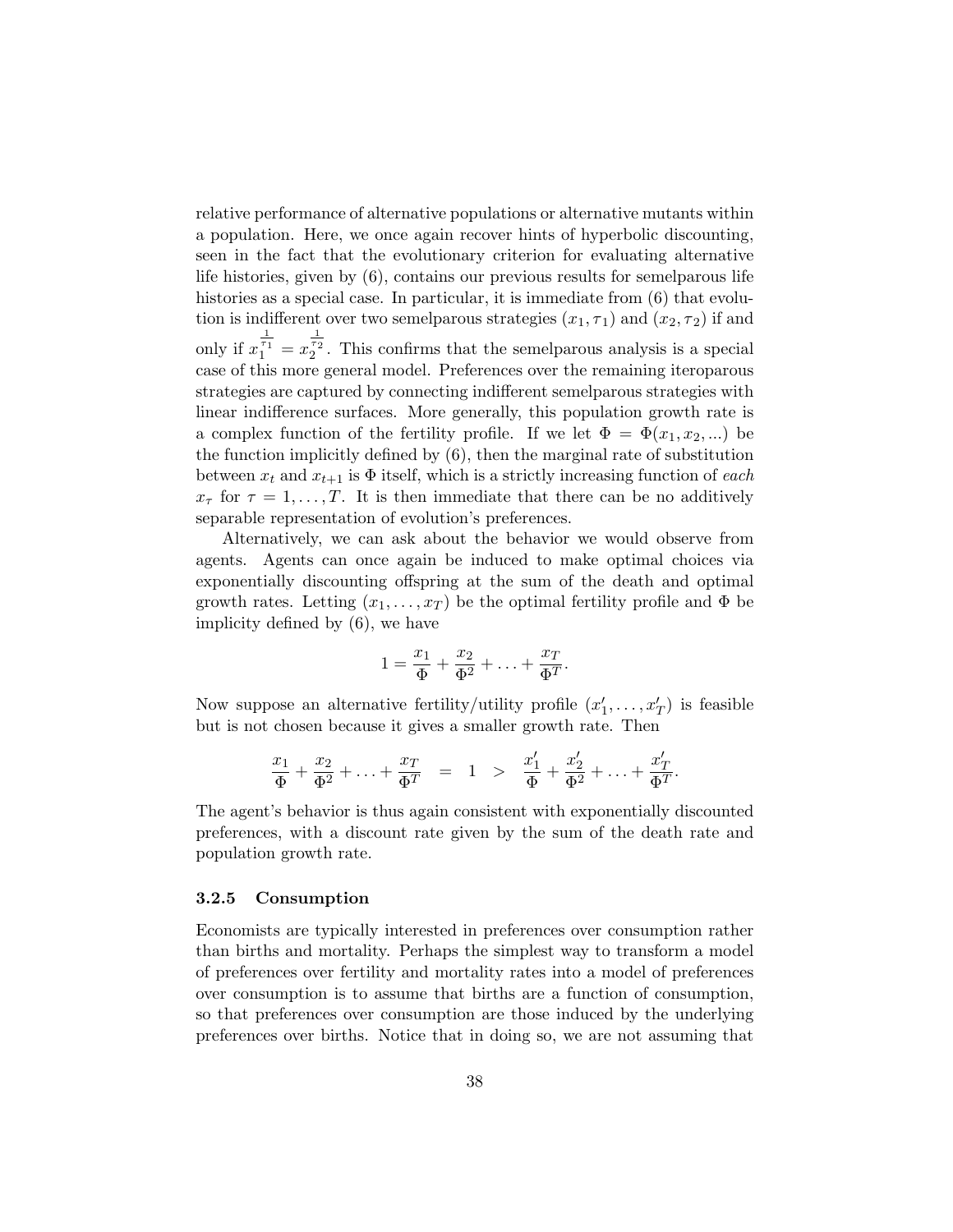relative performance of alternative populations or alternative mutants within a population. Here, we once again recover hints of hyperbolic discounting, seen in the fact that the evolutionary criterion for evaluating alternative life histories, given by (6), contains our previous results for semelparous life histories as a special case. In particular, it is immediate from (6) that evolution is indifferent over two semelparous strategies $(x_1, \tau_1)$ and $(x_2, \tau_2)$ if and only if $x_1^{\frac{1}{\tau_1}} = x_2^{\frac{1}{\tau_2}}$. This confirms that the semelparous analysis is a special case of this more general model. Preferences over the remaining iteroparous strategies are captured by connecting indifferent semelparous strategies with linear indifference surfaces. More generally, this population growth rate is a complex function of the fertility profile. If we let $\Phi = \Phi(x_1, x_2, ...)$ be the function implicitly defined by (6), then the marginal rate of substitution between $x_t$ and $x_{t+1}$ is $\Phi$ itself, which is a strictly increasing function of *each* $x_\tau$ for $\tau = 1, \ldots, T$. It is then immediate that there can be no additively separable representation of evolution's preferences.

Alternatively, we can ask about the behavior we would observe from agents. Agents can once again be induced to make optimal choices via exponentially discounting offspring at the sum of the death and optimal growth rates. Letting $(x_1, \ldots, x_T)$ be the optimal fertility profile and $\Phi$ be implicity defined by (6), we have

$$1 = \frac{x_1}{\Phi} + \frac{x_2}{\Phi^2} + \ldots + \frac{x_T}{\Phi^T}.$$

Now suppose an alternative fertility/utility profile $(x'_1, \ldots, x'_T)$ is feasible but is not chosen because it gives a smaller growth rate. Then

$$\frac{x_1}{\Phi} + \frac{x_2}{\Phi^2} + \ldots + \frac{x_T}{\Phi^T} \quad = \quad 1 \quad > \quad \frac{x'_1}{\Phi} + \frac{x'_2}{\Phi^2} + \ldots + \frac{x'_T}{\Phi^T}.$$

The agent's behavior is thus again consistent with exponentially discounted preferences, with a discount rate given by the sum of the death rate and population growth rate.

#### 3.2.5 Consumption

Economists are typically interested in preferences over consumption rather than births and mortality. Perhaps the simplest way to transform a model of preferences over fertility and mortality rates into a model of preferences over consumption is to assume that births are a function of consumption, so that preferences over consumption are those induced by the underlying preferences over births. Notice that in doing so, we are not assuming that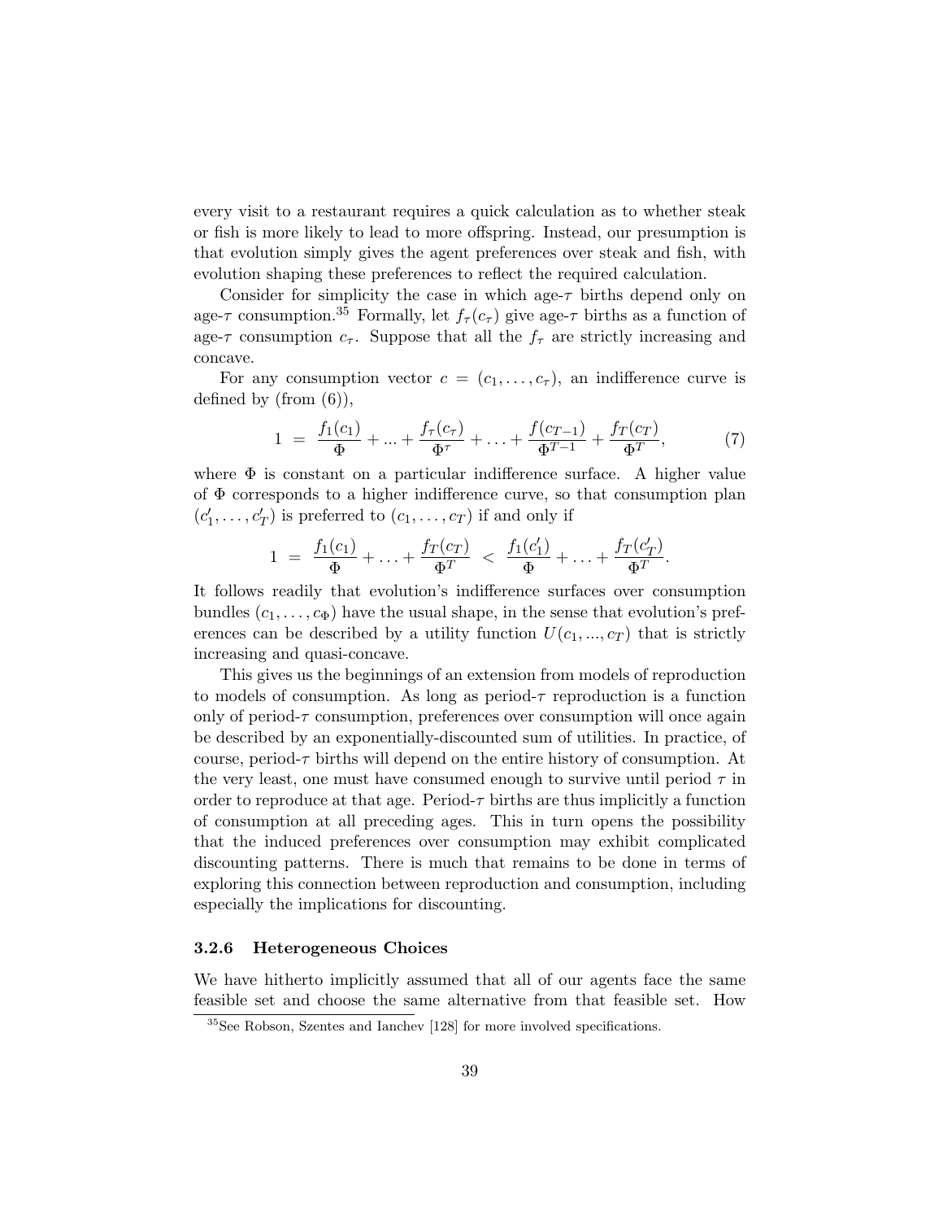every visit to a restaurant requires a quick calculation as to whether steak or fish is more likely to lead to more offspring. Instead, our presumption is that evolution simply gives the agent preferences over steak and fish, with evolution shaping these preferences to reflect the required calculation.

Consider for simplicity the case in which age-$\tau$ births depend only on age-$\tau$ consumption.[35] Formally, let $f_\tau(c_\tau)$ give age-$\tau$ births as a function of age-$\tau$ consumption $c_\tau$. Suppose that all the $f_\tau$ are strictly increasing and concave.

For any consumption vector $c = (c_1, \ldots, c_\tau)$, an indifference curve is defined by (from (6)),

$$1 \;=\; \frac{f_1(c_1)}{\Phi} + ... + \frac{f_\tau(c_\tau)}{\Phi^\tau} + \ldots + \frac{f(c_{T-1})}{\Phi^{T-1}} + \frac{f_T(c_T)}{\Phi^T}, \tag{7}$$

where $\Phi$ is constant on a particular indifference surface. A higher value of $\Phi$ corresponds to a higher indifference curve, so that consumption plan $(c'_1, \ldots, c'_T)$ is preferred to $(c_1, \ldots, c_T)$ if and only if

$$1 \;=\; \frac{f_1(c_1)}{\Phi} + \ldots + \frac{f_T(c_T)}{\Phi^T} \;<\; \frac{f_1(c'_1)}{\Phi} + \ldots + \frac{f_T(c'_T)}{\Phi^T}.$$

It follows readily that evolution's indifference surfaces over consumption bundles $(c_1, \ldots, c_\Phi)$ have the usual shape, in the sense that evolution's preferences can be described by a utility function $U(c_1, ..., c_T)$ that is strictly increasing and quasi-concave.

This gives us the beginnings of an extension from models of reproduction to models of consumption. As long as period-$\tau$ reproduction is a function only of period-$\tau$ consumption, preferences over consumption will once again be described by an exponentially-discounted sum of utilities. In practice, of course, period-$\tau$ births will depend on the entire history of consumption. At the very least, one must have consumed enough to survive until period $\tau$ in order to reproduce at that age. Period-$\tau$ births are thus implicitly a function of consumption at all preceding ages. This in turn opens the possibility that the induced preferences over consumption may exhibit complicated discounting patterns. There is much that remains to be done in terms of exploring this connection between reproduction and consumption, including especially the implications for discounting.

#### 3.2.6 Heterogeneous Choices

We have hitherto implicitly assumed that all of our agents face the same feasible set and choose the same alternative from that feasible set. How

[35] See Robson, Szentes and Ianchev [128] for more involved specifications.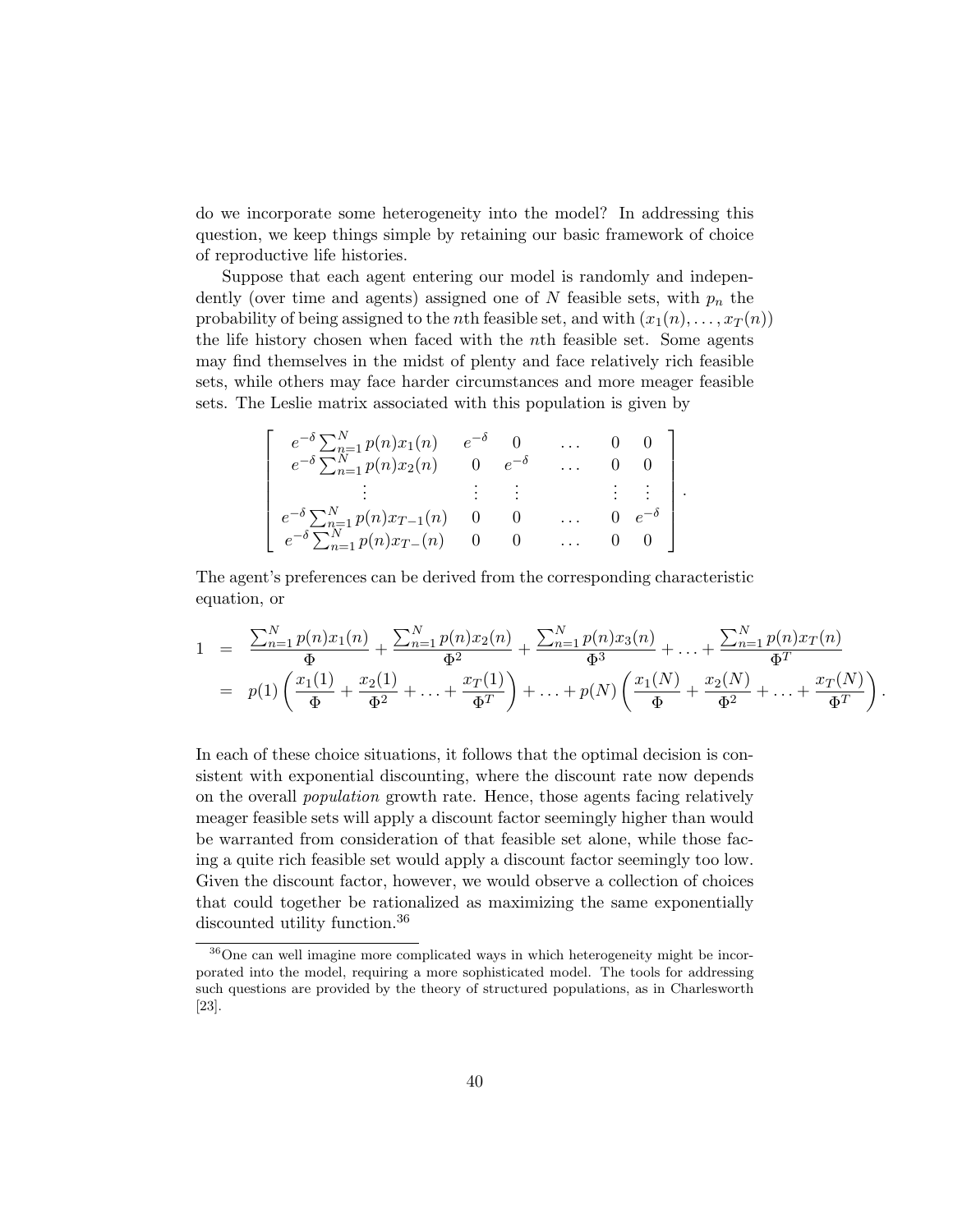do we incorporate some heterogeneity into the model? In addressing this question, we keep things simple by retaining our basic framework of choice of reproductive life histories.

Suppose that each agent entering our model is randomly and independently (over time and agents) assigned one of $N$ feasible sets, with $p_n$ the probability of being assigned to the $n$th feasible set, and with $(x_1(n), \ldots, x_T(n))$ the life history chosen when faced with the $n$th feasible set. Some agents may find themselves in the midst of plenty and face relatively rich feasible sets, while others may face harder circumstances and more meager feasible sets. The Leslie matrix associated with this population is given by

$$\begin{bmatrix} e^{-\delta}\sum_{n=1}^{N} p(n)x_1(n) & e^{-\delta} & 0 & \ldots & 0 & 0 \\ e^{-\delta}\sum_{n=1}^{N} p(n)x_2(n) & 0 & e^{-\delta} & \ldots & 0 & 0 \\ \vdots & \vdots & \vdots & & \vdots & \vdots \\ e^{-\delta}\sum_{n=1}^{N} p(n)x_{T-1}(n) & 0 & 0 & \ldots & 0 & e^{-\delta} \\ e^{-\delta}\sum_{n=1}^{N} p(n)x_{T-}(n) & 0 & 0 & \ldots & 0 & 0 \end{bmatrix}.$$

The agent's preferences can be derived from the corresponding characteristic equation, or

$$\begin{aligned} 1 &= \frac{\sum_{n=1}^{N} p(n)x_1(n)}{\Phi} + \frac{\sum_{n=1}^{N} p(n)x_2(n)}{\Phi^2} + \frac{\sum_{n=1}^{N} p(n)x_3(n)}{\Phi^3} + \ldots + \frac{\sum_{n=1}^{N} p(n)x_T(n)}{\Phi^T} \\ &= p(1)\left(\frac{x_1(1)}{\Phi} + \frac{x_2(1)}{\Phi^2} + \ldots + \frac{x_T(1)}{\Phi^T}\right) + \ldots + p(N)\left(\frac{x_1(N)}{\Phi} + \frac{x_2(N)}{\Phi^2} + \ldots + \frac{x_T(N)}{\Phi^T}\right). \end{aligned}$$

In each of these choice situations, it follows that the optimal decision is consistent with exponential discounting, where the discount rate now depends on the overall *population* growth rate. Hence, those agents facing relatively meager feasible sets will apply a discount factor seemingly higher than would be warranted from consideration of that feasible set alone, while those facing a quite rich feasible set would apply a discount factor seemingly too low. Given the discount factor, however, we would observe a collection of choices that could together be rationalized as maximizing the same exponentially discounted utility function.[36]

[36] One can well imagine more complicated ways in which heterogeneity might be incorporated into the model, requiring a more sophisticated model. The tools for addressing such questions are provided by the theory of structured populations, as in Charlesworth [23].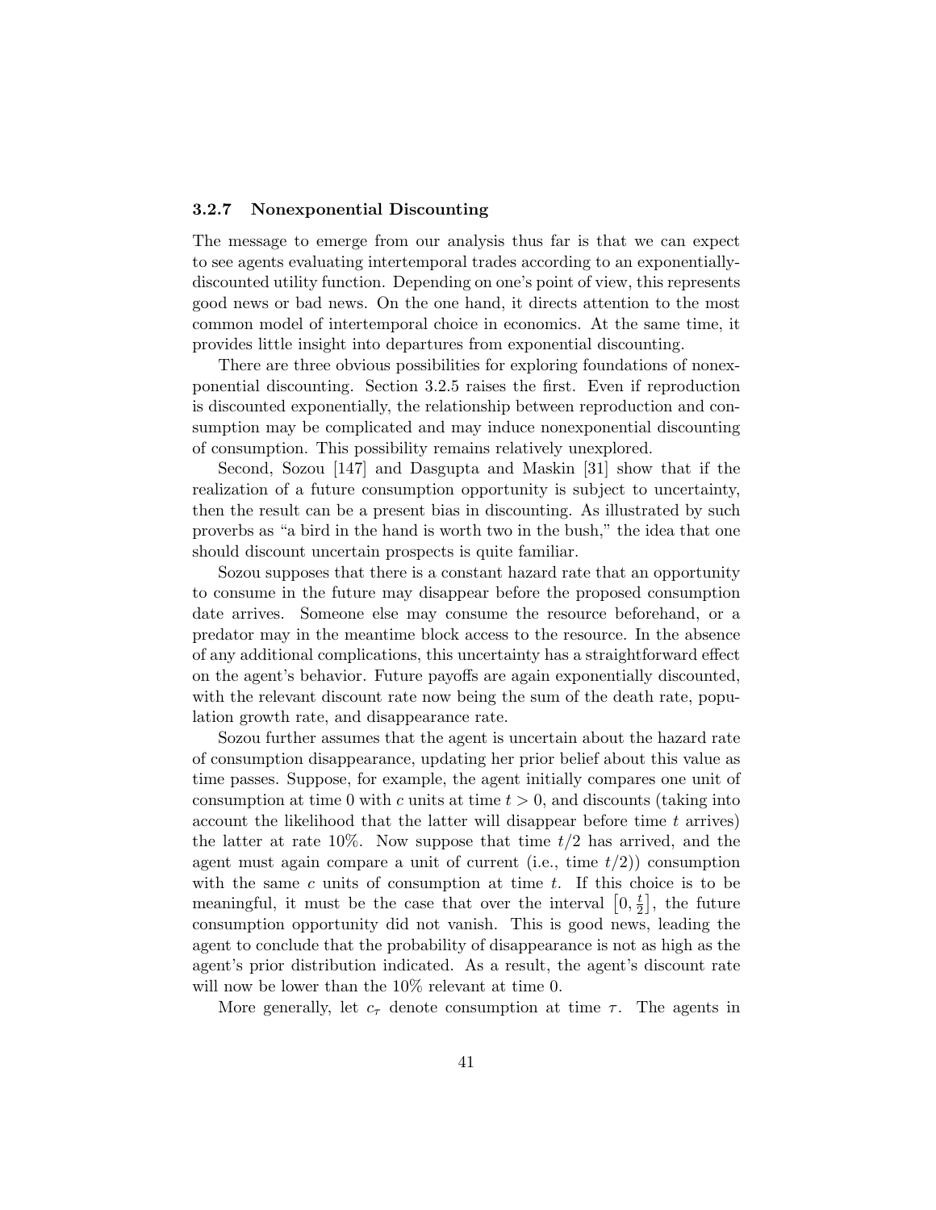### 3.2.7 Nonexponential Discounting

The message to emerge from our analysis thus far is that we can expect to see agents evaluating intertemporal trades according to an exponentially-discounted utility function. Depending on one's point of view, this represents good news or bad news. On the one hand, it directs attention to the most common model of intertemporal choice in economics. At the same time, it provides little insight into departures from exponential discounting.

There are three obvious possibilities for exploring foundations of nonexponential discounting. Section 3.2.5 raises the first. Even if reproduction is discounted exponentially, the relationship between reproduction and consumption may be complicated and may induce nonexponential discounting of consumption. This possibility remains relatively unexplored.

Second, Sozou [147] and Dasgupta and Maskin [31] show that if the realization of a future consumption opportunity is subject to uncertainty, then the result can be a present bias in discounting. As illustrated by such proverbs as "a bird in the hand is worth two in the bush," the idea that one should discount uncertain prospects is quite familiar.

Sozou supposes that there is a constant hazard rate that an opportunity to consume in the future may disappear before the proposed consumption date arrives. Someone else may consume the resource beforehand, or a predator may in the meantime block access to the resource. In the absence of any additional complications, this uncertainty has a straightforward effect on the agent's behavior. Future payoffs are again exponentially discounted, with the relevant discount rate now being the sum of the death rate, population growth rate, and disappearance rate.

Sozou further assumes that the agent is uncertain about the hazard rate of consumption disappearance, updating her prior belief about this value as time passes. Suppose, for example, the agent initially compares one unit of consumption at time 0 with $c$ units at time $t > 0$, and discounts (taking into account the likelihood that the latter will disappear before time $t$ arrives) the latter at rate 10%. Now suppose that time $t/2$ has arrived, and the agent must again compare a unit of current (i.e., time $t/2$)) consumption with the same $c$ units of consumption at time $t$. If this choice is to be meaningful, it must be the case that over the interval $\left[0, \frac{t}{2}\right]$, the future consumption opportunity did not vanish. This is good news, leading the agent to conclude that the probability of disappearance is not as high as the agent's prior distribution indicated. As a result, the agent's discount rate will now be lower than the 10% relevant at time 0.

More generally, let $c_\tau$ denote consumption at time $\tau$. The agents in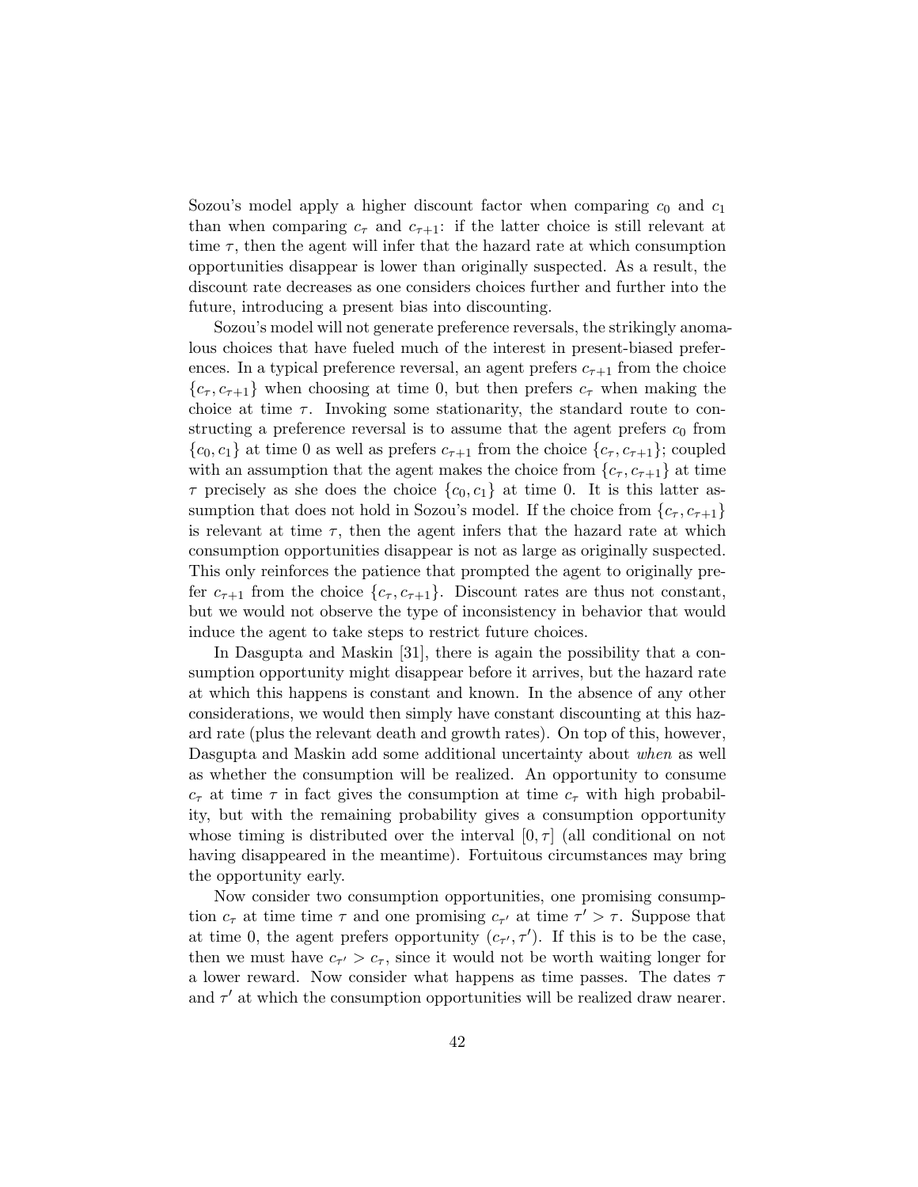Sozou's model apply a higher discount factor when comparing $c_0$ and $c_1$ than when comparing $c_\tau$ and $c_{\tau+1}$: if the latter choice is still relevant at time $\tau$, then the agent will infer that the hazard rate at which consumption opportunities disappear is lower than originally suspected. As a result, the discount rate decreases as one considers choices further and further into the future, introducing a present bias into discounting.

Sozou's model will not generate preference reversals, the strikingly anomalous choices that have fueled much of the interest in present-biased preferences. In a typical preference reversal, an agent prefers $c_{\tau+1}$ from the choice $\{c_\tau, c_{\tau+1}\}$ when choosing at time 0, but then prefers $c_\tau$ when making the choice at time $\tau$. Invoking some stationarity, the standard route to constructing a preference reversal is to assume that the agent prefers $c_0$ from $\{c_0, c_1\}$ at time 0 as well as prefers $c_{\tau+1}$ from the choice $\{c_\tau, c_{\tau+1}\}$; coupled with an assumption that the agent makes the choice from $\{c_\tau, c_{\tau+1}\}$ at time $\tau$ precisely as she does the choice $\{c_0, c_1\}$ at time 0. It is this latter assumption that does not hold in Sozou's model. If the choice from $\{c_\tau, c_{\tau+1}\}$ is relevant at time $\tau$, then the agent infers that the hazard rate at which consumption opportunities disappear is not as large as originally suspected. This only reinforces the patience that prompted the agent to originally prefer $c_{\tau+1}$ from the choice $\{c_\tau, c_{\tau+1}\}$. Discount rates are thus not constant, but we would not observe the type of inconsistency in behavior that would induce the agent to take steps to restrict future choices.

In Dasgupta and Maskin [31], there is again the possibility that a consumption opportunity might disappear before it arrives, but the hazard rate at which this happens is constant and known. In the absence of any other considerations, we would then simply have constant discounting at this hazard rate (plus the relevant death and growth rates). On top of this, however, Dasgupta and Maskin add some additional uncertainty about *when* as well as whether the consumption will be realized. An opportunity to consume $c_\tau$ at time $\tau$ in fact gives the consumption at time $c_\tau$ with high probability, but with the remaining probability gives a consumption opportunity whose timing is distributed over the interval $[0, \tau]$ (all conditional on not having disappeared in the meantime). Fortuitous circumstances may bring the opportunity early.

Now consider two consumption opportunities, one promising consumption $c_\tau$ at time time $\tau$ and one promising $c_{\tau'}$ at time $\tau' > \tau$. Suppose that at time 0, the agent prefers opportunity $(c_{\tau'}, \tau')$. If this is to be the case, then we must have $c_{\tau'} > c_\tau$, since it would not be worth waiting longer for a lower reward. Now consider what happens as time passes. The dates $\tau$ and $\tau'$ at which the consumption opportunities will be realized draw nearer.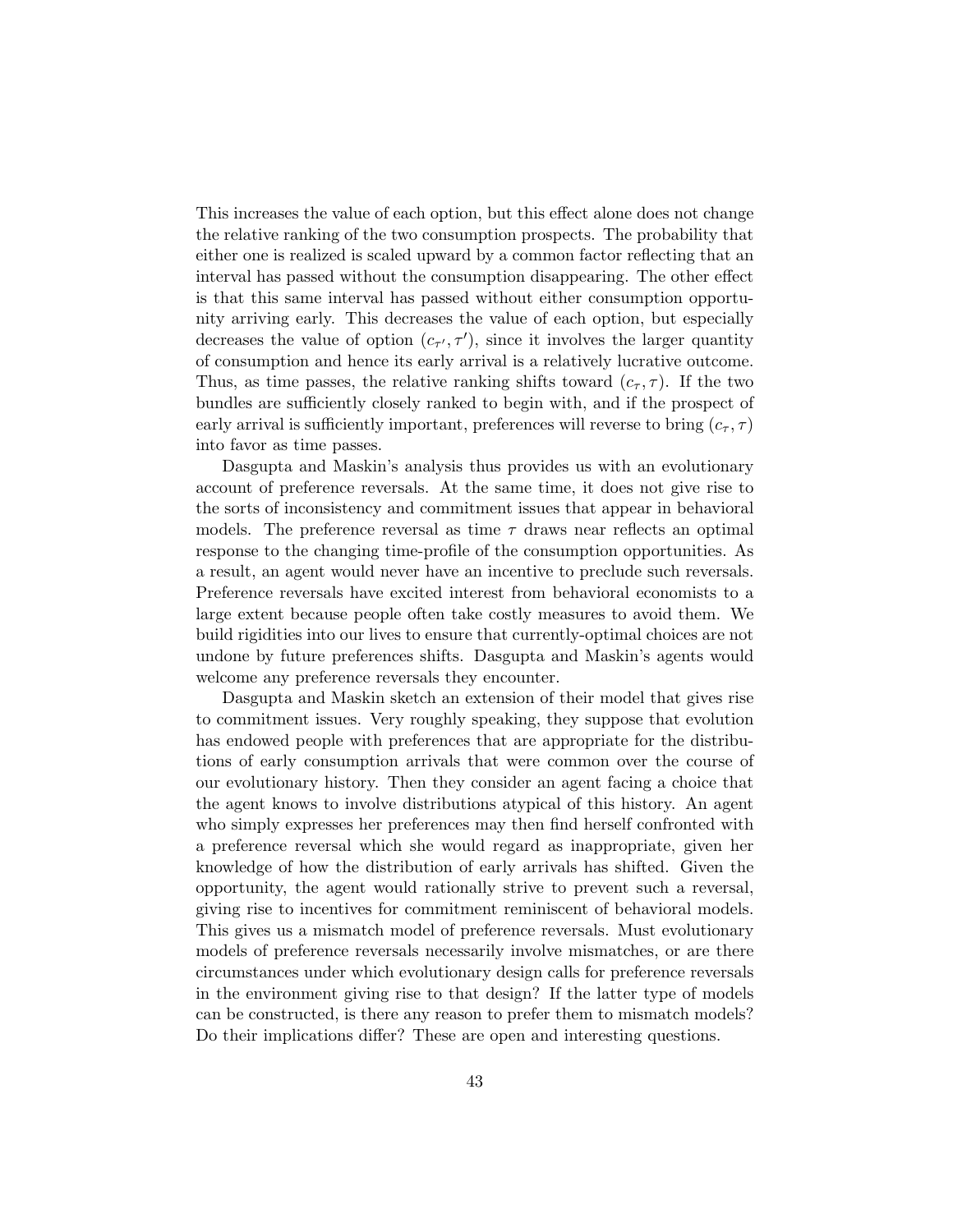This increases the value of each option, but this effect alone does not change the relative ranking of the two consumption prospects. The probability that either one is realized is scaled upward by a common factor reflecting that an interval has passed without the consumption disappearing. The other effect is that this same interval has passed without either consumption opportunity arriving early. This decreases the value of each option, but especially decreases the value of option $(c_{\tau'}, \tau')$, since it involves the larger quantity of consumption and hence its early arrival is a relatively lucrative outcome. Thus, as time passes, the relative ranking shifts toward $(c_\tau, \tau)$. If the two bundles are sufficiently closely ranked to begin with, and if the prospect of early arrival is sufficiently important, preferences will reverse to bring $(c_\tau, \tau)$ into favor as time passes.

Dasgupta and Maskin's analysis thus provides us with an evolutionary account of preference reversals. At the same time, it does not give rise to the sorts of inconsistency and commitment issues that appear in behavioral models. The preference reversal as time $\tau$ draws near reflects an optimal response to the changing time-profile of the consumption opportunities. As a result, an agent would never have an incentive to preclude such reversals. Preference reversals have excited interest from behavioral economists to a large extent because people often take costly measures to avoid them. We build rigidities into our lives to ensure that currently-optimal choices are not undone by future preferences shifts. Dasgupta and Maskin's agents would welcome any preference reversals they encounter.

Dasgupta and Maskin sketch an extension of their model that gives rise to commitment issues. Very roughly speaking, they suppose that evolution has endowed people with preferences that are appropriate for the distributions of early consumption arrivals that were common over the course of our evolutionary history. Then they consider an agent facing a choice that the agent knows to involve distributions atypical of this history. An agent who simply expresses her preferences may then find herself confronted with a preference reversal which she would regard as inappropriate, given her knowledge of how the distribution of early arrivals has shifted. Given the opportunity, the agent would rationally strive to prevent such a reversal, giving rise to incentives for commitment reminiscent of behavioral models. This gives us a mismatch model of preference reversals. Must evolutionary models of preference reversals necessarily involve mismatches, or are there circumstances under which evolutionary design calls for preference reversals in the environment giving rise to that design? If the latter type of models can be constructed, is there any reason to prefer them to mismatch models? Do their implications differ? These are open and interesting questions.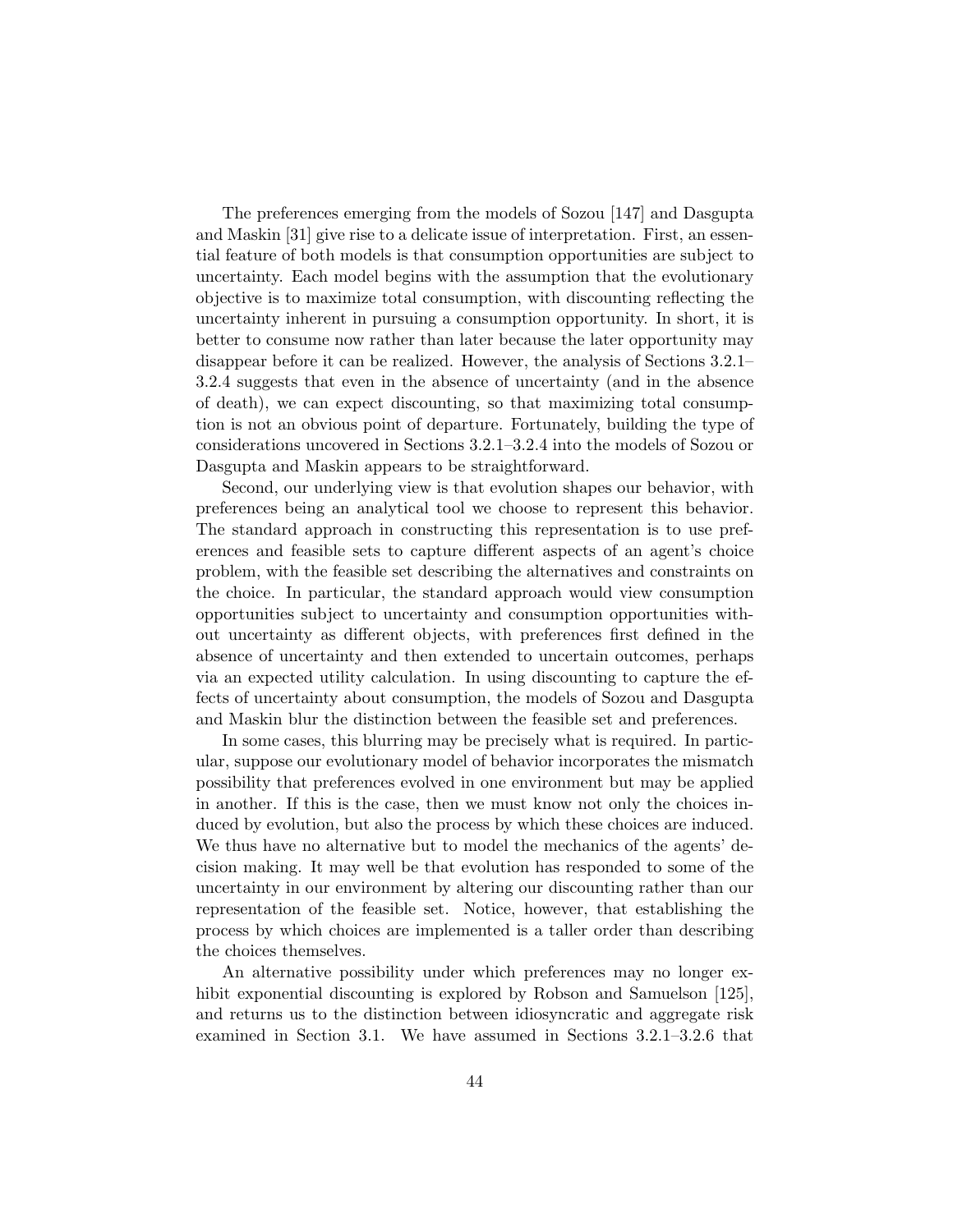The preferences emerging from the models of Sozou [147] and Dasgupta and Maskin [31] give rise to a delicate issue of interpretation. First, an essential feature of both models is that consumption opportunities are subject to uncertainty. Each model begins with the assumption that the evolutionary objective is to maximize total consumption, with discounting reflecting the uncertainty inherent in pursuing a consumption opportunity. In short, it is better to consume now rather than later because the later opportunity may disappear before it can be realized. However, the analysis of Sections 3.2.1–3.2.4 suggests that even in the absence of uncertainty (and in the absence of death), we can expect discounting, so that maximizing total consumption is not an obvious point of departure. Fortunately, building the type of considerations uncovered in Sections 3.2.1–3.2.4 into the models of Sozou or Dasgupta and Maskin appears to be straightforward.

Second, our underlying view is that evolution shapes our behavior, with preferences being an analytical tool we choose to represent this behavior. The standard approach in constructing this representation is to use preferences and feasible sets to capture different aspects of an agent's choice problem, with the feasible set describing the alternatives and constraints on the choice. In particular, the standard approach would view consumption opportunities subject to uncertainty and consumption opportunities without uncertainty as different objects, with preferences first defined in the absence of uncertainty and then extended to uncertain outcomes, perhaps via an expected utility calculation. In using discounting to capture the effects of uncertainty about consumption, the models of Sozou and Dasgupta and Maskin blur the distinction between the feasible set and preferences.

In some cases, this blurring may be precisely what is required. In particular, suppose our evolutionary model of behavior incorporates the mismatch possibility that preferences evolved in one environment but may be applied in another. If this is the case, then we must know not only the choices induced by evolution, but also the process by which these choices are induced. We thus have no alternative but to model the mechanics of the agents' decision making. It may well be that evolution has responded to some of the uncertainty in our environment by altering our discounting rather than our representation of the feasible set. Notice, however, that establishing the process by which choices are implemented is a taller order than describing the choices themselves.

An alternative possibility under which preferences may no longer exhibit exponential discounting is explored by Robson and Samuelson [125], and returns us to the distinction between idiosyncratic and aggregate risk examined in Section 3.1. We have assumed in Sections 3.2.1–3.2.6 that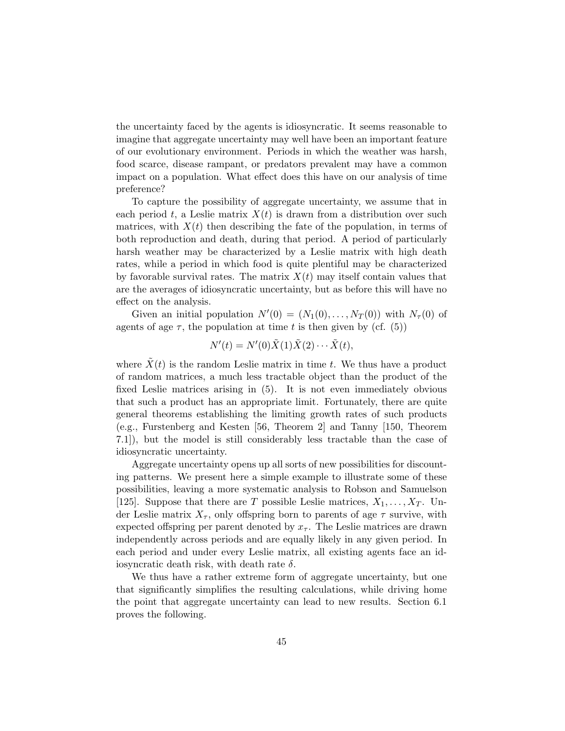the uncertainty faced by the agents is idiosyncratic. It seems reasonable to imagine that aggregate uncertainty may well have been an important feature of our evolutionary environment. Periods in which the weather was harsh, food scarce, disease rampant, or predators prevalent may have a common impact on a population. What effect does this have on our analysis of time preference?

To capture the possibility of aggregate uncertainty, we assume that in each period $t$, a Leslie matrix $X(t)$ is drawn from a distribution over such matrices, with $X(t)$ then describing the fate of the population, in terms of both reproduction and death, during that period. A period of particularly harsh weather may be characterized by a Leslie matrix with high death rates, while a period in which food is quite plentiful may be characterized by favorable survival rates. The matrix $X(t)$ may itself contain values that are the averages of idiosyncratic uncertainty, but as before this will have no effect on the analysis.

Given an initial population $N'(0) = (N_1(0), \ldots, N_T(0))$ with $N_\tau(0)$ of agents of age $\tau$, the population at time $t$ is then given by (cf. (5))

$$N'(t) = N'(0)\tilde{X}(1)\tilde{X}(2)\cdots\tilde{X}(t),$$

where $\tilde{X}(t)$ is the random Leslie matrix in time $t$. We thus have a product of random matrices, a much less tractable object than the product of the fixed Leslie matrices arising in (5). It is not even immediately obvious that such a product has an appropriate limit. Fortunately, there are quite general theorems establishing the limiting growth rates of such products (e.g., Furstenberg and Kesten [56, Theorem 2] and Tanny [150, Theorem 7.1]), but the model is still considerably less tractable than the case of idiosyncratic uncertainty.

Aggregate uncertainty opens up all sorts of new possibilities for discounting patterns. We present here a simple example to illustrate some of these possibilities, leaving a more systematic analysis to Robson and Samuelson [125]. Suppose that there are $T$ possible Leslie matrices, $X_1, \ldots, X_T$. Under Leslie matrix $X_\tau$, only offspring born to parents of age $\tau$ survive, with expected offspring per parent denoted by $x_\tau$. The Leslie matrices are drawn independently across periods and are equally likely in any given period. In each period and under every Leslie matrix, all existing agents face an idiosyncratic death risk, with death rate $\delta$.

We thus have a rather extreme form of aggregate uncertainty, but one that significantly simplifies the resulting calculations, while driving home the point that aggregate uncertainty can lead to new results. Section 6.1 proves the following.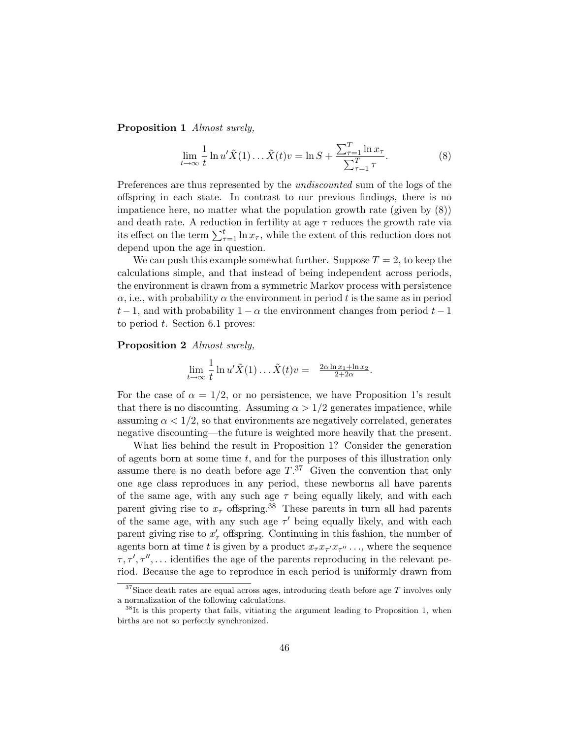**Proposition 1** *Almost surely,*

$$\lim_{t\to\infty} \frac{1}{t} \ln u'\tilde{X}(1)\ldots\tilde{X}(t)v = \ln S + \frac{\sum_{\tau=1}^{T} \ln x_\tau}{\sum_{\tau=1}^{T} \tau}. \tag{8}$$

Preferences are thus represented by the *undiscounted* sum of the logs of the offspring in each state. In contrast to our previous findings, there is no impatience here, no matter what the population growth rate (given by (8)) and death rate. A reduction in fertility at age $\tau$ reduces the growth rate via its effect on the term $\sum_{\tau=1}^{t} \ln x_\tau$, while the extent of this reduction does not depend upon the age in question.

We can push this example somewhat further. Suppose $T = 2$, to keep the calculations simple, and that instead of being independent across periods, the environment is drawn from a symmetric Markov process with persistence $\alpha$, i.e., with probability $\alpha$ the environment in period $t$ is the same as in period $t-1$, and with probability $1-\alpha$ the environment changes from period $t-1$ to period $t$. Section 6.1 proves:

**Proposition 2** *Almost surely,*

$$\lim_{t\to\infty} \frac{1}{t} \ln u'\tilde{X}(1)\ldots\tilde{X}(t)v = \frac{2\alpha \ln x_1 + \ln x_2}{2+2\alpha}.$$

For the case of $\alpha = 1/2$, or no persistence, we have Proposition 1's result that there is no discounting. Assuming $\alpha > 1/2$ generates impatience, while assuming $\alpha < 1/2$, so that environments are negatively correlated, generates negative discounting—the future is weighted more heavily that the present.

What lies behind the result in Proposition 1? Consider the generation of agents born at some time $t$, and for the purposes of this illustration only assume there is no death before age $T$.[37] Given the convention that only one age class reproduces in any period, these newborns all have parents of the same age, with any such age $\tau$ being equally likely, and with each parent giving rise to $x_\tau$ offspring.[38] These parents in turn all had parents of the same age, with any such age $\tau'$ being equally likely, and with each parent giving rise to $x'_\tau$ offspring. Continuing in this fashion, the number of agents born at time $t$ is given by a product $x_\tau x_{\tau'} x_{\tau''} \ldots$, where the sequence $\tau, \tau', \tau'', \ldots$ identifies the age of the parents reproducing in the relevant period. Because the age to reproduce in each period is uniformly drawn from

[37] Since death rates are equal across ages, introducing death before age $T$ involves only a normalization of the following calculations.

[38] It is this property that fails, vitiating the argument leading to Proposition 1, when births are not so perfectly synchronized.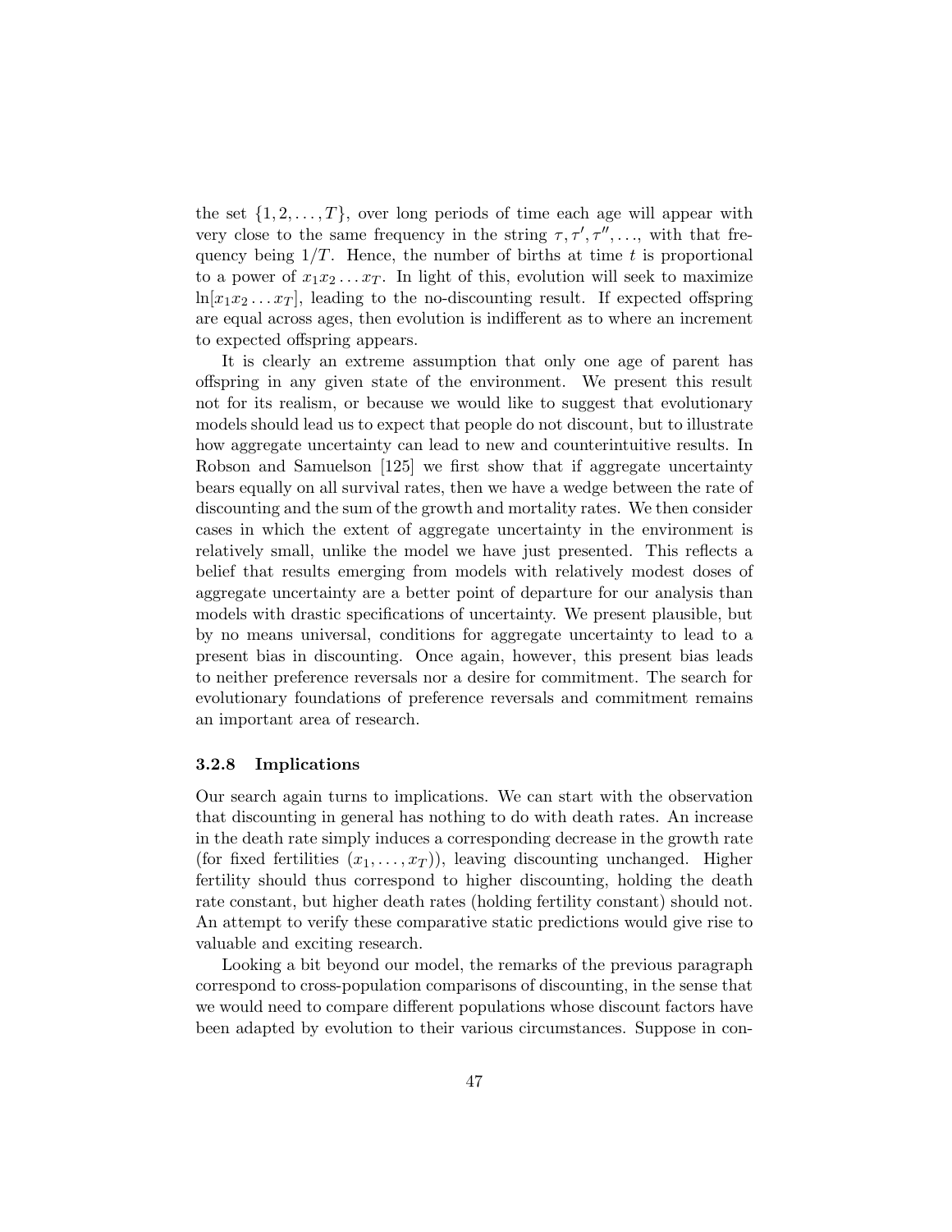the set $\{1, 2, \ldots, T\}$, over long periods of time each age will appear with very close to the same frequency in the string $\tau, \tau', \tau'', \ldots$, with that frequency being $1/T$. Hence, the number of births at time $t$ is proportional to a power of $x_1 x_2 \ldots x_T$. In light of this, evolution will seek to maximize $\ln[x_1 x_2 \ldots x_T]$, leading to the no-discounting result. If expected offspring are equal across ages, then evolution is indifferent as to where an increment to expected offspring appears.

It is clearly an extreme assumption that only one age of parent has offspring in any given state of the environment. We present this result not for its realism, or because we would like to suggest that evolutionary models should lead us to expect that people do not discount, but to illustrate how aggregate uncertainty can lead to new and counterintuitive results. In Robson and Samuelson [125] we first show that if aggregate uncertainty bears equally on all survival rates, then we have a wedge between the rate of discounting and the sum of the growth and mortality rates. We then consider cases in which the extent of aggregate uncertainty in the environment is relatively small, unlike the model we have just presented. This reflects a belief that results emerging from models with relatively modest doses of aggregate uncertainty are a better point of departure for our analysis than models with drastic specifications of uncertainty. We present plausible, but by no means universal, conditions for aggregate uncertainty to lead to a present bias in discounting. Once again, however, this present bias leads to neither preference reversals nor a desire for commitment. The search for evolutionary foundations of preference reversals and commitment remains an important area of research.

### 3.2.8 Implications

Our search again turns to implications. We can start with the observation that discounting in general has nothing to do with death rates. An increase in the death rate simply induces a corresponding decrease in the growth rate (for fixed fertilities $(x_1, \ldots, x_T)$), leaving discounting unchanged. Higher fertility should thus correspond to higher discounting, holding the death rate constant, but higher death rates (holding fertility constant) should not. An attempt to verify these comparative static predictions would give rise to valuable and exciting research.

Looking a bit beyond our model, the remarks of the previous paragraph correspond to cross-population comparisons of discounting, in the sense that we would need to compare different populations whose discount factors have been adapted by evolution to their various circumstances. Suppose in con-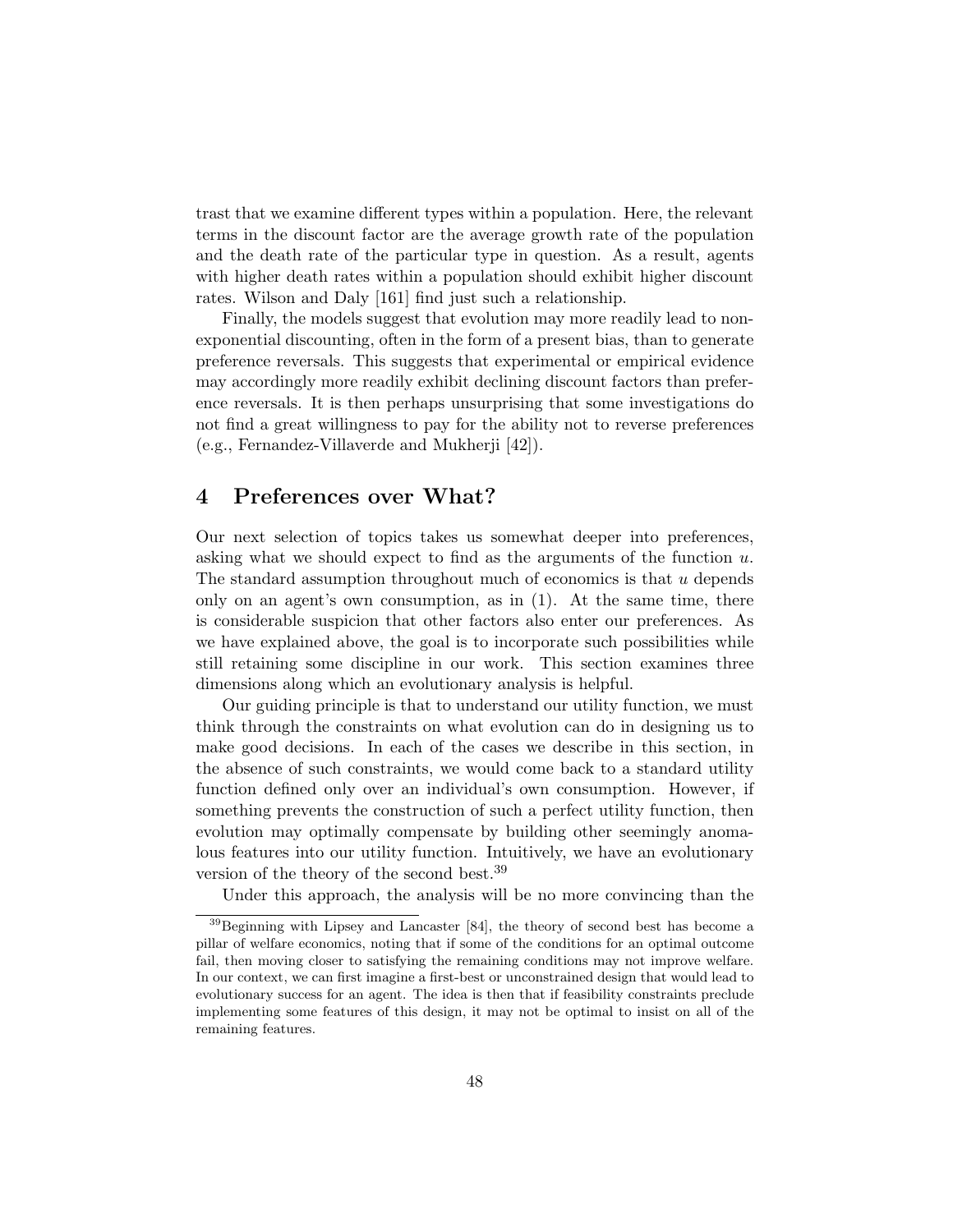trast that we examine different types within a population. Here, the relevant terms in the discount factor are the average growth rate of the population and the death rate of the particular type in question. As a result, agents with higher death rates within a population should exhibit higher discount rates. Wilson and Daly [161] find just such a relationship.

Finally, the models suggest that evolution may more readily lead to non-exponential discounting, often in the form of a present bias, than to generate preference reversals. This suggests that experimental or empirical evidence may accordingly more readily exhibit declining discount factors than preference reversals. It is then perhaps unsurprising that some investigations do not find a great willingness to pay for the ability not to reverse preferences (e.g., Fernandez-Villaverde and Mukherji [42]).

## 4 Preferences over What?

Our next selection of topics takes us somewhat deeper into preferences, asking what we should expect to find as the arguments of the function $u$. The standard assumption throughout much of economics is that $u$ depends only on an agent's own consumption, as in (1). At the same time, there is considerable suspicion that other factors also enter our preferences. As we have explained above, the goal is to incorporate such possibilities while still retaining some discipline in our work. This section examines three dimensions along which an evolutionary analysis is helpful.

Our guiding principle is that to understand our utility function, we must think through the constraints on what evolution can do in designing us to make good decisions. In each of the cases we describe in this section, in the absence of such constraints, we would come back to a standard utility function defined only over an individual's own consumption. However, if something prevents the construction of such a perfect utility function, then evolution may optimally compensate by building other seemingly anomalous features into our utility function. Intuitively, we have an evolutionary version of the theory of the second best.[39]

Under this approach, the analysis will be no more convincing than the

[39] Beginning with Lipsey and Lancaster [84], the theory of second best has become a pillar of welfare economics, noting that if some of the conditions for an optimal outcome fail, then moving closer to satisfying the remaining conditions may not improve welfare. In our context, we can first imagine a first-best or unconstrained design that would lead to evolutionary success for an agent. The idea is then that if feasibility constraints preclude implementing some features of this design, it may not be optimal to insist on all of the remaining features.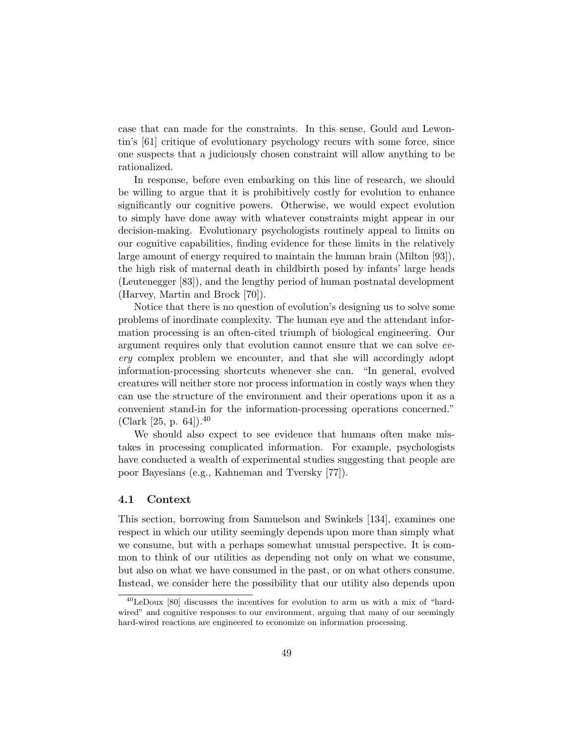case that can made for the constraints. In this sense, Gould and Lewontin's [61] critique of evolutionary psychology recurs with some force, since one suspects that a judiciously chosen constraint will allow anything to be rationalized.

In response, before even embarking on this line of research, we should be willing to argue that it is prohibitively costly for evolution to enhance significantly our cognitive powers. Otherwise, we would expect evolution to simply have done away with whatever constraints might appear in our decision-making. Evolutionary psychologists routinely appeal to limits on our cognitive capabilities, finding evidence for these limits in the relatively large amount of energy required to maintain the human brain (Milton [93]), the high risk of maternal death in childbirth posed by infants' large heads (Leutenegger [83]), and the lengthy period of human postnatal development (Harvey, Martin and Brock [70]).

Notice that there is no question of evolution's designing us to solve some problems of inordinate complexity. The human eye and the attendant information processing is an often-cited triumph of biological engineering. Our argument requires only that evolution cannot ensure that we can solve *every* complex problem we encounter, and that she will accordingly adopt information-processing shortcuts whenever she can. "In general, evolved creatures will neither store nor process information in costly ways when they can use the structure of the environment and their operations upon it as a convenient stand-in for the information-processing operations concerned." (Clark [25, p. 64]).[40]

We should also expect to see evidence that humans often make mistakes in processing complicated information. For example, psychologists have conducted a wealth of experimental studies suggesting that people are poor Bayesians (e.g., Kahneman and Tversky [77]).

### 4.1 Context

This section, borrowing from Samuelson and Swinkels [134], examines one respect in which our utility seemingly depends upon more than simply what we consume, but with a perhaps somewhat unusual perspective. It is common to think of our utilities as depending not only on what we consume, but also on what we have consumed in the past, or on what others consume. Instead, we consider here the possibility that our utility also depends upon

[40] LeDoux [80] discusses the incentives for evolution to arm us with a mix of "hard-wired" and cognitive responses to our environment, arguing that many of our seemingly hard-wired reactions are engineered to economize on information processing.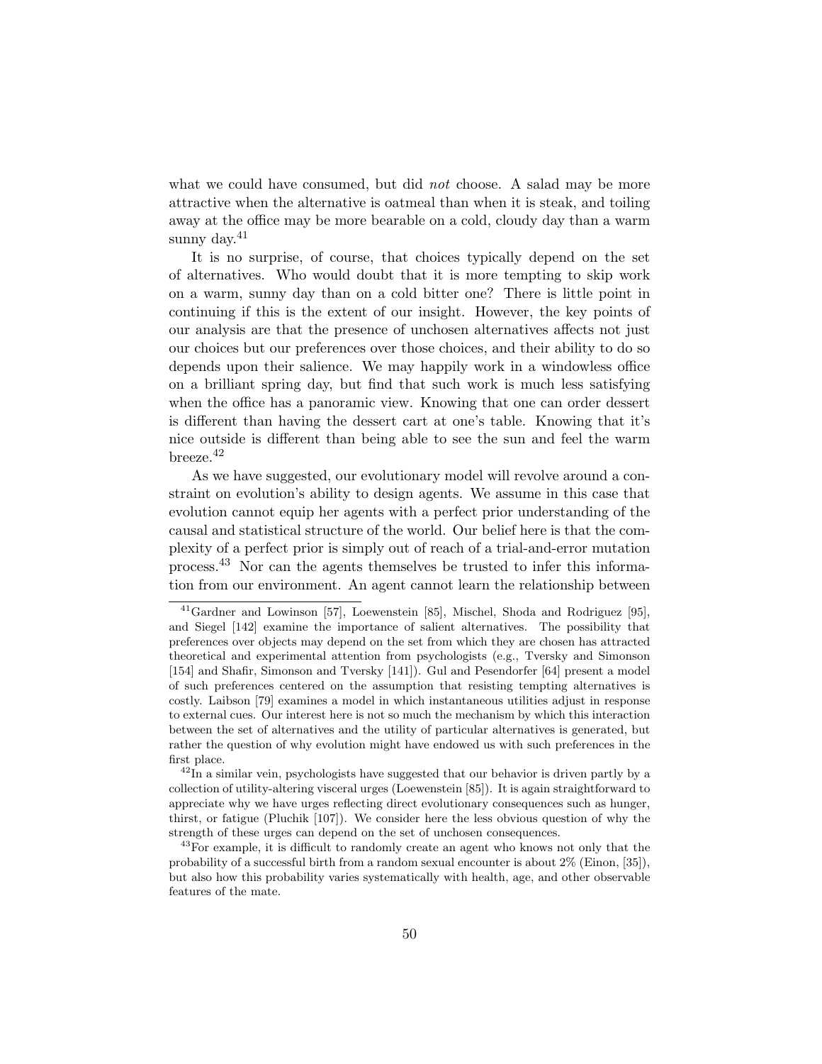what we could have consumed, but did *not* choose. A salad may be more attractive when the alternative is oatmeal than when it is steak, and toiling away at the office may be more bearable on a cold, cloudy day than a warm sunny day.[41]

It is no surprise, of course, that choices typically depend on the set of alternatives. Who would doubt that it is more tempting to skip work on a warm, sunny day than on a cold bitter one? There is little point in continuing if this is the extent of our insight. However, the key points of our analysis are that the presence of unchosen alternatives affects not just our choices but our preferences over those choices, and their ability to do so depends upon their salience. We may happily work in a windowless office on a brilliant spring day, but find that such work is much less satisfying when the office has a panoramic view. Knowing that one can order dessert is different than having the dessert cart at one's table. Knowing that it's nice outside is different than being able to see the sun and feel the warm breeze.[42]

As we have suggested, our evolutionary model will revolve around a constraint on evolution's ability to design agents. We assume in this case that evolution cannot equip her agents with a perfect prior understanding of the causal and statistical structure of the world. Our belief here is that the complexity of a perfect prior is simply out of reach of a trial-and-error mutation process.[43] Nor can the agents themselves be trusted to infer this information from our environment. An agent cannot learn the relationship between

[41] Gardner and Lowinson [57], Loewenstein [85], Mischel, Shoda and Rodriguez [95], and Siegel [142] examine the importance of salient alternatives. The possibility that preferences over objects may depend on the set from which they are chosen has attracted theoretical and experimental attention from psychologists (e.g., Tversky and Simonson [154] and Shafir, Simonson and Tversky [141]). Gul and Pesendorfer [64] present a model of such preferences centered on the assumption that resisting tempting alternatives is costly. Laibson [79] examines a model in which instantaneous utilities adjust in response to external cues. Our interest here is not so much the mechanism by which this interaction between the set of alternatives and the utility of particular alternatives is generated, but rather the question of why evolution might have endowed us with such preferences in the first place.

[42] In a similar vein, psychologists have suggested that our behavior is driven partly by a collection of utility-altering visceral urges (Loewenstein [85]). It is again straightforward to appreciate why we have urges reflecting direct evolutionary consequences such as hunger, thirst, or fatigue (Pluchik [107]). We consider here the less obvious question of why the strength of these urges can depend on the set of unchosen consequences.

[43] For example, it is difficult to randomly create an agent who knows not only that the probability of a successful birth from a random sexual encounter is about 2% (Einon, [35]), but also how this probability varies systematically with health, age, and other observable features of the mate.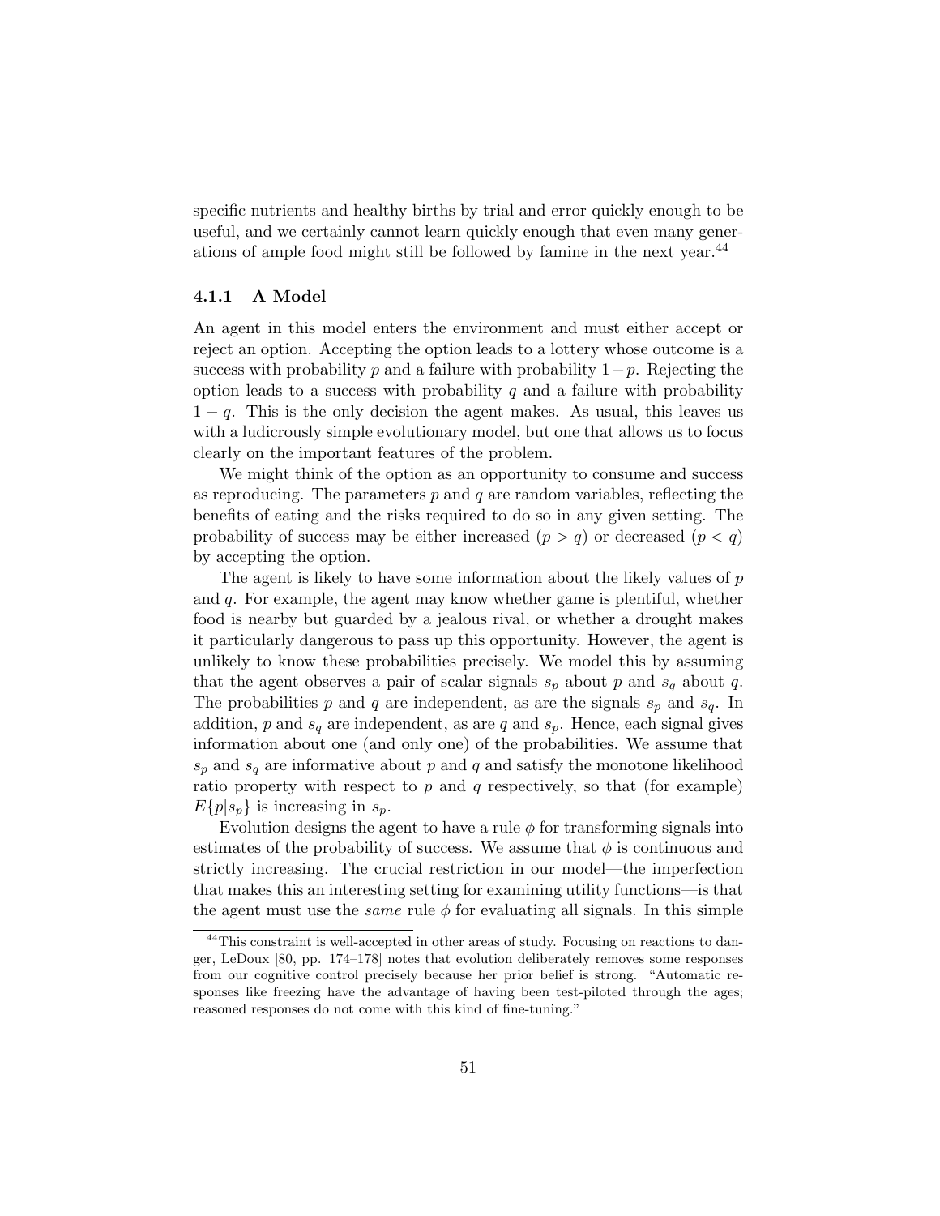specific nutrients and healthy births by trial and error quickly enough to be useful, and we certainly cannot learn quickly enough that even many generations of ample food might still be followed by famine in the next year.[44]

### 4.1.1 A Model

An agent in this model enters the environment and must either accept or reject an option. Accepting the option leads to a lottery whose outcome is a success with probability $p$ and a failure with probability $1-p$. Rejecting the option leads to a success with probability $q$ and a failure with probability $1-q$. This is the only decision the agent makes. As usual, this leaves us with a ludicrously simple evolutionary model, but one that allows us to focus clearly on the important features of the problem.

We might think of the option as an opportunity to consume and success as reproducing. The parameters $p$ and $q$ are random variables, reflecting the benefits of eating and the risks required to do so in any given setting. The probability of success may be either increased ($p > q$) or decreased ($p < q$) by accepting the option.

The agent is likely to have some information about the likely values of $p$ and $q$. For example, the agent may know whether game is plentiful, whether food is nearby but guarded by a jealous rival, or whether a drought makes it particularly dangerous to pass up this opportunity. However, the agent is unlikely to know these probabilities precisely. We model this by assuming that the agent observes a pair of scalar signals $s_p$ about $p$ and $s_q$ about $q$. The probabilities $p$ and $q$ are independent, as are the signals $s_p$ and $s_q$. In addition, $p$ and $s_q$ are independent, as are $q$ and $s_p$. Hence, each signal gives information about one (and only one) of the probabilities. We assume that $s_p$ and $s_q$ are informative about $p$ and $q$ and satisfy the monotone likelihood ratio property with respect to $p$ and $q$ respectively, so that (for example) $E\{p|s_p\}$ is increasing in $s_p$.

Evolution designs the agent to have a rule $\phi$ for transforming signals into estimates of the probability of success. We assume that $\phi$ is continuous and strictly increasing. The crucial restriction in our model—the imperfection that makes this an interesting setting for examining utility functions—is that the agent must use the *same* rule $\phi$ for evaluating all signals. In this simple

[44] This constraint is well-accepted in other areas of study. Focusing on reactions to danger, LeDoux [80, pp. 174–178] notes that evolution deliberately removes some responses from our cognitive control precisely because her prior belief is strong. "Automatic responses like freezing have the advantage of having been test-piloted through the ages; reasoned responses do not come with this kind of fine-tuning."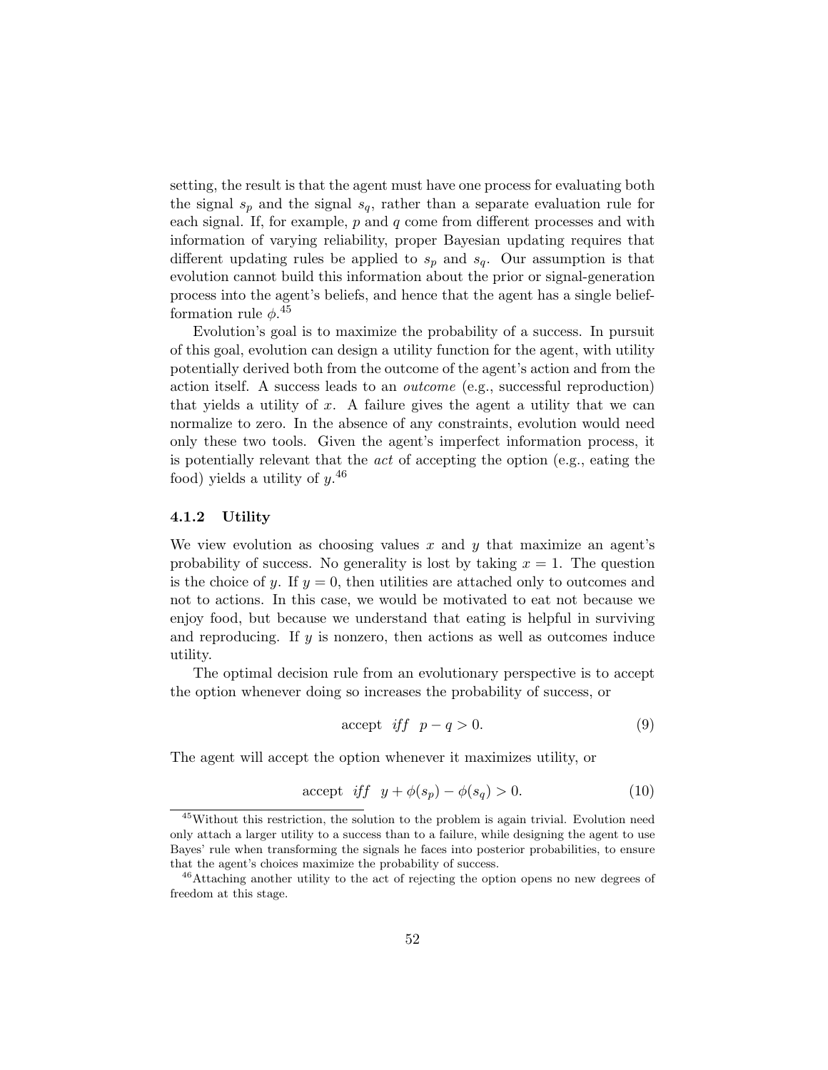setting, the result is that the agent must have one process for evaluating both the signal $s_p$ and the signal $s_q$, rather than a separate evaluation rule for each signal. If, for example, $p$ and $q$ come from different processes and with information of varying reliability, proper Bayesian updating requires that different updating rules be applied to $s_p$ and $s_q$. Our assumption is that evolution cannot build this information about the prior or signal-generation process into the agent's beliefs, and hence that the agent has a single belief-formation rule $\phi$.[45]

Evolution's goal is to maximize the probability of a success. In pursuit of this goal, evolution can design a utility function for the agent, with utility potentially derived both from the outcome of the agent's action and from the action itself. A success leads to an *outcome* (e.g., successful reproduction) that yields a utility of $x$. A failure gives the agent a utility that we can normalize to zero. In the absence of any constraints, evolution would need only these two tools. Given the agent's imperfect information process, it is potentially relevant that the *act* of accepting the option (e.g., eating the food) yields a utility of $y$.[46]

### 4.1.2 Utility

We view evolution as choosing values $x$ and $y$ that maximize an agent's probability of success. No generality is lost by taking $x = 1$. The question is the choice of $y$. If $y = 0$, then utilities are attached only to outcomes and not to actions. In this case, we would be motivated to eat not because we enjoy food, but because we understand that eating is helpful in surviving and reproducing. If $y$ is nonzero, then actions as well as outcomes induce utility.

The optimal decision rule from an evolutionary perspective is to accept the option whenever doing so increases the probability of success, or

$$\text{accept} \quad \textit{iff} \quad p - q > 0. \tag{9}$$

The agent will accept the option whenever it maximizes utility, or

$$\text{accept} \quad \textit{iff} \quad y + \phi(s_p) - \phi(s_q) > 0. \tag{10}$$

[45] Without this restriction, the solution to the problem is again trivial. Evolution need only attach a larger utility to a success than to a failure, while designing the agent to use Bayes' rule when transforming the signals he faces into posterior probabilities, to ensure that the agent's choices maximize the probability of success.

[46] Attaching another utility to the act of rejecting the option opens no new degrees of freedom at this stage.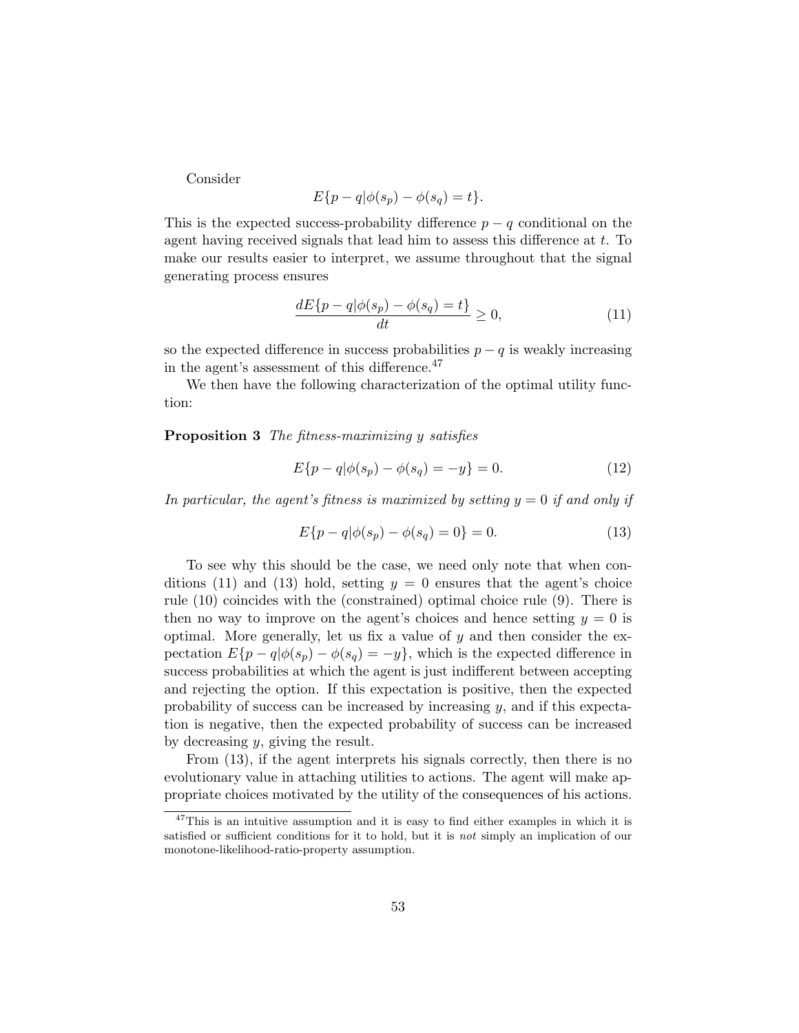Consider

$$E\{p - q | \phi(s_p) - \phi(s_q) = t\}.$$

This is the expected success-probability difference $p - q$ conditional on the agent having received signals that lead him to assess this difference at $t$. To make our results easier to interpret, we assume throughout that the signal generating process ensures

$$\frac{dE\{p - q | \phi(s_p) - \phi(s_q) = t\}}{dt} \geq 0, \tag{11}$$

so the expected difference in success probabilities $p - q$ is weakly increasing in the agent's assessment of this difference.[47]

We then have the following characterization of the optimal utility function:

**Proposition 3** *The fitness-maximizing $y$ satisfies*

$$E\{p - q | \phi(s_p) - \phi(s_q) = -y\} = 0. \tag{12}$$

*In particular, the agent's fitness is maximized by setting $y = 0$ if and only if*

$$E\{p - q | \phi(s_p) - \phi(s_q) = 0\} = 0. \tag{13}$$

To see why this should be the case, we need only note that when conditions (11) and (13) hold, setting $y = 0$ ensures that the agent's choice rule (10) coincides with the (constrained) optimal choice rule (9). There is then no way to improve on the agent's choices and hence setting $y = 0$ is optimal. More generally, let us fix a value of $y$ and then consider the expectation $E\{p - q | \phi(s_p) - \phi(s_q) = -y\}$, which is the expected difference in success probabilities at which the agent is just indifferent between accepting and rejecting the option. If this expectation is positive, then the expected probability of success can be increased by increasing $y$, and if this expectation is negative, then the expected probability of success can be increased by decreasing $y$, giving the result.

From (13), if the agent interprets his signals correctly, then there is no evolutionary value in attaching utilities to actions. The agent will make appropriate choices motivated by the utility of the consequences of his actions.

[47] This is an intuitive assumption and it is easy to find either examples in which it is satisfied or sufficient conditions for it to hold, but it is *not* simply an implication of our monotone-likelihood-ratio-property assumption.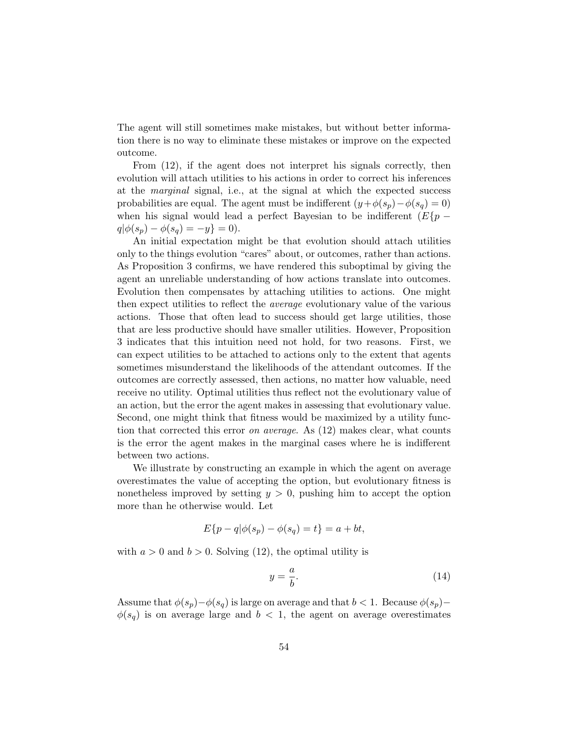The agent will still sometimes make mistakes, but without better information there is no way to eliminate these mistakes or improve on the expected outcome.

From (12), if the agent does not interpret his signals correctly, then evolution will attach utilities to his actions in order to correct his inferences at the *marginal* signal, i.e., at the signal at which the expected success probabilities are equal. The agent must be indifferent ($y+\phi(s_p)-\phi(s_q)=0$) when his signal would lead a perfect Bayesian to be indifferent ($E\{p-q|\phi(s_p)-\phi(s_q)=-y\}=0$).

An initial expectation might be that evolution should attach utilities only to the things evolution "cares" about, or outcomes, rather than actions. As Proposition 3 confirms, we have rendered this suboptimal by giving the agent an unreliable understanding of how actions translate into outcomes. Evolution then compensates by attaching utilities to actions. One might then expect utilities to reflect the *average* evolutionary value of the various actions. Those that often lead to success should get large utilities, those that are less productive should have smaller utilities. However, Proposition 3 indicates that this intuition need not hold, for two reasons. First, we can expect utilities to be attached to actions only to the extent that agents sometimes misunderstand the likelihoods of the attendant outcomes. If the outcomes are correctly assessed, then actions, no matter how valuable, need receive no utility. Optimal utilities thus reflect not the evolutionary value of an action, but the error the agent makes in assessing that evolutionary value. Second, one might think that fitness would be maximized by a utility function that corrected this error *on average*. As (12) makes clear, what counts is the error the agent makes in the marginal cases where he is indifferent between two actions.

We illustrate by constructing an example in which the agent on average overestimates the value of accepting the option, but evolutionary fitness is nonetheless improved by setting $y>0$, pushing him to accept the option more than he otherwise would. Let

$$E\{p-q|\phi(s_p)-\phi(s_q)=t\}=a+bt,$$

with $a>0$ and $b>0$. Solving (12), the optimal utility is

$$y=\frac{a}{b}. \tag{14}$$

Assume that $\phi(s_p)-\phi(s_q)$ is large on average and that $b<1$. Because $\phi(s_p)-\phi(s_q)$ is on average large and $b<1$, the agent on average overestimates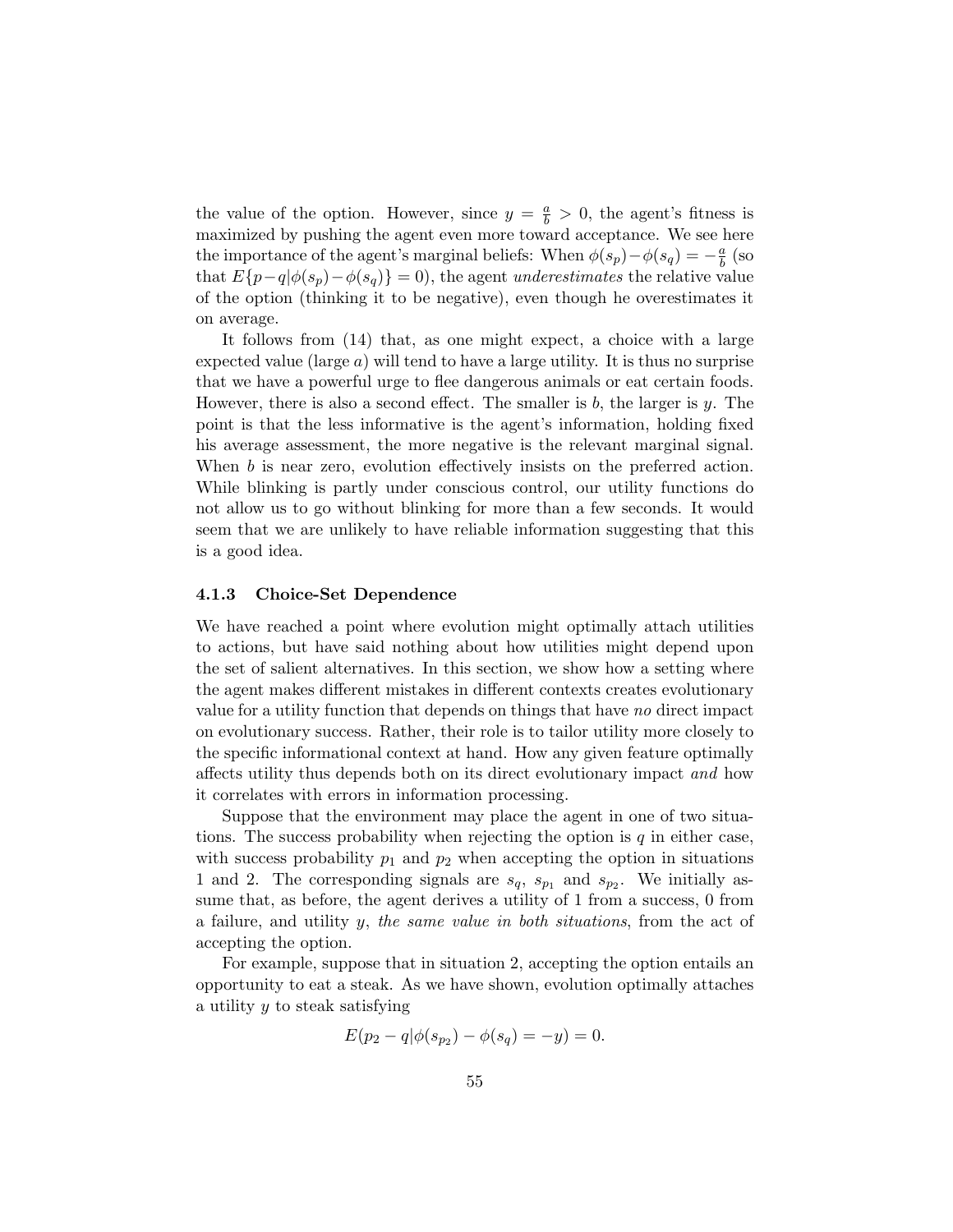the value of the option. However, since $y = \frac{a}{b} > 0$, the agent's fitness is maximized by pushing the agent even more toward acceptance. We see here the importance of the agent's marginal beliefs: When $\phi(s_p) - \phi(s_q) = -\frac{a}{b}$ (so that $E\{p - q | \phi(s_p) - \phi(s_q)\} = 0$), the agent *underestimates* the relative value of the option (thinking it to be negative), even though he overestimates it on average.

It follows from (14) that, as one might expect, a choice with a large expected value (large $a$) will tend to have a large utility. It is thus no surprise that we have a powerful urge to flee dangerous animals or eat certain foods. However, there is also a second effect. The smaller is $b$, the larger is $y$. The point is that the less informative is the agent's information, holding fixed his average assessment, the more negative is the relevant marginal signal. When $b$ is near zero, evolution effectively insists on the preferred action. While blinking is partly under conscious control, our utility functions do not allow us to go without blinking for more than a few seconds. It would seem that we are unlikely to have reliable information suggesting that this is a good idea.

#### 4.1.3 Choice-Set Dependence

We have reached a point where evolution might optimally attach utilities to actions, but have said nothing about how utilities might depend upon the set of salient alternatives. In this section, we show how a setting where the agent makes different mistakes in different contexts creates evolutionary value for a utility function that depends on things that have *no* direct impact on evolutionary success. Rather, their role is to tailor utility more closely to the specific informational context at hand. How any given feature optimally affects utility thus depends both on its direct evolutionary impact *and* how it correlates with errors in information processing.

Suppose that the environment may place the agent in one of two situations. The success probability when rejecting the option is $q$ in either case, with success probability $p_1$ and $p_2$ when accepting the option in situations 1 and 2. The corresponding signals are $s_q$, $s_{p_1}$ and $s_{p_2}$. We initially assume that, as before, the agent derives a utility of 1 from a success, 0 from a failure, and utility $y$, *the same value in both situations*, from the act of accepting the option.

For example, suppose that in situation 2, accepting the option entails an opportunity to eat a steak. As we have shown, evolution optimally attaches a utility $y$ to steak satisfying

$$E(p_2 - q | \phi(s_{p_2}) - \phi(s_q) = -y) = 0.$$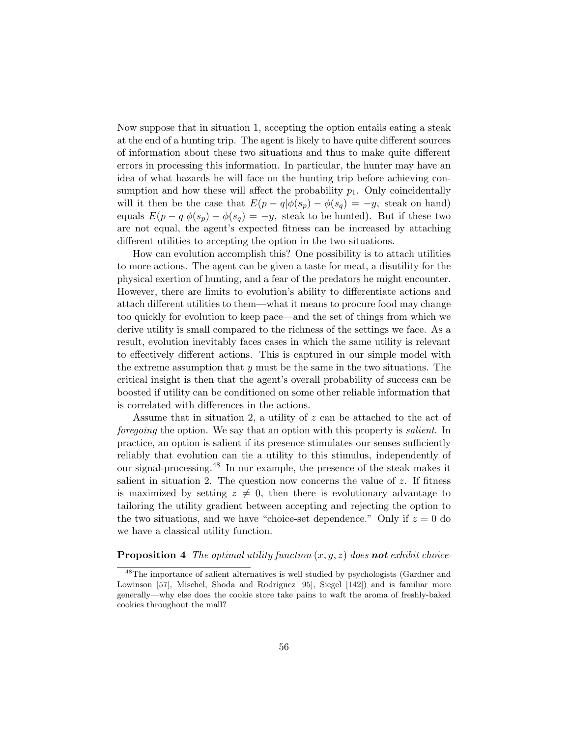Now suppose that in situation 1, accepting the option entails eating a steak at the end of a hunting trip. The agent is likely to have quite different sources of information about these two situations and thus to make quite different errors in processing this information. In particular, the hunter may have an idea of what hazards he will face on the hunting trip before achieving consumption and how these will affect the probability $p_1$. Only coincidentally will it then be the case that $E(p - q|\phi(s_p) - \phi(s_q) = -y,$ steak on hand) equals $E(p - q|\phi(s_p) - \phi(s_q) = -y,$ steak to be hunted). But if these two are not equal, the agent's expected fitness can be increased by attaching different utilities to accepting the option in the two situations.

How can evolution accomplish this? One possibility is to attach utilities to more actions. The agent can be given a taste for meat, a disutility for the physical exertion of hunting, and a fear of the predators he might encounter. However, there are limits to evolution's ability to differentiate actions and attach different utilities to them—what it means to procure food may change too quickly for evolution to keep pace—and the set of things from which we derive utility is small compared to the richness of the settings we face. As a result, evolution inevitably faces cases in which the same utility is relevant to effectively different actions. This is captured in our simple model with the extreme assumption that $y$ must be the same in the two situations. The critical insight is then that the agent's overall probability of success can be boosted if utility can be conditioned on some other reliable information that is correlated with differences in the actions.

Assume that in situation 2, a utility of $z$ can be attached to the act of *foregoing* the option. We say that an option with this property is *salient*. In practice, an option is salient if its presence stimulates our senses sufficiently reliably that evolution can tie a utility to this stimulus, independently of our signal-processing.[48] In our example, the presence of the steak makes it salient in situation 2. The question now concerns the value of $z$. If fitness is maximized by setting $z \neq 0$, then there is evolutionary advantage to tailoring the utility gradient between accepting and rejecting the option to the two situations, and we have "choice-set dependence." Only if $z = 0$ do we have a classical utility function.

**Proposition 4** *The optimal utility function* $(x, y, z)$ *does* ***not*** *exhibit choice-*

[48] The importance of salient alternatives is well studied by psychologists (Gardner and Lowinson [57], Mischel, Shoda and Rodriguez [95], Siegel [142]) and is familiar more generally—why else does the cookie store take pains to waft the aroma of freshly-baked cookies throughout the mall?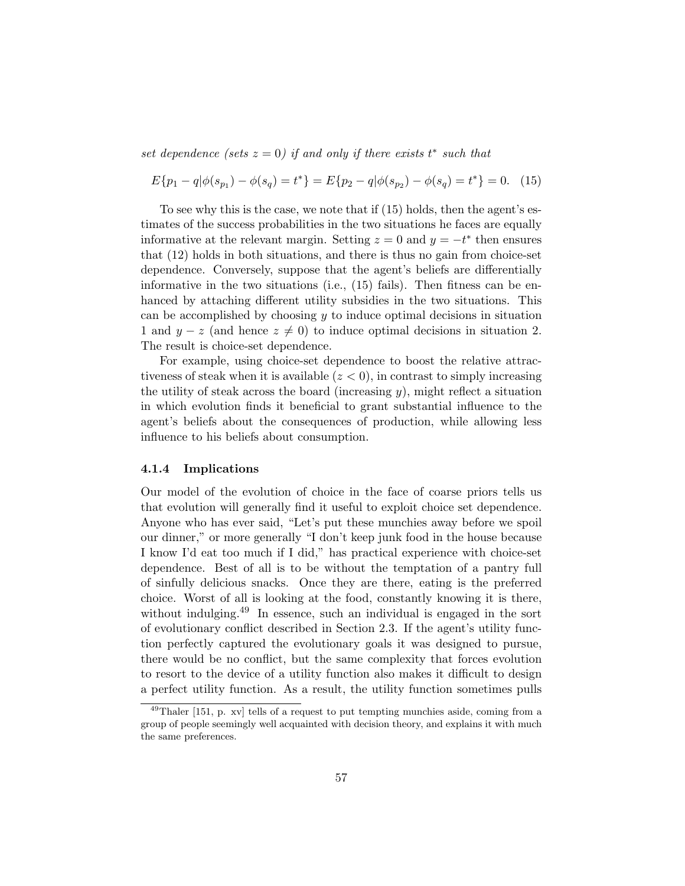*set dependence (sets $z = 0$) if and only if there exists $t^*$ such that*

$$E\{p_1 - q|\phi(s_{p_1}) - \phi(s_q) = t^*\} = E\{p_2 - q|\phi(s_{p_2}) - \phi(s_q) = t^*\} = 0. \quad (15)$$

To see why this is the case, we note that if (15) holds, then the agent's estimates of the success probabilities in the two situations he faces are equally informative at the relevant margin. Setting $z = 0$ and $y = -t^*$ then ensures that (12) holds in both situations, and there is thus no gain from choice-set dependence. Conversely, suppose that the agent's beliefs are differentially informative in the two situations (i.e., (15) fails). Then fitness can be enhanced by attaching different utility subsidies in the two situations. This can be accomplished by choosing $y$ to induce optimal decisions in situation 1 and $y - z$ (and hence $z \neq 0$) to induce optimal decisions in situation 2. The result is choice-set dependence.

For example, using choice-set dependence to boost the relative attractiveness of steak when it is available ($z < 0$), in contrast to simply increasing the utility of steak across the board (increasing $y$), might reflect a situation in which evolution finds it beneficial to grant substantial influence to the agent's beliefs about the consequences of production, while allowing less influence to his beliefs about consumption.

### 4.1.4 Implications

Our model of the evolution of choice in the face of coarse priors tells us that evolution will generally find it useful to exploit choice set dependence. Anyone who has ever said, "Let's put these munchies away before we spoil our dinner," or more generally "I don't keep junk food in the house because I know I'd eat too much if I did," has practical experience with choice-set dependence. Best of all is to be without the temptation of a pantry full of sinfully delicious snacks. Once they are there, eating is the preferred choice. Worst of all is looking at the food, constantly knowing it is there, without indulging.[49] In essence, such an individual is engaged in the sort of evolutionary conflict described in Section 2.3. If the agent's utility function perfectly captured the evolutionary goals it was designed to pursue, there would be no conflict, but the same complexity that forces evolution to resort to the device of a utility function also makes it difficult to design a perfect utility function. As a result, the utility function sometimes pulls

[49] Thaler [151, p. xv] tells of a request to put tempting munchies aside, coming from a group of people seemingly well acquainted with decision theory, and explains it with much the same preferences.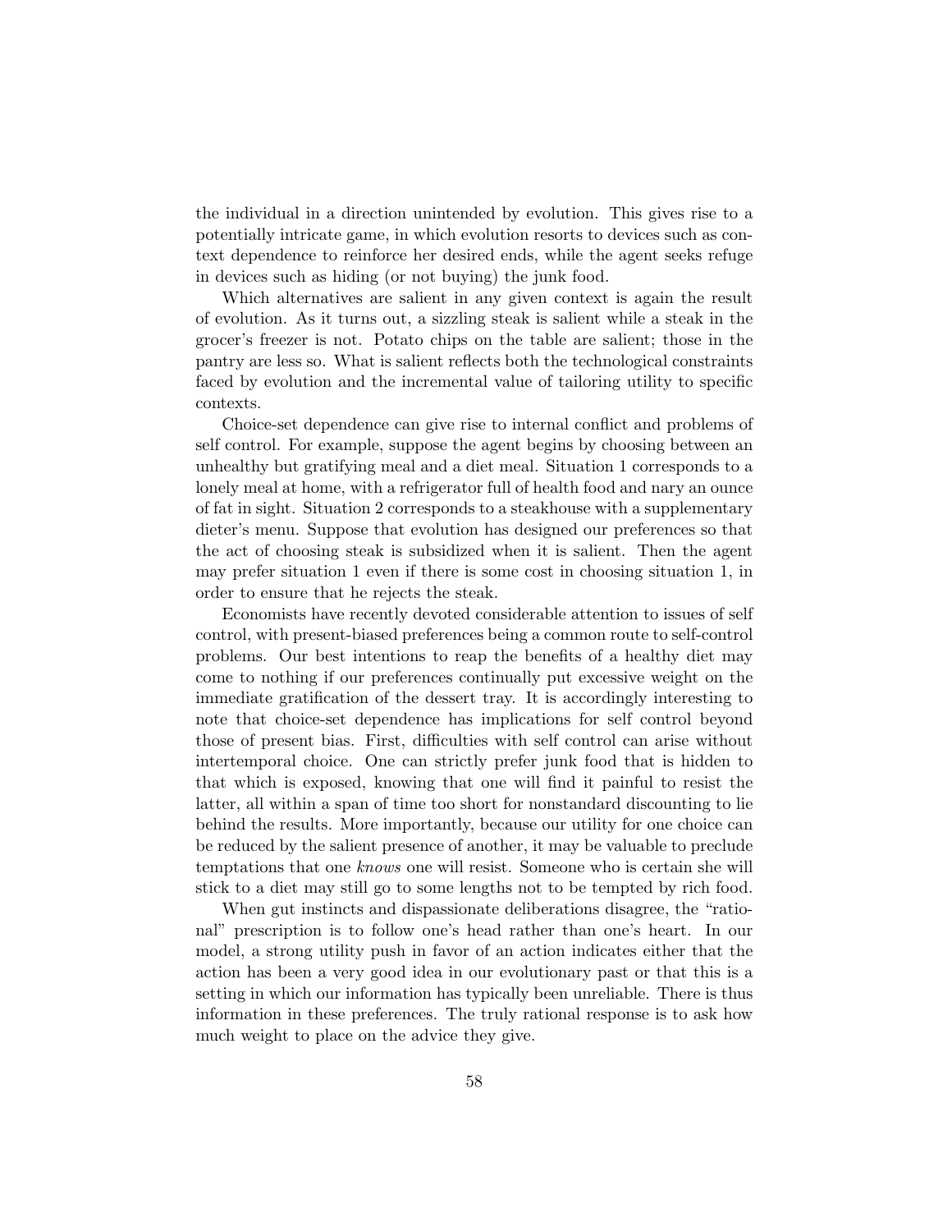the individual in a direction unintended by evolution. This gives rise to a potentially intricate game, in which evolution resorts to devices such as context dependence to reinforce her desired ends, while the agent seeks refuge in devices such as hiding (or not buying) the junk food.

Which alternatives are salient in any given context is again the result of evolution. As it turns out, a sizzling steak is salient while a steak in the grocer's freezer is not. Potato chips on the table are salient; those in the pantry are less so. What is salient reflects both the technological constraints faced by evolution and the incremental value of tailoring utility to specific contexts.

Choice-set dependence can give rise to internal conflict and problems of self control. For example, suppose the agent begins by choosing between an unhealthy but gratifying meal and a diet meal. Situation 1 corresponds to a lonely meal at home, with a refrigerator full of health food and nary an ounce of fat in sight. Situation 2 corresponds to a steakhouse with a supplementary dieter's menu. Suppose that evolution has designed our preferences so that the act of choosing steak is subsidized when it is salient. Then the agent may prefer situation 1 even if there is some cost in choosing situation 1, in order to ensure that he rejects the steak.

Economists have recently devoted considerable attention to issues of self control, with present-biased preferences being a common route to self-control problems. Our best intentions to reap the benefits of a healthy diet may come to nothing if our preferences continually put excessive weight on the immediate gratification of the dessert tray. It is accordingly interesting to note that choice-set dependence has implications for self control beyond those of present bias. First, difficulties with self control can arise without intertemporal choice. One can strictly prefer junk food that is hidden to that which is exposed, knowing that one will find it painful to resist the latter, all within a span of time too short for nonstandard discounting to lie behind the results. More importantly, because our utility for one choice can be reduced by the salient presence of another, it may be valuable to preclude temptations that one *knows* one will resist. Someone who is certain she will stick to a diet may still go to some lengths not to be tempted by rich food.

When gut instincts and dispassionate deliberations disagree, the "rational" prescription is to follow one's head rather than one's heart. In our model, a strong utility push in favor of an action indicates either that the action has been a very good idea in our evolutionary past or that this is a setting in which our information has typically been unreliable. There is thus information in these preferences. The truly rational response is to ask how much weight to place on the advice they give.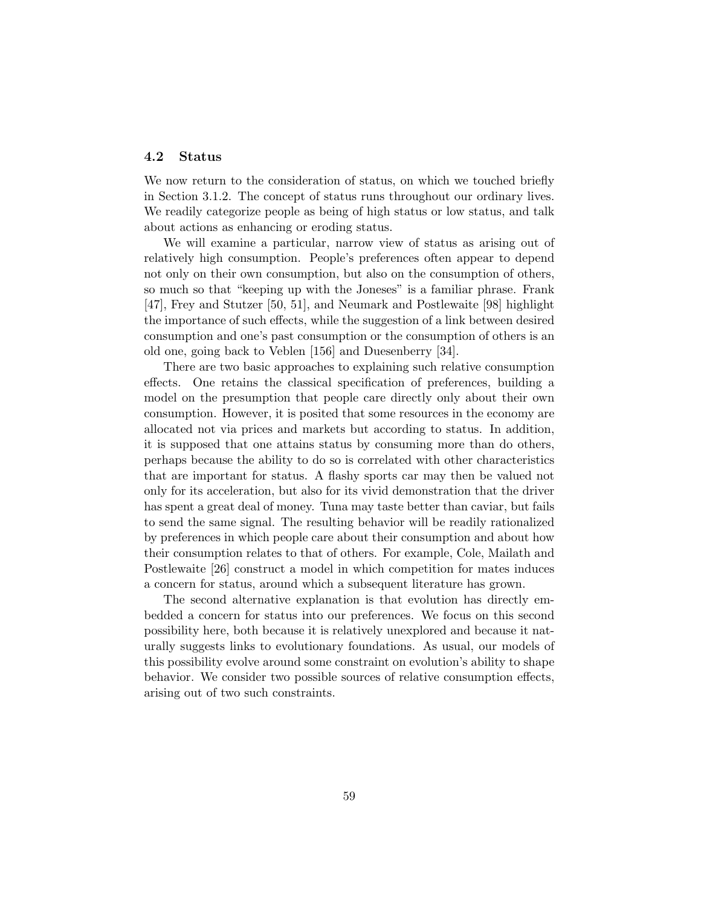### 4.2 Status

We now return to the consideration of status, on which we touched briefly in Section 3.1.2. The concept of status runs throughout our ordinary lives. We readily categorize people as being of high status or low status, and talk about actions as enhancing or eroding status.

We will examine a particular, narrow view of status as arising out of relatively high consumption. People's preferences often appear to depend not only on their own consumption, but also on the consumption of others, so much so that "keeping up with the Joneses" is a familiar phrase. Frank [47], Frey and Stutzer [50, 51], and Neumark and Postlewaite [98] highlight the importance of such effects, while the suggestion of a link between desired consumption and one's past consumption or the consumption of others is an old one, going back to Veblen [156] and Duesenberry [34].

There are two basic approaches to explaining such relative consumption effects. One retains the classical specification of preferences, building a model on the presumption that people care directly only about their own consumption. However, it is posited that some resources in the economy are allocated not via prices and markets but according to status. In addition, it is supposed that one attains status by consuming more than do others, perhaps because the ability to do so is correlated with other characteristics that are important for status. A flashy sports car may then be valued not only for its acceleration, but also for its vivid demonstration that the driver has spent a great deal of money. Tuna may taste better than caviar, but fails to send the same signal. The resulting behavior will be readily rationalized by preferences in which people care about their consumption and about how their consumption relates to that of others. For example, Cole, Mailath and Postlewaite [26] construct a model in which competition for mates induces a concern for status, around which a subsequent literature has grown.

The second alternative explanation is that evolution has directly embedded a concern for status into our preferences. We focus on this second possibility here, both because it is relatively unexplored and because it naturally suggests links to evolutionary foundations. As usual, our models of this possibility evolve around some constraint on evolution's ability to shape behavior. We consider two possible sources of relative consumption effects, arising out of two such constraints.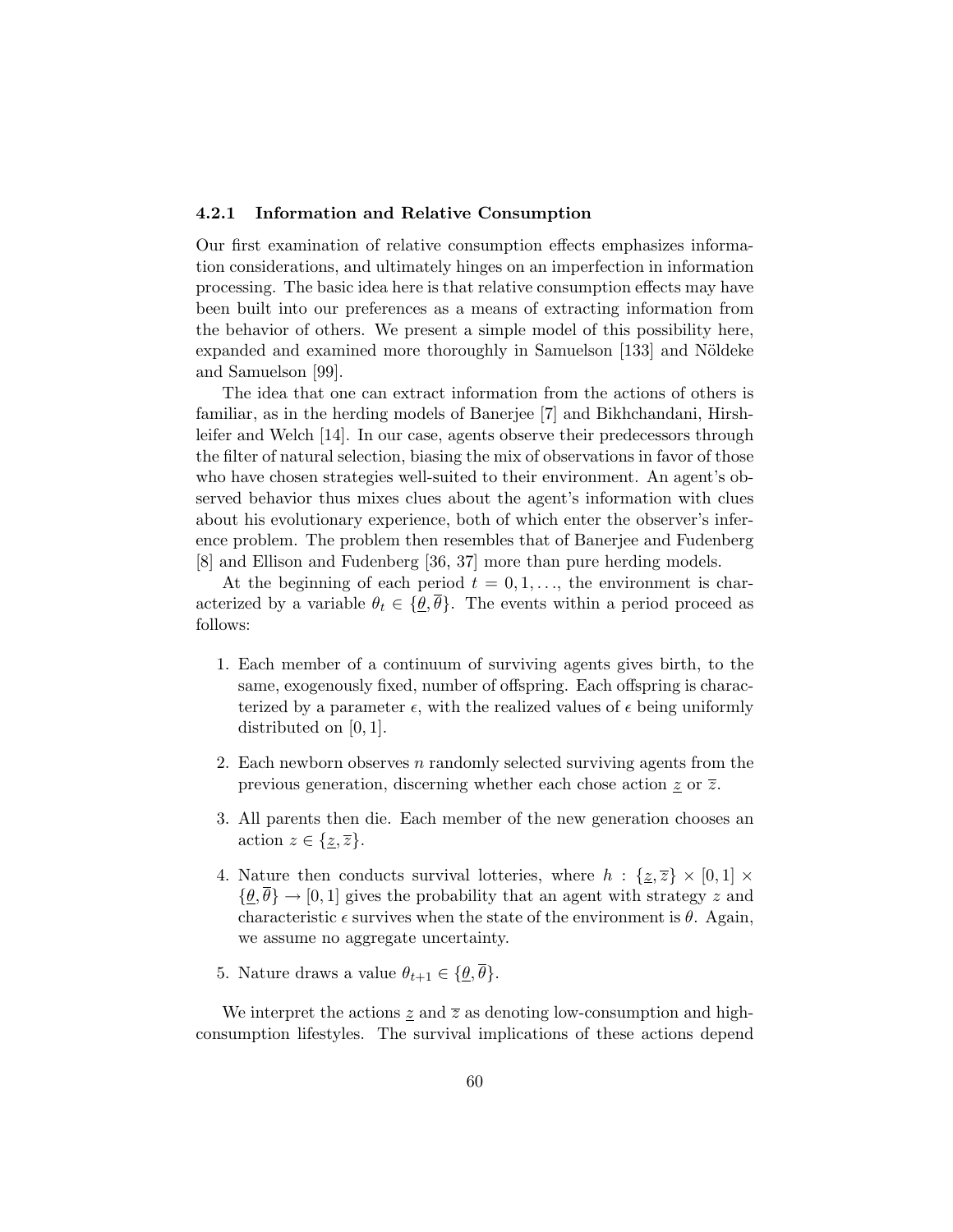### 4.2.1 Information and Relative Consumption

Our first examination of relative consumption effects emphasizes information considerations, and ultimately hinges on an imperfection in information processing. The basic idea here is that relative consumption effects may have been built into our preferences as a means of extracting information from the behavior of others. We present a simple model of this possibility here, expanded and examined more thoroughly in Samuelson [133] and Nöldeke and Samuelson [99].

The idea that one can extract information from the actions of others is familiar, as in the herding models of Banerjee [7] and Bikhchandani, Hirshleifer and Welch [14]. In our case, agents observe their predecessors through the filter of natural selection, biasing the mix of observations in favor of those who have chosen strategies well-suited to their environment. An agent's observed behavior thus mixes clues about the agent's information with clues about his evolutionary experience, both of which enter the observer's inference problem. The problem then resembles that of Banerjee and Fudenberg [8] and Ellison and Fudenberg [36, 37] more than pure herding models.

At the beginning of each period $t = 0, 1, \ldots$, the environment is characterized by a variable $\theta_t \in \{\underline{\theta}, \overline{\theta}\}$. The events within a period proceed as follows:

1. Each member of a continuum of surviving agents gives birth, to the same, exogenously fixed, number of offspring. Each offspring is characterized by a parameter $\epsilon$, with the realized values of $\epsilon$ being uniformly distributed on $[0, 1]$.

2. Each newborn observes $n$ randomly selected surviving agents from the previous generation, discerning whether each chose action $\underline{z}$ or $\overline{z}$.

3. All parents then die. Each member of the new generation chooses an action $z \in \{\underline{z}, \overline{z}\}$.

4. Nature then conducts survival lotteries, where $h : \{\underline{z}, \overline{z}\} \times [0, 1] \times \{\underline{\theta}, \overline{\theta}\} \to [0, 1]$ gives the probability that an agent with strategy $z$ and characteristic $\epsilon$ survives when the state of the environment is $\theta$. Again, we assume no aggregate uncertainty.

5. Nature draws a value $\theta_{t+1} \in \{\underline{\theta}, \overline{\theta}\}$.

We interpret the actions $\underline{z}$ and $\overline{z}$ as denoting low-consumption and high-consumption lifestyles. The survival implications of these actions depend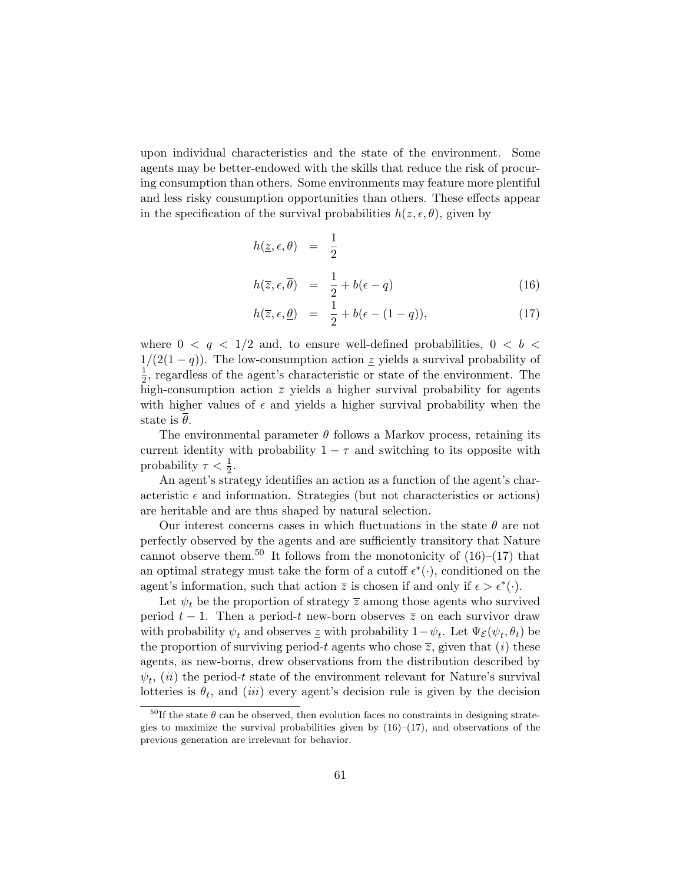upon individual characteristics and the state of the environment. Some agents may be better-endowed with the skills that reduce the risk of procuring consumption than others. Some environments may feature more plentiful and less risky consumption opportunities than others. These effects appear in the specification of the survival probabilities $h(z, \epsilon, \theta)$, given by

$$
\begin{aligned}
h(\underline{z}, \epsilon, \theta) &= \frac{1}{2} \\
h(\overline{z}, \epsilon, \overline{\theta}) &= \frac{1}{2} + b(\epsilon - q) \qquad (16) \\
h(\overline{z}, \epsilon, \underline{\theta}) &= \frac{1}{2} + b(\epsilon - (1-q)), \qquad (17)
\end{aligned}
$$

where $0 < q < 1/2$ and, to ensure well-defined probabilities, $0 < b < 1/(2(1-q))$. The low-consumption action $\underline{z}$ yields a survival probability of $\frac{1}{2}$, regardless of the agent's characteristic or state of the environment. The high-consumption action $\overline{z}$ yields a higher survival probability for agents with higher values of $\epsilon$ and yields a higher survival probability when the state is $\overline{\theta}$.

The environmental parameter $\theta$ follows a Markov process, retaining its current identity with probability $1 - \tau$ and switching to its opposite with probability $\tau < \frac{1}{2}$.

An agent's strategy identifies an action as a function of the agent's characteristic $\epsilon$ and information. Strategies (but not characteristics or actions) are heritable and are thus shaped by natural selection.

Our interest concerns cases in which fluctuations in the state $\theta$ are not perfectly observed by the agents and are sufficiently transitory that Nature cannot observe them.[50] It follows from the monotonicity of (16)–(17) that an optimal strategy must take the form of a cutoff $\epsilon^*(\cdot)$, conditioned on the agent's information, such that action $\overline{z}$ is chosen if and only if $\epsilon > \epsilon^*(\cdot)$.

Let $\psi_t$ be the proportion of strategy $\overline{z}$ among those agents who survived period $t-1$. Then a period-$t$ new-born observes $\overline{z}$ on each survivor draw with probability $\psi_t$ and observes $\underline{z}$ with probability $1-\psi_t$. Let $\Psi_{\mathcal{E}}(\psi_t, \theta_t)$ be the proportion of surviving period-$t$ agents who chose $\overline{z}$, given that $(i)$ these agents, as new-borns, drew observations from the distribution described by $\psi_t$, $(ii)$ the period-$t$ state of the environment relevant for Nature's survival lotteries is $\theta_t$, and $(iii)$ every agent's decision rule is given by the decision

[50] If the state $\theta$ can be observed, then evolution faces no constraints in designing strategies to maximize the survival probabilities given by (16)–(17), and observations of the previous generation are irrelevant for behavior.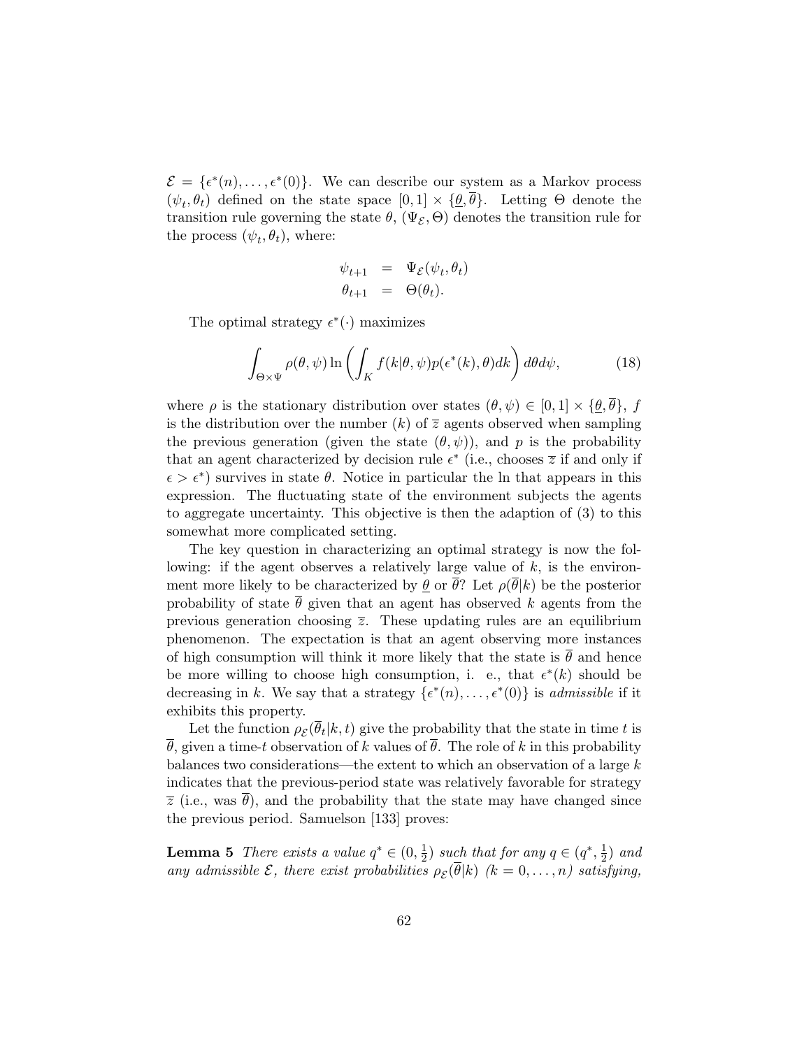$\mathcal{E} = \{\epsilon^*(n), \ldots, \epsilon^*(0)\}$. We can describe our system as a Markov process $(\psi_t, \theta_t)$ defined on the state space $[0,1] \times \{\underline{\theta}, \overline{\theta}\}$. Letting $\Theta$ denote the transition rule governing the state $\theta$, $(\Psi_{\mathcal{E}}, \Theta)$ denotes the transition rule for the process $(\psi_t, \theta_t)$, where:

$$
\begin{aligned}
\psi_{t+1} &= \Psi_{\mathcal{E}}(\psi_t, \theta_t) \\
\theta_{t+1} &= \Theta(\theta_t).
\end{aligned}
$$

The optimal strategy $\epsilon^*(\cdot)$ maximizes

$$
\int_{\Theta \times \Psi} \rho(\theta, \psi) \ln \left( \int_K f(k|\theta, \psi) p(\epsilon^*(k), \theta) dk \right) d\theta d\psi, \tag{18}
$$

where $\rho$ is the stationary distribution over states $(\theta, \psi) \in [0,1] \times \{\underline{\theta}, \overline{\theta}\}$, $f$ is the distribution over the number $(k)$ of $\overline{z}$ agents observed when sampling the previous generation (given the state $(\theta, \psi)$), and $p$ is the probability that an agent characterized by decision rule $\epsilon^*$ (i.e., chooses $\overline{z}$ if and only if $\epsilon > \epsilon^*$) survives in state $\theta$. Notice in particular the ln that appears in this expression. The fluctuating state of the environment subjects the agents to aggregate uncertainty. This objective is then the adaption of (3) to this somewhat more complicated setting.

The key question in characterizing an optimal strategy is now the following: if the agent observes a relatively large value of $k$, is the environment more likely to be characterized by $\underline{\theta}$ or $\overline{\theta}$? Let $\rho(\overline{\theta}|k)$ be the posterior probability of state $\overline{\theta}$ given that an agent has observed $k$ agents from the previous generation choosing $\overline{z}$. These updating rules are an equilibrium phenomenon. The expectation is that an agent observing more instances of high consumption will think it more likely that the state is $\overline{\theta}$ and hence be more willing to choose high consumption, i. e., that $\epsilon^*(k)$ should be decreasing in $k$. We say that a strategy $\{\epsilon^*(n), \ldots, \epsilon^*(0)\}$ is *admissible* if it exhibits this property.

Let the function $\rho_{\mathcal{E}}(\overline{\theta}_t|k, t)$ give the probability that the state in time $t$ is $\overline{\theta}$, given a time-$t$ observation of $k$ values of $\overline{\theta}$. The role of $k$ in this probability balances two considerations—the extent to which an observation of a large $k$ indicates that the previous-period state was relatively favorable for strategy $\overline{z}$ (i.e., was $\overline{\theta}$), and the probability that the state may have changed since the previous period. Samuelson [133] proves:

**Lemma 5** *There exists a value $q^* \in (0, \frac{1}{2})$ such that for any $q \in (q^*, \frac{1}{2})$ and any admissible $\mathcal{E}$, there exist probabilities $\rho_{\mathcal{E}}(\overline{\theta}|k)$ $(k = 0, \ldots, n)$ satisfying,*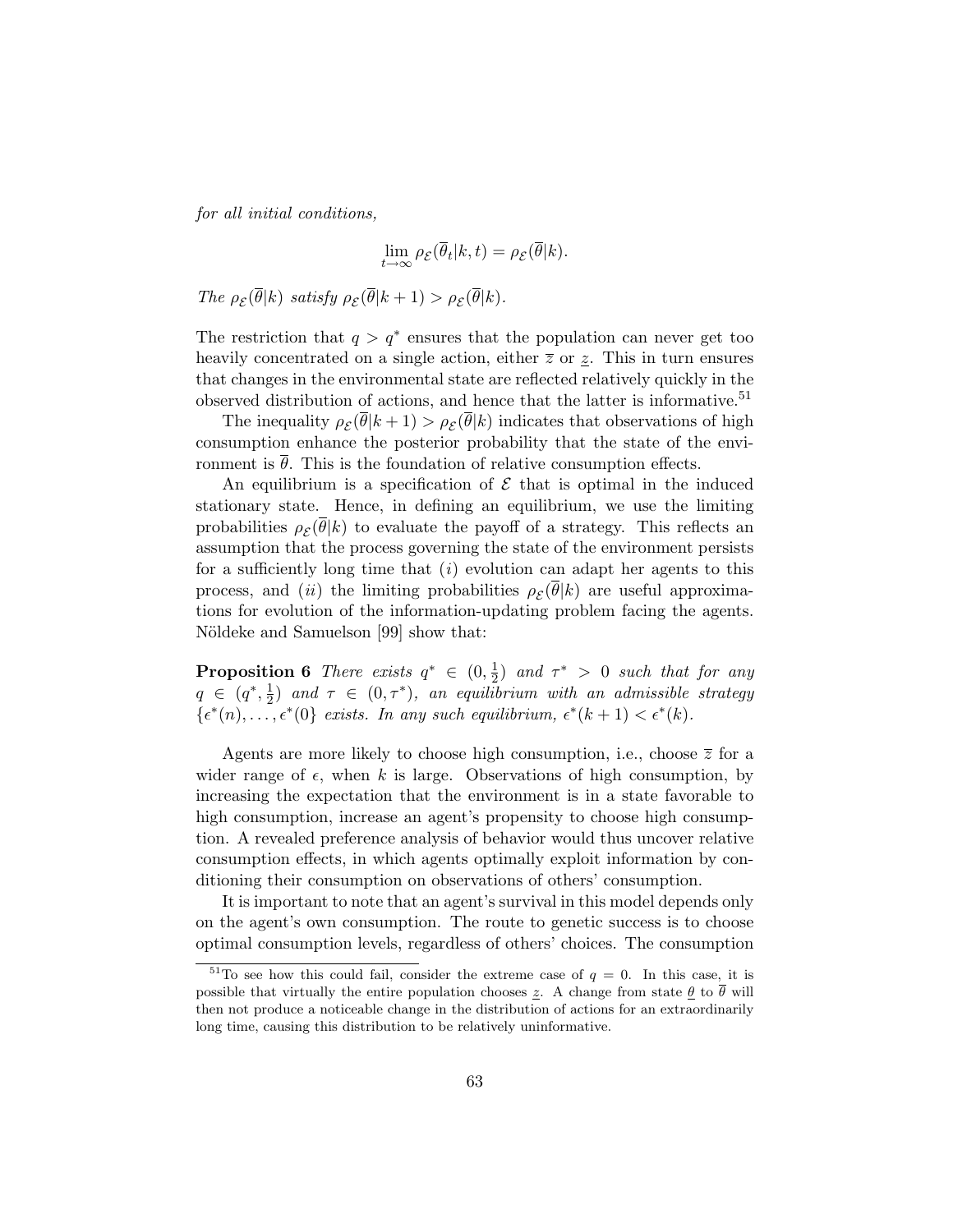*for all initial conditions,*

$$\lim_{t\to\infty} \rho_{\mathcal{E}}(\overline{\theta}_t|k,t) = \rho_{\mathcal{E}}(\overline{\theta}|k).$$

*The* $\rho_{\mathcal{E}}(\overline{\theta}|k)$ *satisfy* $\rho_{\mathcal{E}}(\overline{\theta}|k+1) > \rho_{\mathcal{E}}(\overline{\theta}|k)$.

The restriction that $q > q^*$ ensures that the population can never get too heavily concentrated on a single action, either $\overline{z}$ or $\underline{z}$. This in turn ensures that changes in the environmental state are reflected relatively quickly in the observed distribution of actions, and hence that the latter is informative.[51]

The inequality $\rho_{\mathcal{E}}(\overline{\theta}|k+1) > \rho_{\mathcal{E}}(\overline{\theta}|k)$ indicates that observations of high consumption enhance the posterior probability that the state of the environment is $\overline{\theta}$. This is the foundation of relative consumption effects.

An equilibrium is a specification of $\mathcal{E}$ that is optimal in the induced stationary state. Hence, in defining an equilibrium, we use the limiting probabilities $\rho_{\mathcal{E}}(\overline{\theta}|k)$ to evaluate the payoff of a strategy. This reflects an assumption that the process governing the state of the environment persists for a sufficiently long time that $(i)$ evolution can adapt her agents to this process, and $(ii)$ the limiting probabilities $\rho_{\mathcal{E}}(\overline{\theta}|k)$ are useful approximations for evolution of the information-updating problem facing the agents. Nöldeke and Samuelson [99] show that:

**Proposition 6** *There exists* $q^* \in (0, \frac{1}{2})$ *and* $\tau^* > 0$ *such that for any* $q \in (q^*, \frac{1}{2})$ *and* $\tau \in (0, \tau^*)$*, an equilibrium with an admissible strategy* $\{\epsilon^*(n), \ldots, \epsilon^*(0)\}$ *exists. In any such equilibrium,* $\epsilon^*(k+1) < \epsilon^*(k)$.

Agents are more likely to choose high consumption, i.e., choose $\overline{z}$ for a wider range of $\epsilon$, when $k$ is large. Observations of high consumption, by increasing the expectation that the environment is in a state favorable to high consumption, increase an agent's propensity to choose high consumption. A revealed preference analysis of behavior would thus uncover relative consumption effects, in which agents optimally exploit information by conditioning their consumption on observations of others' consumption.

It is important to note that an agent's survival in this model depends only on the agent's own consumption. The route to genetic success is to choose optimal consumption levels, regardless of others' choices. The consumption

[51]To see how this could fail, consider the extreme case of $q = 0$. In this case, it is possible that virtually the entire population chooses $\underline{z}$. A change from state $\underline{\theta}$ to $\overline{\theta}$ will then not produce a noticeable change in the distribution of actions for an extraordinarily long time, causing this distribution to be relatively uninformative.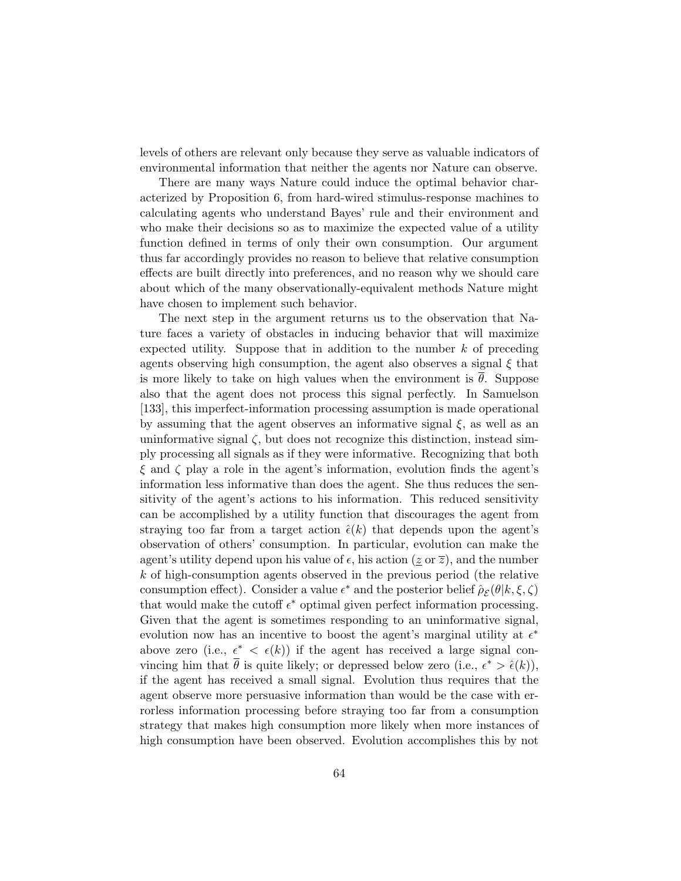levels of others are relevant only because they serve as valuable indicators of environmental information that neither the agents nor Nature can observe.

There are many ways Nature could induce the optimal behavior characterized by Proposition 6, from hard-wired stimulus-response machines to calculating agents who understand Bayes' rule and their environment and who make their decisions so as to maximize the expected value of a utility function defined in terms of only their own consumption. Our argument thus far accordingly provides no reason to believe that relative consumption effects are built directly into preferences, and no reason why we should care about which of the many observationally-equivalent methods Nature might have chosen to implement such behavior.

The next step in the argument returns us to the observation that Nature faces a variety of obstacles in inducing behavior that will maximize expected utility. Suppose that in addition to the number $k$ of preceding agents observing high consumption, the agent also observes a signal $\xi$ that is more likely to take on high values when the environment is $\overline{\theta}$. Suppose also that the agent does not process this signal perfectly. In Samuelson [133], this imperfect-information processing assumption is made operational by assuming that the agent observes an informative signal $\xi$, as well as an uninformative signal $\zeta$, but does not recognize this distinction, instead simply processing all signals as if they were informative. Recognizing that both $\xi$ and $\zeta$ play a role in the agent's information, evolution finds the agent's information less informative than does the agent. She thus reduces the sensitivity of the agent's actions to his information. This reduced sensitivity can be accomplished by a utility function that discourages the agent from straying too far from a target action $\hat{\epsilon}(k)$ that depends upon the agent's observation of others' consumption. In particular, evolution can make the agent's utility depend upon his value of $\epsilon$, his action ($\underline{z}$ or $\overline{z}$), and the number $k$ of high-consumption agents observed in the previous period (the relative consumption effect). Consider a value $\epsilon^*$ and the posterior belief $\hat{\rho}_{\mathcal{E}}(\theta|k, \xi, \zeta)$ that would make the cutoff $\epsilon^*$ optimal given perfect information processing. Given that the agent is sometimes responding to an uninformative signal, evolution now has an incentive to boost the agent's marginal utility at $\epsilon^*$ above zero (i.e., $\epsilon^* < \epsilon(k)$) if the agent has received a large signal convincing him that $\overline{\theta}$ is quite likely; or depressed below zero (i.e., $\epsilon^* > \hat{\epsilon}(k)$), if the agent has received a small signal. Evolution thus requires that the agent observe more persuasive information than would be the case with errorless information processing before straying too far from a consumption strategy that makes high consumption more likely when more instances of high consumption have been observed. Evolution accomplishes this by not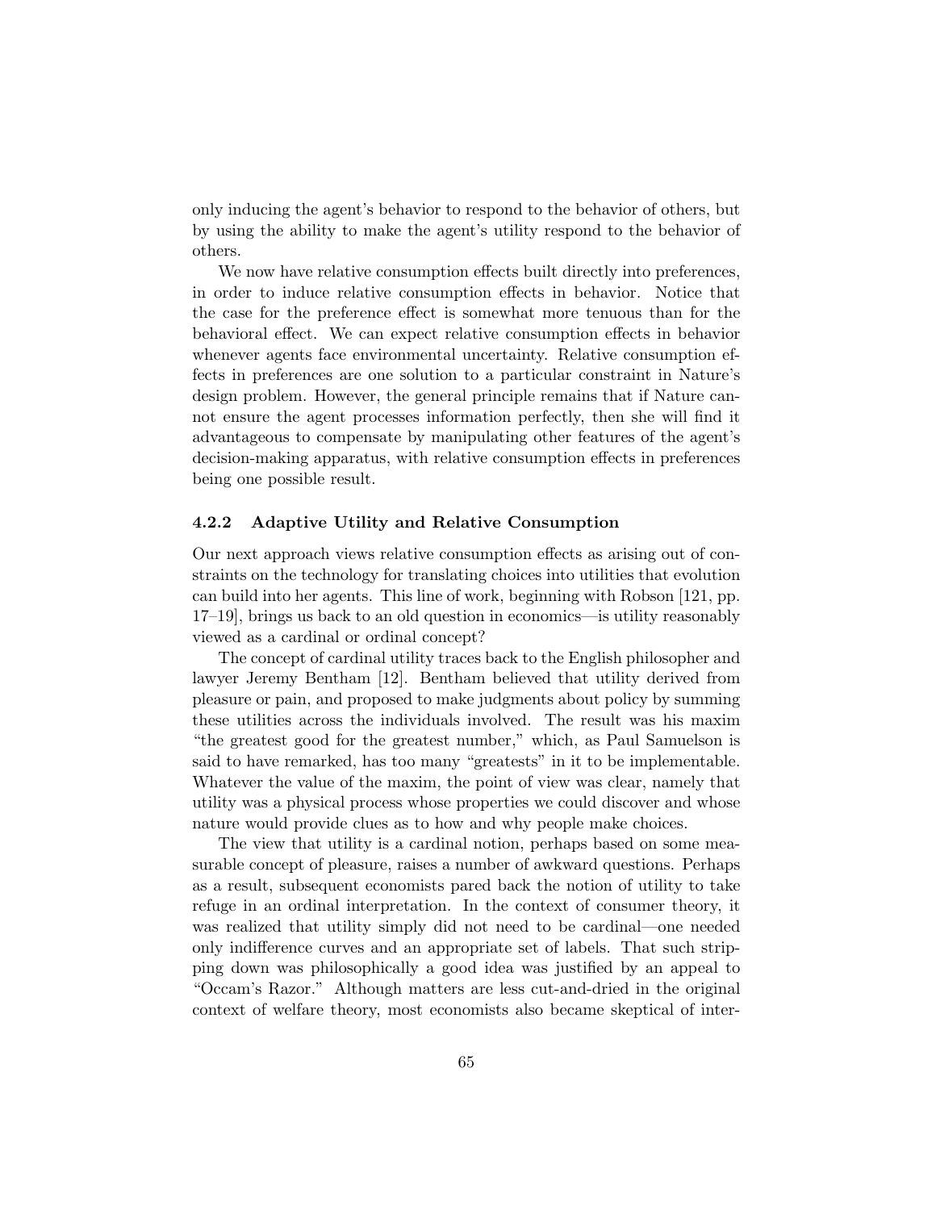only inducing the agent's behavior to respond to the behavior of others, but by using the ability to make the agent's utility respond to the behavior of others.

We now have relative consumption effects built directly into preferences, in order to induce relative consumption effects in behavior. Notice that the case for the preference effect is somewhat more tenuous than for the behavioral effect. We can expect relative consumption effects in behavior whenever agents face environmental uncertainty. Relative consumption effects in preferences are one solution to a particular constraint in Nature's design problem. However, the general principle remains that if Nature cannot ensure the agent processes information perfectly, then she will find it advantageous to compensate by manipulating other features of the agent's decision-making apparatus, with relative consumption effects in preferences being one possible result.

### 4.2.2 Adaptive Utility and Relative Consumption

Our next approach views relative consumption effects as arising out of constraints on the technology for translating choices into utilities that evolution can build into her agents. This line of work, beginning with Robson [121, pp. 17–19], brings us back to an old question in economics—is utility reasonably viewed as a cardinal or ordinal concept?

The concept of cardinal utility traces back to the English philosopher and lawyer Jeremy Bentham [12]. Bentham believed that utility derived from pleasure or pain, and proposed to make judgments about policy by summing these utilities across the individuals involved. The result was his maxim "the greatest good for the greatest number," which, as Paul Samuelson is said to have remarked, has too many "greatests" in it to be implementable. Whatever the value of the maxim, the point of view was clear, namely that utility was a physical process whose properties we could discover and whose nature would provide clues as to how and why people make choices.

The view that utility is a cardinal notion, perhaps based on some measurable concept of pleasure, raises a number of awkward questions. Perhaps as a result, subsequent economists pared back the notion of utility to take refuge in an ordinal interpretation. In the context of consumer theory, it was realized that utility simply did not need to be cardinal—one needed only indifference curves and an appropriate set of labels. That such stripping down was philosophically a good idea was justified by an appeal to "Occam's Razor." Although matters are less cut-and-dried in the original context of welfare theory, most economists also became skeptical of inter-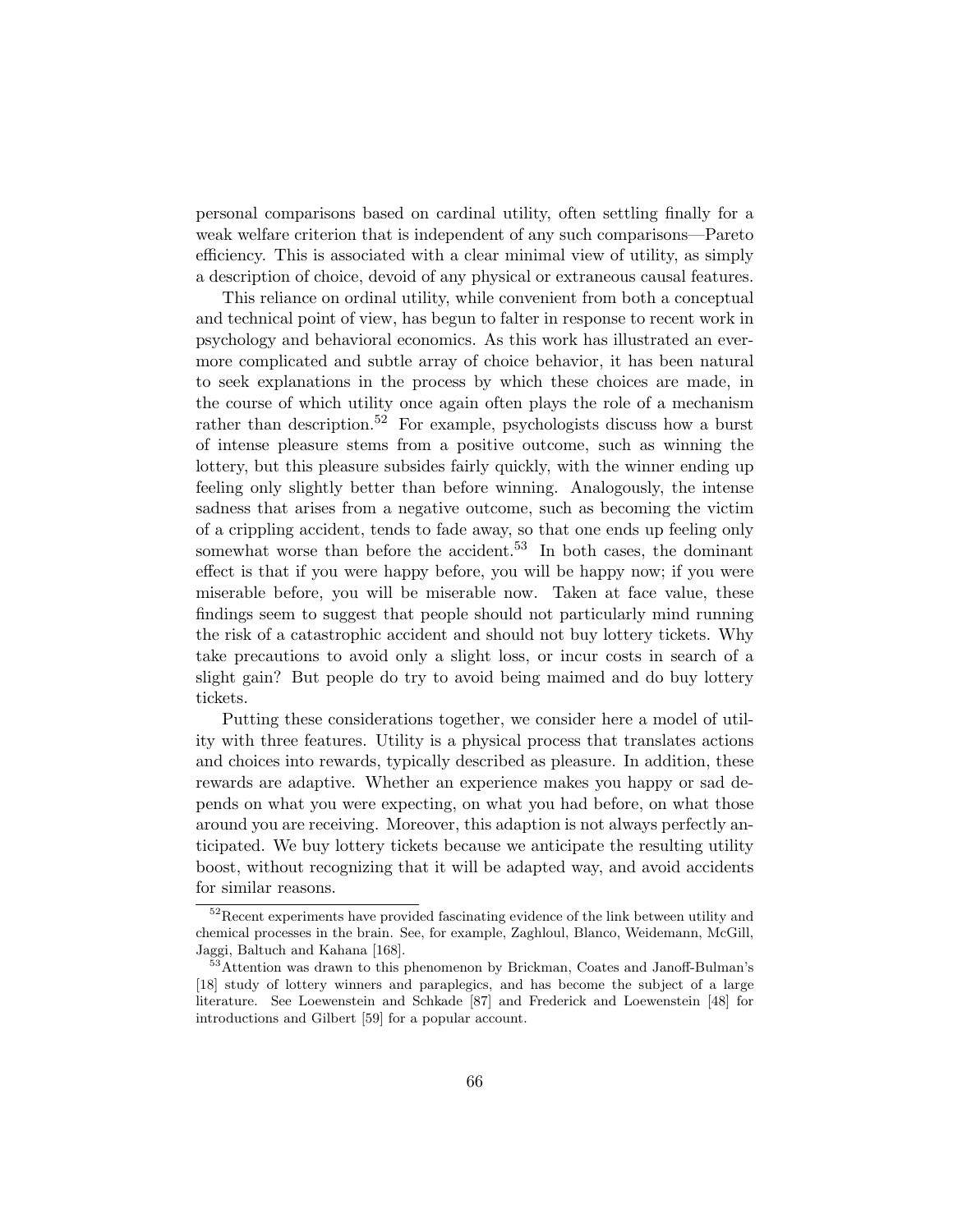personal comparisons based on cardinal utility, often settling finally for a weak welfare criterion that is independent of any such comparisons—Pareto efficiency. This is associated with a clear minimal view of utility, as simply a description of choice, devoid of any physical or extraneous causal features.

This reliance on ordinal utility, while convenient from both a conceptual and technical point of view, has begun to falter in response to recent work in psychology and behavioral economics. As this work has illustrated an ever-more complicated and subtle array of choice behavior, it has been natural to seek explanations in the process by which these choices are made, in the course of which utility once again often plays the role of a mechanism rather than description.[52] For example, psychologists discuss how a burst of intense pleasure stems from a positive outcome, such as winning the lottery, but this pleasure subsides fairly quickly, with the winner ending up feeling only slightly better than before winning. Analogously, the intense sadness that arises from a negative outcome, such as becoming the victim of a crippling accident, tends to fade away, so that one ends up feeling only somewhat worse than before the accident.[53] In both cases, the dominant effect is that if you were happy before, you will be happy now; if you were miserable before, you will be miserable now. Taken at face value, these findings seem to suggest that people should not particularly mind running the risk of a catastrophic accident and should not buy lottery tickets. Why take precautions to avoid only a slight loss, or incur costs in search of a slight gain? But people do try to avoid being maimed and do buy lottery tickets.

Putting these considerations together, we consider here a model of utility with three features. Utility is a physical process that translates actions and choices into rewards, typically described as pleasure. In addition, these rewards are adaptive. Whether an experience makes you happy or sad depends on what you were expecting, on what you had before, on what those around you are receiving. Moreover, this adaption is not always perfectly anticipated. We buy lottery tickets because we anticipate the resulting utility boost, without recognizing that it will be adapted way, and avoid accidents for similar reasons.

[52] Recent experiments have provided fascinating evidence of the link between utility and chemical processes in the brain. See, for example, Zaghloul, Blanco, Weidemann, McGill, Jaggi, Baltuch and Kahana [168].

[53] Attention was drawn to this phenomenon by Brickman, Coates and Janoff-Bulman's [18] study of lottery winners and paraplegics, and has become the subject of a large literature. See Loewenstein and Schkade [87] and Frederick and Loewenstein [48] for introductions and Gilbert [59] for a popular account.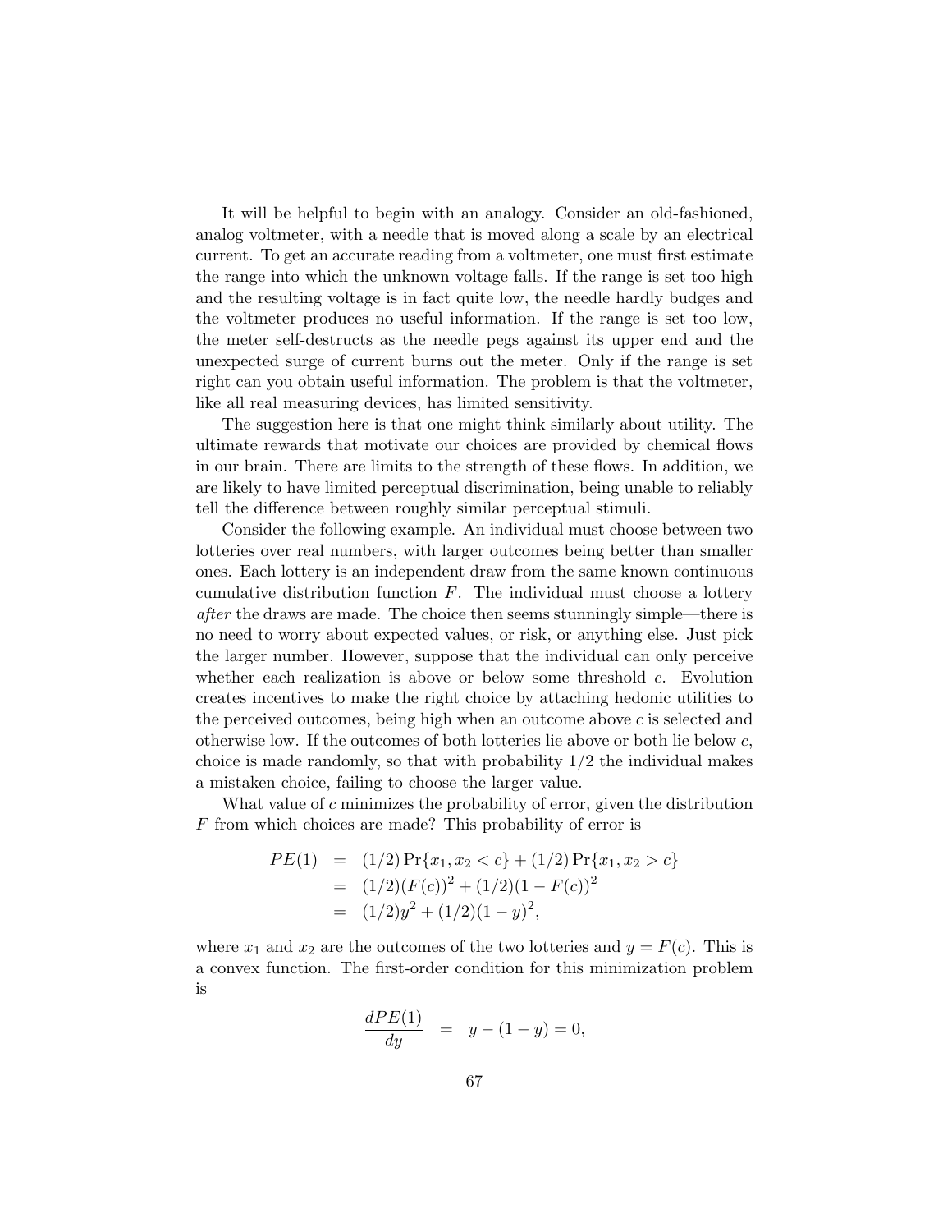It will be helpful to begin with an analogy. Consider an old-fashioned, analog voltmeter, with a needle that is moved along a scale by an electrical current. To get an accurate reading from a voltmeter, one must first estimate the range into which the unknown voltage falls. If the range is set too high and the resulting voltage is in fact quite low, the needle hardly budges and the voltmeter produces no useful information. If the range is set too low, the meter self-destructs as the needle pegs against its upper end and the unexpected surge of current burns out the meter. Only if the range is set right can you obtain useful information. The problem is that the voltmeter, like all real measuring devices, has limited sensitivity.

The suggestion here is that one might think similarly about utility. The ultimate rewards that motivate our choices are provided by chemical flows in our brain. There are limits to the strength of these flows. In addition, we are likely to have limited perceptual discrimination, being unable to reliably tell the difference between roughly similar perceptual stimuli.

Consider the following example. An individual must choose between two lotteries over real numbers, with larger outcomes being better than smaller ones. Each lottery is an independent draw from the same known continuous cumulative distribution function $F$. The individual must choose a lottery *after* the draws are made. The choice then seems stunningly simple—there is no need to worry about expected values, or risk, or anything else. Just pick the larger number. However, suppose that the individual can only perceive whether each realization is above or below some threshold $c$. Evolution creates incentives to make the right choice by attaching hedonic utilities to the perceived outcomes, being high when an outcome above $c$ is selected and otherwise low. If the outcomes of both lotteries lie above or both lie below $c$, choice is made randomly, so that with probability $1/2$ the individual makes a mistaken choice, failing to choose the larger value.

What value of $c$ minimizes the probability of error, given the distribution $F$ from which choices are made? This probability of error is

$$
\begin{aligned}
PE(1) &= (1/2)\Pr\{x_1, x_2 < c\} + (1/2)\Pr\{x_1, x_2 > c\} \\
&= (1/2)(F(c))^2 + (1/2)(1 - F(c))^2 \\
&= (1/2)y^2 + (1/2)(1-y)^2,
\end{aligned}
$$

where $x_1$ and $x_2$ are the outcomes of the two lotteries and $y = F(c)$. This is a convex function. The first-order condition for this minimization problem is

$$
\frac{dPE(1)}{dy} = y - (1-y) = 0,
$$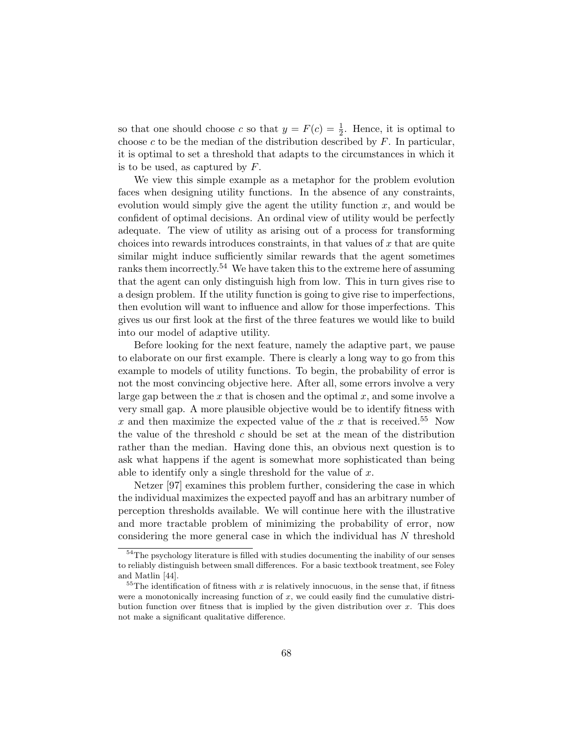so that one should choose $c$ so that $y = F(c) = \frac{1}{2}$. Hence, it is optimal to choose $c$ to be the median of the distribution described by $F$. In particular, it is optimal to set a threshold that adapts to the circumstances in which it is to be used, as captured by $F$.

We view this simple example as a metaphor for the problem evolution faces when designing utility functions. In the absence of any constraints, evolution would simply give the agent the utility function $x$, and would be confident of optimal decisions. An ordinal view of utility would be perfectly adequate. The view of utility as arising out of a process for transforming choices into rewards introduces constraints, in that values of $x$ that are quite similar might induce sufficiently similar rewards that the agent sometimes ranks them incorrectly.[54] We have taken this to the extreme here of assuming that the agent can only distinguish high from low. This in turn gives rise to a design problem. If the utility function is going to give rise to imperfections, then evolution will want to influence and allow for those imperfections. This gives us our first look at the first of the three features we would like to build into our model of adaptive utility.

Before looking for the next feature, namely the adaptive part, we pause to elaborate on our first example. There is clearly a long way to go from this example to models of utility functions. To begin, the probability of error is not the most convincing objective here. After all, some errors involve a very large gap between the $x$ that is chosen and the optimal $x$, and some involve a very small gap. A more plausible objective would be to identify fitness with $x$ and then maximize the expected value of the $x$ that is received.[55] Now the value of the threshold $c$ should be set at the mean of the distribution rather than the median. Having done this, an obvious next question is to ask what happens if the agent is somewhat more sophisticated than being able to identify only a single threshold for the value of $x$.

Netzer [97] examines this problem further, considering the case in which the individual maximizes the expected payoff and has an arbitrary number of perception thresholds available. We will continue here with the illustrative and more tractable problem of minimizing the probability of error, now considering the more general case in which the individual has $N$ threshold

---

[54] The psychology literature is filled with studies documenting the inability of our senses to reliably distinguish between small differences. For a basic textbook treatment, see Foley and Matlin [44].

[55] The identification of fitness with $x$ is relatively innocuous, in the sense that, if fitness were a monotonically increasing function of $x$, we could easily find the cumulative distribution function over fitness that is implied by the given distribution over $x$. This does not make a significant qualitative difference.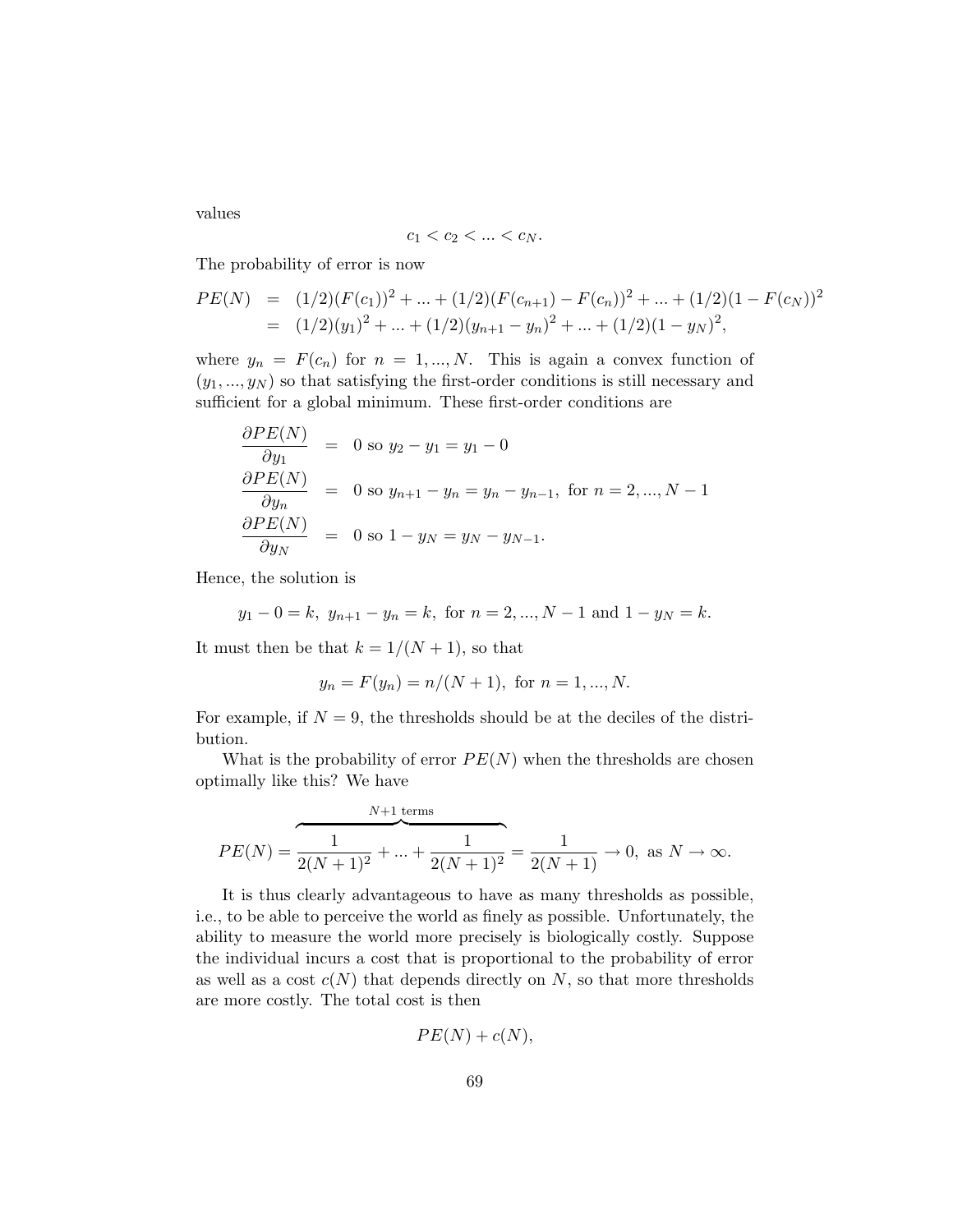values

$$c_1 < c_2 < ... < c_N.$$

The probability of error is now

$$\begin{aligned}
PE(N) &= (1/2)(F(c_1))^2 + ... + (1/2)(F(c_{n+1}) - F(c_n))^2 + ... + (1/2)(1 - F(c_N))^2 \\
&= (1/2)(y_1)^2 + ... + (1/2)(y_{n+1} - y_n)^2 + ... + (1/2)(1 - y_N)^2,
\end{aligned}$$

where $y_n = F(c_n)$ for $n = 1, ..., N$. This is again a convex function of $(y_1, ..., y_N)$ so that satisfying the first-order conditions is still necessary and sufficient for a global minimum. These first-order conditions are

$$\begin{aligned}
\frac{\partial PE(N)}{\partial y_1} &= 0 \text{ so } y_2 - y_1 = y_1 - 0 \\
\frac{\partial PE(N)}{\partial y_n} &= 0 \text{ so } y_{n+1} - y_n = y_n - y_{n-1}, \text{ for } n = 2, ..., N - 1 \\
\frac{\partial PE(N)}{\partial y_N} &= 0 \text{ so } 1 - y_N = y_N - y_{N-1}.
\end{aligned}$$

Hence, the solution is

$$y_1 - 0 = k, \; y_{n+1} - y_n = k, \text{ for } n = 2, ..., N - 1 \text{ and } 1 - y_N = k.$$

It must then be that $k = 1/(N + 1)$, so that

$$y_n = F(y_n) = n/(N + 1), \text{ for } n = 1, ..., N.$$

For example, if $N = 9$, the thresholds should be at the deciles of the distribution.

What is the probability of error $PE(N)$ when the thresholds are chosen optimally like this? We have

$$PE(N) = \overbrace{\frac{1}{2(N+1)^2} + ... + \frac{1}{2(N+1)^2}}^{N+1 \text{ terms}} = \frac{1}{2(N+1)} \to 0, \text{ as } N \to \infty.$$

It is thus clearly advantageous to have as many thresholds as possible, i.e., to be able to perceive the world as finely as possible. Unfortunately, the ability to measure the world more precisely is biologically costly. Suppose the individual incurs a cost that is proportional to the probability of error as well as a cost $c(N)$ that depends directly on $N$, so that more thresholds are more costly. The total cost is then

$$PE(N) + c(N),$$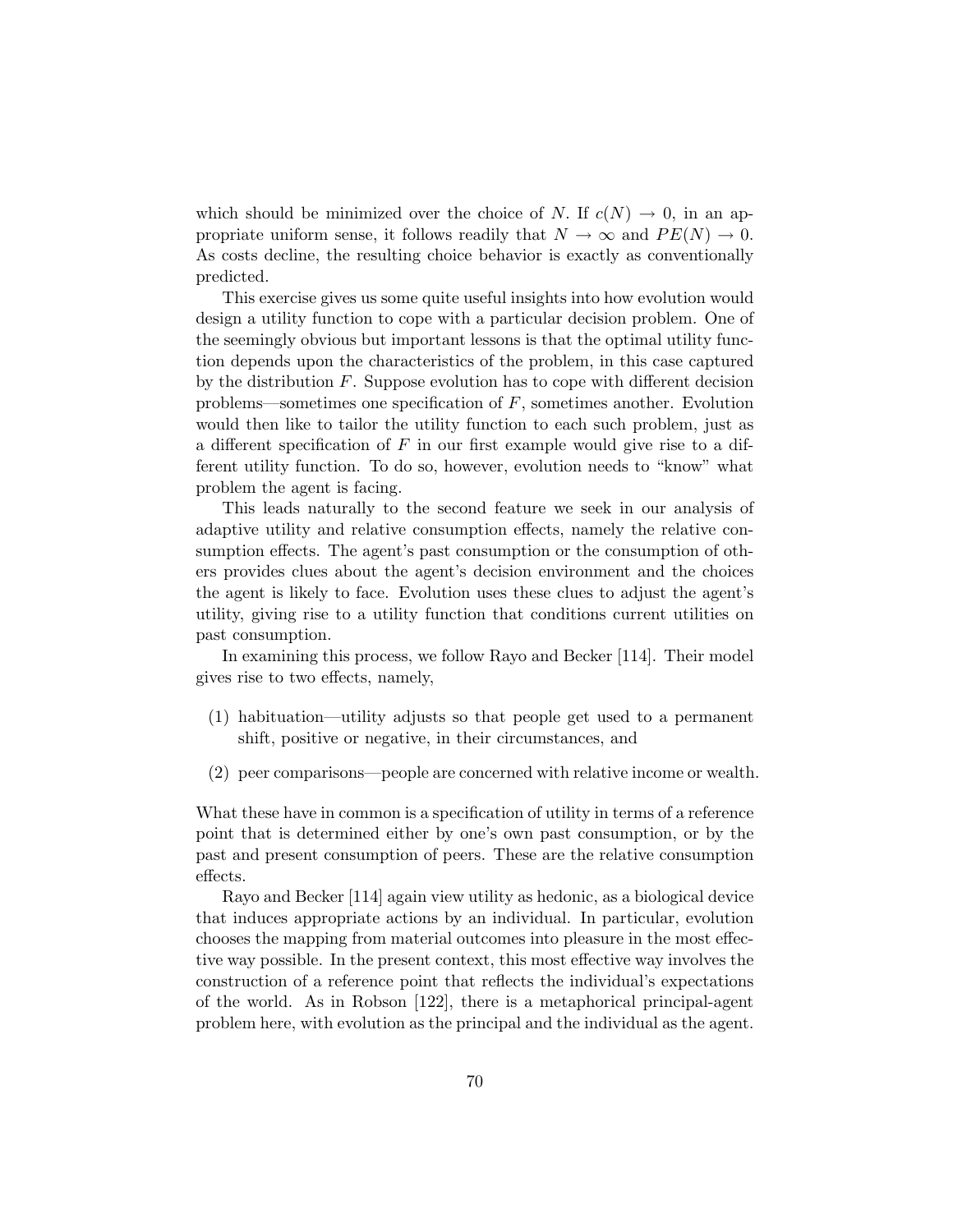which should be minimized over the choice of $N$. If $c(N) \to 0$, in an appropriate uniform sense, it follows readily that $N \to \infty$ and $PE(N) \to 0$. As costs decline, the resulting choice behavior is exactly as conventionally predicted.

This exercise gives us some quite useful insights into how evolution would design a utility function to cope with a particular decision problem. One of the seemingly obvious but important lessons is that the optimal utility function depends upon the characteristics of the problem, in this case captured by the distribution $F$. Suppose evolution has to cope with different decision problems—sometimes one specification of $F$, sometimes another. Evolution would then like to tailor the utility function to each such problem, just as a different specification of $F$ in our first example would give rise to a different utility function. To do so, however, evolution needs to "know" what problem the agent is facing.

This leads naturally to the second feature we seek in our analysis of adaptive utility and relative consumption effects, namely the relative consumption effects. The agent's past consumption or the consumption of others provides clues about the agent's decision environment and the choices the agent is likely to face. Evolution uses these clues to adjust the agent's utility, giving rise to a utility function that conditions current utilities on past consumption.

In examining this process, we follow Rayo and Becker [114]. Their model gives rise to two effects, namely,

(1) habituation—utility adjusts so that people get used to a permanent shift, positive or negative, in their circumstances, and

(2) peer comparisons—people are concerned with relative income or wealth.

What these have in common is a specification of utility in terms of a reference point that is determined either by one's own past consumption, or by the past and present consumption of peers. These are the relative consumption effects.

Rayo and Becker [114] again view utility as hedonic, as a biological device that induces appropriate actions by an individual. In particular, evolution chooses the mapping from material outcomes into pleasure in the most effective way possible. In the present context, this most effective way involves the construction of a reference point that reflects the individual's expectations of the world. As in Robson [122], there is a metaphorical principal-agent problem here, with evolution as the principal and the individual as the agent.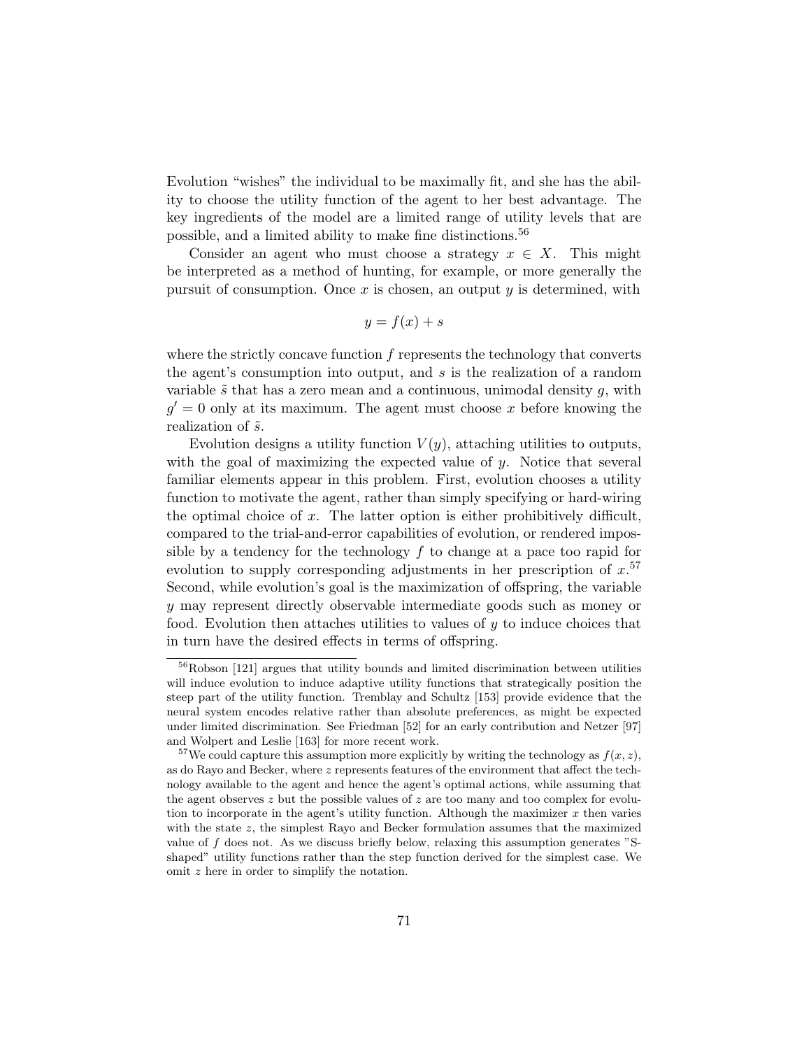Evolution "wishes" the individual to be maximally fit, and she has the ability to choose the utility function of the agent to her best advantage. The key ingredients of the model are a limited range of utility levels that are possible, and a limited ability to make fine distinctions.[56]

Consider an agent who must choose a strategy $x \in X$. This might be interpreted as a method of hunting, for example, or more generally the pursuit of consumption. Once $x$ is chosen, an output $y$ is determined, with

$$y = f(x) + s$$

where the strictly concave function $f$ represents the technology that converts the agent's consumption into output, and $s$ is the realization of a random variable $\tilde{s}$ that has a zero mean and a continuous, unimodal density $g$, with $g' = 0$ only at its maximum. The agent must choose $x$ before knowing the realization of $\tilde{s}$.

Evolution designs a utility function $V(y)$, attaching utilities to outputs, with the goal of maximizing the expected value of $y$. Notice that several familiar elements appear in this problem. First, evolution chooses a utility function to motivate the agent, rather than simply specifying or hard-wiring the optimal choice of $x$. The latter option is either prohibitively difficult, compared to the trial-and-error capabilities of evolution, or rendered impossible by a tendency for the technology $f$ to change at a pace too rapid for evolution to supply corresponding adjustments in her prescription of $x$.[57] Second, while evolution's goal is the maximization of offspring, the variable $y$ may represent directly observable intermediate goods such as money or food. Evolution then attaches utilities to values of $y$ to induce choices that in turn have the desired effects in terms of offspring.

---

[56] Robson [121] argues that utility bounds and limited discrimination between utilities will induce evolution to induce adaptive utility functions that strategically position the steep part of the utility function. Tremblay and Schultz [153] provide evidence that the neural system encodes relative rather than absolute preferences, as might be expected under limited discrimination. See Friedman [52] for an early contribution and Netzer [97] and Wolpert and Leslie [163] for more recent work.

[57] We could capture this assumption more explicitly by writing the technology as $f(x, z)$, as do Rayo and Becker, where $z$ represents features of the environment that affect the technology available to the agent and hence the agent's optimal actions, while assuming that the agent observes $z$ but the possible values of $z$ are too many and too complex for evolution to incorporate in the agent's utility function. Although the maximizer $x$ then varies with the state $z$, the simplest Rayo and Becker formulation assumes that the maximized value of $f$ does not. As we discuss briefly below, relaxing this assumption generates "S-shaped" utility functions rather than the step function derived for the simplest case. We omit $z$ here in order to simplify the notation.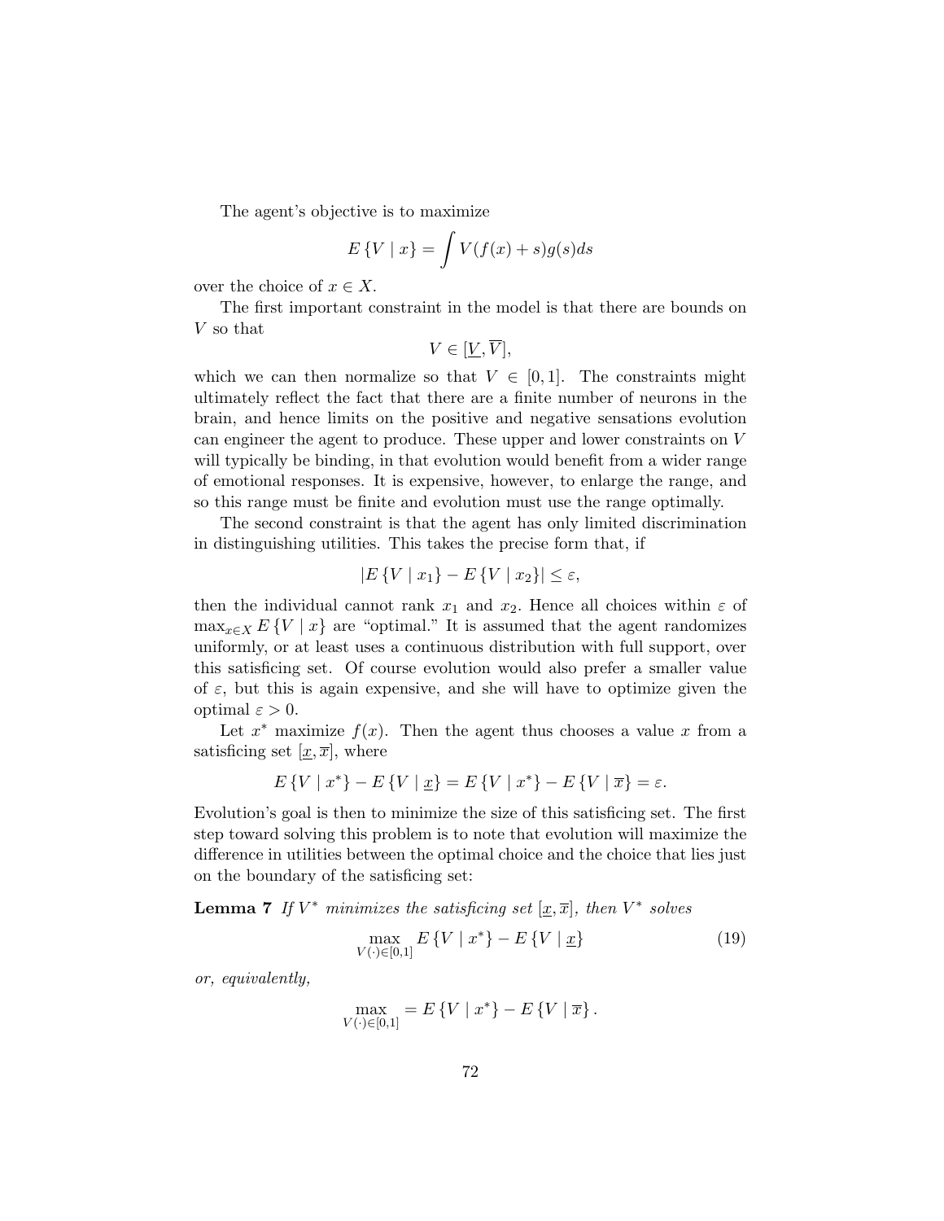The agent's objective is to maximize

$$E\{V \mid x\} = \int V(f(x)+s)g(s)ds$$

over the choice of $x \in X$.

The first important constraint in the model is that there are bounds on $V$ so that

$$V \in [\underline{V}, \overline{V}],$$

which we can then normalize so that $V \in [0,1]$. The constraints might ultimately reflect the fact that there are a finite number of neurons in the brain, and hence limits on the positive and negative sensations evolution can engineer the agent to produce. These upper and lower constraints on $V$ will typically be binding, in that evolution would benefit from a wider range of emotional responses. It is expensive, however, to enlarge the range, and so this range must be finite and evolution must use the range optimally.

The second constraint is that the agent has only limited discrimination in distinguishing utilities. This takes the precise form that, if

$$|E\{V \mid x_1\} - E\{V \mid x_2\}| \leq \varepsilon,$$

then the individual cannot rank $x_1$ and $x_2$. Hence all choices within $\varepsilon$ of $\max_{x \in X} E\{V \mid x\}$ are "optimal." It is assumed that the agent randomizes uniformly, or at least uses a continuous distribution with full support, over this satisficing set. Of course evolution would also prefer a smaller value of $\varepsilon$, but this is again expensive, and she will have to optimize given the optimal $\varepsilon > 0$.

Let $x^*$ maximize $f(x)$. Then the agent thus chooses a value $x$ from a satisficing set $[\underline{x}, \overline{x}]$, where

$$E\{V \mid x^*\} - E\{V \mid \underline{x}\} = E\{V \mid x^*\} - E\{V \mid \overline{x}\} = \varepsilon.$$

Evolution's goal is then to minimize the size of this satisficing set. The first step toward solving this problem is to note that evolution will maximize the difference in utilities between the optimal choice and the choice that lies just on the boundary of the satisficing set:

**Lemma 7** *If $V^*$ minimizes the satisficing set $[\underline{x}, \overline{x}]$, then $V^*$ solves*

$$\max_{V(\cdot) \in [0,1]} E\{V \mid x^*\} - E\{V \mid \underline{x}\} \tag{19}$$

*or, equivalently,*

$$\max_{V(\cdot) \in [0,1]} = E\{V \mid x^*\} - E\{V \mid \overline{x}\}.$$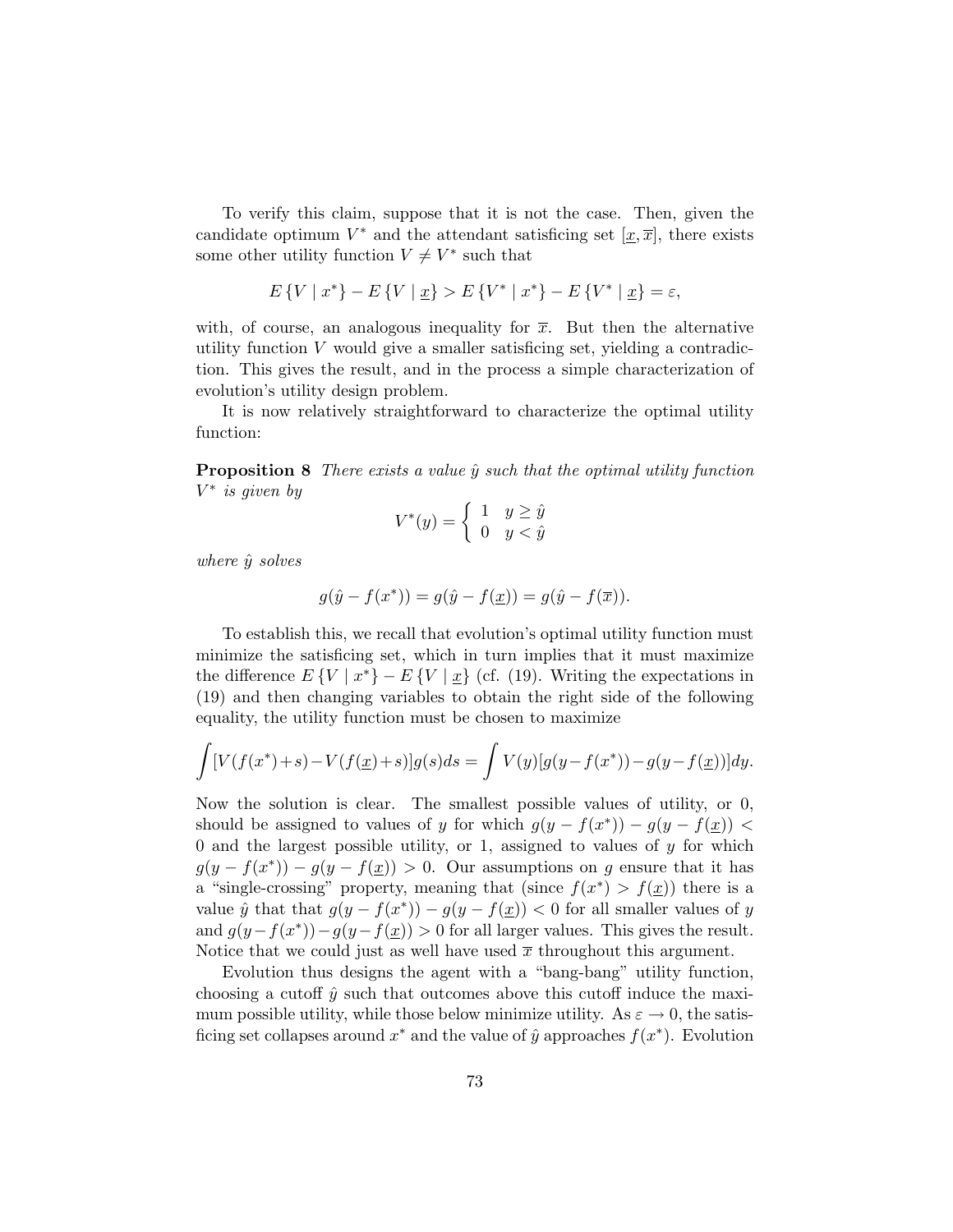To verify this claim, suppose that it is not the case. Then, given the candidate optimum $V^*$ and the attendant satisficing set $[\underline{x}, \overline{x}]$, there exists some other utility function $V \neq V^*$ such that

$$E\{V \mid x^*\} - E\{V \mid \underline{x}\} > E\{V^* \mid x^*\} - E\{V^* \mid \underline{x}\} = \varepsilon,$$

with, of course, an analogous inequality for $\overline{x}$. But then the alternative utility function $V$ would give a smaller satisficing set, yielding a contradiction. This gives the result, and in the process a simple characterization of evolution's utility design problem.

It is now relatively straightforward to characterize the optimal utility function:

**Proposition 8** *There exists a value $\hat{y}$ such that the optimal utility function $V^*$ is given by*

$$V^*(y) = \begin{cases} 1 & y \geq \hat{y} \\ 0 & y < \hat{y} \end{cases}$$

*where $\hat{y}$ solves*

$$g(\hat{y} - f(x^*)) = g(\hat{y} - f(\underline{x})) = g(\hat{y} - f(\overline{x})).$$

To establish this, we recall that evolution's optimal utility function must minimize the satisficing set, which in turn implies that it must maximize the difference $E\{V \mid x^*\} - E\{V \mid \underline{x}\}$ (cf. (19). Writing the expectations in (19) and then changing variables to obtain the right side of the following equality, the utility function must be chosen to maximize

$$\int [V(f(x^*)+s) - V(f(\underline{x})+s)]g(s)ds = \int V(y)[g(y-f(x^*)) - g(y-f(\underline{x}))]dy.$$

Now the solution is clear. The smallest possible values of utility, or 0, should be assigned to values of $y$ for which $g(y - f(x^*)) - g(y - f(\underline{x})) < 0$ and the largest possible utility, or 1, assigned to values of $y$ for which $g(y - f(x^*)) - g(y - f(\underline{x})) > 0$. Our assumptions on $g$ ensure that it has a "single-crossing" property, meaning that (since $f(x^*) > f(\underline{x})$) there is a value $\hat{y}$ that that $g(y - f(x^*)) - g(y - f(\underline{x})) < 0$ for all smaller values of $y$ and $g(y - f(x^*)) - g(y - f(\underline{x})) > 0$ for all larger values. This gives the result. Notice that we could just as well have used $\overline{x}$ throughout this argument.

Evolution thus designs the agent with a "bang-bang" utility function, choosing a cutoff $\hat{y}$ such that outcomes above this cutoff induce the maximum possible utility, while those below minimize utility. As $\varepsilon \to 0$, the satisficing set collapses around $x^*$ and the value of $\hat{y}$ approaches $f(x^*)$. Evolution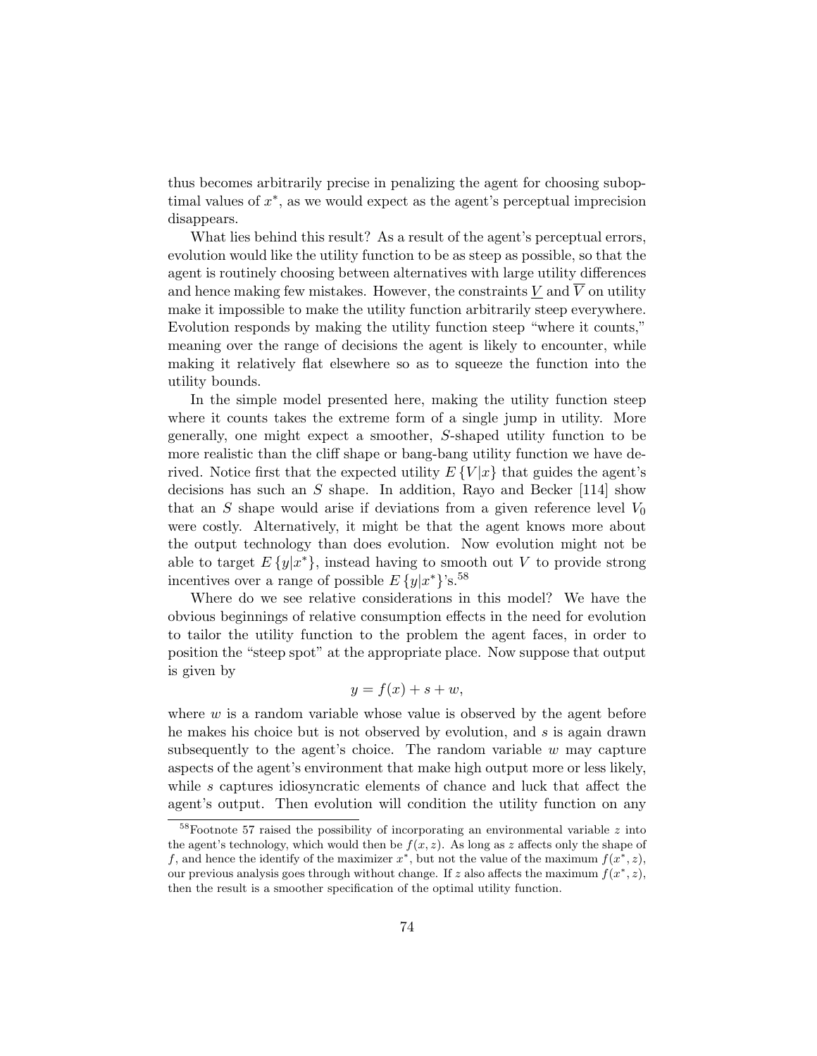thus becomes arbitrarily precise in penalizing the agent for choosing suboptimal values of $x^*$, as we would expect as the agent's perceptual imprecision disappears.

What lies behind this result? As a result of the agent's perceptual errors, evolution would like the utility function to be as steep as possible, so that the agent is routinely choosing between alternatives with large utility differences and hence making few mistakes. However, the constraints $\underline{V}$ and $\overline{V}$ on utility make it impossible to make the utility function arbitrarily steep everywhere. Evolution responds by making the utility function steep "where it counts," meaning over the range of decisions the agent is likely to encounter, while making it relatively flat elsewhere so as to squeeze the function into the utility bounds.

In the simple model presented here, making the utility function steep where it counts takes the extreme form of a single jump in utility. More generally, one might expect a smoother, $S$-shaped utility function to be more realistic than the cliff shape or bang-bang utility function we have derived. Notice first that the expected utility $E\{V|x\}$ that guides the agent's decisions has such an $S$ shape. In addition, Rayo and Becker [114] show that an $S$ shape would arise if deviations from a given reference level $V_0$ were costly. Alternatively, it might be that the agent knows more about the output technology than does evolution. Now evolution might not be able to target $E\{y|x^*\}$, instead having to smooth out $V$ to provide strong incentives over a range of possible $E\{y|x^*\}$'s.[58]

Where do we see relative considerations in this model? We have the obvious beginnings of relative consumption effects in the need for evolution to tailor the utility function to the problem the agent faces, in order to position the "steep spot" at the appropriate place. Now suppose that output is given by

$$y = f(x) + s + w,$$

where $w$ is a random variable whose value is observed by the agent before he makes his choice but is not observed by evolution, and $s$ is again drawn subsequently to the agent's choice. The random variable $w$ may capture aspects of the agent's environment that make high output more or less likely, while $s$ captures idiosyncratic elements of chance and luck that affect the agent's output. Then evolution will condition the utility function on any

[58]Footnote 57 raised the possibility of incorporating an environmental variable $z$ into the agent's technology, which would then be $f(x, z)$. As long as $z$ affects only the shape of $f$, and hence the identify of the maximizer $x^*$, but not the value of the maximum $f(x^*, z)$, our previous analysis goes through without change. If $z$ also affects the maximum $f(x^*, z)$, then the result is a smoother specification of the optimal utility function.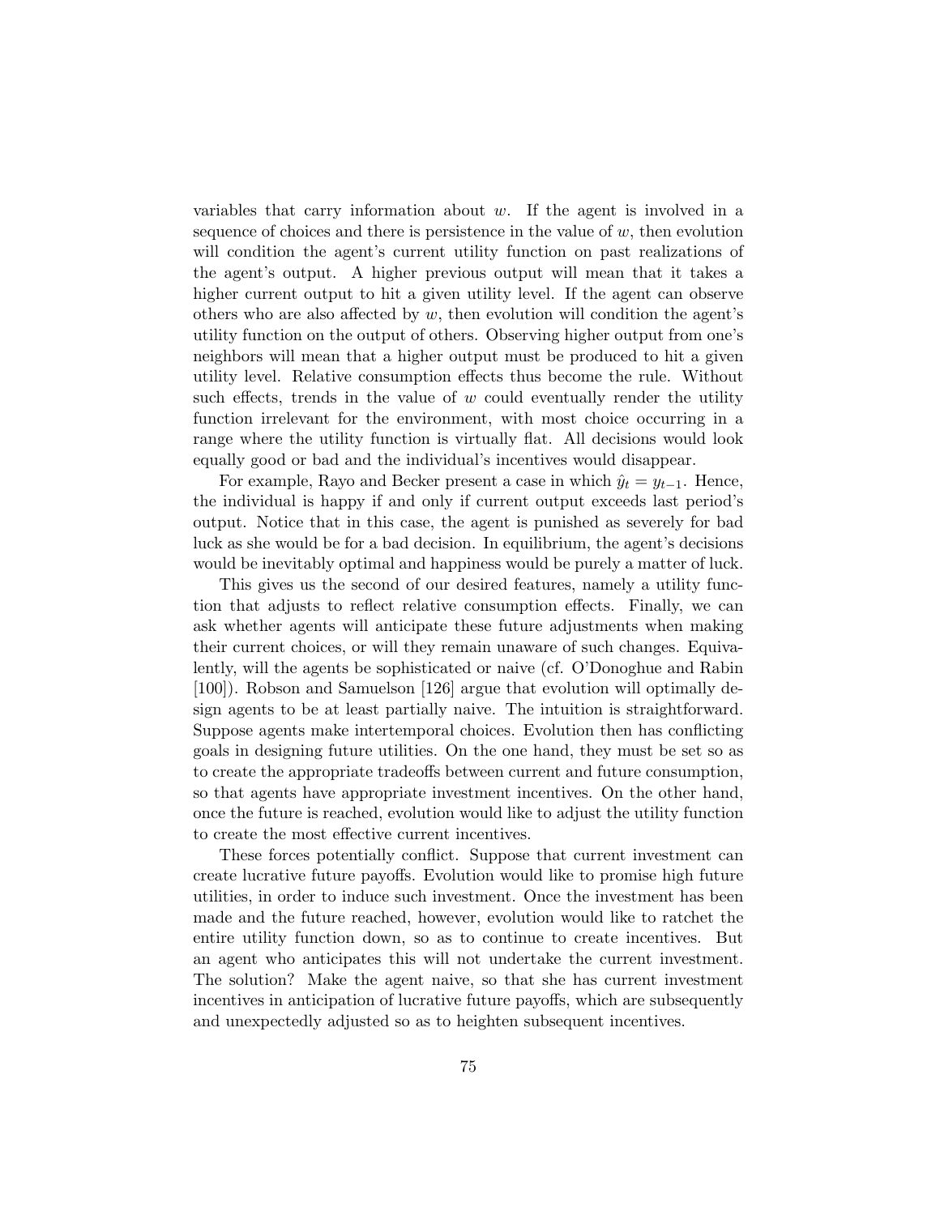variables that carry information about $w$. If the agent is involved in a sequence of choices and there is persistence in the value of $w$, then evolution will condition the agent's current utility function on past realizations of the agent's output. A higher previous output will mean that it takes a higher current output to hit a given utility level. If the agent can observe others who are also affected by $w$, then evolution will condition the agent's utility function on the output of others. Observing higher output from one's neighbors will mean that a higher output must be produced to hit a given utility level. Relative consumption effects thus become the rule. Without such effects, trends in the value of $w$ could eventually render the utility function irrelevant for the environment, with most choice occurring in a range where the utility function is virtually flat. All decisions would look equally good or bad and the individual's incentives would disappear.

For example, Rayo and Becker present a case in which $\hat{y}_t = y_{t-1}$. Hence, the individual is happy if and only if current output exceeds last period's output. Notice that in this case, the agent is punished as severely for bad luck as she would be for a bad decision. In equilibrium, the agent's decisions would be inevitably optimal and happiness would be purely a matter of luck.

This gives us the second of our desired features, namely a utility function that adjusts to reflect relative consumption effects. Finally, we can ask whether agents will anticipate these future adjustments when making their current choices, or will they remain unaware of such changes. Equivalently, will the agents be sophisticated or naive (cf. O'Donoghue and Rabin [100]). Robson and Samuelson [126] argue that evolution will optimally design agents to be at least partially naive. The intuition is straightforward. Suppose agents make intertemporal choices. Evolution then has conflicting goals in designing future utilities. On the one hand, they must be set so as to create the appropriate tradeoffs between current and future consumption, so that agents have appropriate investment incentives. On the other hand, once the future is reached, evolution would like to adjust the utility function to create the most effective current incentives.

These forces potentially conflict. Suppose that current investment can create lucrative future payoffs. Evolution would like to promise high future utilities, in order to induce such investment. Once the investment has been made and the future reached, however, evolution would like to ratchet the entire utility function down, so as to continue to create incentives. But an agent who anticipates this will not undertake the current investment. The solution? Make the agent naive, so that she has current investment incentives in anticipation of lucrative future payoffs, which are subsequently and unexpectedly adjusted so as to heighten subsequent incentives.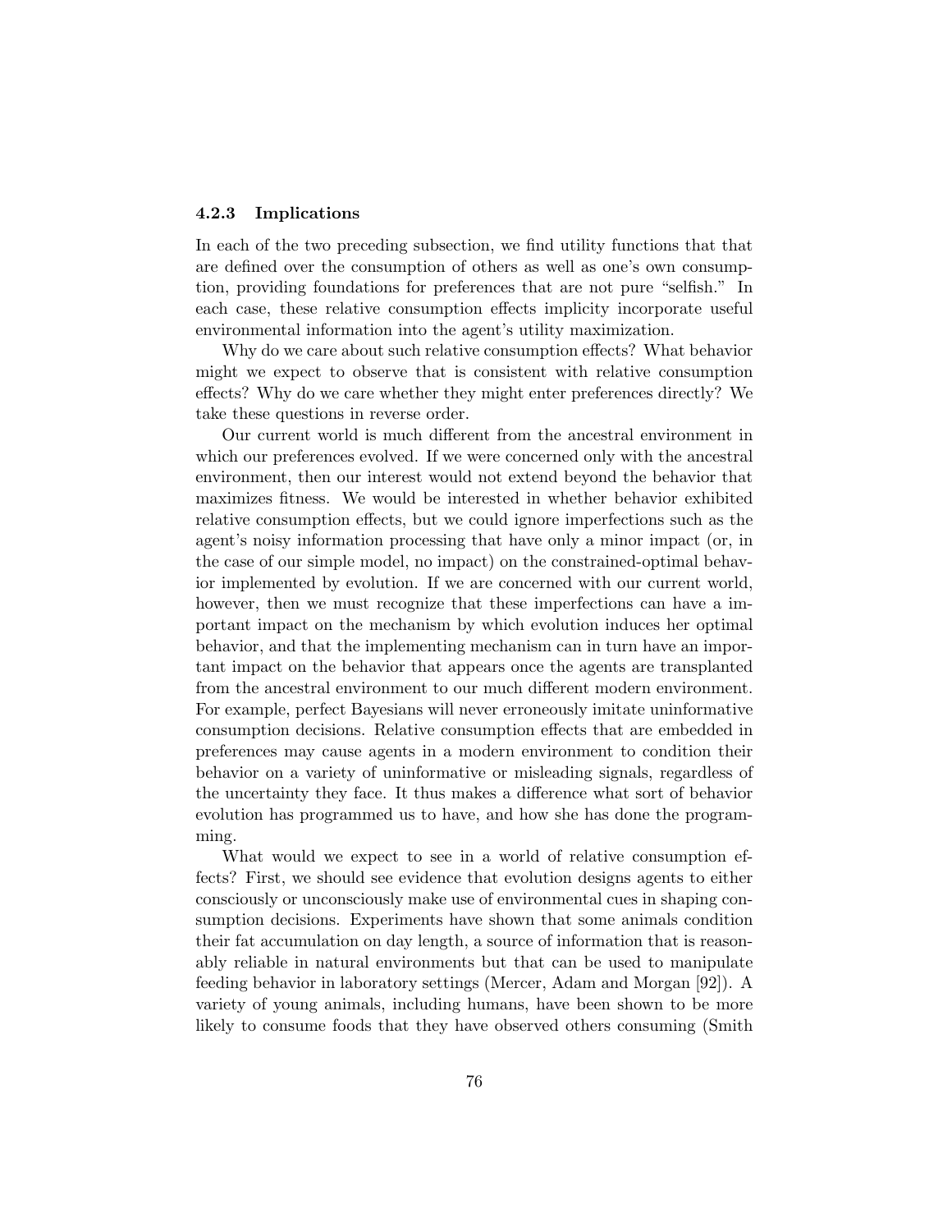### 4.2.3 Implications

In each of the two preceding subsection, we find utility functions that that are defined over the consumption of others as well as one's own consumption, providing foundations for preferences that are not pure "selfish." In each case, these relative consumption effects implicity incorporate useful environmental information into the agent's utility maximization.

Why do we care about such relative consumption effects? What behavior might we expect to observe that is consistent with relative consumption effects? Why do we care whether they might enter preferences directly? We take these questions in reverse order.

Our current world is much different from the ancestral environment in which our preferences evolved. If we were concerned only with the ancestral environment, then our interest would not extend beyond the behavior that maximizes fitness. We would be interested in whether behavior exhibited relative consumption effects, but we could ignore imperfections such as the agent's noisy information processing that have only a minor impact (or, in the case of our simple model, no impact) on the constrained-optimal behavior implemented by evolution. If we are concerned with our current world, however, then we must recognize that these imperfections can have a important impact on the mechanism by which evolution induces her optimal behavior, and that the implementing mechanism can in turn have an important impact on the behavior that appears once the agents are transplanted from the ancestral environment to our much different modern environment. For example, perfect Bayesians will never erroneously imitate uninformative consumption decisions. Relative consumption effects that are embedded in preferences may cause agents in a modern environment to condition their behavior on a variety of uninformative or misleading signals, regardless of the uncertainty they face. It thus makes a difference what sort of behavior evolution has programmed us to have, and how she has done the programming.

What would we expect to see in a world of relative consumption effects? First, we should see evidence that evolution designs agents to either consciously or unconsciously make use of environmental cues in shaping consumption decisions. Experiments have shown that some animals condition their fat accumulation on day length, a source of information that is reasonably reliable in natural environments but that can be used to manipulate feeding behavior in laboratory settings (Mercer, Adam and Morgan [92]). A variety of young animals, including humans, have been shown to be more likely to consume foods that they have observed others consuming (Smith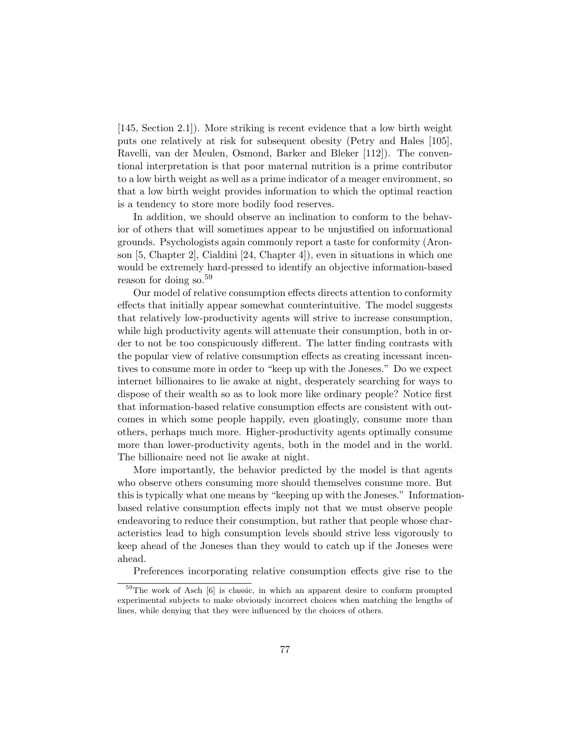[145, Section 2.1]). More striking is recent evidence that a low birth weight puts one relatively at risk for subsequent obesity (Petry and Hales [105], Ravelli, van der Meulen, Osmond, Barker and Bleker [112]). The conventional interpretation is that poor maternal nutrition is a prime contributor to a low birth weight as well as a prime indicator of a meager environment, so that a low birth weight provides information to which the optimal reaction is a tendency to store more bodily food reserves.

In addition, we should observe an inclination to conform to the behavior of others that will sometimes appear to be unjustified on informational grounds. Psychologists again commonly report a taste for conformity (Aronson [5, Chapter 2], Cialdini [24, Chapter 4]), even in situations in which one would be extremely hard-pressed to identify an objective information-based reason for doing so.[59]

Our model of relative consumption effects directs attention to conformity effects that initially appear somewhat counterintuitive. The model suggests that relatively low-productivity agents will strive to increase consumption, while high productivity agents will attenuate their consumption, both in order to not be too conspicuously different. The latter finding contrasts with the popular view of relative consumption effects as creating incessant incentives to consume more in order to "keep up with the Joneses." Do we expect internet billionaires to lie awake at night, desperately searching for ways to dispose of their wealth so as to look more like ordinary people? Notice first that information-based relative consumption effects are consistent with outcomes in which some people happily, even gloatingly, consume more than others, perhaps much more. Higher-productivity agents optimally consume more than lower-productivity agents, both in the model and in the world. The billionaire need not lie awake at night.

More importantly, the behavior predicted by the model is that agents who observe others consuming more should themselves consume more. But this is typically what one means by "keeping up with the Joneses." Information-based relative consumption effects imply not that we must observe people endeavoring to reduce their consumption, but rather that people whose characteristics lead to high consumption levels should strive less vigorously to keep ahead of the Joneses than they would to catch up if the Joneses were ahead.

Preferences incorporating relative consumption effects give rise to the

[59] The work of Asch [6] is classic, in which an apparent desire to conform prompted experimental subjects to make obviously incorrect choices when matching the lengths of lines, while denying that they were influenced by the choices of others.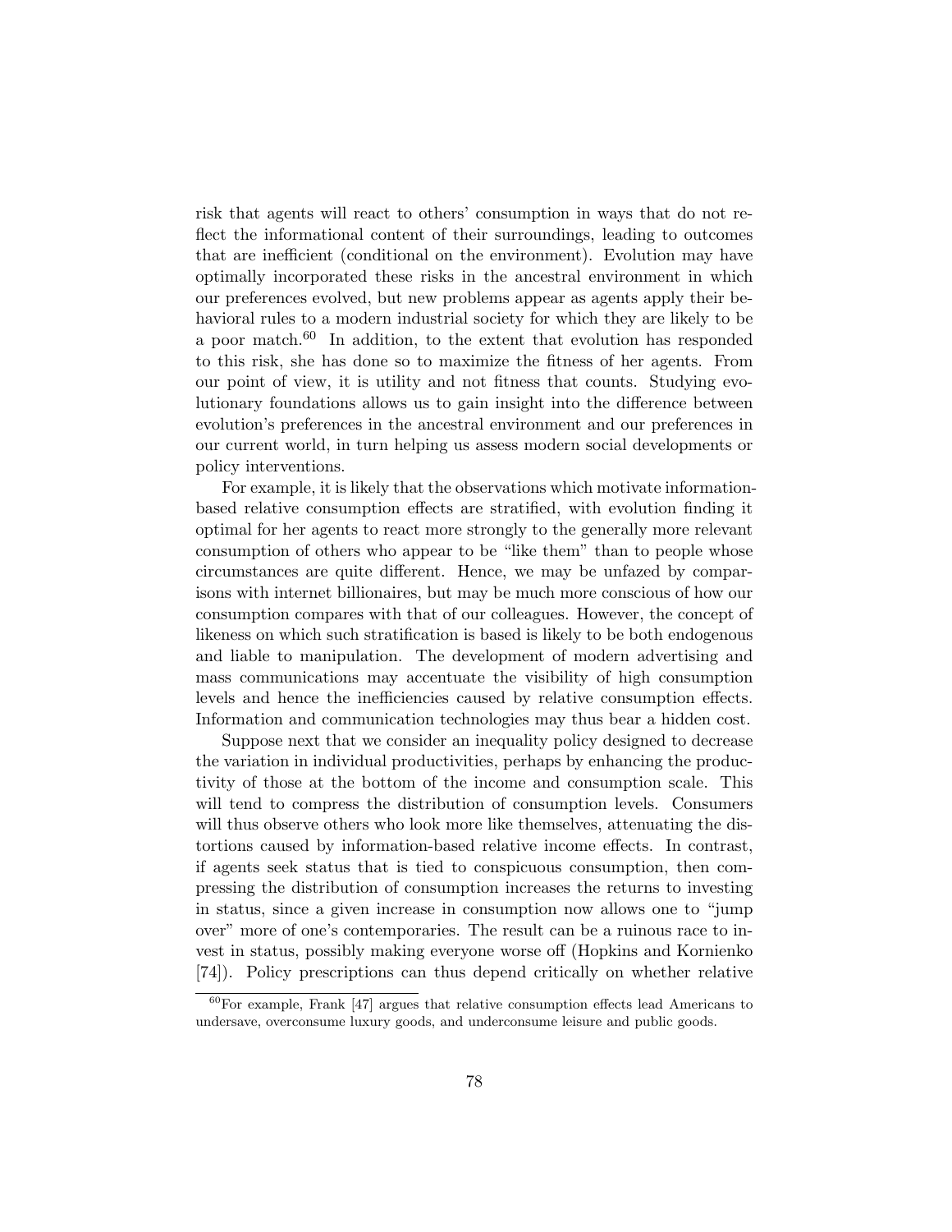risk that agents will react to others' consumption in ways that do not reflect the informational content of their surroundings, leading to outcomes that are inefficient (conditional on the environment). Evolution may have optimally incorporated these risks in the ancestral environment in which our preferences evolved, but new problems appear as agents apply their behavioral rules to a modern industrial society for which they are likely to be a poor match.[60] In addition, to the extent that evolution has responded to this risk, she has done so to maximize the fitness of her agents. From our point of view, it is utility and not fitness that counts. Studying evolutionary foundations allows us to gain insight into the difference between evolution's preferences in the ancestral environment and our preferences in our current world, in turn helping us assess modern social developments or policy interventions.

For example, it is likely that the observations which motivate information-based relative consumption effects are stratified, with evolution finding it optimal for her agents to react more strongly to the generally more relevant consumption of others who appear to be "like them" than to people whose circumstances are quite different. Hence, we may be unfazed by comparisons with internet billionaires, but may be much more conscious of how our consumption compares with that of our colleagues. However, the concept of likeness on which such stratification is based is likely to be both endogenous and liable to manipulation. The development of modern advertising and mass communications may accentuate the visibility of high consumption levels and hence the inefficiencies caused by relative consumption effects. Information and communication technologies may thus bear a hidden cost.

Suppose next that we consider an inequality policy designed to decrease the variation in individual productivities, perhaps by enhancing the productivity of those at the bottom of the income and consumption scale. This will tend to compress the distribution of consumption levels. Consumers will thus observe others who look more like themselves, attenuating the distortions caused by information-based relative income effects. In contrast, if agents seek status that is tied to conspicuous consumption, then compressing the distribution of consumption increases the returns to investing in status, since a given increase in consumption now allows one to "jump over" more of one's contemporaries. The result can be a ruinous race to invest in status, possibly making everyone worse off (Hopkins and Kornienko [74]). Policy prescriptions can thus depend critically on whether relative

[60] For example, Frank [47] argues that relative consumption effects lead Americans to undersave, overconsume luxury goods, and underconsume leisure and public goods.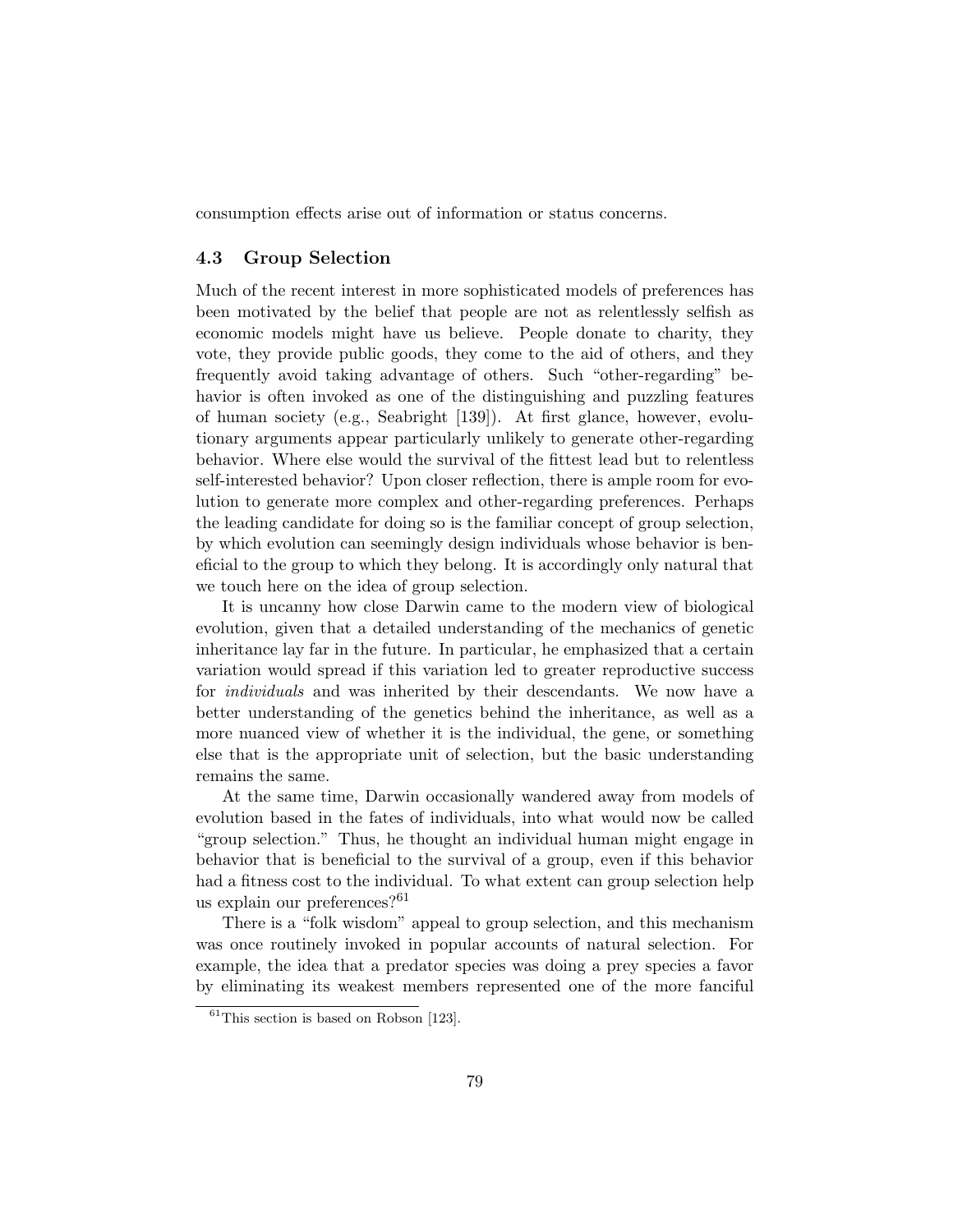consumption effects arise out of information or status concerns.

### 4.3 Group Selection

Much of the recent interest in more sophisticated models of preferences has been motivated by the belief that people are not as relentlessly selfish as economic models might have us believe. People donate to charity, they vote, they provide public goods, they come to the aid of others, and they frequently avoid taking advantage of others. Such "other-regarding" behavior is often invoked as one of the distinguishing and puzzling features of human society (e.g., Seabright [139]). At first glance, however, evolutionary arguments appear particularly unlikely to generate other-regarding behavior. Where else would the survival of the fittest lead but to relentless self-interested behavior? Upon closer reflection, there is ample room for evolution to generate more complex and other-regarding preferences. Perhaps the leading candidate for doing so is the familiar concept of group selection, by which evolution can seemingly design individuals whose behavior is beneficial to the group to which they belong. It is accordingly only natural that we touch here on the idea of group selection.

It is uncanny how close Darwin came to the modern view of biological evolution, given that a detailed understanding of the mechanics of genetic inheritance lay far in the future. In particular, he emphasized that a certain variation would spread if this variation led to greater reproductive success for *individuals* and was inherited by their descendants. We now have a better understanding of the genetics behind the inheritance, as well as a more nuanced view of whether it is the individual, the gene, or something else that is the appropriate unit of selection, but the basic understanding remains the same.

At the same time, Darwin occasionally wandered away from models of evolution based in the fates of individuals, into what would now be called "group selection." Thus, he thought an individual human might engage in behavior that is beneficial to the survival of a group, even if this behavior had a fitness cost to the individual. To what extent can group selection help us explain our preferences?[61]

There is a "folk wisdom" appeal to group selection, and this mechanism was once routinely invoked in popular accounts of natural selection. For example, the idea that a predator species was doing a prey species a favor by eliminating its weakest members represented one of the more fanciful

[61] This section is based on Robson [123].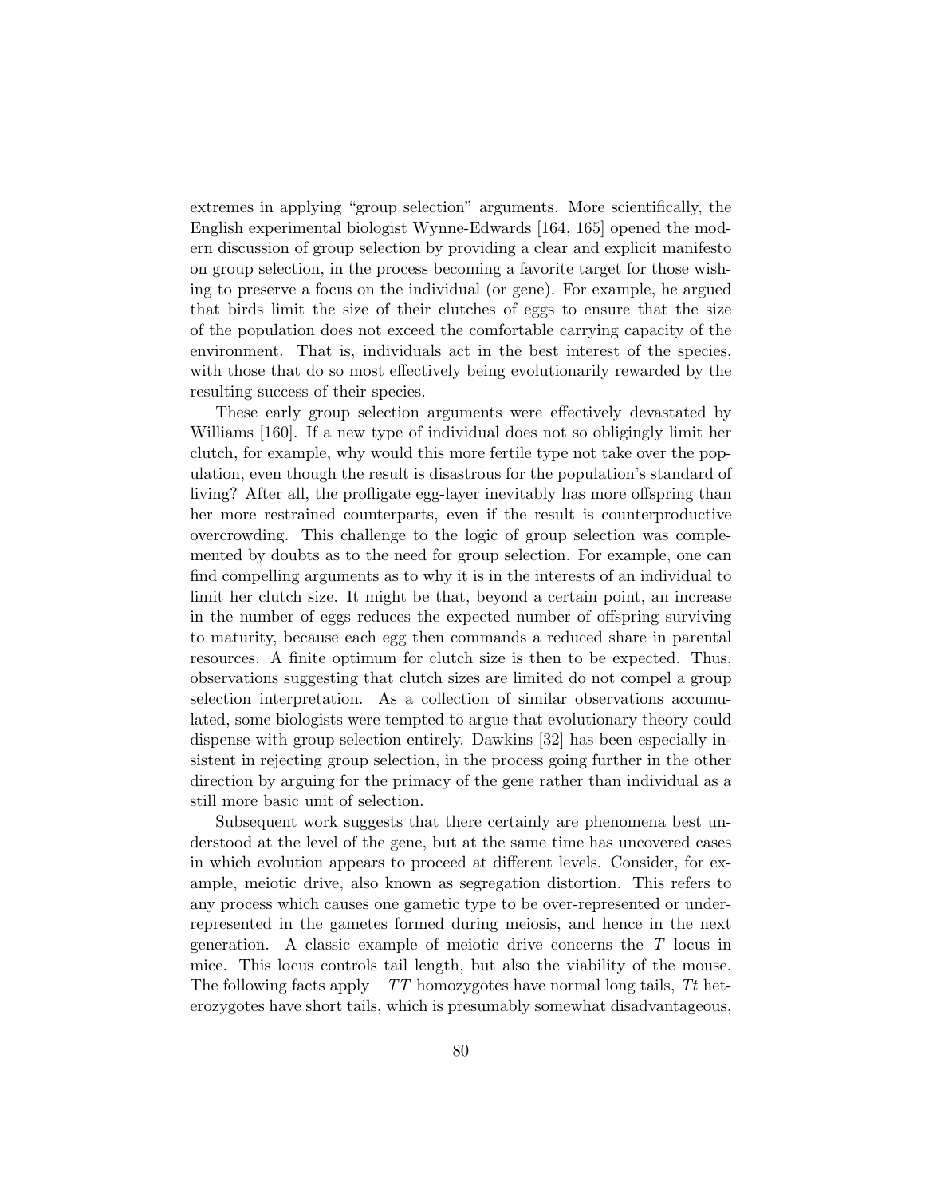extremes in applying "group selection" arguments. More scientifically, the English experimental biologist Wynne-Edwards [164, 165] opened the modern discussion of group selection by providing a clear and explicit manifesto on group selection, in the process becoming a favorite target for those wishing to preserve a focus on the individual (or gene). For example, he argued that birds limit the size of their clutches of eggs to ensure that the size of the population does not exceed the comfortable carrying capacity of the environment. That is, individuals act in the best interest of the species, with those that do so most effectively being evolutionarily rewarded by the resulting success of their species.

These early group selection arguments were effectively devastated by Williams [160]. If a new type of individual does not so obligingly limit her clutch, for example, why would this more fertile type not take over the population, even though the result is disastrous for the population's standard of living? After all, the profligate egg-layer inevitably has more offspring than her more restrained counterparts, even if the result is counterproductive overcrowding. This challenge to the logic of group selection was complemented by doubts as to the need for group selection. For example, one can find compelling arguments as to why it is in the interests of an individual to limit her clutch size. It might be that, beyond a certain point, an increase in the number of eggs reduces the expected number of offspring surviving to maturity, because each egg then commands a reduced share in parental resources. A finite optimum for clutch size is then to be expected. Thus, observations suggesting that clutch sizes are limited do not compel a group selection interpretation. As a collection of similar observations accumulated, some biologists were tempted to argue that evolutionary theory could dispense with group selection entirely. Dawkins [32] has been especially insistent in rejecting group selection, in the process going further in the other direction by arguing for the primacy of the gene rather than individual as a still more basic unit of selection.

Subsequent work suggests that there certainly are phenomena best understood at the level of the gene, but at the same time has uncovered cases in which evolution appears to proceed at different levels. Consider, for example, meiotic drive, also known as segregation distortion. This refers to any process which causes one gametic type to be over-represented or under-represented in the gametes formed during meiosis, and hence in the next generation. A classic example of meiotic drive concerns the $T$ locus in mice. This locus controls tail length, but also the viability of the mouse. The following facts apply—$TT$ homozygotes have normal long tails, $Tt$ heterozygotes have short tails, which is presumably somewhat disadvantageous,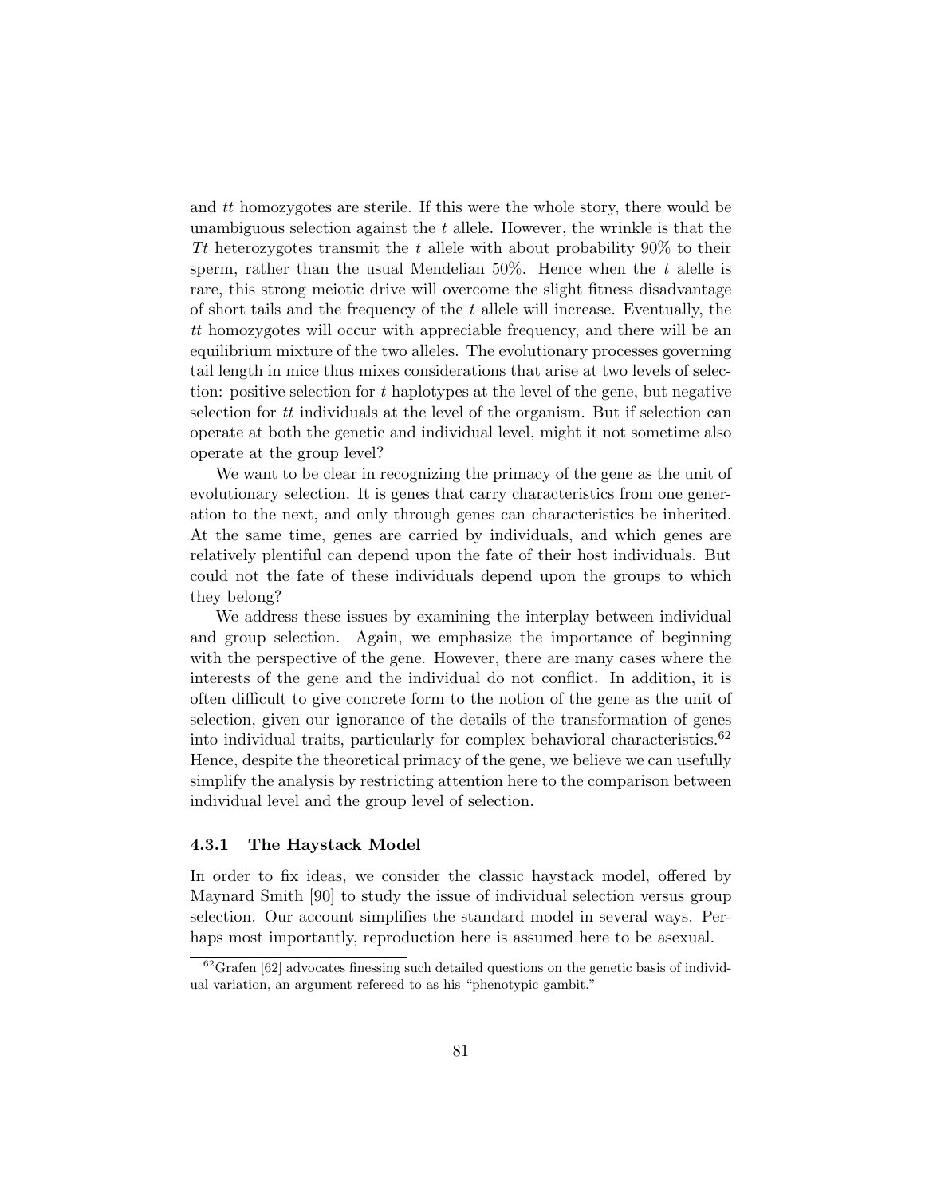and *tt* homozygotes are sterile. If this were the whole story, there would be unambiguous selection against the *t* allele. However, the wrinkle is that the *Tt* heterozygotes transmit the *t* allele with about probability 90% to their sperm, rather than the usual Mendelian 50%. Hence when the *t* alelle is rare, this strong meiotic drive will overcome the slight fitness disadvantage of short tails and the frequency of the *t* allele will increase. Eventually, the *tt* homozygotes will occur with appreciable frequency, and there will be an equilibrium mixture of the two alleles. The evolutionary processes governing tail length in mice thus mixes considerations that arise at two levels of selection: positive selection for *t* haplotypes at the level of the gene, but negative selection for *tt* individuals at the level of the organism. But if selection can operate at both the genetic and individual level, might it not sometime also operate at the group level?

We want to be clear in recognizing the primacy of the gene as the unit of evolutionary selection. It is genes that carry characteristics from one generation to the next, and only through genes can characteristics be inherited. At the same time, genes are carried by individuals, and which genes are relatively plentiful can depend upon the fate of their host individuals. But could not the fate of these individuals depend upon the groups to which they belong?

We address these issues by examining the interplay between individual and group selection. Again, we emphasize the importance of beginning with the perspective of the gene. However, there are many cases where the interests of the gene and the individual do not conflict. In addition, it is often difficult to give concrete form to the notion of the gene as the unit of selection, given our ignorance of the details of the transformation of genes into individual traits, particularly for complex behavioral characteristics.[62] Hence, despite the theoretical primacy of the gene, we believe we can usefully simplify the analysis by restricting attention here to the comparison between individual level and the group level of selection.

### 4.3.1 The Haystack Model

In order to fix ideas, we consider the classic haystack model, offered by Maynard Smith [90] to study the issue of individual selection versus group selection. Our account simplifies the standard model in several ways. Perhaps most importantly, reproduction here is assumed here to be asexual.

[62] Grafen [62] advocates finessing such detailed questions on the genetic basis of individual variation, an argument refereed to as his "phenotypic gambit."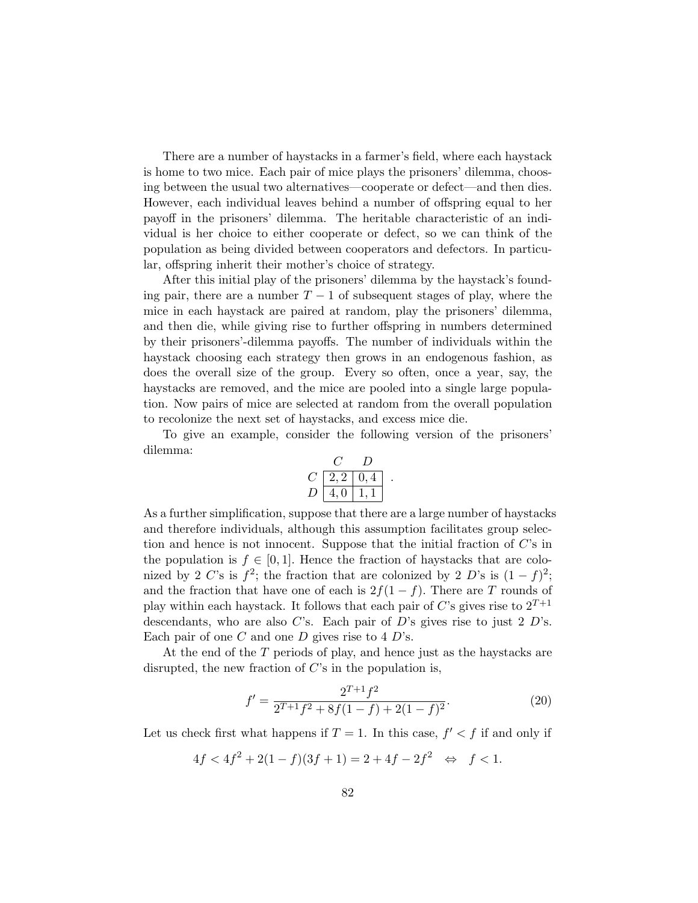There are a number of haystacks in a farmer's field, where each haystack is home to two mice. Each pair of mice plays the prisoners' dilemma, choosing between the usual two alternatives—cooperate or defect—and then dies. However, each individual leaves behind a number of offspring equal to her payoff in the prisoners' dilemma. The heritable characteristic of an individual is her choice to either cooperate or defect, so we can think of the population as being divided between cooperators and defectors. In particular, offspring inherit their mother's choice of strategy.

After this initial play of the prisoners' dilemma by the haystack's founding pair, there are a number $T-1$ of subsequent stages of play, where the mice in each haystack are paired at random, play the prisoners' dilemma, and then die, while giving rise to further offspring in numbers determined by their prisoners'-dilemma payoffs. The number of individuals within the haystack choosing each strategy then grows in an endogenous fashion, as does the overall size of the group. Every so often, once a year, say, the haystacks are removed, and the mice are pooled into a single large population. Now pairs of mice are selected at random from the overall population to recolonize the next set of haystacks, and excess mice die.

To give an example, consider the following version of the prisoners' dilemma:

|   | $C$ | $D$ |
|---|---|---|
| $C$ | $2,2$ | $0,4$ |
| $D$ | $4,0$ | $1,1$ |

As a further simplification, suppose that there are a large number of haystacks and therefore individuals, although this assumption facilitates group selection and hence is not innocent. Suppose that the initial fraction of $C$'s in the population is $f \in [0,1]$. Hence the fraction of haystacks that are colonized by 2 $C$'s is $f^2$; the fraction that are colonized by 2 $D$'s is $(1-f)^2$; and the fraction that have one of each is $2f(1-f)$. There are $T$ rounds of play within each haystack. It follows that each pair of $C$'s gives rise to $2^{T+1}$ descendants, who are also $C$'s. Each pair of $D$'s gives rise to just 2 $D$'s. Each pair of one $C$ and one $D$ gives rise to 4 $D$'s.

At the end of the $T$ periods of play, and hence just as the haystacks are disrupted, the new fraction of $C$'s in the population is,

$$f' = \frac{2^{T+1}f^2}{2^{T+1}f^2 + 8f(1-f) + 2(1-f)^2}. \tag{20}$$

Let us check first what happens if $T=1$. In this case, $f' < f$ if and only if

$$4f < 4f^2 + 2(1-f)(3f+1) = 2 + 4f - 2f^2 \quad \Leftrightarrow \quad f < 1.$$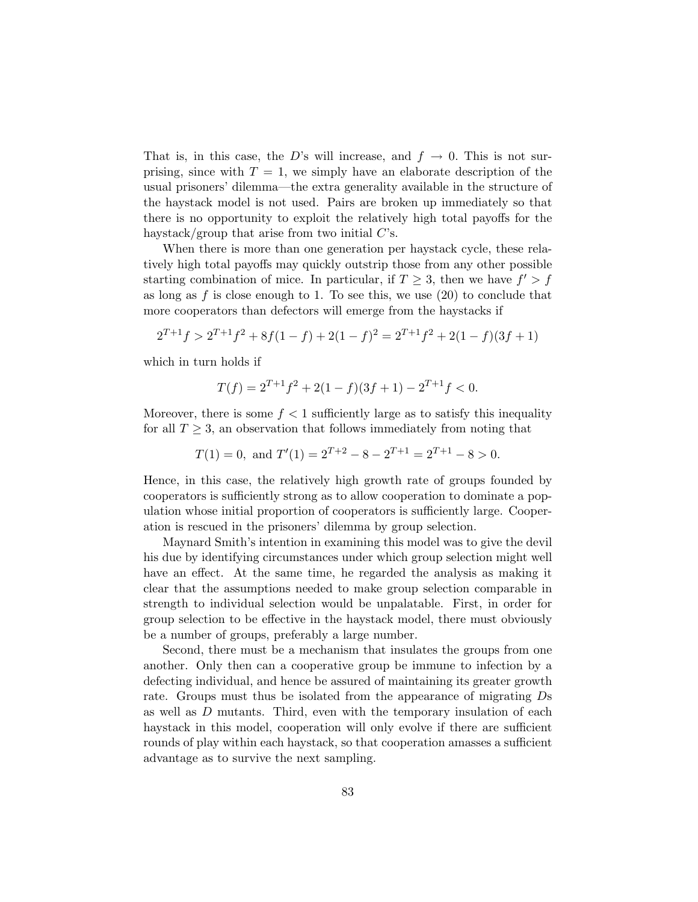That is, in this case, the $D$'s will increase, and $f \rightarrow 0$. This is not surprising, since with $T = 1$, we simply have an elaborate description of the usual prisoners' dilemma—the extra generality available in the structure of the haystack model is not used. Pairs are broken up immediately so that there is no opportunity to exploit the relatively high total payoffs for the haystack/group that arise from two initial $C$'s.

When there is more than one generation per haystack cycle, these relatively high total payoffs may quickly outstrip those from any other possible starting combination of mice. In particular, if $T \geq 3$, then we have $f' > f$ as long as $f$ is close enough to 1. To see this, we use (20) to conclude that more cooperators than defectors will emerge from the haystacks if

$$2^{T+1}f > 2^{T+1}f^2 + 8f(1-f) + 2(1-f)^2 = 2^{T+1}f^2 + 2(1-f)(3f+1)$$

which in turn holds if

$$T(f) = 2^{T+1}f^2 + 2(1-f)(3f+1) - 2^{T+1}f < 0.$$

Moreover, there is some $f < 1$ sufficiently large as to satisfy this inequality for all $T \geq 3$, an observation that follows immediately from noting that

$$T(1) = 0, \text{ and } T'(1) = 2^{T+2} - 8 - 2^{T+1} = 2^{T+1} - 8 > 0.$$

Hence, in this case, the relatively high growth rate of groups founded by cooperators is sufficiently strong as to allow cooperation to dominate a population whose initial proportion of cooperators is sufficiently large. Cooperation is rescued in the prisoners' dilemma by group selection.

Maynard Smith's intention in examining this model was to give the devil his due by identifying circumstances under which group selection might well have an effect. At the same time, he regarded the analysis as making it clear that the assumptions needed to make group selection comparable in strength to individual selection would be unpalatable. First, in order for group selection to be effective in the haystack model, there must obviously be a number of groups, preferably a large number.

Second, there must be a mechanism that insulates the groups from one another. Only then can a cooperative group be immune to infection by a defecting individual, and hence be assured of maintaining its greater growth rate. Groups must thus be isolated from the appearance of migrating $D$s as well as $D$ mutants. Third, even with the temporary insulation of each haystack in this model, cooperation will only evolve if there are sufficient rounds of play within each haystack, so that cooperation amasses a sufficient advantage as to survive the next sampling.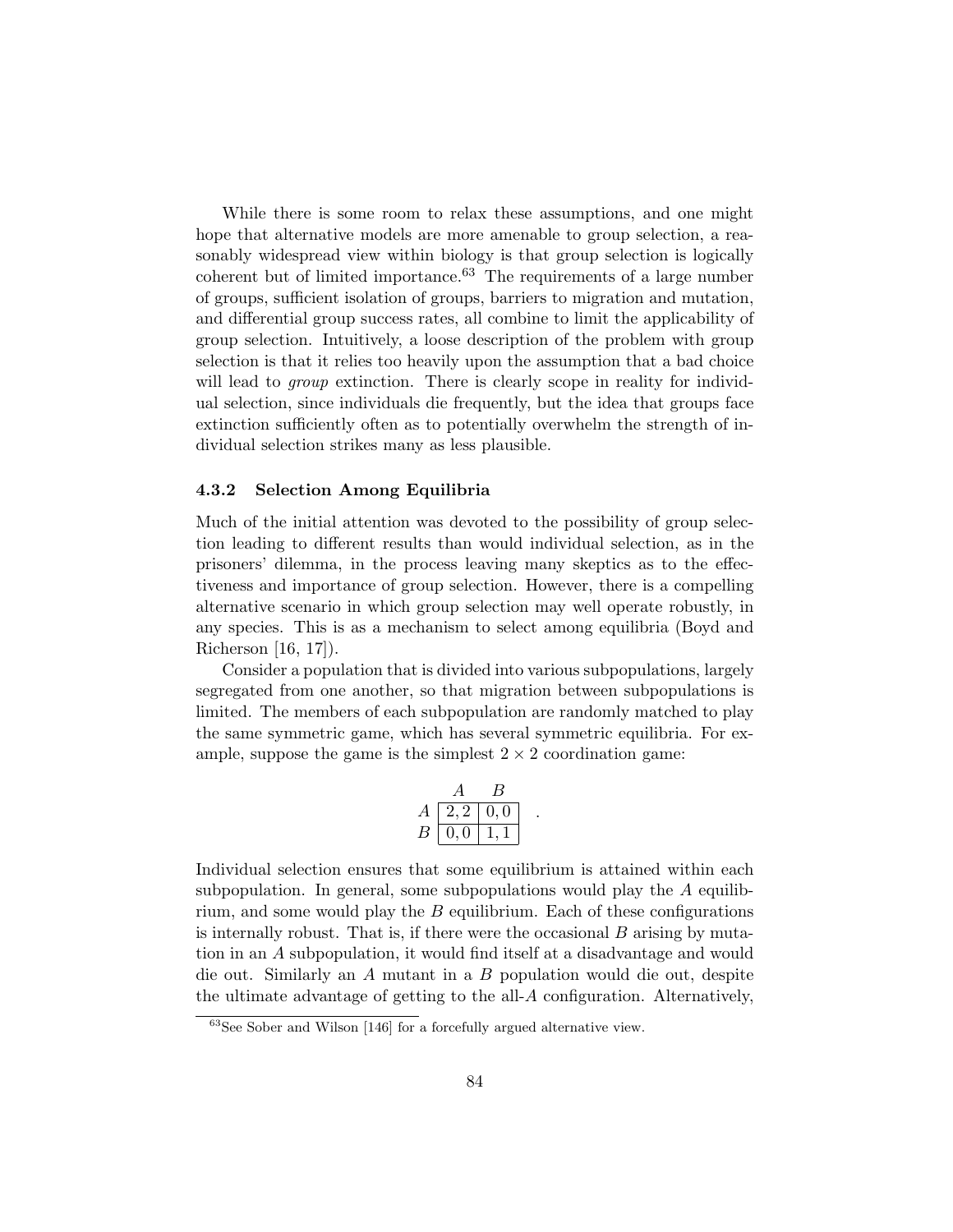While there is some room to relax these assumptions, and one might hope that alternative models are more amenable to group selection, a reasonably widespread view within biology is that group selection is logically coherent but of limited importance.[63] The requirements of a large number of groups, sufficient isolation of groups, barriers to migration and mutation, and differential group success rates, all combine to limit the applicability of group selection. Intuitively, a loose description of the problem with group selection is that it relies too heavily upon the assumption that a bad choice will lead to *group* extinction. There is clearly scope in reality for individual selection, since individuals die frequently, but the idea that groups face extinction sufficiently often as to potentially overwhelm the strength of individual selection strikes many as less plausible.

### 4.3.2 Selection Among Equilibria

Much of the initial attention was devoted to the possibility of group selection leading to different results than would individual selection, as in the prisoners' dilemma, in the process leaving many skeptics as to the effectiveness and importance of group selection. However, there is a compelling alternative scenario in which group selection may well operate robustly, in any species. This is as a mechanism to select among equilibria (Boyd and Richerson [16, 17]).

Consider a population that is divided into various subpopulations, largely segregated from one another, so that migration between subpopulations is limited. The members of each subpopulation are randomly matched to play the same symmetric game, which has several symmetric equilibria. For example, suppose the game is the simplest $2 \times 2$ coordination game:

| | $A$ | $B$ |
|---|---|---|
| $A$ | $2, 2$ | $0, 0$ |
| $B$ | $0, 0$ | $1, 1$ |

Individual selection ensures that some equilibrium is attained within each subpopulation. In general, some subpopulations would play the $A$ equilibrium, and some would play the $B$ equilibrium. Each of these configurations is internally robust. That is, if there were the occasional $B$ arising by mutation in an $A$ subpopulation, it would find itself at a disadvantage and would die out. Similarly an $A$ mutant in a $B$ population would die out, despite the ultimate advantage of getting to the all-$A$ configuration. Alternatively,

[63] See Sober and Wilson [146] for a forcefully argued alternative view.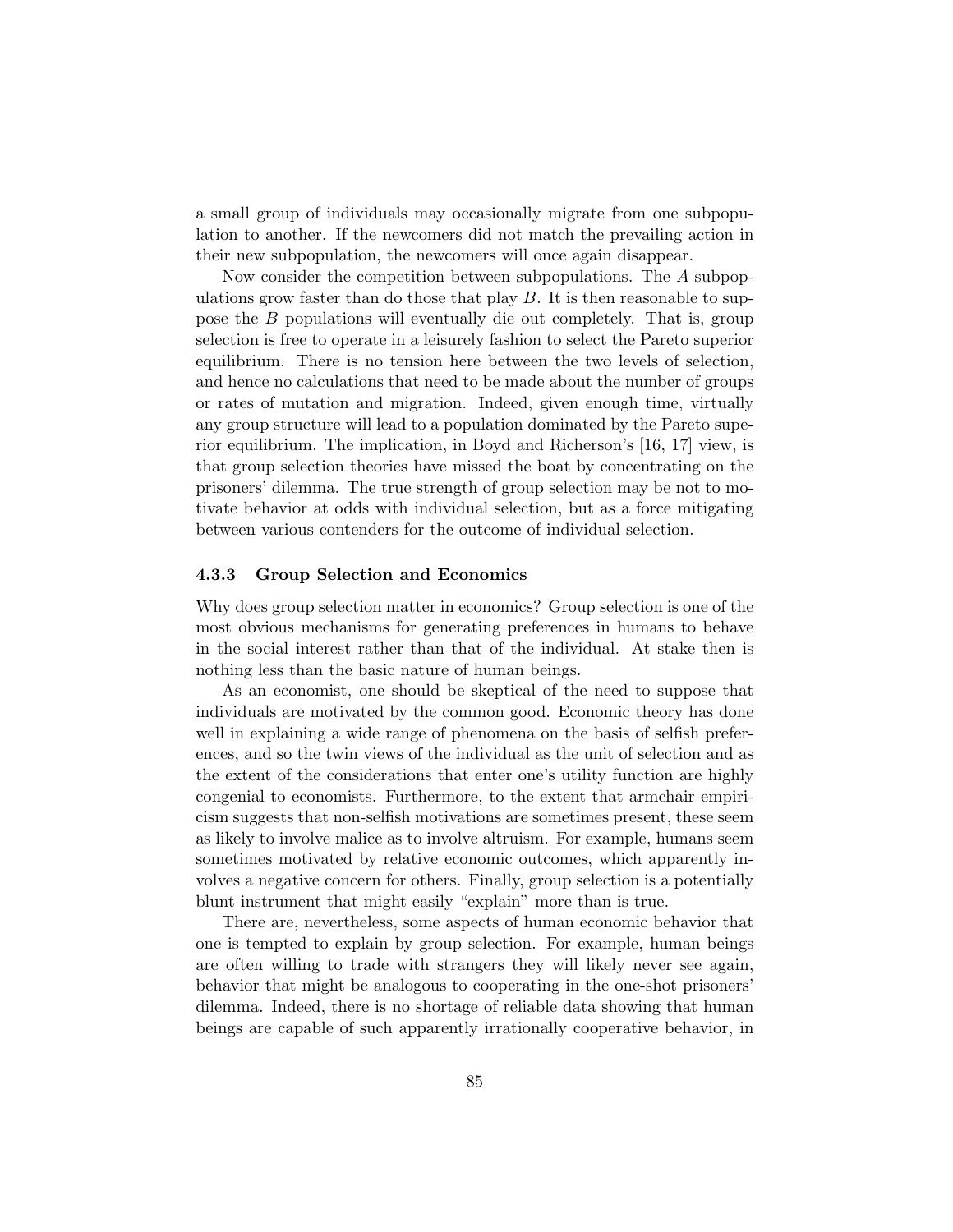a small group of individuals may occasionally migrate from one subpopulation to another. If the newcomers did not match the prevailing action in their new subpopulation, the newcomers will once again disappear.

Now consider the competition between subpopulations. The $A$ subpopulations grow faster than do those that play $B$. It is then reasonable to suppose the $B$ populations will eventually die out completely. That is, group selection is free to operate in a leisurely fashion to select the Pareto superior equilibrium. There is no tension here between the two levels of selection, and hence no calculations that need to be made about the number of groups or rates of mutation and migration. Indeed, given enough time, virtually any group structure will lead to a population dominated by the Pareto superior equilibrium. The implication, in Boyd and Richerson's [16, 17] view, is that group selection theories have missed the boat by concentrating on the prisoners' dilemma. The true strength of group selection may be not to motivate behavior at odds with individual selection, but as a force mitigating between various contenders for the outcome of individual selection.

### 4.3.3 Group Selection and Economics

Why does group selection matter in economics? Group selection is one of the most obvious mechanisms for generating preferences in humans to behave in the social interest rather than that of the individual. At stake then is nothing less than the basic nature of human beings.

As an economist, one should be skeptical of the need to suppose that individuals are motivated by the common good. Economic theory has done well in explaining a wide range of phenomena on the basis of selfish preferences, and so the twin views of the individual as the unit of selection and as the extent of the considerations that enter one's utility function are highly congenial to economists. Furthermore, to the extent that armchair empiricism suggests that non-selfish motivations are sometimes present, these seem as likely to involve malice as to involve altruism. For example, humans seem sometimes motivated by relative economic outcomes, which apparently involves a negative concern for others. Finally, group selection is a potentially blunt instrument that might easily "explain" more than is true.

There are, nevertheless, some aspects of human economic behavior that one is tempted to explain by group selection. For example, human beings are often willing to trade with strangers they will likely never see again, behavior that might be analogous to cooperating in the one-shot prisoners' dilemma. Indeed, there is no shortage of reliable data showing that human beings are capable of such apparently irrationally cooperative behavior, in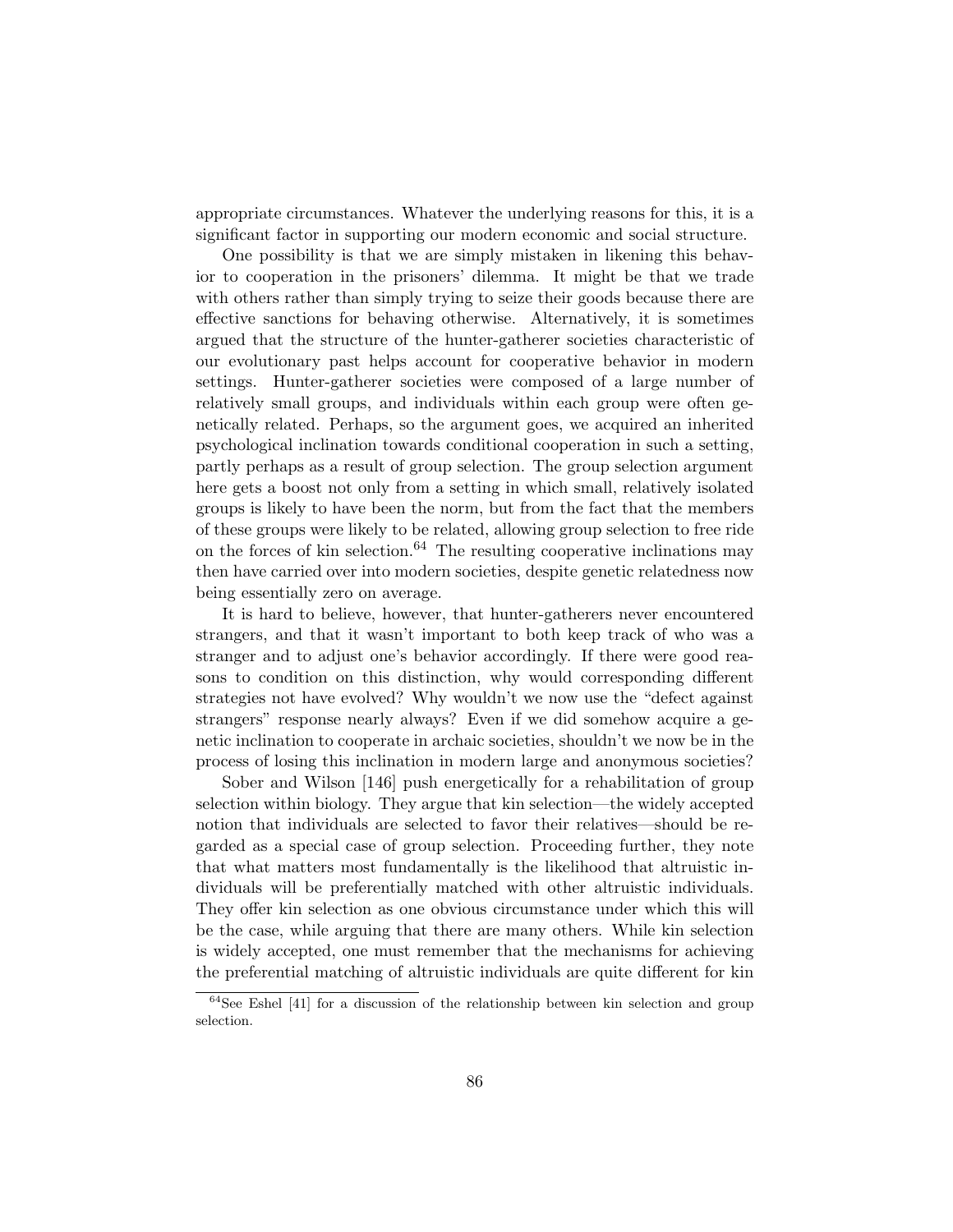appropriate circumstances. Whatever the underlying reasons for this, it is a significant factor in supporting our modern economic and social structure.

One possibility is that we are simply mistaken in likening this behavior to cooperation in the prisoners' dilemma. It might be that we trade with others rather than simply trying to seize their goods because there are effective sanctions for behaving otherwise. Alternatively, it is sometimes argued that the structure of the hunter-gatherer societies characteristic of our evolutionary past helps account for cooperative behavior in modern settings. Hunter-gatherer societies were composed of a large number of relatively small groups, and individuals within each group were often genetically related. Perhaps, so the argument goes, we acquired an inherited psychological inclination towards conditional cooperation in such a setting, partly perhaps as a result of group selection. The group selection argument here gets a boost not only from a setting in which small, relatively isolated groups is likely to have been the norm, but from the fact that the members of these groups were likely to be related, allowing group selection to free ride on the forces of kin selection.[64] The resulting cooperative inclinations may then have carried over into modern societies, despite genetic relatedness now being essentially zero on average.

It is hard to believe, however, that hunter-gatherers never encountered strangers, and that it wasn't important to both keep track of who was a stranger and to adjust one's behavior accordingly. If there were good reasons to condition on this distinction, why would corresponding different strategies not have evolved? Why wouldn't we now use the "defect against strangers" response nearly always? Even if we did somehow acquire a genetic inclination to cooperate in archaic societies, shouldn't we now be in the process of losing this inclination in modern large and anonymous societies?

Sober and Wilson [146] push energetically for a rehabilitation of group selection within biology. They argue that kin selection—the widely accepted notion that individuals are selected to favor their relatives—should be regarded as a special case of group selection. Proceeding further, they note that what matters most fundamentally is the likelihood that altruistic individuals will be preferentially matched with other altruistic individuals. They offer kin selection as one obvious circumstance under which this will be the case, while arguing that there are many others. While kin selection is widely accepted, one must remember that the mechanisms for achieving the preferential matching of altruistic individuals are quite different for kin

[64] See Eshel [41] for a discussion of the relationship between kin selection and group selection.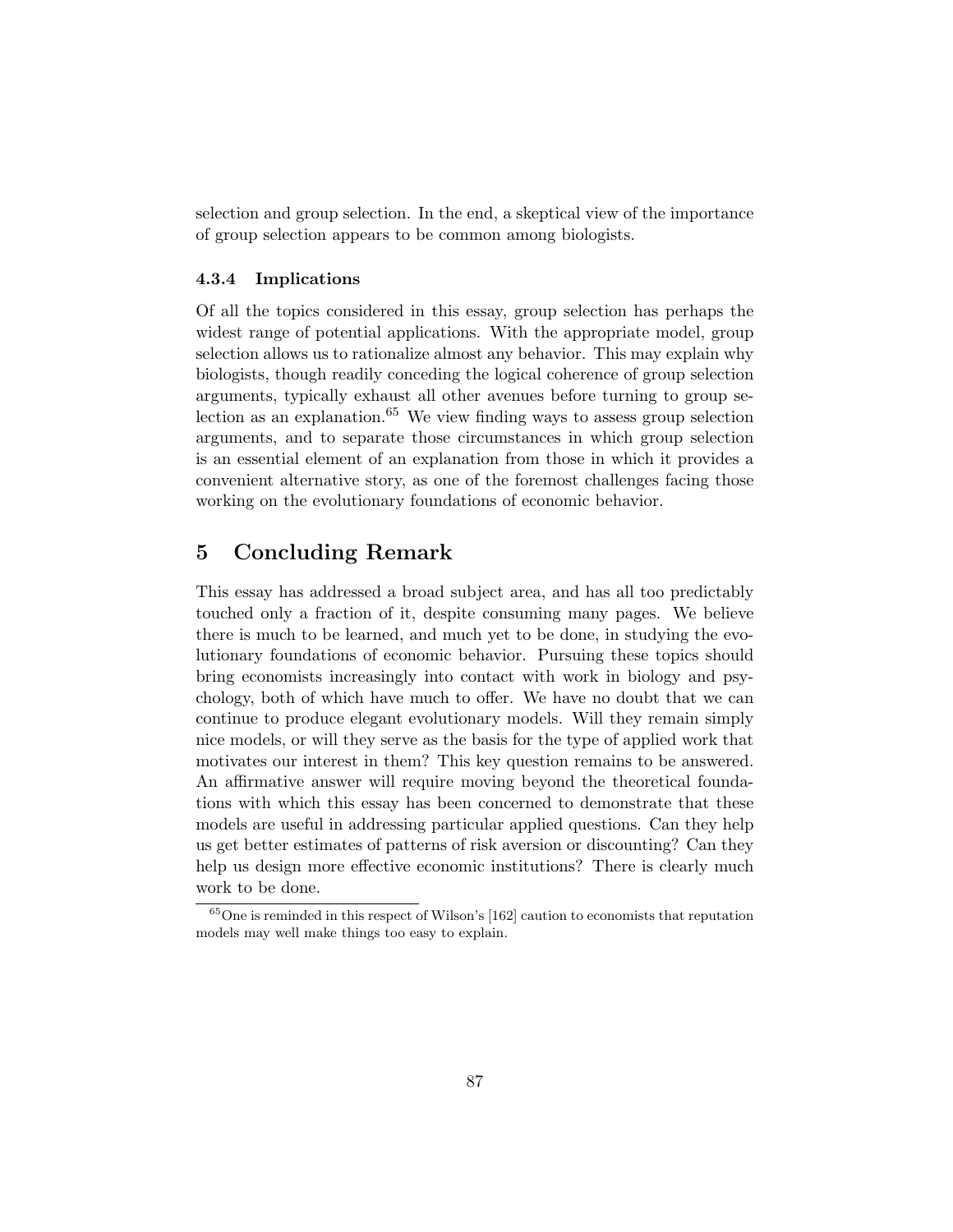selection and group selection. In the end, a skeptical view of the importance of group selection appears to be common among biologists.

### 4.3.4 Implications

Of all the topics considered in this essay, group selection has perhaps the widest range of potential applications. With the appropriate model, group selection allows us to rationalize almost any behavior. This may explain why biologists, though readily conceding the logical coherence of group selection arguments, typically exhaust all other avenues before turning to group selection as an explanation.[65] We view finding ways to assess group selection arguments, and to separate those circumstances in which group selection is an essential element of an explanation from those in which it provides a convenient alternative story, as one of the foremost challenges facing those working on the evolutionary foundations of economic behavior.

## 5 Concluding Remark

This essay has addressed a broad subject area, and has all too predictably touched only a fraction of it, despite consuming many pages. We believe there is much to be learned, and much yet to be done, in studying the evolutionary foundations of economic behavior. Pursuing these topics should bring economists increasingly into contact with work in biology and psychology, both of which have much to offer. We have no doubt that we can continue to produce elegant evolutionary models. Will they remain simply nice models, or will they serve as the basis for the type of applied work that motivates our interest in them? This key question remains to be answered. An affirmative answer will require moving beyond the theoretical foundations with which this essay has been concerned to demonstrate that these models are useful in addressing particular applied questions. Can they help us get better estimates of patterns of risk aversion or discounting? Can they help us design more effective economic institutions? There is clearly much work to be done.

[65] One is reminded in this respect of Wilson's [162] caution to economists that reputation models may well make things too easy to explain.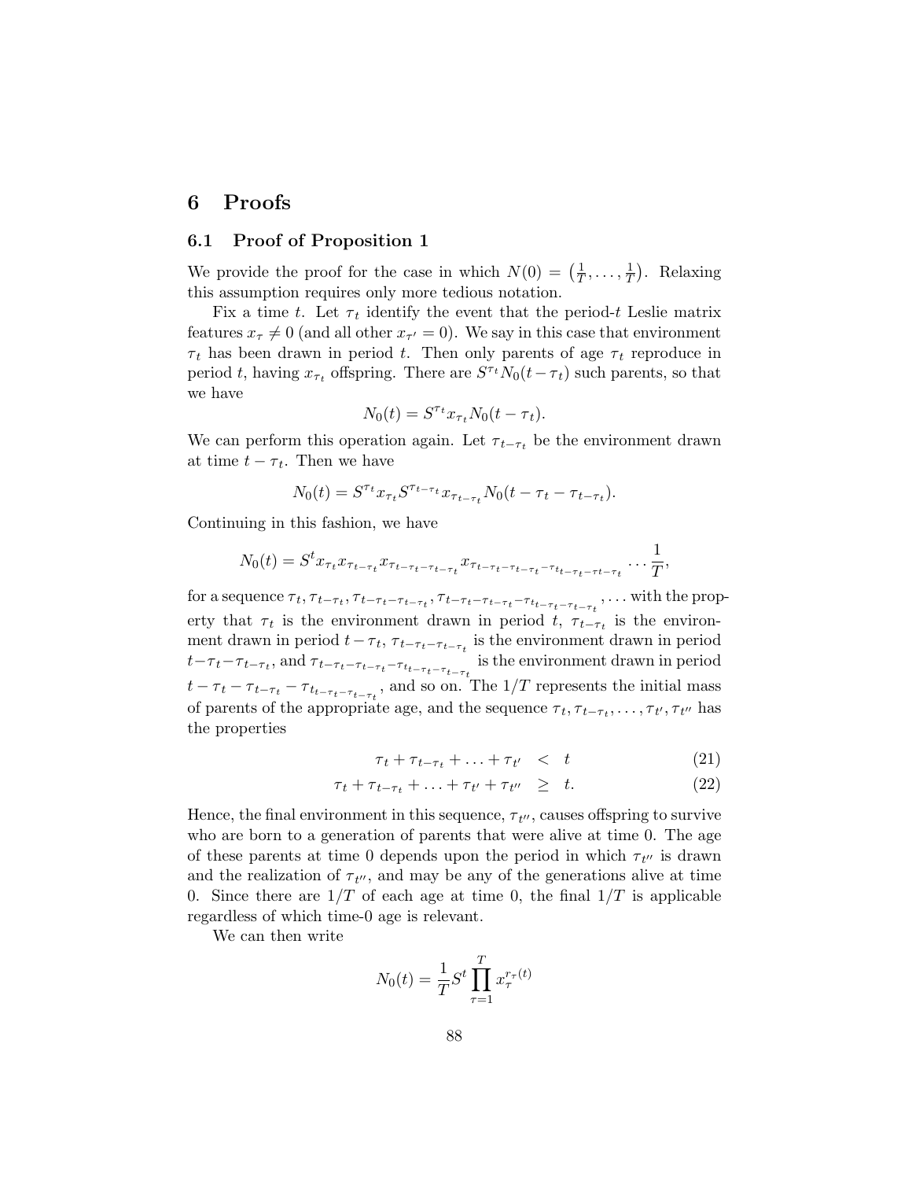# 6 Proofs

## 6.1 Proof of Proposition 1

We provide the proof for the case in which $N(0) = \left(\frac{1}{T}, \ldots, \frac{1}{T}\right)$. Relaxing this assumption requires only more tedious notation.

Fix a time $t$. Let $\tau_t$ identify the event that the period-$t$ Leslie matrix features $x_\tau \neq 0$ (and all other $x_{\tau'} = 0$). We say in this case that environment $\tau_t$ has been drawn in period $t$. Then only parents of age $\tau_t$ reproduce in period $t$, having $x_{\tau_t}$ offspring. There are $S^{\tau_t} N_0(t - \tau_t)$ such parents, so that we have

$$N_0(t) = S^{\tau_t} x_{\tau_t} N_0(t - \tau_t).$$

We can perform this operation again. Let $\tau_{t-\tau_t}$ be the environment drawn at time $t - \tau_t$. Then we have

$$N_0(t) = S^{\tau_t} x_{\tau_t} S^{\tau_{t-\tau_t}} x_{\tau_{t-\tau_t}} N_0(t - \tau_t - \tau_{t-\tau_t}).$$

Continuing in this fashion, we have

$$N_0(t) = S^t x_{\tau_t} x_{\tau_{t-\tau_t}} x_{\tau_{t-\tau_t-\tau_{t-\tau_t}}} x_{\tau_{t-\tau_t-\tau_{t-\tau_t}-\tau_{t_{t-\tau_t-\tau t-\tau_t}}}} \cdots \frac{1}{T},$$

for a sequence $\tau_t, \tau_{t-\tau_t}, \tau_{t-\tau_t-\tau_{t-\tau_t}}, \tau_{t-\tau_t-\tau_{t-\tau_t}-\tau_{t_{t-\tau_t-\tau_{t-\tau_t}}}}, \ldots$ with the property that $\tau_t$ is the environment drawn in period $t$, $\tau_{t-\tau_t}$ is the environment drawn in period $t - \tau_t$, $\tau_{t-\tau_t-\tau_{t-\tau_t}}$ is the environment drawn in period $t - \tau_t - \tau_{t-\tau_t}$, and $\tau_{t-\tau_t-\tau_{t-\tau_t}-\tau_{t_{t-\tau_t-\tau_{t-\tau_t}}}}$ is the environment drawn in period $t - \tau_t - \tau_{t-\tau_t} - \tau_{t_{t-\tau_t-\tau_{t-\tau_t}}}$, and so on. The $1/T$ represents the initial mass of parents of the appropriate age, and the sequence $\tau_t, \tau_{t-\tau_t}, \ldots, \tau_{t'}, \tau_{t''}$ has the properties

$$\tau_t + \tau_{t-\tau_t} + \ldots + \tau_{t'} \quad < \quad t \tag{21}$$

$$\tau_t + \tau_{t-\tau_t} + \ldots + \tau_{t'} + \tau_{t''} \quad \geq \quad t. \tag{22}$$

Hence, the final environment in this sequence, $\tau_{t''}$, causes offspring to survive who are born to a generation of parents that were alive at time 0. The age of these parents at time 0 depends upon the period in which $\tau_{t''}$ is drawn and the realization of $\tau_{t''}$, and may be any of the generations alive at time 0. Since there are $1/T$ of each age at time 0, the final $1/T$ is applicable regardless of which time-0 age is relevant.

We can then write

$$N_0(t) = \frac{1}{T} S^t \prod_{\tau=1}^{T} x_\tau^{r_\tau(t)}$$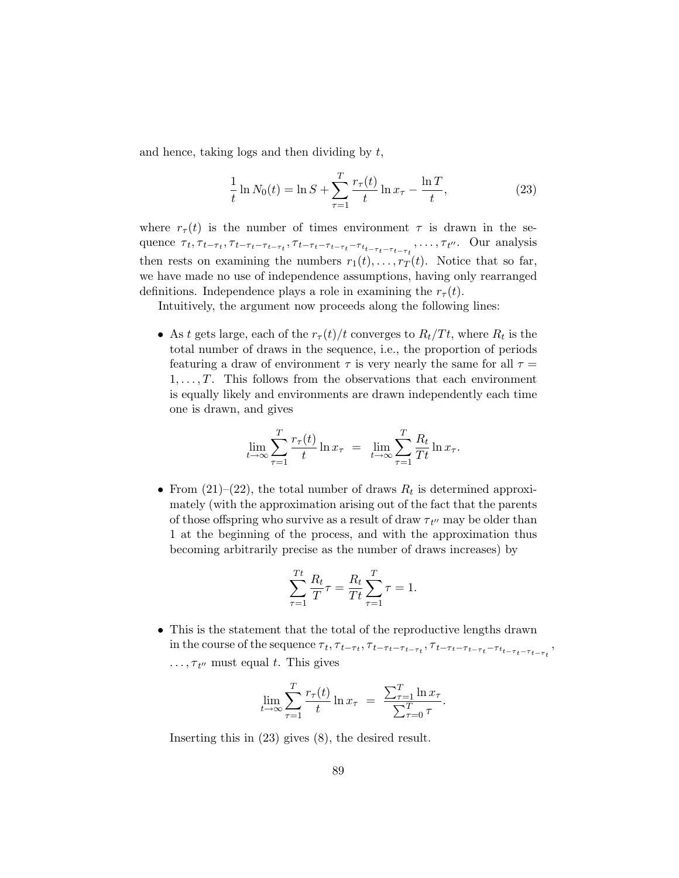and hence, taking logs and then dividing by $t$,

$$\frac{1}{t}\ln N_0(t) = \ln S + \sum_{\tau=1}^{T} \frac{r_\tau(t)}{t}\ln x_\tau - \frac{\ln T}{t}, \tag{23}$$

where $r_\tau(t)$ is the number of times environment $\tau$ is drawn in the sequence $\tau_t, \tau_{t-\tau_t}, \tau_{t-\tau_t-\tau_{t-\tau_t}}, \tau_{t-\tau_t-\tau_{t-\tau_t}-\tau_{t_{t-\tau_t-\tau_{t-\tau_t}}}}, \ldots, \tau_{t''}$. Our analysis then rests on examining the numbers $r_1(t), \ldots, r_T(t)$. Notice that so far, we have made no use of independence assumptions, having only rearranged definitions. Independence plays a role in examining the $r_\tau(t)$.

Intuitively, the argument now proceeds along the following lines:

- As $t$ gets large, each of the $r_\tau(t)/t$ converges to $R_t/Tt$, where $R_t$ is the total number of draws in the sequence, i.e., the proportion of periods featuring a draw of environment $\tau$ is very nearly the same for all $\tau = 1, \ldots, T$. This follows from the observations that each environment is equally likely and environments are drawn independently each time one is drawn, and gives

$$\lim_{t\to\infty} \sum_{\tau=1}^{T} \frac{r_\tau(t)}{t}\ln x_\tau \;=\; \lim_{t\to\infty} \sum_{\tau=1}^{T} \frac{R_t}{Tt}\ln x_\tau.$$

- From (21)–(22), the total number of draws $R_t$ is determined approximately (with the approximation arising out of the fact that the parents of those offspring who survive as a result of draw $\tau_{t''}$ may be older than 1 at the beginning of the process, and with the approximation thus becoming arbitrarily precise as the number of draws increases) by

$$\sum_{\tau=1}^{Tt} \frac{R_t}{T}\tau = \frac{R_t}{Tt}\sum_{\tau=1}^{T}\tau = 1.$$

- This is the statement that the total of the reproductive lengths drawn in the course of the sequence $\tau_t, \tau_{t-\tau_t}, \tau_{t-\tau_t-\tau_{t-\tau_t}}, \tau_{t-\tau_t-\tau_{t-\tau_t}-\tau_{t_{t-\tau_t-\tau_{t-\tau_t}}}}$, $\ldots, \tau_{t''}$ must equal $t$. This gives

$$\lim_{t\to\infty} \sum_{\tau=1}^{T} \frac{r_\tau(t)}{t}\ln x_\tau \;=\; \frac{\sum_{\tau=1}^{T}\ln x_\tau}{\sum_{\tau=0}^{T}\tau}.$$

Inserting this in (23) gives (8), the desired result.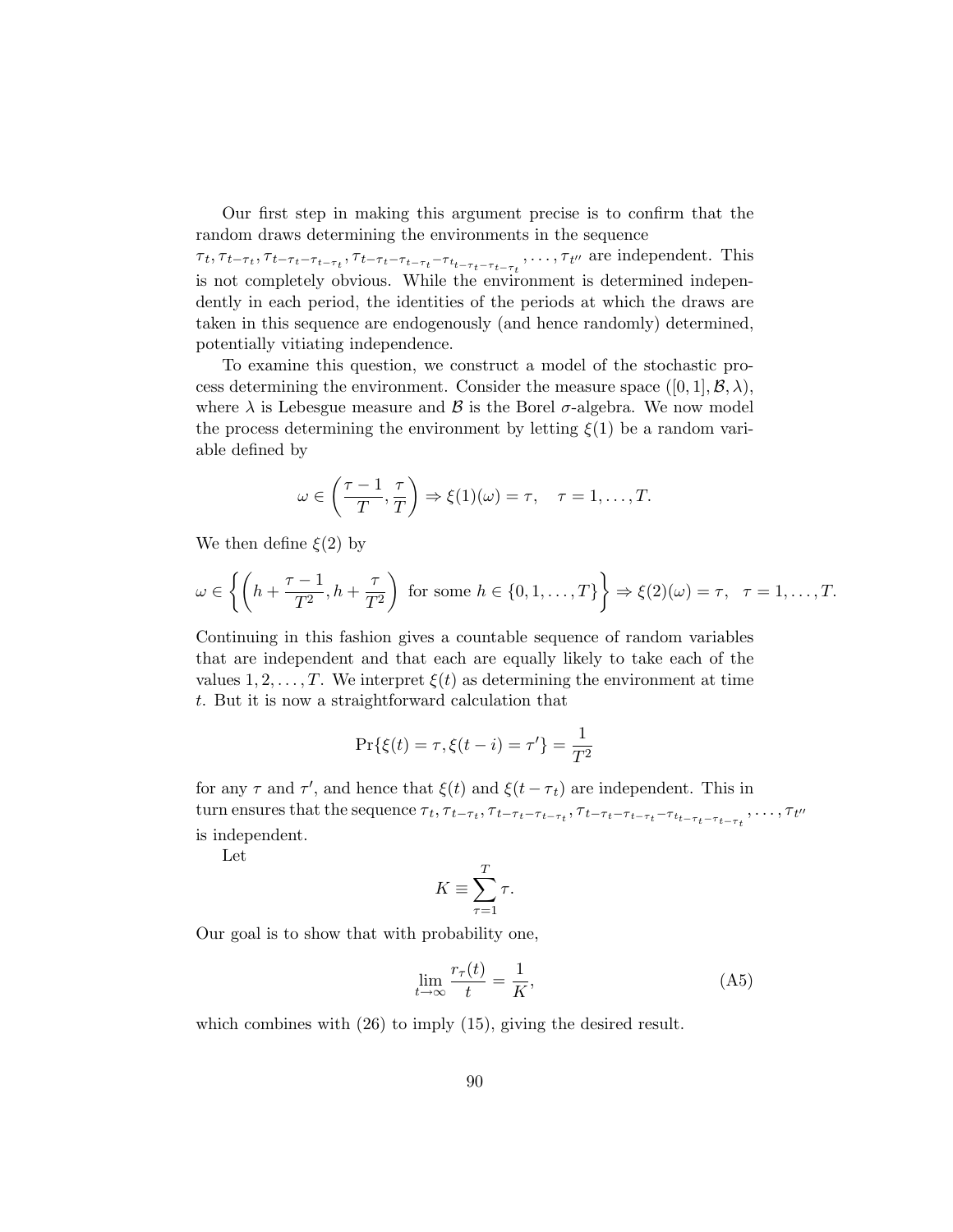Our first step in making this argument precise is to confirm that the random draws determining the environments in the sequence $\tau_t, \tau_{t-\tau_t}, \tau_{t-\tau_t-\tau_{t-\tau_t}}, \tau_{t-\tau_t-\tau_{t-\tau_t}-\tau_{t_{t-\tau_t-\tau_{t-\tau_t}}}}, \ldots, \tau_{t''}$ are independent. This is not completely obvious. While the environment is determined independently in each period, the identities of the periods at which the draws are taken in this sequence are endogenously (and hence randomly) determined, potentially vitiating independence.

To examine this question, we construct a model of the stochastic process determining the environment. Consider the measure space $([0,1], \mathcal{B}, \lambda)$, where $\lambda$ is Lebesgue measure and $\mathcal{B}$ is the Borel $\sigma$-algebra. We now model the process determining the environment by letting $\xi(1)$ be a random variable defined by

$$\omega \in \left(\frac{\tau - 1}{T}, \frac{\tau}{T}\right) \Rightarrow \xi(1)(\omega) = \tau, \quad \tau = 1, \ldots, T.$$

We then define $\xi(2)$ by

$$\omega \in \left\{ \left(h + \frac{\tau - 1}{T^2}, h + \frac{\tau}{T^2}\right) \text{ for some } h \in \{0, 1, \ldots, T\} \right\} \Rightarrow \xi(2)(\omega) = \tau, \quad \tau = 1, \ldots, T.$$

Continuing in this fashion gives a countable sequence of random variables that are independent and that each are equally likely to take each of the values $1, 2, \ldots, T$. We interpret $\xi(t)$ as determining the environment at time $t$. But it is now a straightforward calculation that

$$\Pr\{\xi(t) = \tau, \xi(t-i) = \tau'\} = \frac{1}{T^2}$$

for any $\tau$ and $\tau'$, and hence that $\xi(t)$ and $\xi(t - \tau_t)$ are independent. This in turn ensures that the sequence $\tau_t, \tau_{t-\tau_t}, \tau_{t-\tau_t-\tau_{t-\tau_t}}, \tau_{t-\tau_t-\tau_{t-\tau_t}-\tau_{t_{t-\tau_t-\tau_{t-\tau_t}}}}, \ldots, \tau_{t''}$ is independent.

Let

$$K \equiv \sum_{\tau=1}^{T} \tau.$$

Our goal is to show that with probability one,

$$\lim_{t \to \infty} \frac{r_\tau(t)}{t} = \frac{1}{K}, \tag{A5}$$

which combines with (26) to imply (15), giving the desired result.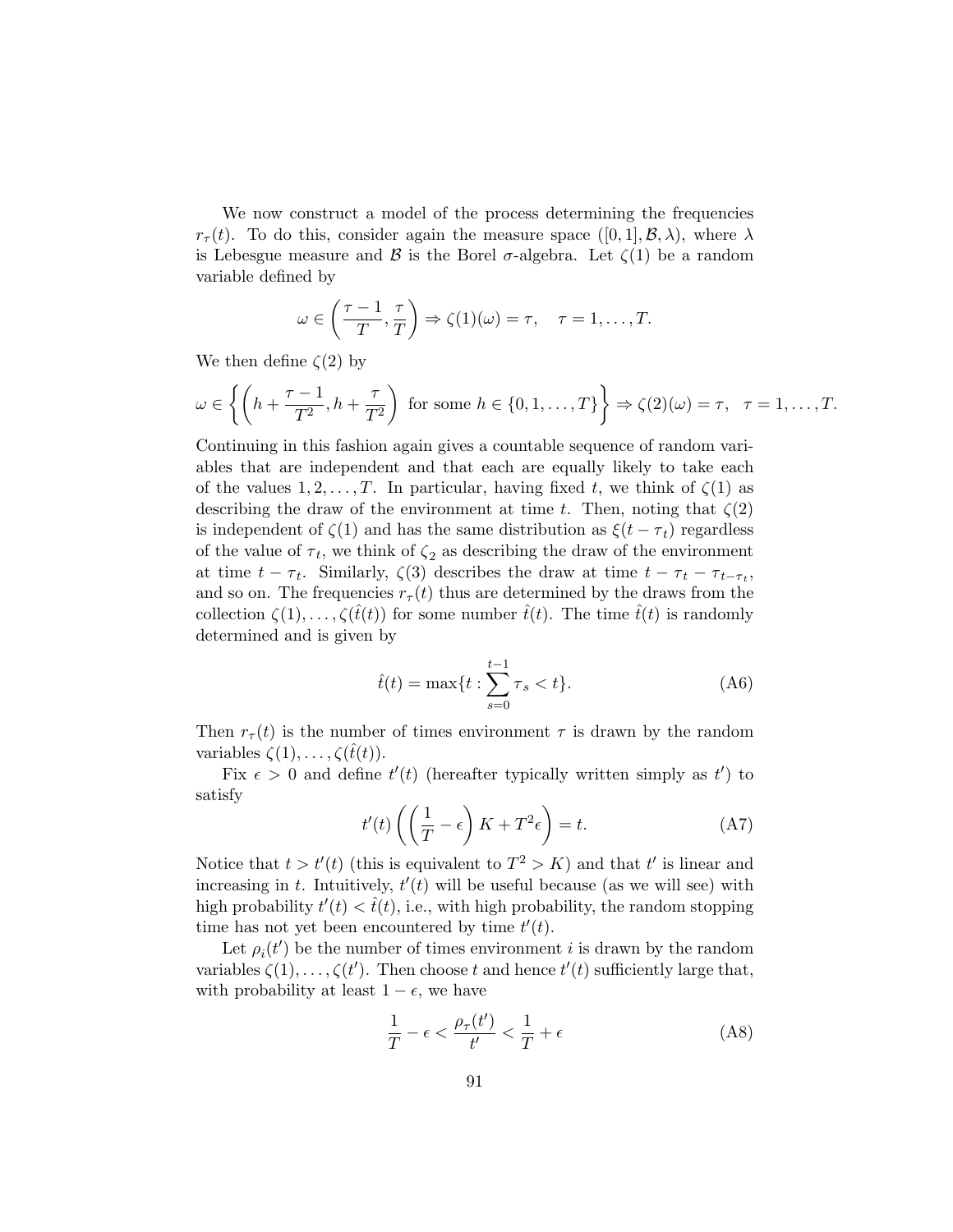We now construct a model of the process determining the frequencies $r_\tau(t)$. To do this, consider again the measure space $([0,1], \mathcal{B}, \lambda)$, where $\lambda$ is Lebesgue measure and $\mathcal{B}$ is the Borel $\sigma$-algebra. Let $\zeta(1)$ be a random variable defined by

$$\omega \in \left(\frac{\tau - 1}{T}, \frac{\tau}{T}\right) \Rightarrow \zeta(1)(\omega) = \tau, \quad \tau = 1, \ldots, T.$$

We then define $\zeta(2)$ by

$$\omega \in \left\{ \left(h + \frac{\tau - 1}{T^2}, h + \frac{\tau}{T^2}\right) \text{ for some } h \in \{0, 1, \ldots, T\} \right\} \Rightarrow \zeta(2)(\omega) = \tau, \quad \tau = 1, \ldots, T.$$

Continuing in this fashion again gives a countable sequence of random variables that are independent and that each are equally likely to take each of the values $1, 2, \ldots, T$. In particular, having fixed $t$, we think of $\zeta(1)$ as describing the draw of the environment at time $t$. Then, noting that $\zeta(2)$ is independent of $\zeta(1)$ and has the same distribution as $\xi(t - \tau_t)$ regardless of the value of $\tau_t$, we think of $\zeta_2$ as describing the draw of the environment at time $t - \tau_t$. Similarly, $\zeta(3)$ describes the draw at time $t - \tau_t - \tau_{t-\tau_t}$, and so on. The frequencies $r_\tau(t)$ thus are determined by the draws from the collection $\zeta(1), \ldots, \zeta(\hat{t}(t))$ for some number $\hat{t}(t)$. The time $\hat{t}(t)$ is randomly determined and is given by

$$\hat{t}(t) = \max\{t : \sum_{s=0}^{t-1} \tau_s < t\}. \tag{A6}$$

Then $r_\tau(t)$ is the number of times environment $\tau$ is drawn by the random variables $\zeta(1), \ldots, \zeta(\hat{t}(t))$.

Fix $\epsilon > 0$ and define $t'(t)$ (hereafter typically written simply as $t'$) to satisfy

$$t'(t) \left( \left( \frac{1}{T} - \epsilon \right) K + T^2 \epsilon \right) = t. \tag{A7}$$

Notice that $t > t'(t)$ (this is equivalent to $T^2 > K$) and that $t'$ is linear and increasing in $t$. Intuitively, $t'(t)$ will be useful because (as we will see) with high probability $t'(t) < \hat{t}(t)$, i.e., with high probability, the random stopping time has not yet been encountered by time $t'(t)$.

Let $\rho_i(t')$ be the number of times environment $i$ is drawn by the random variables $\zeta(1), \ldots, \zeta(t')$. Then choose $t$ and hence $t'(t)$ sufficiently large that, with probability at least $1 - \epsilon$, we have

$$\frac{1}{T} - \epsilon < \frac{\rho_\tau(t')}{t'} < \frac{1}{T} + \epsilon \tag{A8}$$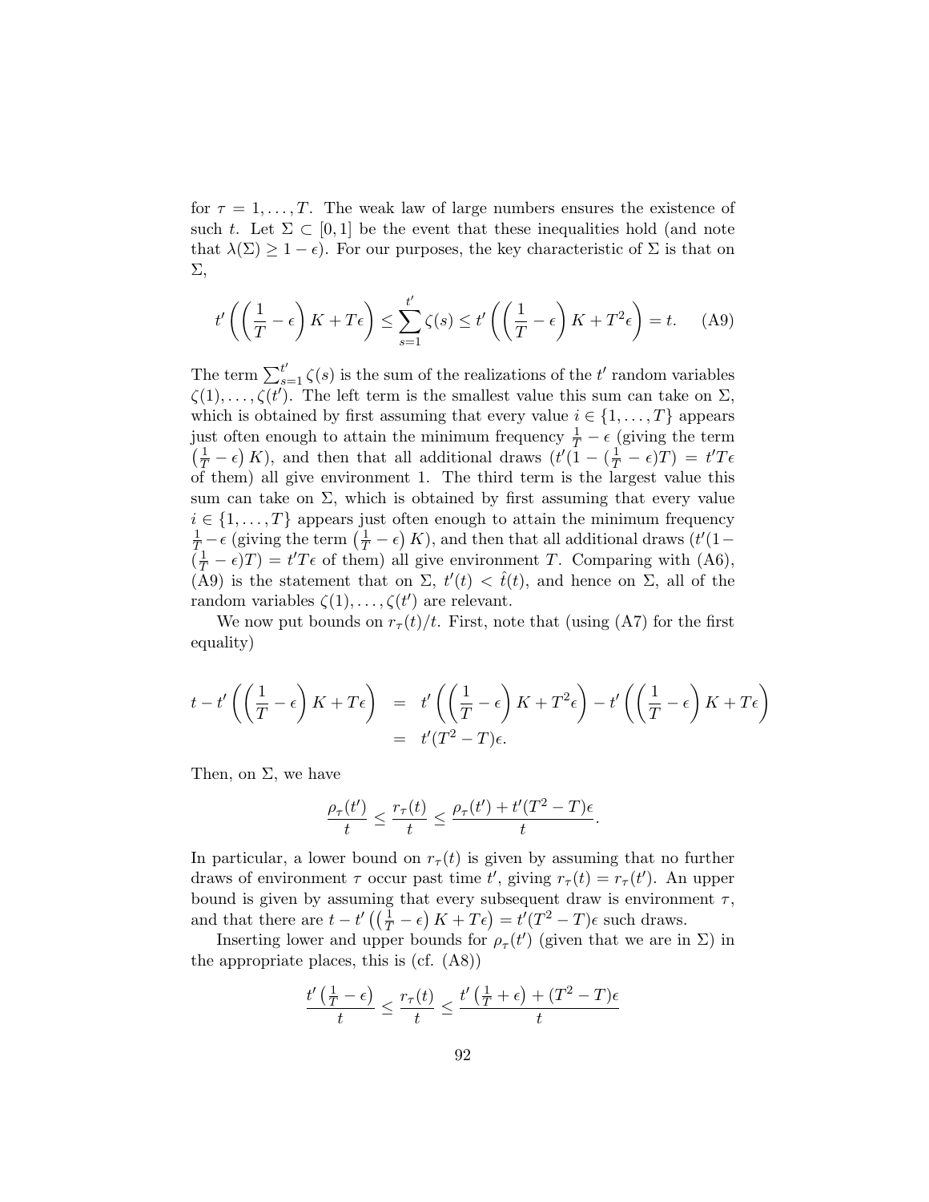for $\tau = 1, \dots, T$. The weak law of large numbers ensures the existence of such $t$. Let $\Sigma \subset [0, 1]$ be the event that these inequalities hold (and note that $\lambda(\Sigma) \geq 1 - \epsilon$). For our purposes, the key characteristic of $\Sigma$ is that on $\Sigma$,

$$t' \left( \left( \frac{1}{T} - \epsilon \right) K + T\epsilon \right) \leq \sum_{s=1}^{t'} \zeta(s) \leq t' \left( \left( \frac{1}{T} - \epsilon \right) K + T^2\epsilon \right) = t. \qquad \text{(A9)}$$

The term $\sum_{s=1}^{t'} \zeta(s)$ is the sum of the realizations of the $t'$ random variables $\zeta(1), \dots, \zeta(t')$. The left term is the smallest value this sum can take on $\Sigma$, which is obtained by first assuming that every value $i \in \{1, \dots, T\}$ appears just often enough to attain the minimum frequency $\frac{1}{T} - \epsilon$ (giving the term $\left(\frac{1}{T} - \epsilon\right) K$), and then that all additional draws ($t'(1 - (\frac{1}{T} - \epsilon)T) = t'T\epsilon$ of them) all give environment 1. The third term is the largest value this sum can take on $\Sigma$, which is obtained by first assuming that every value $i \in \{1, \dots, T\}$ appears just often enough to attain the minimum frequency $\frac{1}{T} - \epsilon$ (giving the term $\left(\frac{1}{T} - \epsilon\right) K$), and then that all additional draws ($t'(1 - (\frac{1}{T} - \epsilon)T) = t'T\epsilon$ of them) all give environment $T$. Comparing with (A6), (A9) is the statement that on $\Sigma$, $t'(t) < \hat{t}(t)$, and hence on $\Sigma$, all of the random variables $\zeta(1), \dots, \zeta(t')$ are relevant.

We now put bounds on $r_\tau(t)/t$. First, note that (using (A7) for the first equality)

$$\begin{aligned} t - t' \left( \left( \frac{1}{T} - \epsilon \right) K + T\epsilon \right) &= t' \left( \left( \frac{1}{T} - \epsilon \right) K + T^2\epsilon \right) - t' \left( \left( \frac{1}{T} - \epsilon \right) K + T\epsilon \right) \\ &= t'(T^2 - T)\epsilon. \end{aligned}$$

Then, on $\Sigma$, we have

$$\frac{\rho_\tau(t')}{t} \leq \frac{r_\tau(t)}{t} \leq \frac{\rho_\tau(t') + t'(T^2 - T)\epsilon}{t}.$$

In particular, a lower bound on $r_\tau(t)$ is given by assuming that no further draws of environment $\tau$ occur past time $t'$, giving $r_\tau(t) = r_\tau(t')$. An upper bound is given by assuming that every subsequent draw is environment $\tau$, and that there are $t - t' \left( \left( \frac{1}{T} - \epsilon \right) K + T\epsilon \right) = t'(T^2 - T)\epsilon$ such draws.

Inserting lower and upper bounds for $\rho_\tau(t')$ (given that we are in $\Sigma$) in the appropriate places, this is (cf. (A8))

$$\frac{t' \left( \frac{1}{T} - \epsilon \right)}{t} \leq \frac{r_\tau(t)}{t} \leq \frac{t' \left( \frac{1}{T} + \epsilon \right) + (T^2 - T)\epsilon}{t}$$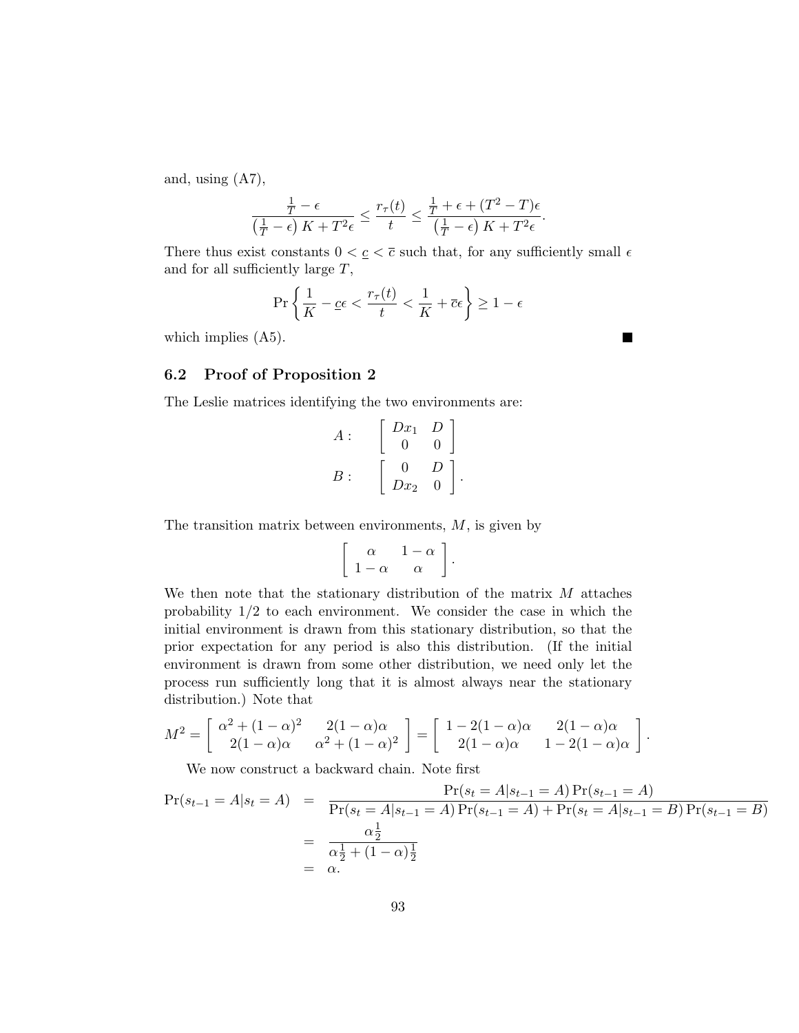and, using (A7),

$$\frac{\frac{1}{T} - \epsilon}{\left(\frac{1}{T} - \epsilon\right) K + T^2 \epsilon} \leq \frac{r_\tau(t)}{t} \leq \frac{\frac{1}{T} + \epsilon + (T^2 - T)\epsilon}{\left(\frac{1}{T} - \epsilon\right) K + T^2 \epsilon}.$$

There thus exist constants $0 < \underline{c} < \overline{c}$ such that, for any sufficiently small $\epsilon$ and for all sufficiently large $T$,

$$\Pr\left\{\frac{1}{K} - \underline{c}\epsilon < \frac{r_\tau(t)}{t} < \frac{1}{K} + \overline{c}\epsilon\right\} \geq 1 - \epsilon$$

which implies (A5). ∎

## 6.2 Proof of Proposition 2

The Leslie matrices identifying the two environments are:

$$A: \quad \left[\begin{array}{cc} Dx_1 & D \\ 0 & 0 \end{array}\right]$$

$$B: \quad \left[\begin{array}{cc} 0 & D \\ Dx_2 & 0 \end{array}\right].$$

The transition matrix between environments, $M$, is given by

$$\left[\begin{array}{cc} \alpha & 1-\alpha \\ 1-\alpha & \alpha \end{array}\right].$$

We then note that the stationary distribution of the matrix $M$ attaches probability 1/2 to each environment. We consider the case in which the initial environment is drawn from this stationary distribution, so that the prior expectation for any period is also this distribution. (If the initial environment is drawn from some other distribution, we need only let the process run sufficiently long that it is almost always near the stationary distribution.) Note that

$$M^2 = \left[\begin{array}{cc} \alpha^2 + (1-\alpha)^2 & 2(1-\alpha)\alpha \\ 2(1-\alpha)\alpha & \alpha^2 + (1-\alpha)^2 \end{array}\right] = \left[\begin{array}{cc} 1 - 2(1-\alpha)\alpha & 2(1-\alpha)\alpha \\ 2(1-\alpha)\alpha & 1 - 2(1-\alpha)\alpha \end{array}\right].$$

We now construct a backward chain. Note first

$$\begin{aligned}
\Pr(s_{t-1} = A | s_t = A) &= \frac{\Pr(s_t = A | s_{t-1} = A) \Pr(s_{t-1} = A)}{\Pr(s_t = A | s_{t-1} = A) \Pr(s_{t-1} = A) + \Pr(s_t = A | s_{t-1} = B) \Pr(s_{t-1} = B)} \\
&= \frac{\alpha \frac{1}{2}}{\alpha \frac{1}{2} + (1-\alpha)\frac{1}{2}} \\
&= \alpha.
\end{aligned}$$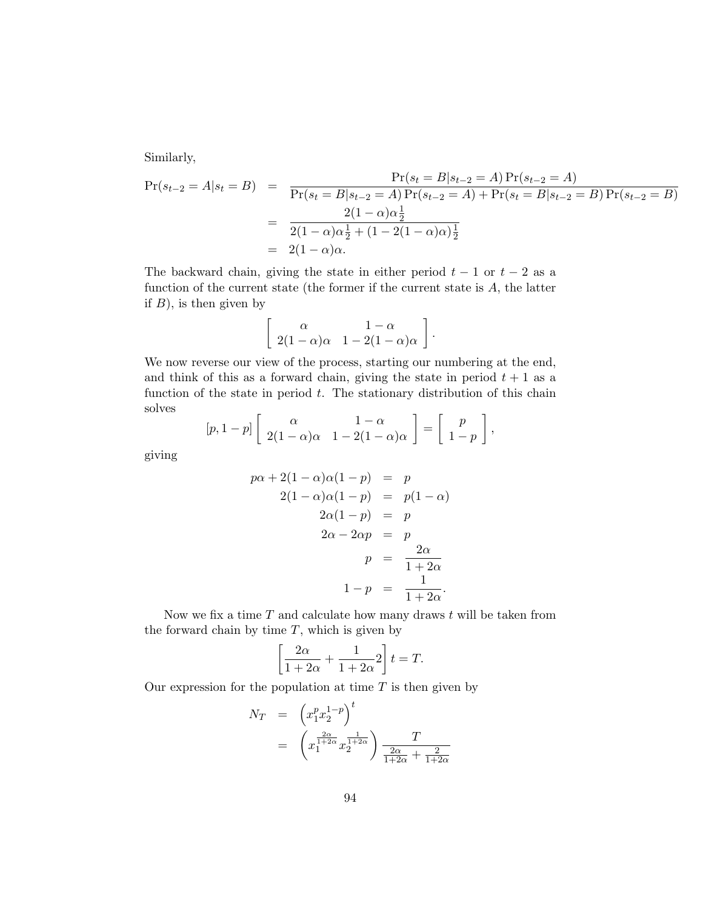Similarly,

$$
\begin{aligned}
\Pr(s_{t-2} = A | s_t = B) &= \frac{\Pr(s_t = B | s_{t-2} = A)\Pr(s_{t-2} = A)}{\Pr(s_t = B | s_{t-2} = A)\Pr(s_{t-2} = A) + \Pr(s_t = B | s_{t-2} = B)\Pr(s_{t-2} = B)} \\
&= \frac{2(1-\alpha)\alpha\frac{1}{2}}{2(1-\alpha)\alpha\frac{1}{2} + (1 - 2(1-\alpha)\alpha)\frac{1}{2}} \\
&= 2(1-\alpha)\alpha.
\end{aligned}
$$

The backward chain, giving the state in either period $t-1$ or $t-2$ as a function of the current state (the former if the current state is $A$, the latter if $B$), is then given by

$$
\left[ \begin{array}{cc} \alpha & 1-\alpha \\ 2(1-\alpha)\alpha & 1 - 2(1-\alpha)\alpha \end{array} \right].
$$

We now reverse our view of the process, starting our numbering at the end, and think of this as a forward chain, giving the state in period $t+1$ as a function of the state in period $t$. The stationary distribution of this chain solves

$$
[p, 1-p] \left[ \begin{array}{cc} \alpha & 1-\alpha \\ 2(1-\alpha)\alpha & 1 - 2(1-\alpha)\alpha \end{array} \right] = \left[ \begin{array}{c} p \\ 1-p \end{array} \right],
$$

giving

$$
\begin{aligned}
p\alpha + 2(1-\alpha)\alpha(1-p) &= p \\
2(1-\alpha)\alpha(1-p) &= p(1-\alpha) \\
2\alpha(1-p) &= p \\
2\alpha - 2\alpha p &= p \\
p &= \frac{2\alpha}{1+2\alpha} \\
1-p &= \frac{1}{1+2\alpha}.
\end{aligned}
$$

Now we fix a time $T$ and calculate how many draws $t$ will be taken from the forward chain by time $T$, which is given by

$$
\left[ \frac{2\alpha}{1+2\alpha} + \frac{1}{1+2\alpha} 2 \right] t = T.
$$

Our expression for the population at time $T$ is then given by

$$
\begin{aligned}
N_T &= \left( x_1^p x_2^{1-p} \right)^t \\
&= \left( x_1^{\frac{2\alpha}{1+2\alpha}} x_2^{\frac{1}{1+2\alpha}} \right) \frac{T}{\frac{2\alpha}{1+2\alpha} + \frac{2}{1+2\alpha}}
\end{aligned}
$$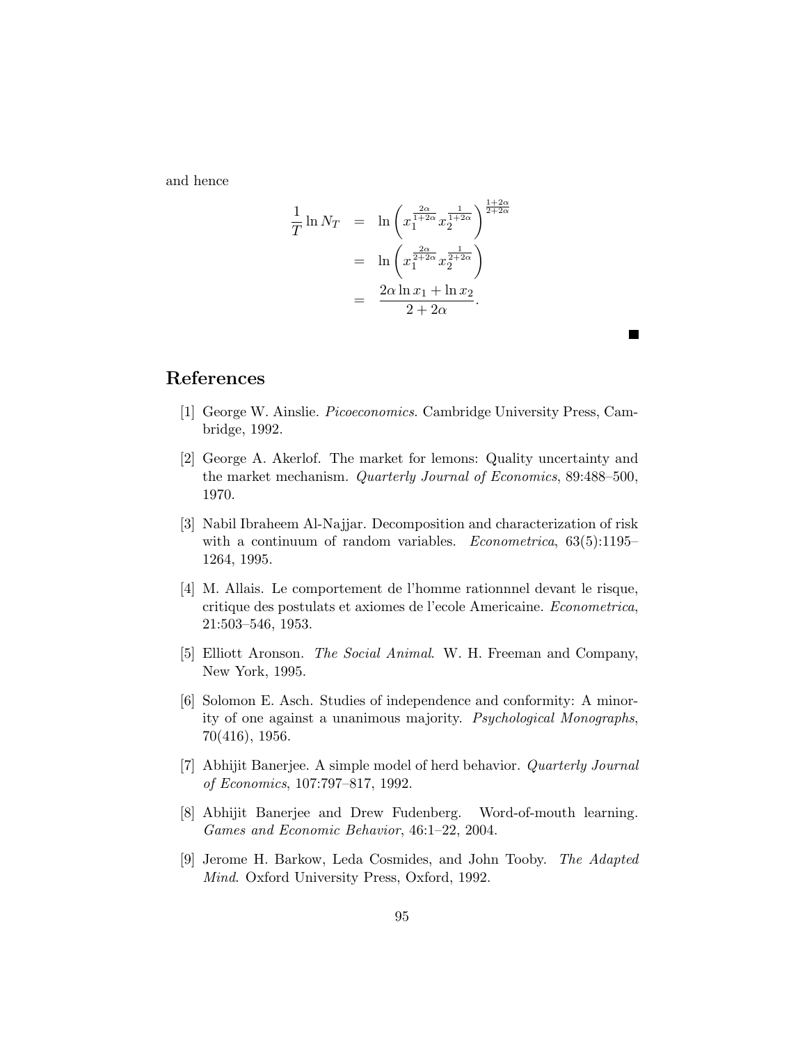and hence

$$
\begin{aligned}
\frac{1}{T} \ln N_T &= \ln \left( x_1^{\frac{2\alpha}{1+2\alpha}} x_2^{\frac{1}{1+2\alpha}} \right)^{\frac{1+2\alpha}{2+2\alpha}} \\
&= \ln \left( x_1^{\frac{2\alpha}{2+2\alpha}} x_2^{\frac{1}{2+2\alpha}} \right) \\
&= \frac{2\alpha \ln x_1 + \ln x_2}{2 + 2\alpha}.
\end{aligned}
$$

■

## References

[1] George W. Ainslie. *Picoeconomics*. Cambridge University Press, Cambridge, 1992.

[2] George A. Akerlof. The market for lemons: Quality uncertainty and the market mechanism. *Quarterly Journal of Economics*, 89:488–500, 1970.

[3] Nabil Ibraheem Al-Najjar. Decomposition and characterization of risk with a continuum of random variables. *Econometrica*, 63(5):1195–1264, 1995.

[4] M. Allais. Le comportement de l'homme rationnnel devant le risque, critique des postulats et axiomes de l'ecole Americaine. *Econometrica*, 21:503–546, 1953.

[5] Elliott Aronson. *The Social Animal*. W. H. Freeman and Company, New York, 1995.

[6] Solomon E. Asch. Studies of independence and conformity: A minority of one against a unanimous majority. *Psychological Monographs*, 70(416), 1956.

[7] Abhijit Banerjee. A simple model of herd behavior. *Quarterly Journal of Economics*, 107:797–817, 1992.

[8] Abhijit Banerjee and Drew Fudenberg. Word-of-mouth learning. *Games and Economic Behavior*, 46:1–22, 2004.

[9] Jerome H. Barkow, Leda Cosmides, and John Tooby. *The Adapted Mind*. Oxford University Press, Oxford, 1992.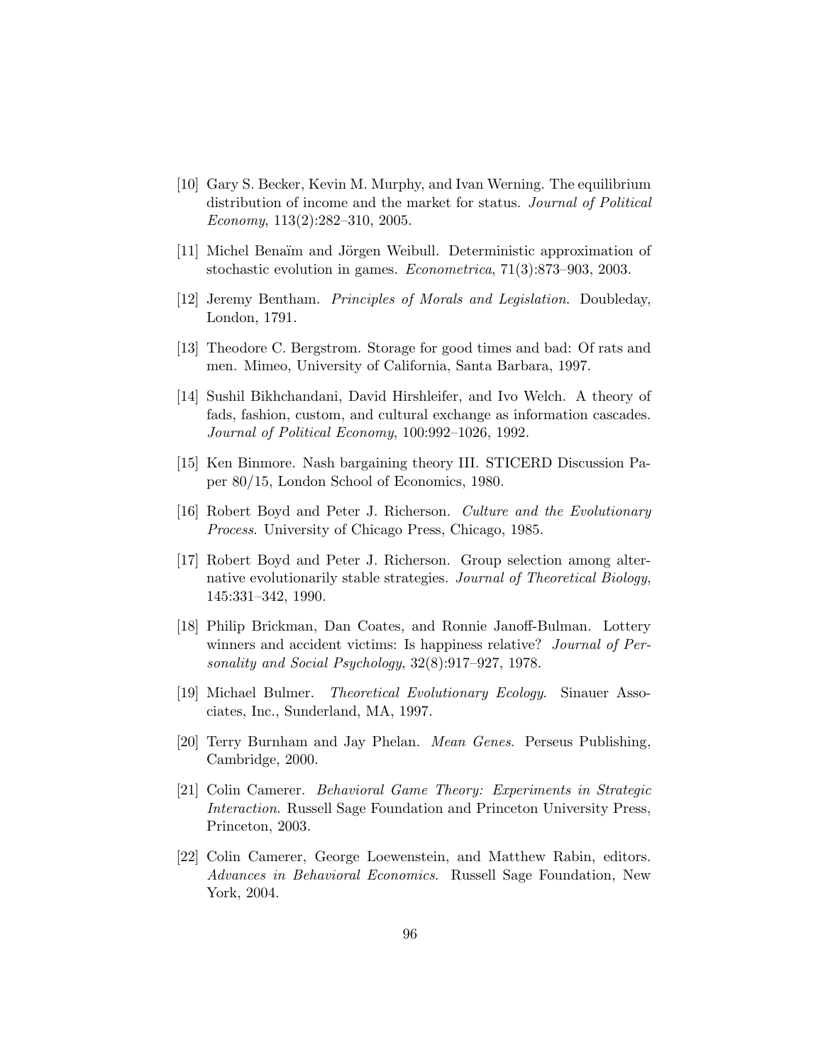[10] Gary S. Becker, Kevin M. Murphy, and Ivan Werning. The equilibrium distribution of income and the market for status. *Journal of Political Economy*, 113(2):282–310, 2005.

[11] Michel Benaïm and Jörgen Weibull. Deterministic approximation of stochastic evolution in games. *Econometrica*, 71(3):873–903, 2003.

[12] Jeremy Bentham. *Principles of Morals and Legislation*. Doubleday, London, 1791.

[13] Theodore C. Bergstrom. Storage for good times and bad: Of rats and men. Mimeo, University of California, Santa Barbara, 1997.

[14] Sushil Bikhchandani, David Hirshleifer, and Ivo Welch. A theory of fads, fashion, custom, and cultural exchange as information cascades. *Journal of Political Economy*, 100:992–1026, 1992.

[15] Ken Binmore. Nash bargaining theory III. STICERD Discussion Paper 80/15, London School of Economics, 1980.

[16] Robert Boyd and Peter J. Richerson. *Culture and the Evolutionary Process*. University of Chicago Press, Chicago, 1985.

[17] Robert Boyd and Peter J. Richerson. Group selection among alternative evolutionarily stable strategies. *Journal of Theoretical Biology*, 145:331–342, 1990.

[18] Philip Brickman, Dan Coates, and Ronnie Janoff-Bulman. Lottery winners and accident victims: Is happiness relative? *Journal of Personality and Social Psychology*, 32(8):917–927, 1978.

[19] Michael Bulmer. *Theoretical Evolutionary Ecology*. Sinauer Associates, Inc., Sunderland, MA, 1997.

[20] Terry Burnham and Jay Phelan. *Mean Genes*. Perseus Publishing, Cambridge, 2000.

[21] Colin Camerer. *Behavioral Game Theory: Experiments in Strategic Interaction*. Russell Sage Foundation and Princeton University Press, Princeton, 2003.

[22] Colin Camerer, George Loewenstein, and Matthew Rabin, editors. *Advances in Behavioral Economics*. Russell Sage Foundation, New York, 2004.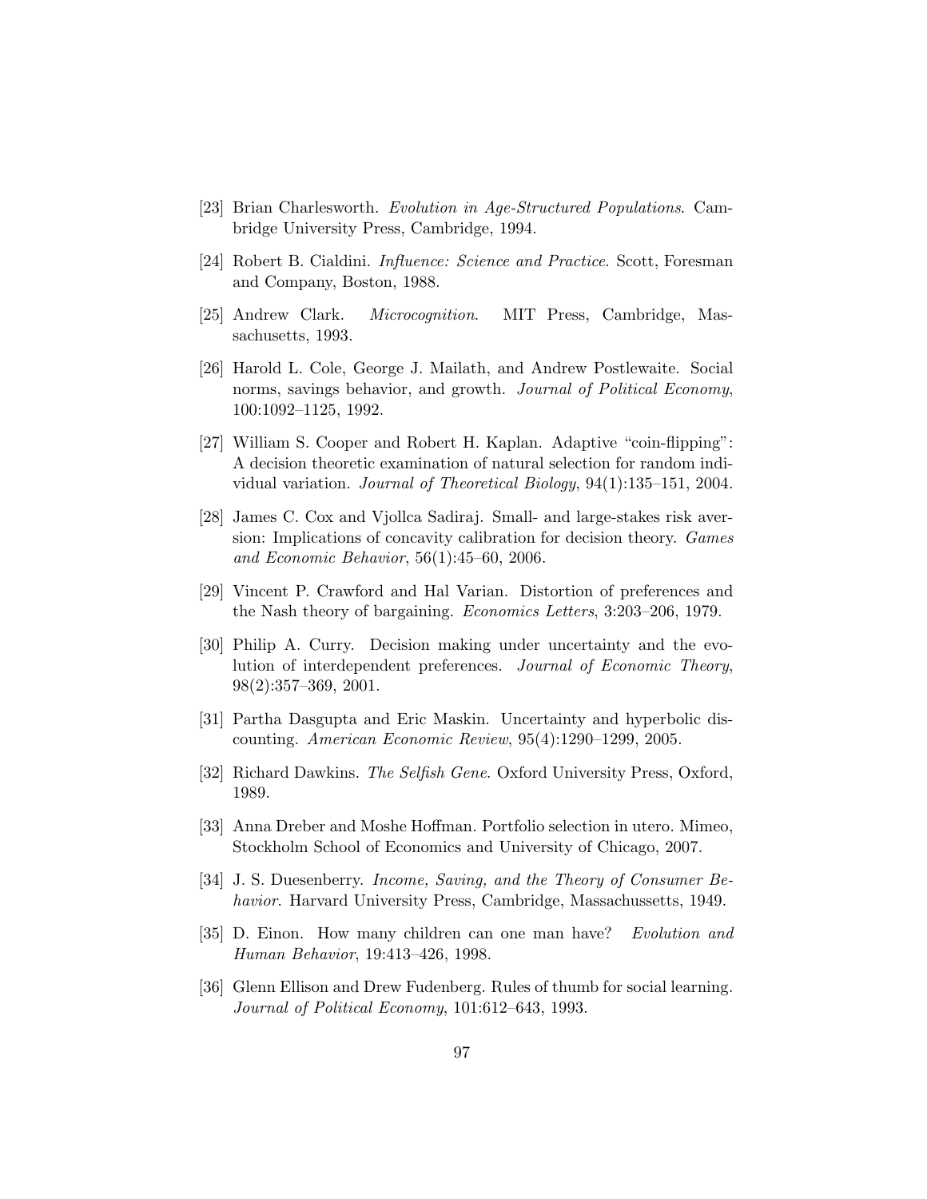[23] Brian Charlesworth. *Evolution in Age-Structured Populations*. Cambridge University Press, Cambridge, 1994.

[24] Robert B. Cialdini. *Influence: Science and Practice*. Scott, Foresman and Company, Boston, 1988.

[25] Andrew Clark. *Microcognition*. MIT Press, Cambridge, Massachusetts, 1993.

[26] Harold L. Cole, George J. Mailath, and Andrew Postlewaite. Social norms, savings behavior, and growth. *Journal of Political Economy*, 100:1092–1125, 1992.

[27] William S. Cooper and Robert H. Kaplan. Adaptive "coin-flipping": A decision theoretic examination of natural selection for random individual variation. *Journal of Theoretical Biology*, 94(1):135–151, 2004.

[28] James C. Cox and Vjollca Sadiraj. Small- and large-stakes risk aversion: Implications of concavity calibration for decision theory. *Games and Economic Behavior*, 56(1):45–60, 2006.

[29] Vincent P. Crawford and Hal Varian. Distortion of preferences and the Nash theory of bargaining. *Economics Letters*, 3:203–206, 1979.

[30] Philip A. Curry. Decision making under uncertainty and the evolution of interdependent preferences. *Journal of Economic Theory*, 98(2):357–369, 2001.

[31] Partha Dasgupta and Eric Maskin. Uncertainty and hyperbolic discounting. *American Economic Review*, 95(4):1290–1299, 2005.

[32] Richard Dawkins. *The Selfish Gene*. Oxford University Press, Oxford, 1989.

[33] Anna Dreber and Moshe Hoffman. Portfolio selection in utero. Mimeo, Stockholm School of Economics and University of Chicago, 2007.

[34] J. S. Duesenberry. *Income, Saving, and the Theory of Consumer Behavior*. Harvard University Press, Cambridge, Massachussetts, 1949.

[35] D. Einon. How many children can one man have? *Evolution and Human Behavior*, 19:413–426, 1998.

[36] Glenn Ellison and Drew Fudenberg. Rules of thumb for social learning. *Journal of Political Economy*, 101:612–643, 1993.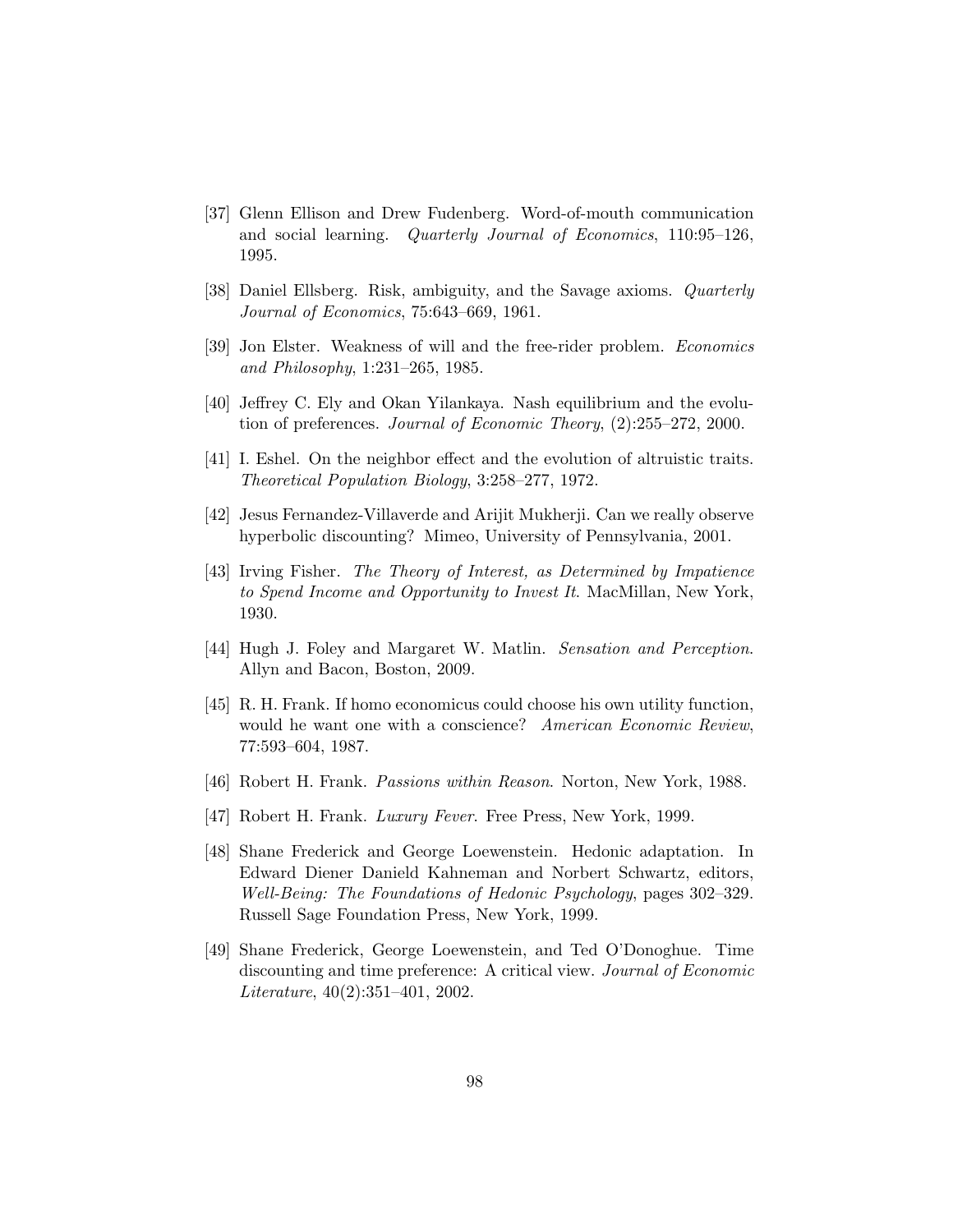[37] Glenn Ellison and Drew Fudenberg. Word-of-mouth communication and social learning. *Quarterly Journal of Economics*, 110:95–126, 1995.

[38] Daniel Ellsberg. Risk, ambiguity, and the Savage axioms. *Quarterly Journal of Economics*, 75:643–669, 1961.

[39] Jon Elster. Weakness of will and the free-rider problem. *Economics and Philosophy*, 1:231–265, 1985.

[40] Jeffrey C. Ely and Okan Yilankaya. Nash equilibrium and the evolution of preferences. *Journal of Economic Theory*, (2):255–272, 2000.

[41] I. Eshel. On the neighbor effect and the evolution of altruistic traits. *Theoretical Population Biology*, 3:258–277, 1972.

[42] Jesus Fernandez-Villaverde and Arijit Mukherji. Can we really observe hyperbolic discounting? Mimeo, University of Pennsylvania, 2001.

[43] Irving Fisher. *The Theory of Interest, as Determined by Impatience to Spend Income and Opportunity to Invest It*. MacMillan, New York, 1930.

[44] Hugh J. Foley and Margaret W. Matlin. *Sensation and Perception*. Allyn and Bacon, Boston, 2009.

[45] R. H. Frank. If homo economicus could choose his own utility function, would he want one with a conscience? *American Economic Review*, 77:593–604, 1987.

[46] Robert H. Frank. *Passions within Reason*. Norton, New York, 1988.

[47] Robert H. Frank. *Luxury Fever*. Free Press, New York, 1999.

[48] Shane Frederick and George Loewenstein. Hedonic adaptation. In Edward Diener Danield Kahneman and Norbert Schwartz, editors, *Well-Being: The Foundations of Hedonic Psychology*, pages 302–329. Russell Sage Foundation Press, New York, 1999.

[49] Shane Frederick, George Loewenstein, and Ted O'Donoghue. Time discounting and time preference: A critical view. *Journal of Economic Literature*, 40(2):351–401, 2002.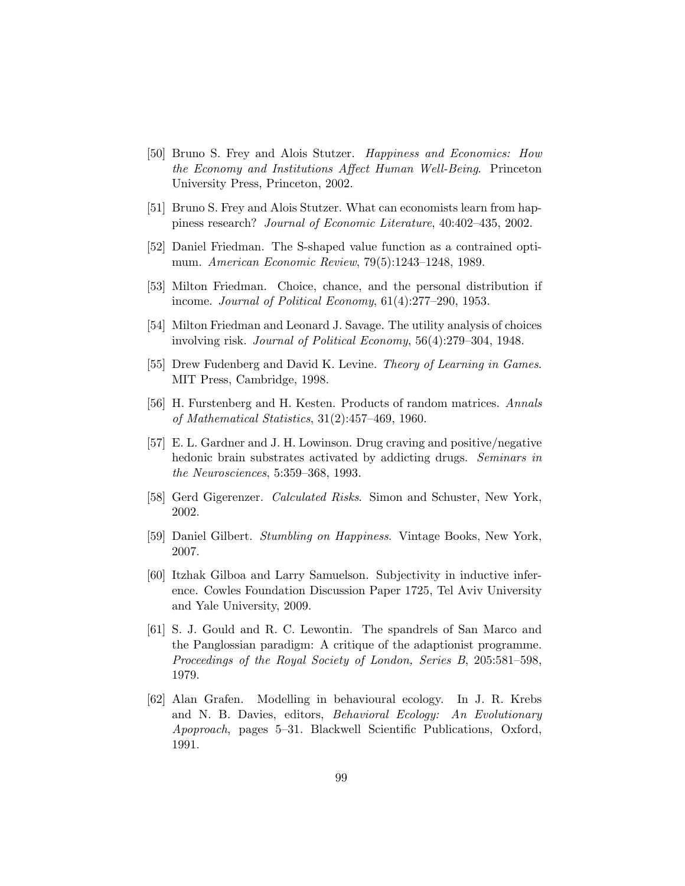[50] Bruno S. Frey and Alois Stutzer. *Happiness and Economics: How the Economy and Institutions Affect Human Well-Being*. Princeton University Press, Princeton, 2002.

[51] Bruno S. Frey and Alois Stutzer. What can economists learn from happiness research? *Journal of Economic Literature*, 40:402–435, 2002.

[52] Daniel Friedman. The S-shaped value function as a contrained optimum. *American Economic Review*, 79(5):1243–1248, 1989.

[53] Milton Friedman. Choice, chance, and the personal distribution if income. *Journal of Political Economy*, 61(4):277–290, 1953.

[54] Milton Friedman and Leonard J. Savage. The utility analysis of choices involving risk. *Journal of Political Economy*, 56(4):279–304, 1948.

[55] Drew Fudenberg and David K. Levine. *Theory of Learning in Games*. MIT Press, Cambridge, 1998.

[56] H. Furstenberg and H. Kesten. Products of random matrices. *Annals of Mathematical Statistics*, 31(2):457–469, 1960.

[57] E. L. Gardner and J. H. Lowinson. Drug craving and positive/negative hedonic brain substrates activated by addicting drugs. *Seminars in the Neurosciences*, 5:359–368, 1993.

[58] Gerd Gigerenzer. *Calculated Risks*. Simon and Schuster, New York, 2002.

[59] Daniel Gilbert. *Stumbling on Happiness*. Vintage Books, New York, 2007.

[60] Itzhak Gilboa and Larry Samuelson. Subjectivity in inductive inference. Cowles Foundation Discussion Paper 1725, Tel Aviv University and Yale University, 2009.

[61] S. J. Gould and R. C. Lewontin. The spandrels of San Marco and the Panglossian paradigm: A critique of the adaptionist programme. *Proceedings of the Royal Society of London, Series B*, 205:581–598, 1979.

[62] Alan Grafen. Modelling in behavioural ecology. In J. R. Krebs and N. B. Davies, editors, *Behavioral Ecology: An Evolutionary Apoproach*, pages 5–31. Blackwell Scientific Publications, Oxford, 1991.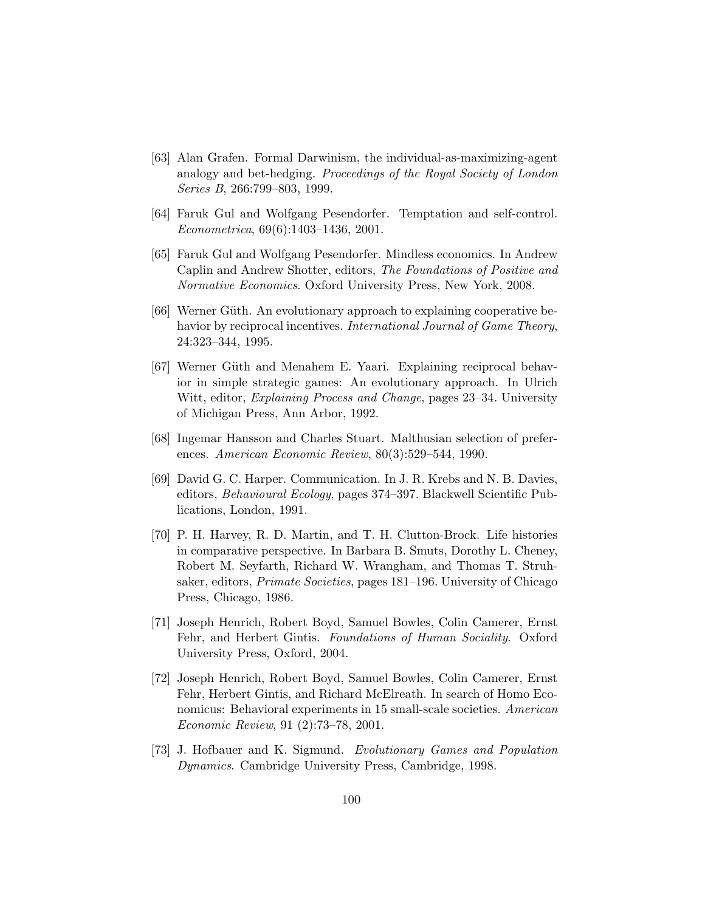[63] Alan Grafen. Formal Darwinism, the individual-as-maximizing-agent analogy and bet-hedging. *Proceedings of the Royal Society of London Series B*, 266:799–803, 1999.

[64] Faruk Gul and Wolfgang Pesendorfer. Temptation and self-control. *Econometrica*, 69(6):1403–1436, 2001.

[65] Faruk Gul and Wolfgang Pesendorfer. Mindless economics. In Andrew Caplin and Andrew Shotter, editors, *The Foundations of Positive and Normative Economics*. Oxford University Press, New York, 2008.

[66] Werner Güth. An evolutionary approach to explaining cooperative behavior by reciprocal incentives. *International Journal of Game Theory*, 24:323–344, 1995.

[67] Werner Güth and Menahem E. Yaari. Explaining reciprocal behavior in simple strategic games: An evolutionary approach. In Ulrich Witt, editor, *Explaining Process and Change*, pages 23–34. University of Michigan Press, Ann Arbor, 1992.

[68] Ingemar Hansson and Charles Stuart. Malthusian selection of preferences. *American Economic Review*, 80(3):529–544, 1990.

[69] David G. C. Harper. Communication. In J. R. Krebs and N. B. Davies, editors, *Behavioural Ecology*, pages 374–397. Blackwell Scientific Publications, London, 1991.

[70] P. H. Harvey, R. D. Martin, and T. H. Clutton-Brock. Life histories in comparative perspective. In Barbara B. Smuts, Dorothy L. Cheney, Robert M. Seyfarth, Richard W. Wrangham, and Thomas T. Struhsaker, editors, *Primate Societies*, pages 181–196. University of Chicago Press, Chicago, 1986.

[71] Joseph Henrich, Robert Boyd, Samuel Bowles, Colin Camerer, Ernst Fehr, and Herbert Gintis. *Foundations of Human Sociality*. Oxford University Press, Oxford, 2004.

[72] Joseph Henrich, Robert Boyd, Samuel Bowles, Colin Camerer, Ernst Fehr, Herbert Gintis, and Richard McElreath. In search of Homo Economicus: Behavioral experiments in 15 small-scale societies. *American Economic Review*, 91 (2):73–78, 2001.

[73] J. Hofbauer and K. Sigmund. *Evolutionary Games and Population Dynamics*. Cambridge University Press, Cambridge, 1998.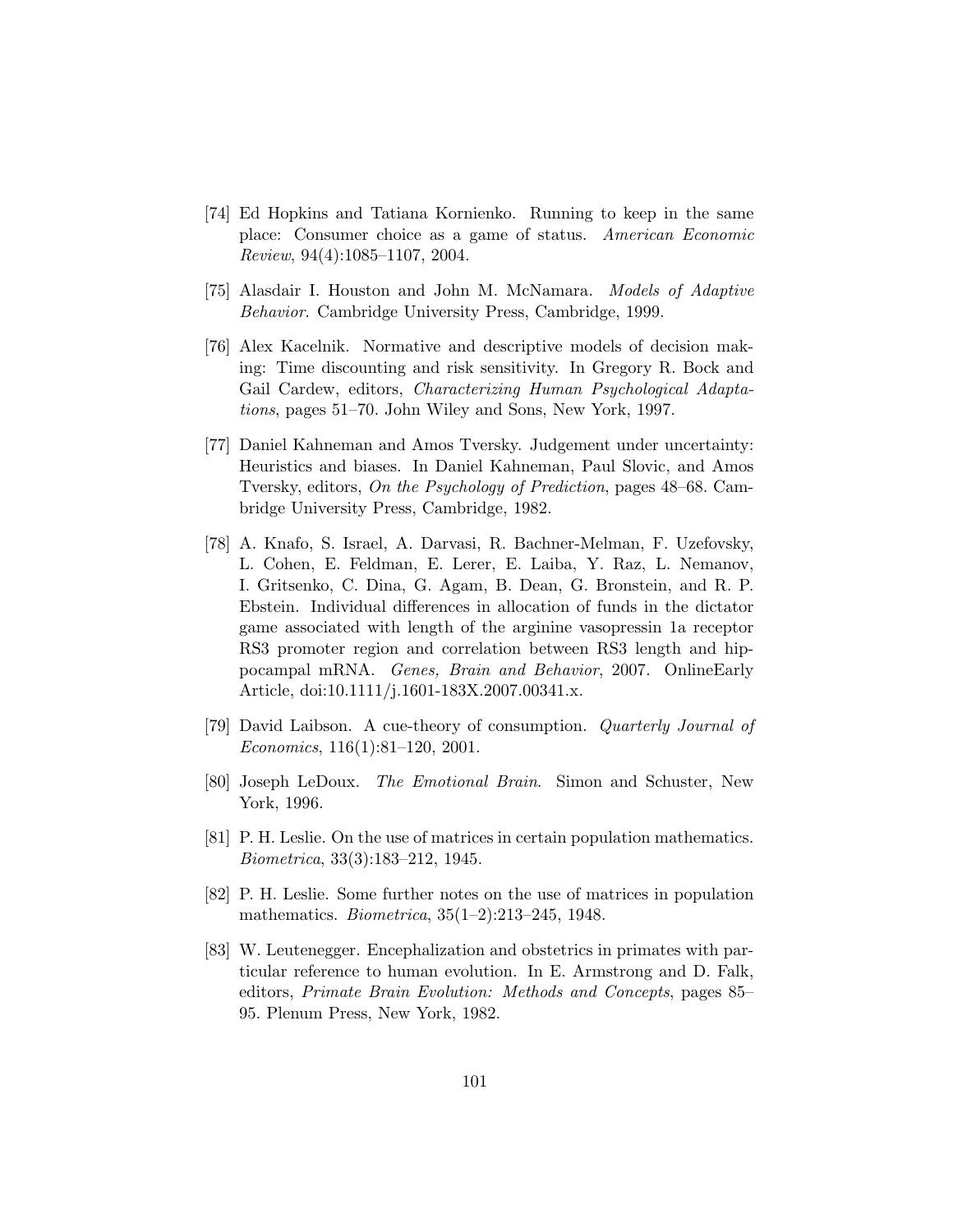[74] Ed Hopkins and Tatiana Kornienko. Running to keep in the same place: Consumer choice as a game of status. *American Economic Review*, 94(4):1085–1107, 2004.

[75] Alasdair I. Houston and John M. McNamara. *Models of Adaptive Behavior*. Cambridge University Press, Cambridge, 1999.

[76] Alex Kacelnik. Normative and descriptive models of decision making: Time discounting and risk sensitivity. In Gregory R. Bock and Gail Cardew, editors, *Characterizing Human Psychological Adaptations*, pages 51–70. John Wiley and Sons, New York, 1997.

[77] Daniel Kahneman and Amos Tversky. Judgement under uncertainty: Heuristics and biases. In Daniel Kahneman, Paul Slovic, and Amos Tversky, editors, *On the Psychology of Prediction*, pages 48–68. Cambridge University Press, Cambridge, 1982.

[78] A. Knafo, S. Israel, A. Darvasi, R. Bachner-Melman, F. Uzefovsky, L. Cohen, E. Feldman, E. Lerer, E. Laiba, Y. Raz, L. Nemanov, I. Gritsenko, C. Dina, G. Agam, B. Dean, G. Bronstein, and R. P. Ebstein. Individual differences in allocation of funds in the dictator game associated with length of the arginine vasopressin 1a receptor RS3 promoter region and correlation between RS3 length and hippocampal mRNA. *Genes, Brain and Behavior*, 2007. OnlineEarly Article, doi:10.1111/j.1601-183X.2007.00341.x.

[79] David Laibson. A cue-theory of consumption. *Quarterly Journal of Economics*, 116(1):81–120, 2001.

[80] Joseph LeDoux. *The Emotional Brain*. Simon and Schuster, New York, 1996.

[81] P. H. Leslie. On the use of matrices in certain population mathematics. *Biometrica*, 33(3):183–212, 1945.

[82] P. H. Leslie. Some further notes on the use of matrices in population mathematics. *Biometrica*, 35(1–2):213–245, 1948.

[83] W. Leutenegger. Encephalization and obstetrics in primates with particular reference to human evolution. In E. Armstrong and D. Falk, editors, *Primate Brain Evolution: Methods and Concepts*, pages 85–95. Plenum Press, New York, 1982.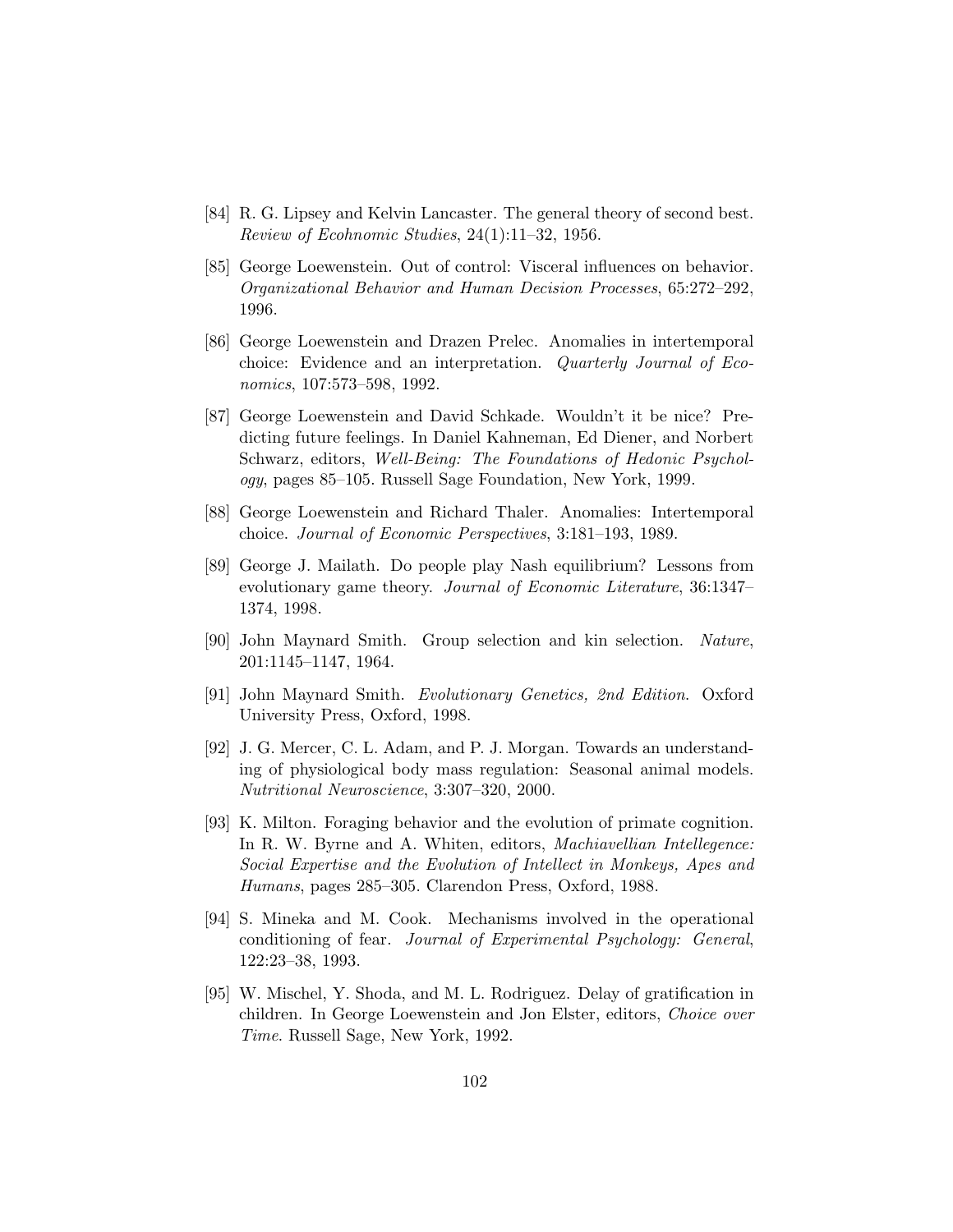[84] R. G. Lipsey and Kelvin Lancaster. The general theory of second best. *Review of Ecohnomic Studies*, 24(1):11–32, 1956.

[85] George Loewenstein. Out of control: Visceral influences on behavior. *Organizational Behavior and Human Decision Processes*, 65:272–292, 1996.

[86] George Loewenstein and Drazen Prelec. Anomalies in intertemporal choice: Evidence and an interpretation. *Quarterly Journal of Economics*, 107:573–598, 1992.

[87] George Loewenstein and David Schkade. Wouldn't it be nice? Predicting future feelings. In Daniel Kahneman, Ed Diener, and Norbert Schwarz, editors, *Well-Being: The Foundations of Hedonic Psychology*, pages 85–105. Russell Sage Foundation, New York, 1999.

[88] George Loewenstein and Richard Thaler. Anomalies: Intertemporal choice. *Journal of Economic Perspectives*, 3:181–193, 1989.

[89] George J. Mailath. Do people play Nash equilibrium? Lessons from evolutionary game theory. *Journal of Economic Literature*, 36:1347–1374, 1998.

[90] John Maynard Smith. Group selection and kin selection. *Nature*, 201:1145–1147, 1964.

[91] John Maynard Smith. *Evolutionary Genetics, 2nd Edition*. Oxford University Press, Oxford, 1998.

[92] J. G. Mercer, C. L. Adam, and P. J. Morgan. Towards an understanding of physiological body mass regulation: Seasonal animal models. *Nutritional Neuroscience*, 3:307–320, 2000.

[93] K. Milton. Foraging behavior and the evolution of primate cognition. In R. W. Byrne and A. Whiten, editors, *Machiavellian Intellegence: Social Expertise and the Evolution of Intellect in Monkeys, Apes and Humans*, pages 285–305. Clarendon Press, Oxford, 1988.

[94] S. Mineka and M. Cook. Mechanisms involved in the operational conditioning of fear. *Journal of Experimental Psychology: General*, 122:23–38, 1993.

[95] W. Mischel, Y. Shoda, and M. L. Rodriguez. Delay of gratification in children. In George Loewenstein and Jon Elster, editors, *Choice over Time*. Russell Sage, New York, 1992.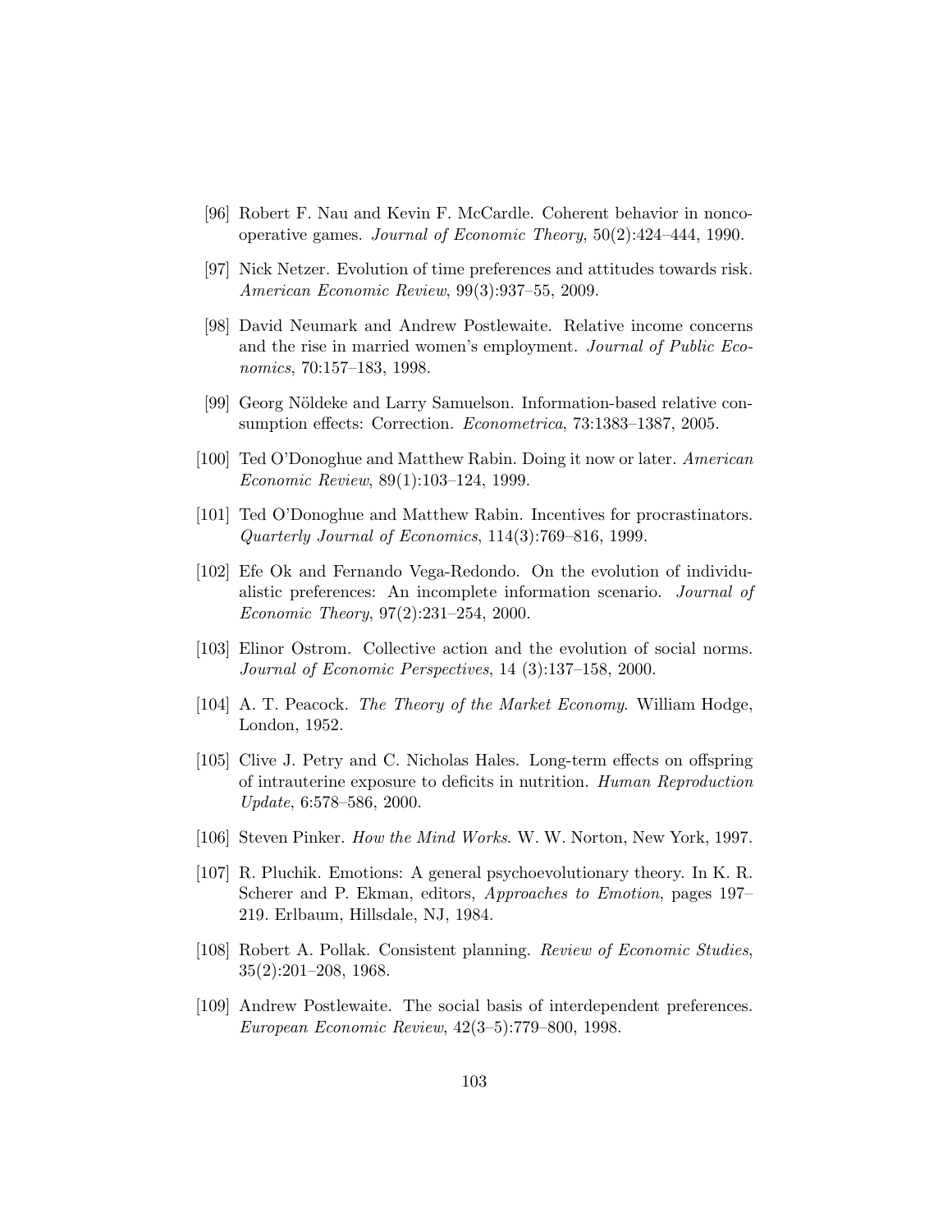[96] Robert F. Nau and Kevin F. McCardle. Coherent behavior in noncooperative games. *Journal of Economic Theory*, 50(2):424–444, 1990.

[97] Nick Netzer. Evolution of time preferences and attitudes towards risk. *American Economic Review*, 99(3):937–55, 2009.

[98] David Neumark and Andrew Postlewaite. Relative income concerns and the rise in married women's employment. *Journal of Public Economics*, 70:157–183, 1998.

[99] Georg Nöldeke and Larry Samuelson. Information-based relative consumption effects: Correction. *Econometrica*, 73:1383–1387, 2005.

[100] Ted O'Donoghue and Matthew Rabin. Doing it now or later. *American Economic Review*, 89(1):103–124, 1999.

[101] Ted O'Donoghue and Matthew Rabin. Incentives for procrastinators. *Quarterly Journal of Economics*, 114(3):769–816, 1999.

[102] Efe Ok and Fernando Vega-Redondo. On the evolution of individualistic preferences: An incomplete information scenario. *Journal of Economic Theory*, 97(2):231–254, 2000.

[103] Elinor Ostrom. Collective action and the evolution of social norms. *Journal of Economic Perspectives*, 14 (3):137–158, 2000.

[104] A. T. Peacock. *The Theory of the Market Economy*. William Hodge, London, 1952.

[105] Clive J. Petry and C. Nicholas Hales. Long-term effects on offspring of intrauterine exposure to deficits in nutrition. *Human Reproduction Update*, 6:578–586, 2000.

[106] Steven Pinker. *How the Mind Works*. W. W. Norton, New York, 1997.

[107] R. Pluchik. Emotions: A general psychoevolutionary theory. In K. R. Scherer and P. Ekman, editors, *Approaches to Emotion*, pages 197–219. Erlbaum, Hillsdale, NJ, 1984.

[108] Robert A. Pollak. Consistent planning. *Review of Economic Studies*, 35(2):201–208, 1968.

[109] Andrew Postlewaite. The social basis of interdependent preferences. *European Economic Review*, 42(3–5):779–800, 1998.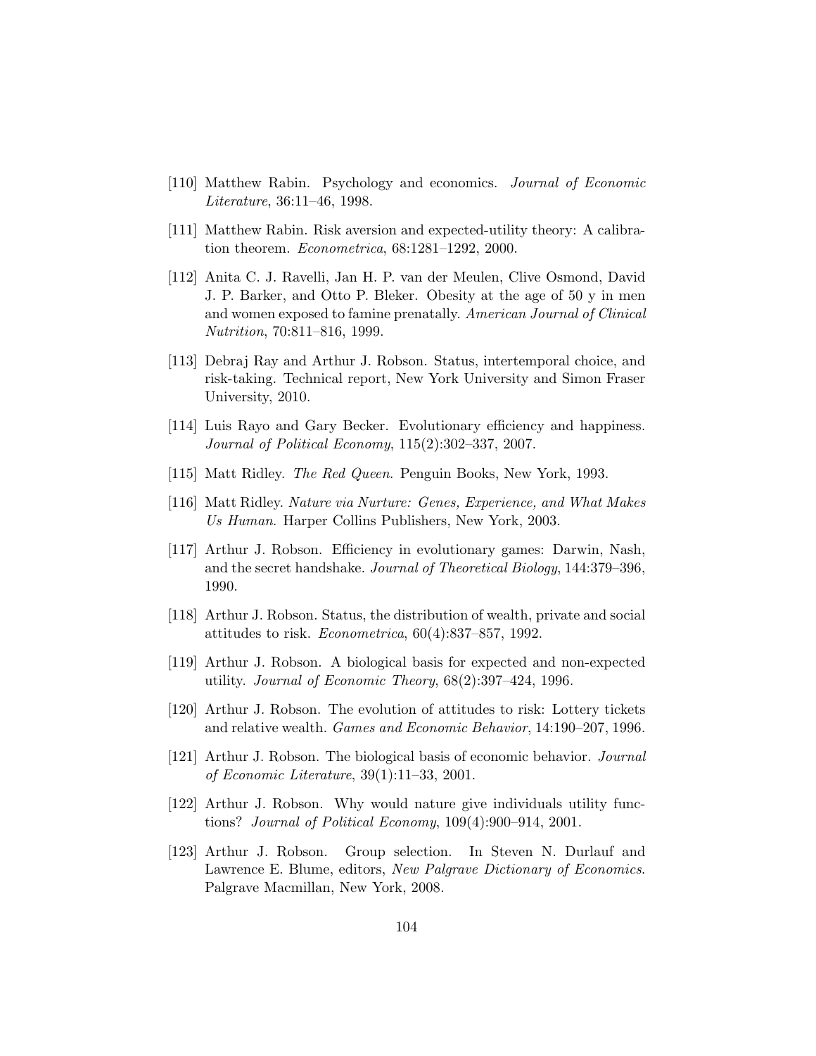[110] Matthew Rabin. Psychology and economics. *Journal of Economic Literature*, 36:11–46, 1998.

[111] Matthew Rabin. Risk aversion and expected-utility theory: A calibration theorem. *Econometrica*, 68:1281–1292, 2000.

[112] Anita C. J. Ravelli, Jan H. P. van der Meulen, Clive Osmond, David J. P. Barker, and Otto P. Bleker. Obesity at the age of 50 y in men and women exposed to famine prenatally. *American Journal of Clinical Nutrition*, 70:811–816, 1999.

[113] Debraj Ray and Arthur J. Robson. Status, intertemporal choice, and risk-taking. Technical report, New York University and Simon Fraser University, 2010.

[114] Luis Rayo and Gary Becker. Evolutionary efficiency and happiness. *Journal of Political Economy*, 115(2):302–337, 2007.

[115] Matt Ridley. *The Red Queen*. Penguin Books, New York, 1993.

[116] Matt Ridley. *Nature via Nurture: Genes, Experience, and What Makes Us Human*. Harper Collins Publishers, New York, 2003.

[117] Arthur J. Robson. Efficiency in evolutionary games: Darwin, Nash, and the secret handshake. *Journal of Theoretical Biology*, 144:379–396, 1990.

[118] Arthur J. Robson. Status, the distribution of wealth, private and social attitudes to risk. *Econometrica*, 60(4):837–857, 1992.

[119] Arthur J. Robson. A biological basis for expected and non-expected utility. *Journal of Economic Theory*, 68(2):397–424, 1996.

[120] Arthur J. Robson. The evolution of attitudes to risk: Lottery tickets and relative wealth. *Games and Economic Behavior*, 14:190–207, 1996.

[121] Arthur J. Robson. The biological basis of economic behavior. *Journal of Economic Literature*, 39(1):11–33, 2001.

[122] Arthur J. Robson. Why would nature give individuals utility functions? *Journal of Political Economy*, 109(4):900–914, 2001.

[123] Arthur J. Robson. Group selection. In Steven N. Durlauf and Lawrence E. Blume, editors, *New Palgrave Dictionary of Economics*. Palgrave Macmillan, New York, 2008.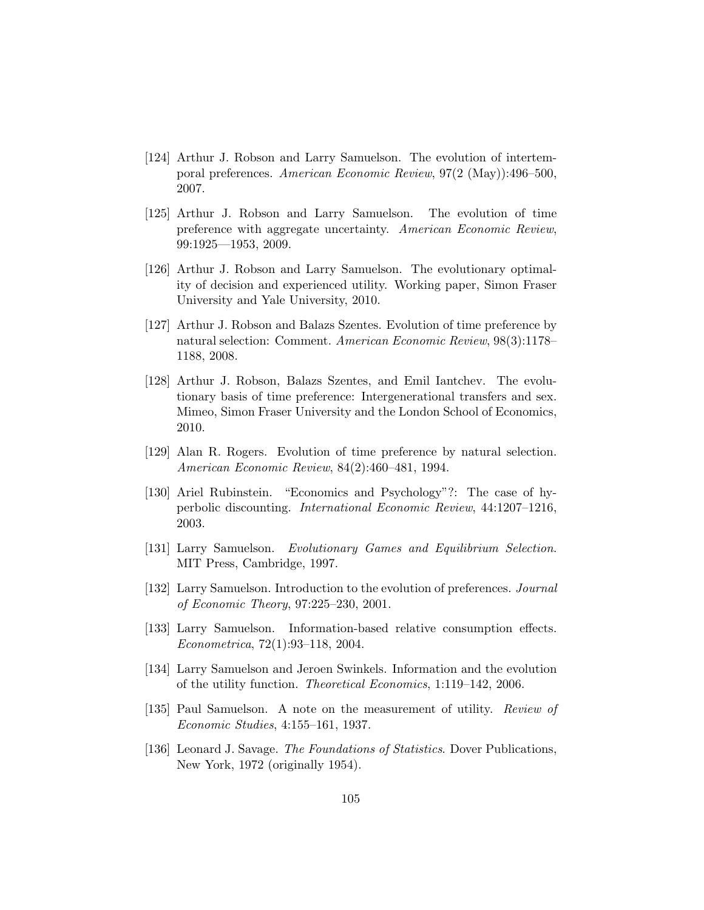[124] Arthur J. Robson and Larry Samuelson. The evolution of intertemporal preferences. *American Economic Review*, 97(2 (May)):496–500, 2007.

[125] Arthur J. Robson and Larry Samuelson. The evolution of time preference with aggregate uncertainty. *American Economic Review*, 99:1925—1953, 2009.

[126] Arthur J. Robson and Larry Samuelson. The evolutionary optimality of decision and experienced utility. Working paper, Simon Fraser University and Yale University, 2010.

[127] Arthur J. Robson and Balazs Szentes. Evolution of time preference by natural selection: Comment. *American Economic Review*, 98(3):1178–1188, 2008.

[128] Arthur J. Robson, Balazs Szentes, and Emil Iantchev. The evolutionary basis of time preference: Intergenerational transfers and sex. Mimeo, Simon Fraser University and the London School of Economics, 2010.

[129] Alan R. Rogers. Evolution of time preference by natural selection. *American Economic Review*, 84(2):460–481, 1994.

[130] Ariel Rubinstein. "Economics and Psychology"?: The case of hyperbolic discounting. *International Economic Review*, 44:1207–1216, 2003.

[131] Larry Samuelson. *Evolutionary Games and Equilibrium Selection*. MIT Press, Cambridge, 1997.

[132] Larry Samuelson. Introduction to the evolution of preferences. *Journal of Economic Theory*, 97:225–230, 2001.

[133] Larry Samuelson. Information-based relative consumption effects. *Econometrica*, 72(1):93–118, 2004.

[134] Larry Samuelson and Jeroen Swinkels. Information and the evolution of the utility function. *Theoretical Economics*, 1:119–142, 2006.

[135] Paul Samuelson. A note on the measurement of utility. *Review of Economic Studies*, 4:155–161, 1937.

[136] Leonard J. Savage. *The Foundations of Statistics*. Dover Publications, New York, 1972 (originally 1954).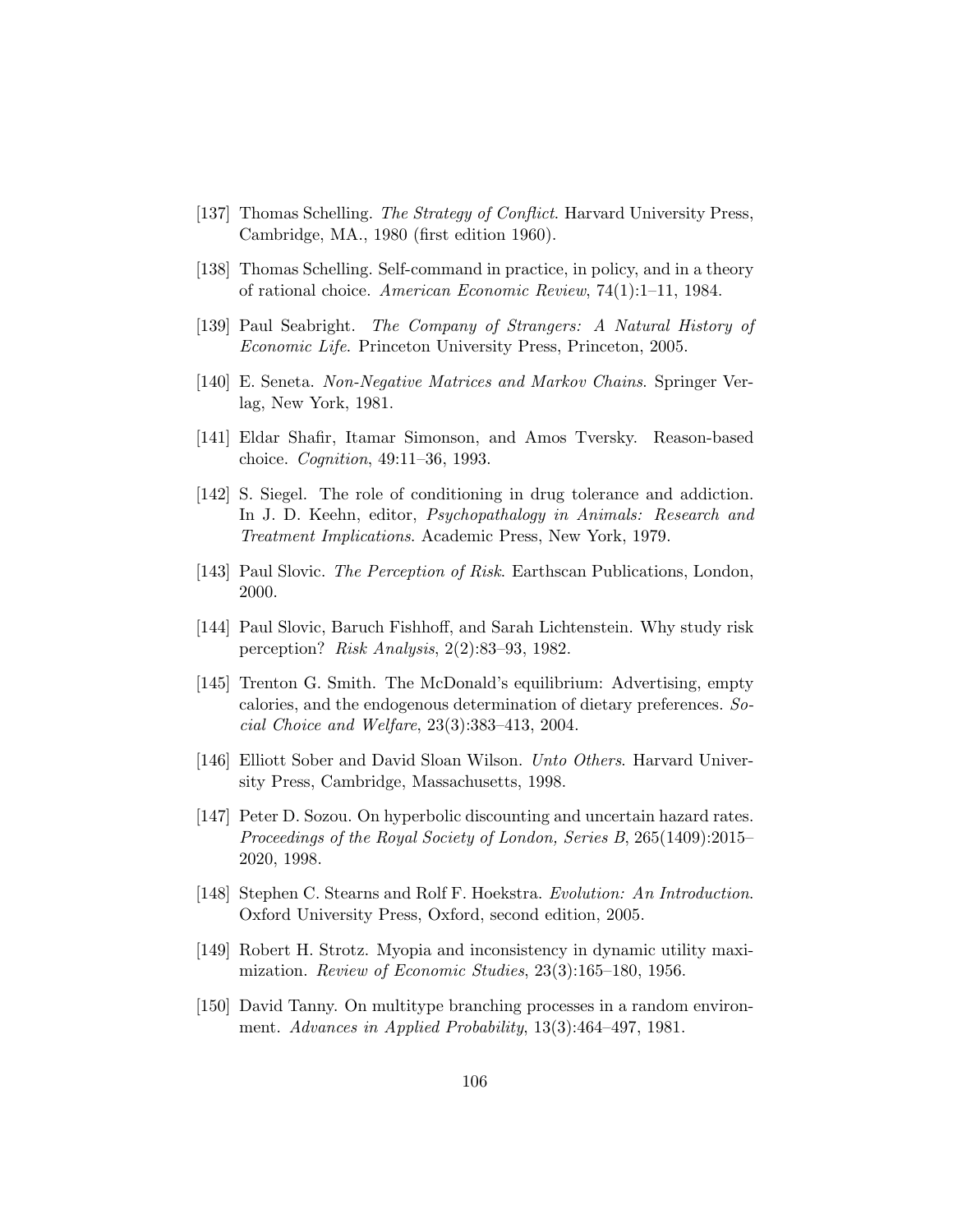[137] Thomas Schelling. *The Strategy of Conflict*. Harvard University Press, Cambridge, MA., 1980 (first edition 1960).

[138] Thomas Schelling. Self-command in practice, in policy, and in a theory of rational choice. *American Economic Review*, 74(1):1–11, 1984.

[139] Paul Seabright. *The Company of Strangers: A Natural History of Economic Life*. Princeton University Press, Princeton, 2005.

[140] E. Seneta. *Non-Negative Matrices and Markov Chains*. Springer Verlag, New York, 1981.

[141] Eldar Shafir, Itamar Simonson, and Amos Tversky. Reason-based choice. *Cognition*, 49:11–36, 1993.

[142] S. Siegel. The role of conditioning in drug tolerance and addiction. In J. D. Keehn, editor, *Psychopathalogy in Animals: Research and Treatment Implications*. Academic Press, New York, 1979.

[143] Paul Slovic. *The Perception of Risk*. Earthscan Publications, London, 2000.

[144] Paul Slovic, Baruch Fishhoff, and Sarah Lichtenstein. Why study risk perception? *Risk Analysis*, 2(2):83–93, 1982.

[145] Trenton G. Smith. The McDonald's equilibrium: Advertising, empty calories, and the endogenous determination of dietary preferences. *Social Choice and Welfare*, 23(3):383–413, 2004.

[146] Elliott Sober and David Sloan Wilson. *Unto Others*. Harvard University Press, Cambridge, Massachusetts, 1998.

[147] Peter D. Sozou. On hyperbolic discounting and uncertain hazard rates. *Proceedings of the Royal Society of London, Series B*, 265(1409):2015–2020, 1998.

[148] Stephen C. Stearns and Rolf F. Hoekstra. *Evolution: An Introduction*. Oxford University Press, Oxford, second edition, 2005.

[149] Robert H. Strotz. Myopia and inconsistency in dynamic utility maximization. *Review of Economic Studies*, 23(3):165–180, 1956.

[150] David Tanny. On multitype branching processes in a random environment. *Advances in Applied Probability*, 13(3):464–497, 1981.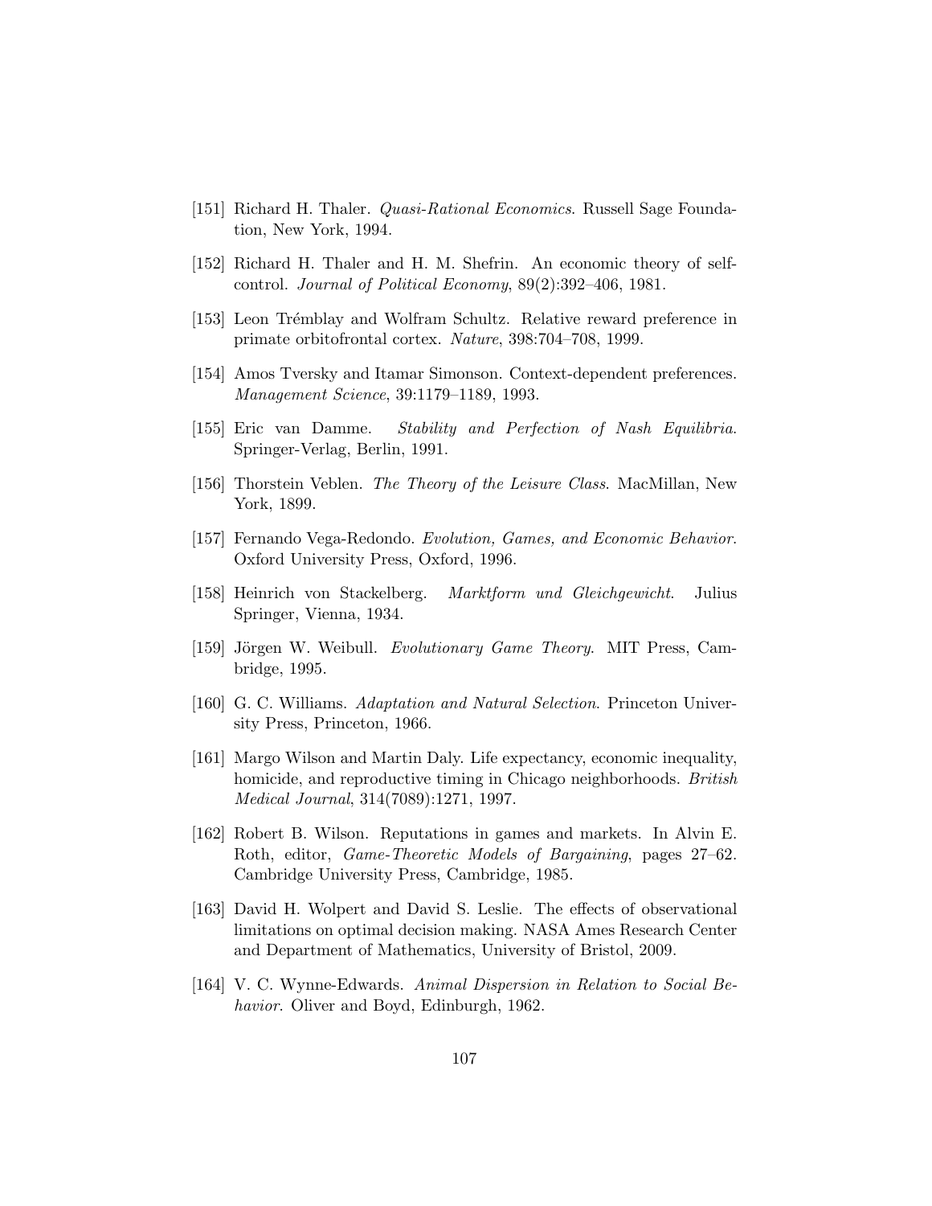[151] Richard H. Thaler. *Quasi-Rational Economics*. Russell Sage Foundation, New York, 1994.

[152] Richard H. Thaler and H. M. Shefrin. An economic theory of self-control. *Journal of Political Economy*, 89(2):392–406, 1981.

[153] Leon Trémblay and Wolfram Schultz. Relative reward preference in primate orbitofrontal cortex. *Nature*, 398:704–708, 1999.

[154] Amos Tversky and Itamar Simonson. Context-dependent preferences. *Management Science*, 39:1179–1189, 1993.

[155] Eric van Damme. *Stability and Perfection of Nash Equilibria*. Springer-Verlag, Berlin, 1991.

[156] Thorstein Veblen. *The Theory of the Leisure Class*. MacMillan, New York, 1899.

[157] Fernando Vega-Redondo. *Evolution, Games, and Economic Behavior*. Oxford University Press, Oxford, 1996.

[158] Heinrich von Stackelberg. *Marktform und Gleichgewicht*. Julius Springer, Vienna, 1934.

[159] Jörgen W. Weibull. *Evolutionary Game Theory*. MIT Press, Cambridge, 1995.

[160] G. C. Williams. *Adaptation and Natural Selection*. Princeton University Press, Princeton, 1966.

[161] Margo Wilson and Martin Daly. Life expectancy, economic inequality, homicide, and reproductive timing in Chicago neighborhoods. *British Medical Journal*, 314(7089):1271, 1997.

[162] Robert B. Wilson. Reputations in games and markets. In Alvin E. Roth, editor, *Game-Theoretic Models of Bargaining*, pages 27–62. Cambridge University Press, Cambridge, 1985.

[163] David H. Wolpert and David S. Leslie. The effects of observational limitations on optimal decision making. NASA Ames Research Center and Department of Mathematics, University of Bristol, 2009.

[164] V. C. Wynne-Edwards. *Animal Dispersion in Relation to Social Behavior*. Oliver and Boyd, Edinburgh, 1962.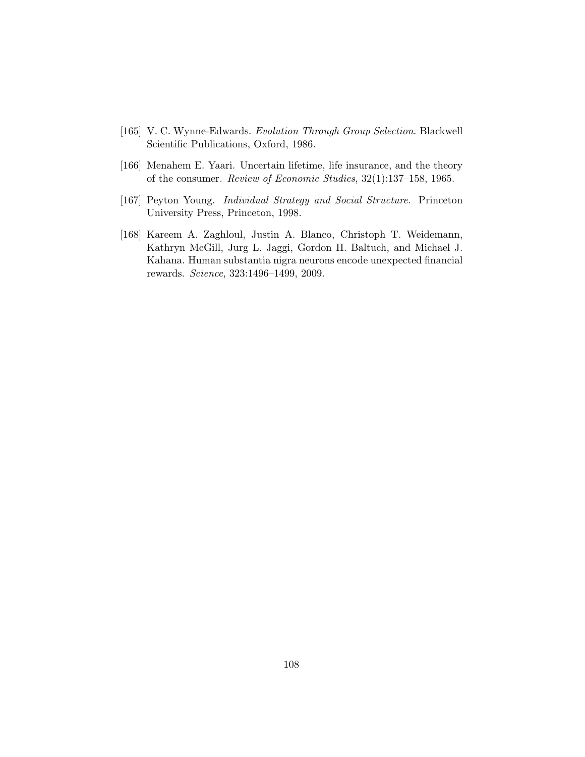[165] V. C. Wynne-Edwards. *Evolution Through Group Selection*. Blackwell Scientific Publications, Oxford, 1986.

[166] Menahem E. Yaari. Uncertain lifetime, life insurance, and the theory of the consumer. *Review of Economic Studies*, 32(1):137–158, 1965.

[167] Peyton Young. *Individual Strategy and Social Structure*. Princeton University Press, Princeton, 1998.

[168] Kareem A. Zaghloul, Justin A. Blanco, Christoph T. Weidemann, Kathryn McGill, Jurg L. Jaggi, Gordon H. Baltuch, and Michael J. Kahana. Human substantia nigra neurons encode unexpected financial rewards. *Science*, 323:1496–1499, 2009.